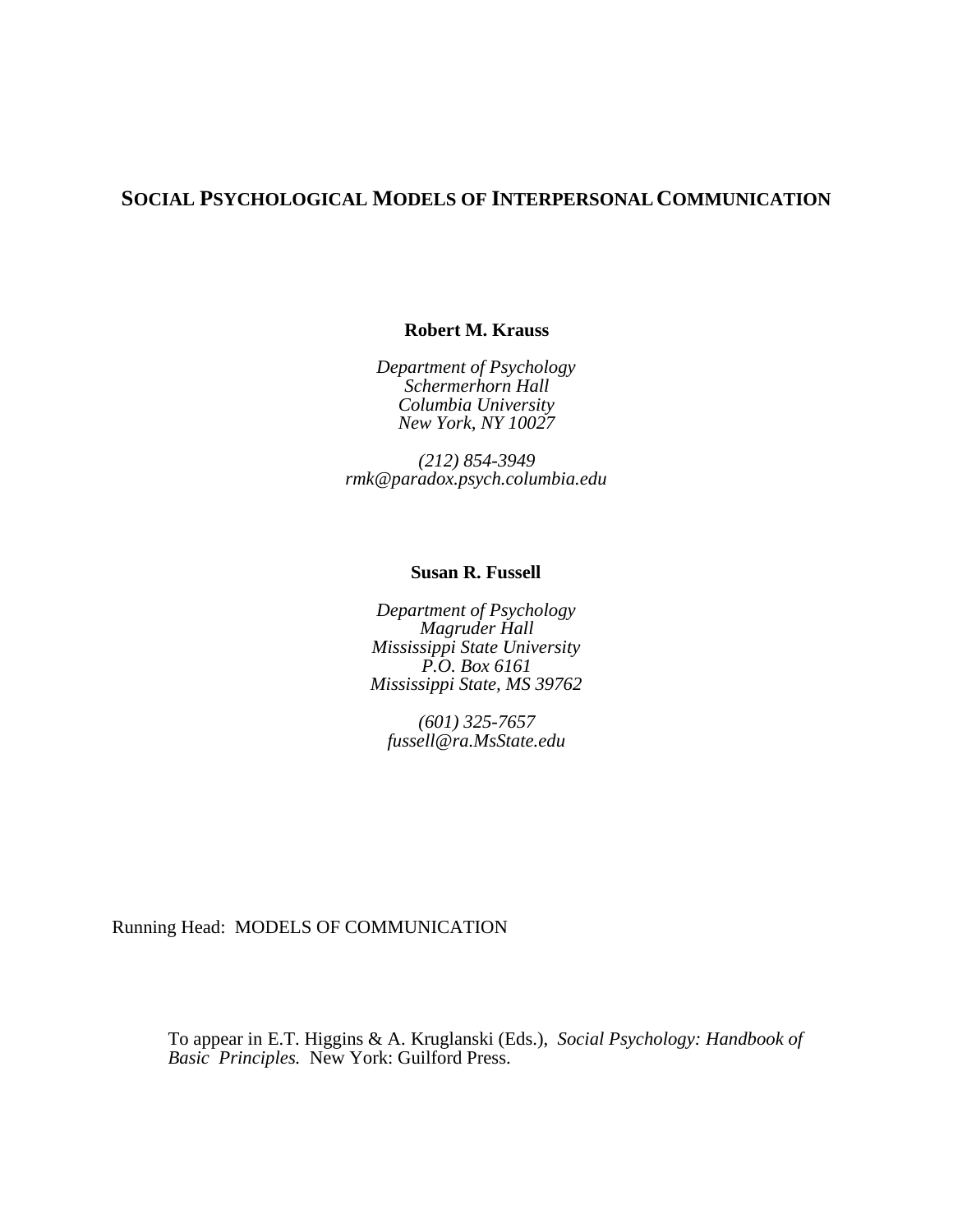# SOCIAL PSYCHOLOGICAL MODELS OF INTERPERSONAL COMMUNICATION

**Robert M. Krauss**

*Department of Psychology*
*Schermerhorn Hall*
*Columbia University*
*New York, NY 10027*

*(212) 854-3949*
*rmk@paradox.psych.columbia.edu*

**Susan R. Fussell**

*Department of Psychology*
*Magruder Hall*
*Mississippi State University*
*P.O. Box 6161*
*Mississippi State, MS 39762*

*(601) 325-7657*
*fussell@ra.MsState.edu*

Running Head: MODELS OF COMMUNICATION

To appear in E.T. Higgins & A. Kruglanski (Eds.), *Social Psychology: Handbook of Basic Principles.* New York: Guilford Press.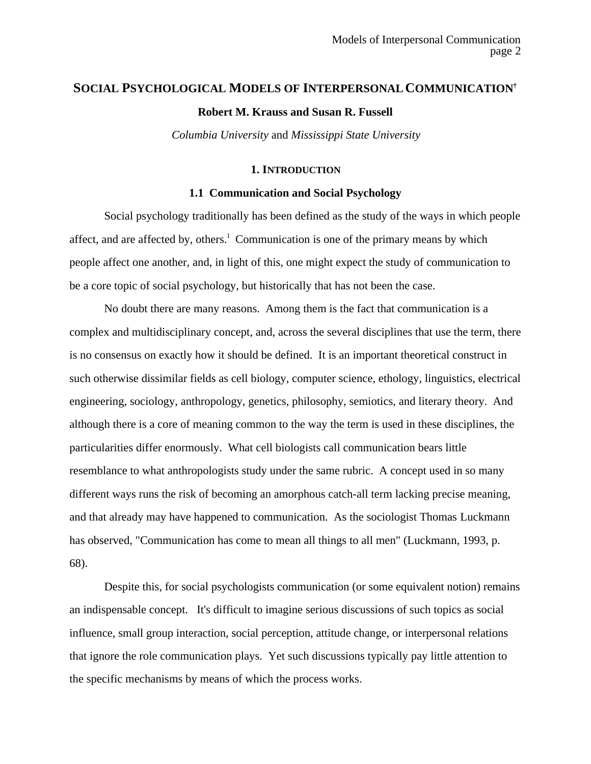# SOCIAL PSYCHOLOGICAL MODELS OF INTERPERSONAL COMMUNICATION[†]

**Robert M. Krauss and Susan R. Fussell**

*Columbia University* and *Mississippi State University*

## 1. INTRODUCTION

### 1.1 Communication and Social Psychology

Social psychology traditionally has been defined as the study of the ways in which people affect, and are affected by, others.[1] Communication is one of the primary means by which people affect one another, and, in light of this, one might expect the study of communication to be a core topic of social psychology, but historically that has not been the case.

No doubt there are many reasons. Among them is the fact that communication is a complex and multidisciplinary concept, and, across the several disciplines that use the term, there is no consensus on exactly how it should be defined. It is an important theoretical construct in such otherwise dissimilar fields as cell biology, computer science, ethology, linguistics, electrical engineering, sociology, anthropology, genetics, philosophy, semiotics, and literary theory. And although there is a core of meaning common to the way the term is used in these disciplines, the particularities differ enormously. What cell biologists call communication bears little resemblance to what anthropologists study under the same rubric. A concept used in so many different ways runs the risk of becoming an amorphous catch-all term lacking precise meaning, and that already may have happened to communication. As the sociologist Thomas Luckmann has observed, "Communication has come to mean all things to all men" (Luckmann, 1993, p. 68).

Despite this, for social psychologists communication (or some equivalent notion) remains an indispensable concept. It's difficult to imagine serious discussions of such topics as social influence, small group interaction, social perception, attitude change, or interpersonal relations that ignore the role communication plays. Yet such discussions typically pay little attention to the specific mechanisms by means of which the process works.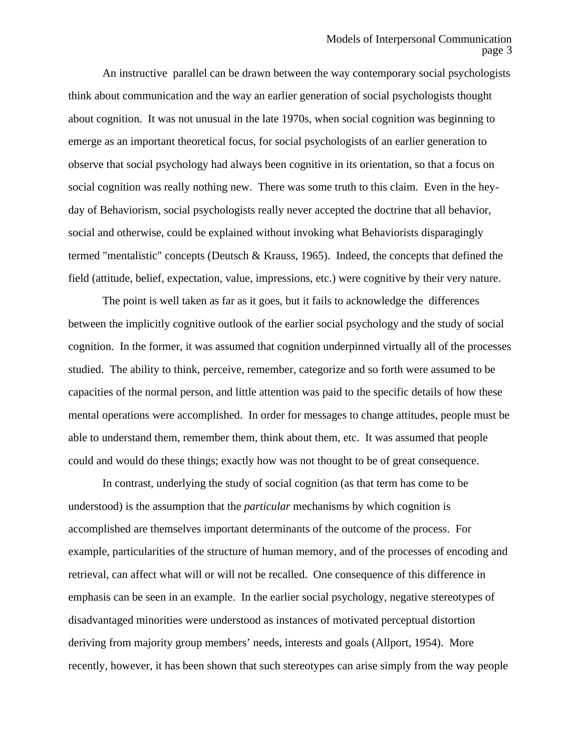An instructive parallel can be drawn between the way contemporary social psychologists think about communication and the way an earlier generation of social psychologists thought about cognition. It was not unusual in the late 1970s, when social cognition was beginning to emerge as an important theoretical focus, for social psychologists of an earlier generation to observe that social psychology had always been cognitive in its orientation, so that a focus on social cognition was really nothing new. There was some truth to this claim. Even in the hey-day of Behaviorism, social psychologists really never accepted the doctrine that all behavior, social and otherwise, could be explained without invoking what Behaviorists disparagingly termed "mentalistic" concepts (Deutsch & Krauss, 1965). Indeed, the concepts that defined the field (attitude, belief, expectation, value, impressions, etc.) were cognitive by their very nature.

The point is well taken as far as it goes, but it fails to acknowledge the differences between the implicitly cognitive outlook of the earlier social psychology and the study of social cognition. In the former, it was assumed that cognition underpinned virtually all of the processes studied. The ability to think, perceive, remember, categorize and so forth were assumed to be capacities of the normal person, and little attention was paid to the specific details of how these mental operations were accomplished. In order for messages to change attitudes, people must be able to understand them, remember them, think about them, etc. It was assumed that people could and would do these things; exactly how was not thought to be of great consequence.

In contrast, underlying the study of social cognition (as that term has come to be understood) is the assumption that the *particular* mechanisms by which cognition is accomplished are themselves important determinants of the outcome of the process. For example, particularities of the structure of human memory, and of the processes of encoding and retrieval, can affect what will or will not be recalled. One consequence of this difference in emphasis can be seen in an example. In the earlier social psychology, negative stereotypes of disadvantaged minorities were understood as instances of motivated perceptual distortion deriving from majority group members' needs, interests and goals (Allport, 1954). More recently, however, it has been shown that such stereotypes can arise simply from the way people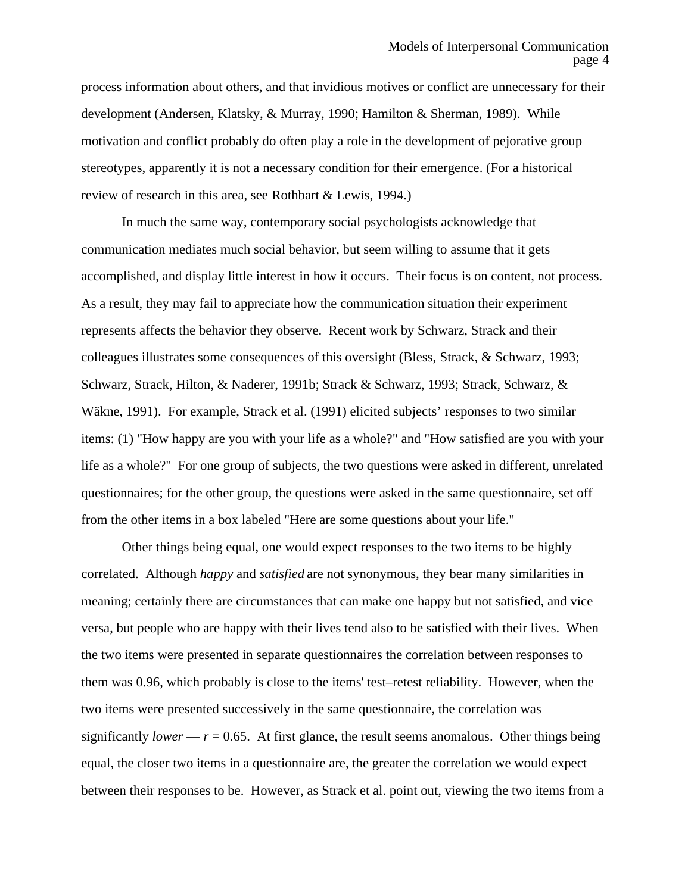process information about others, and that invidious motives or conflict are unnecessary for their development (Andersen, Klatsky, & Murray, 1990; Hamilton & Sherman, 1989). While motivation and conflict probably do often play a role in the development of pejorative group stereotypes, apparently it is not a necessary condition for their emergence. (For a historical review of research in this area, see Rothbart & Lewis, 1994.)

In much the same way, contemporary social psychologists acknowledge that communication mediates much social behavior, but seem willing to assume that it gets accomplished, and display little interest in how it occurs. Their focus is on content, not process. As a result, they may fail to appreciate how the communication situation their experiment represents affects the behavior they observe. Recent work by Schwarz, Strack and their colleagues illustrates some consequences of this oversight (Bless, Strack, & Schwarz, 1993; Schwarz, Strack, Hilton, & Naderer, 1991b; Strack & Schwarz, 1993; Strack, Schwarz, & Wäkne, 1991). For example, Strack et al. (1991) elicited subjects' responses to two similar items: (1) "How happy are you with your life as a whole?" and "How satisfied are you with your life as a whole?" For one group of subjects, the two questions were asked in different, unrelated questionnaires; for the other group, the questions were asked in the same questionnaire, set off from the other items in a box labeled "Here are some questions about your life."

Other things being equal, one would expect responses to the two items to be highly correlated. Although *happy* and *satisfied* are not synonymous, they bear many similarities in meaning; certainly there are circumstances that can make one happy but not satisfied, and vice versa, but people who are happy with their lives tend also to be satisfied with their lives. When the two items were presented in separate questionnaires the correlation between responses to them was 0.96, which probably is close to the items' test–retest reliability. However, when the two items were presented successively in the same questionnaire, the correlation was significantly *lower* — $r = 0.65$. At first glance, the result seems anomalous. Other things being equal, the closer two items in a questionnaire are, the greater the correlation we would expect between their responses to be. However, as Strack et al. point out, viewing the two items from a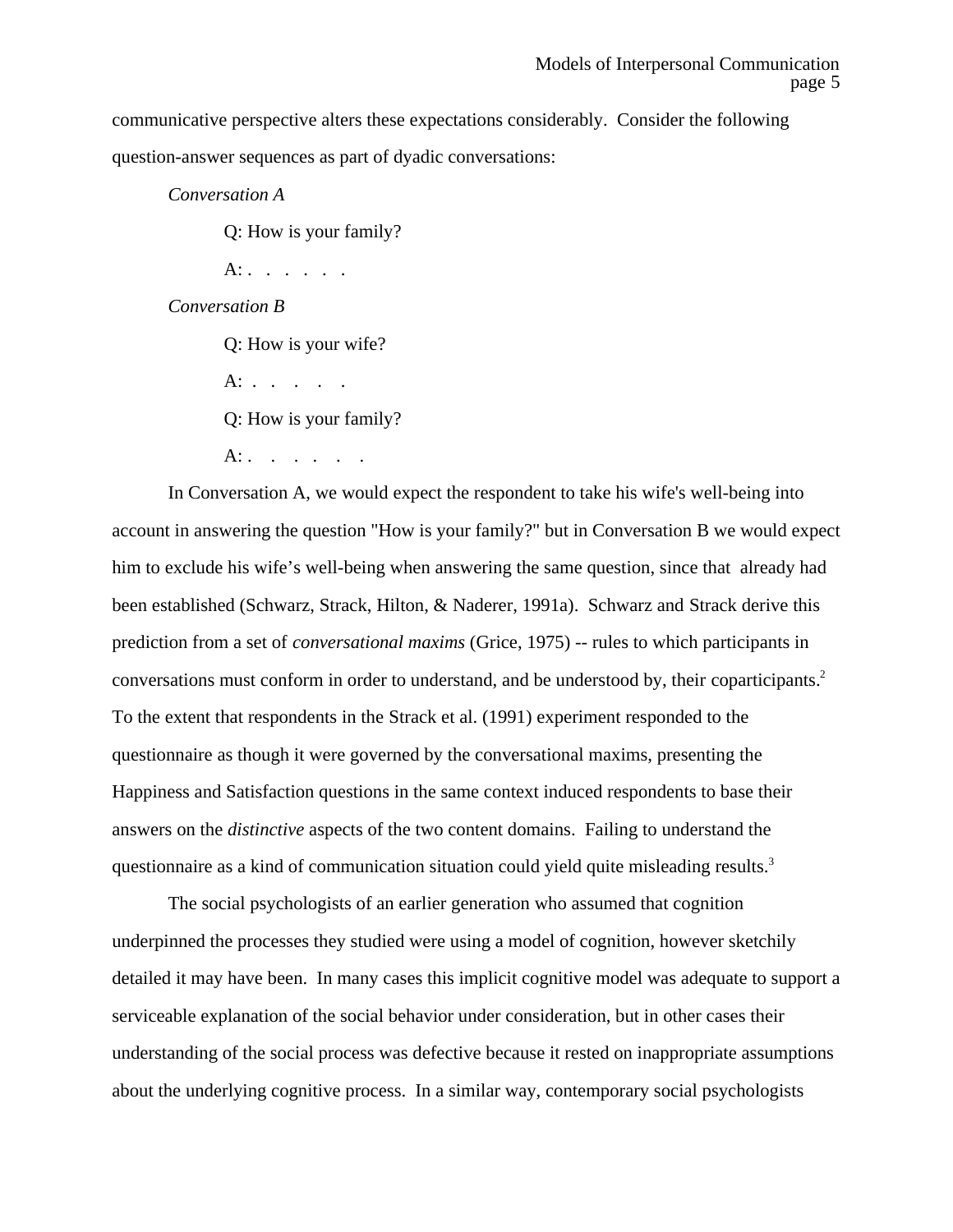communicative perspective alters these expectations considerably. Consider the following question-answer sequences as part of dyadic conversations:

*Conversation A*

Q: How is your family?

A: . . . . . .

*Conversation B*

Q: How is your wife?

A: . . . . .

Q: How is your family?

A: . . . . . .

In Conversation A, we would expect the respondent to take his wife's well-being into account in answering the question "How is your family?" but in Conversation B we would expect him to exclude his wife's well-being when answering the same question, since that already had been established (Schwarz, Strack, Hilton, & Naderer, 1991a). Schwarz and Strack derive this prediction from a set of *conversational maxims* (Grice, 1975) -- rules to which participants in conversations must conform in order to understand, and be understood by, their coparticipants.[2] To the extent that respondents in the Strack et al. (1991) experiment responded to the questionnaire as though it were governed by the conversational maxims, presenting the Happiness and Satisfaction questions in the same context induced respondents to base their answers on the *distinctive* aspects of the two content domains. Failing to understand the questionnaire as a kind of communication situation could yield quite misleading results.[3]

The social psychologists of an earlier generation who assumed that cognition underpinned the processes they studied were using a model of cognition, however sketchily detailed it may have been. In many cases this implicit cognitive model was adequate to support a serviceable explanation of the social behavior under consideration, but in other cases their understanding of the social process was defective because it rested on inappropriate assumptions about the underlying cognitive process. In a similar way, contemporary social psychologists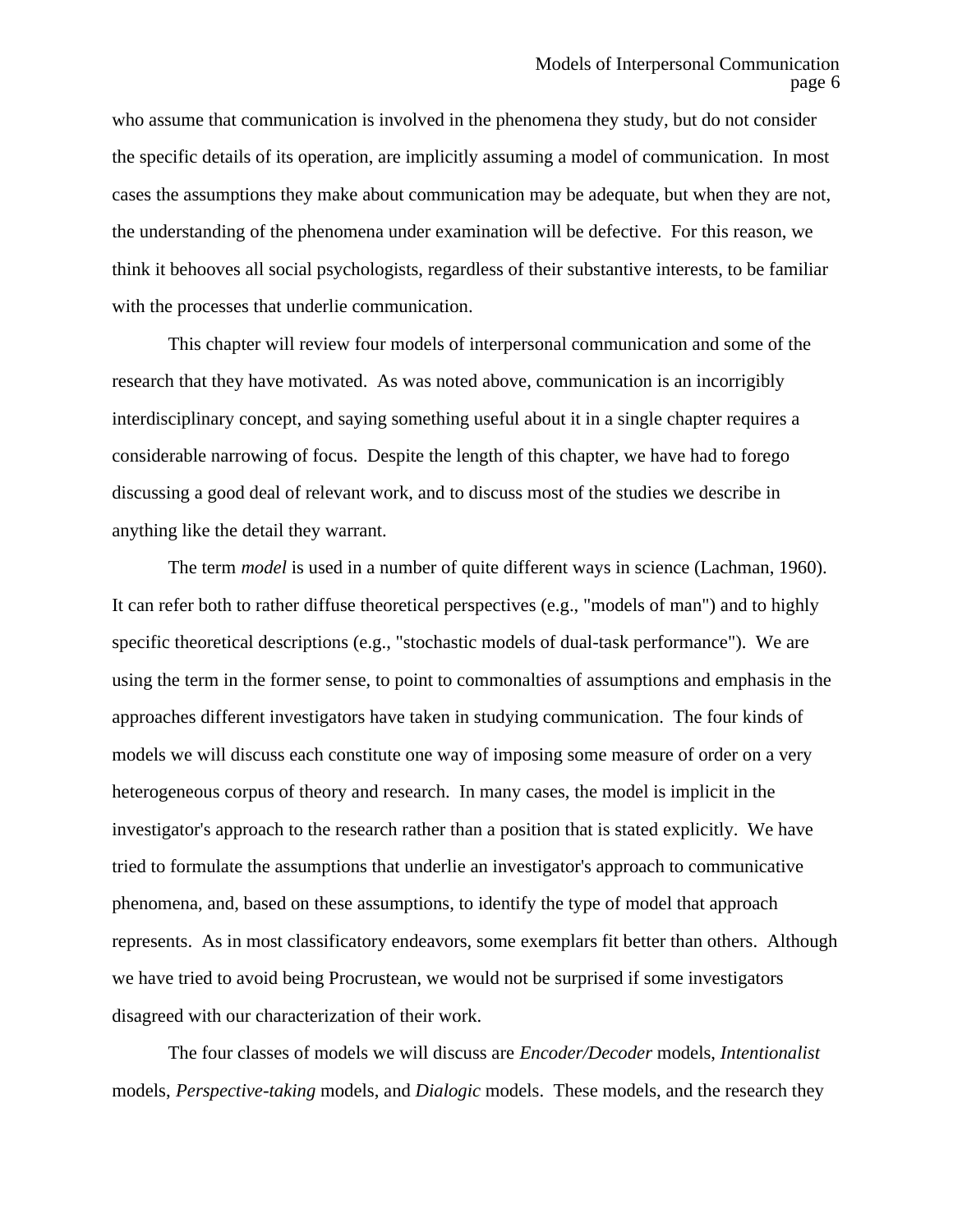who assume that communication is involved in the phenomena they study, but do not consider the specific details of its operation, are implicitly assuming a model of communication. In most cases the assumptions they make about communication may be adequate, but when they are not, the understanding of the phenomena under examination will be defective. For this reason, we think it behooves all social psychologists, regardless of their substantive interests, to be familiar with the processes that underlie communication.

This chapter will review four models of interpersonal communication and some of the research that they have motivated. As was noted above, communication is an incorrigibly interdisciplinary concept, and saying something useful about it in a single chapter requires a considerable narrowing of focus. Despite the length of this chapter, we have had to forego discussing a good deal of relevant work, and to discuss most of the studies we describe in anything like the detail they warrant.

The term *model* is used in a number of quite different ways in science (Lachman, 1960). It can refer both to rather diffuse theoretical perspectives (e.g., "models of man") and to highly specific theoretical descriptions (e.g., "stochastic models of dual-task performance"). We are using the term in the former sense, to point to commonalties of assumptions and emphasis in the approaches different investigators have taken in studying communication. The four kinds of models we will discuss each constitute one way of imposing some measure of order on a very heterogeneous corpus of theory and research. In many cases, the model is implicit in the investigator's approach to the research rather than a position that is stated explicitly. We have tried to formulate the assumptions that underlie an investigator's approach to communicative phenomena, and, based on these assumptions, to identify the type of model that approach represents. As in most classificatory endeavors, some exemplars fit better than others. Although we have tried to avoid being Procrustean, we would not be surprised if some investigators disagreed with our characterization of their work.

The four classes of models we will discuss are *Encoder/Decoder* models, *Intentionalist* models, *Perspective-taking* models, and *Dialogic* models. These models, and the research they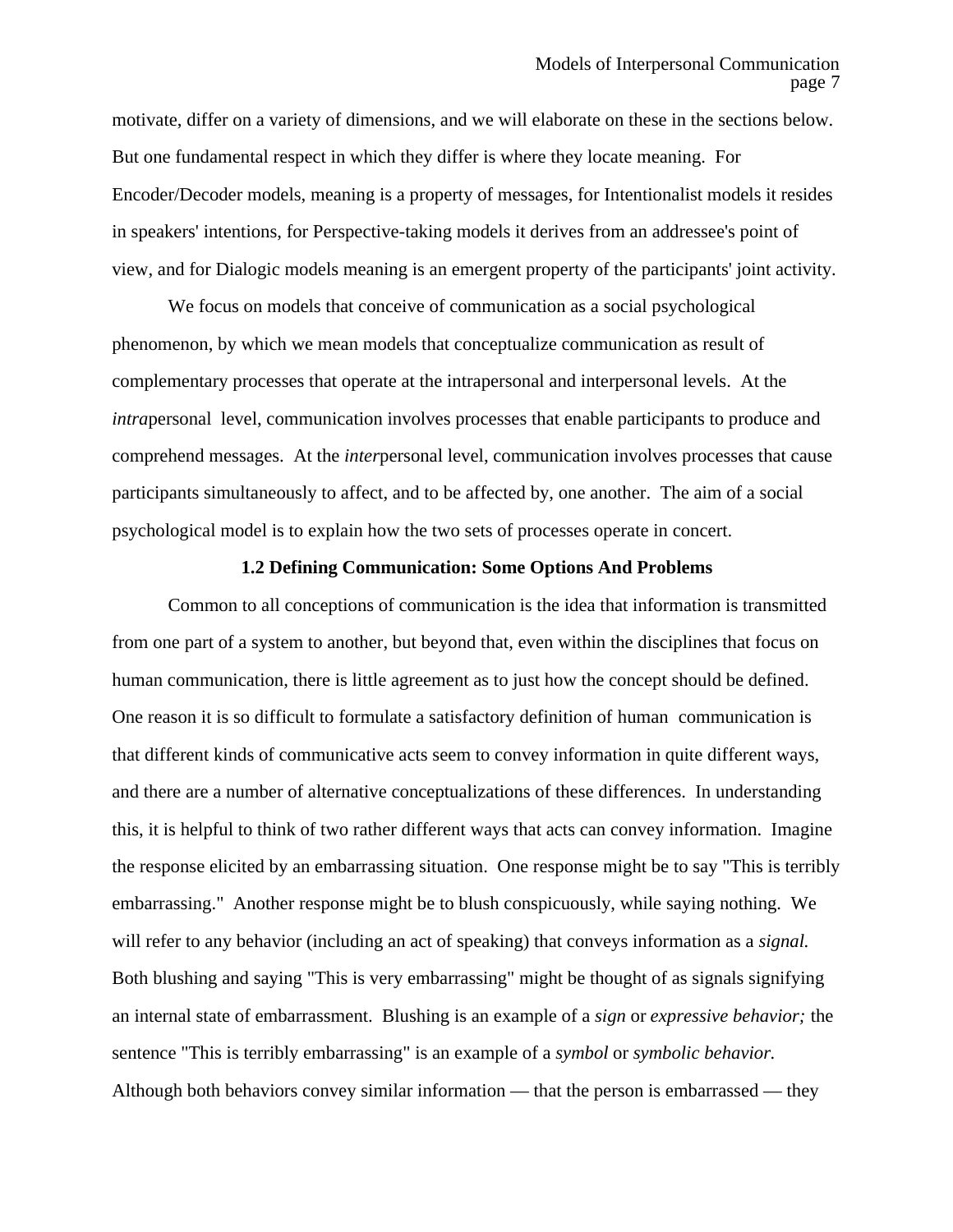motivate, differ on a variety of dimensions, and we will elaborate on these in the sections below. But one fundamental respect in which they differ is where they locate meaning. For Encoder/Decoder models, meaning is a property of messages, for Intentionalist models it resides in speakers' intentions, for Perspective-taking models it derives from an addressee's point of view, and for Dialogic models meaning is an emergent property of the participants' joint activity.

We focus on models that conceive of communication as a social psychological phenomenon, by which we mean models that conceptualize communication as result of complementary processes that operate at the intrapersonal and interpersonal levels. At the *intra*personal level, communication involves processes that enable participants to produce and comprehend messages. At the *inter*personal level, communication involves processes that cause participants simultaneously to affect, and to be affected by, one another. The aim of a social psychological model is to explain how the two sets of processes operate in concert.

### 1.2 Defining Communication: Some Options And Problems

Common to all conceptions of communication is the idea that information is transmitted from one part of a system to another, but beyond that, even within the disciplines that focus on human communication, there is little agreement as to just how the concept should be defined. One reason it is so difficult to formulate a satisfactory definition of human communication is that different kinds of communicative acts seem to convey information in quite different ways, and there are a number of alternative conceptualizations of these differences. In understanding this, it is helpful to think of two rather different ways that acts can convey information. Imagine the response elicited by an embarrassing situation. One response might be to say "This is terribly embarrassing." Another response might be to blush conspicuously, while saying nothing. We will refer to any behavior (including an act of speaking) that conveys information as a *signal.* Both blushing and saying "This is very embarrassing" might be thought of as signals signifying an internal state of embarrassment. Blushing is an example of a *sign* or *expressive behavior;* the sentence "This is terribly embarrassing" is an example of a *symbol* or *symbolic behavior.* Although both behaviors convey similar information — that the person is embarrassed — they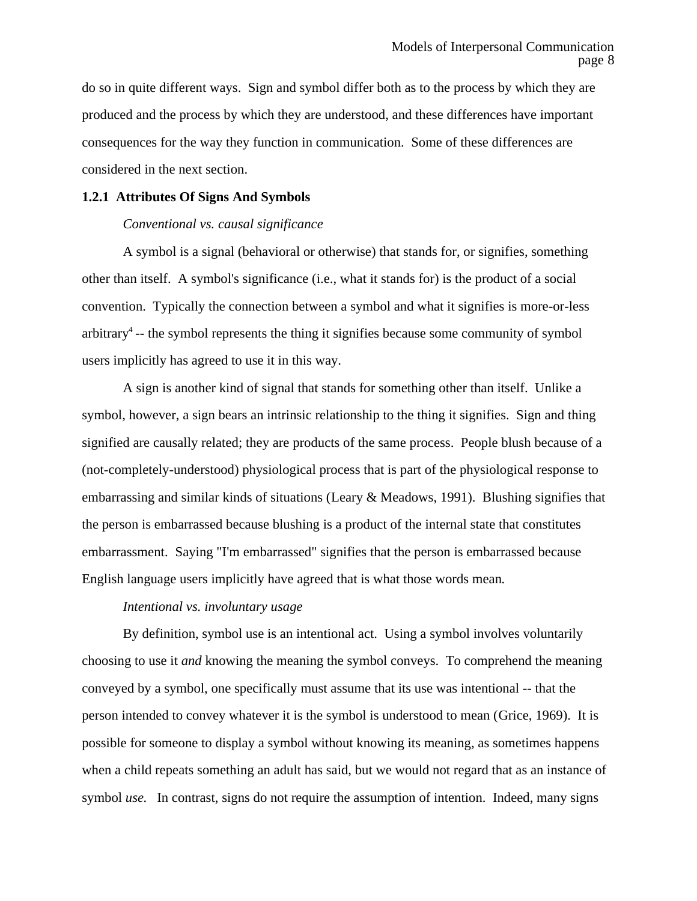do so in quite different ways. Sign and symbol differ both as to the process by which they are produced and the process by which they are understood, and these differences have important consequences for the way they function in communication. Some of these differences are considered in the next section.

### 1.2.1 Attributes Of Signs And Symbols

*Conventional vs. causal significance*

A symbol is a signal (behavioral or otherwise) that stands for, or signifies, something other than itself. A symbol's significance (i.e., what it stands for) is the product of a social convention. Typically the connection between a symbol and what it signifies is more-or-less arbitrary[4] -- the symbol represents the thing it signifies because some community of symbol users implicitly has agreed to use it in this way.

A sign is another kind of signal that stands for something other than itself. Unlike a symbol, however, a sign bears an intrinsic relationship to the thing it signifies. Sign and thing signified are causally related; they are products of the same process. People blush because of a (not-completely-understood) physiological process that is part of the physiological response to embarrassing and similar kinds of situations (Leary & Meadows, 1991). Blushing signifies that the person is embarrassed because blushing is a product of the internal state that constitutes embarrassment. Saying "I'm embarrassed" signifies that the person is embarrassed because English language users implicitly have agreed that is what those words mean.

*Intentional vs. involuntary usage*

By definition, symbol use is an intentional act. Using a symbol involves voluntarily choosing to use it *and* knowing the meaning the symbol conveys. To comprehend the meaning conveyed by a symbol, one specifically must assume that its use was intentional -- that the person intended to convey whatever it is the symbol is understood to mean (Grice, 1969). It is possible for someone to display a symbol without knowing its meaning, as sometimes happens when a child repeats something an adult has said, but we would not regard that as an instance of symbol *use.* In contrast, signs do not require the assumption of intention. Indeed, many signs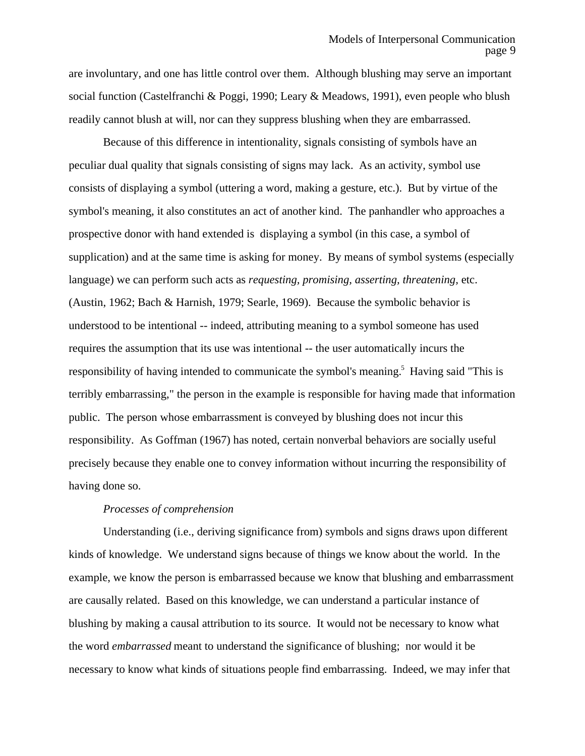are involuntary, and one has little control over them. Although blushing may serve an important social function (Castelfranchi & Poggi, 1990; Leary & Meadows, 1991), even people who blush readily cannot blush at will, nor can they suppress blushing when they are embarrassed.

Because of this difference in intentionality, signals consisting of symbols have an peculiar dual quality that signals consisting of signs may lack. As an activity, symbol use consists of displaying a symbol (uttering a word, making a gesture, etc.). But by virtue of the symbol's meaning, it also constitutes an act of another kind. The panhandler who approaches a prospective donor with hand extended is displaying a symbol (in this case, a symbol of supplication) and at the same time is asking for money. By means of symbol systems (especially language) we can perform such acts as *requesting, promising, asserting, threatening,* etc. (Austin, 1962; Bach & Harnish, 1979; Searle, 1969). Because the symbolic behavior is understood to be intentional -- indeed, attributing meaning to a symbol someone has used requires the assumption that its use was intentional -- the user automatically incurs the responsibility of having intended to communicate the symbol's meaning.[5] Having said "This is terribly embarrassing," the person in the example is responsible for having made that information public. The person whose embarrassment is conveyed by blushing does not incur this responsibility. As Goffman (1967) has noted, certain nonverbal behaviors are socially useful precisely because they enable one to convey information without incurring the responsibility of having done so.

*Processes of comprehension*

Understanding (i.e., deriving significance from) symbols and signs draws upon different kinds of knowledge. We understand signs because of things we know about the world. In the example, we know the person is embarrassed because we know that blushing and embarrassment are causally related. Based on this knowledge, we can understand a particular instance of blushing by making a causal attribution to its source. It would not be necessary to know what the word *embarrassed* meant to understand the significance of blushing; nor would it be necessary to know what kinds of situations people find embarrassing. Indeed, we may infer that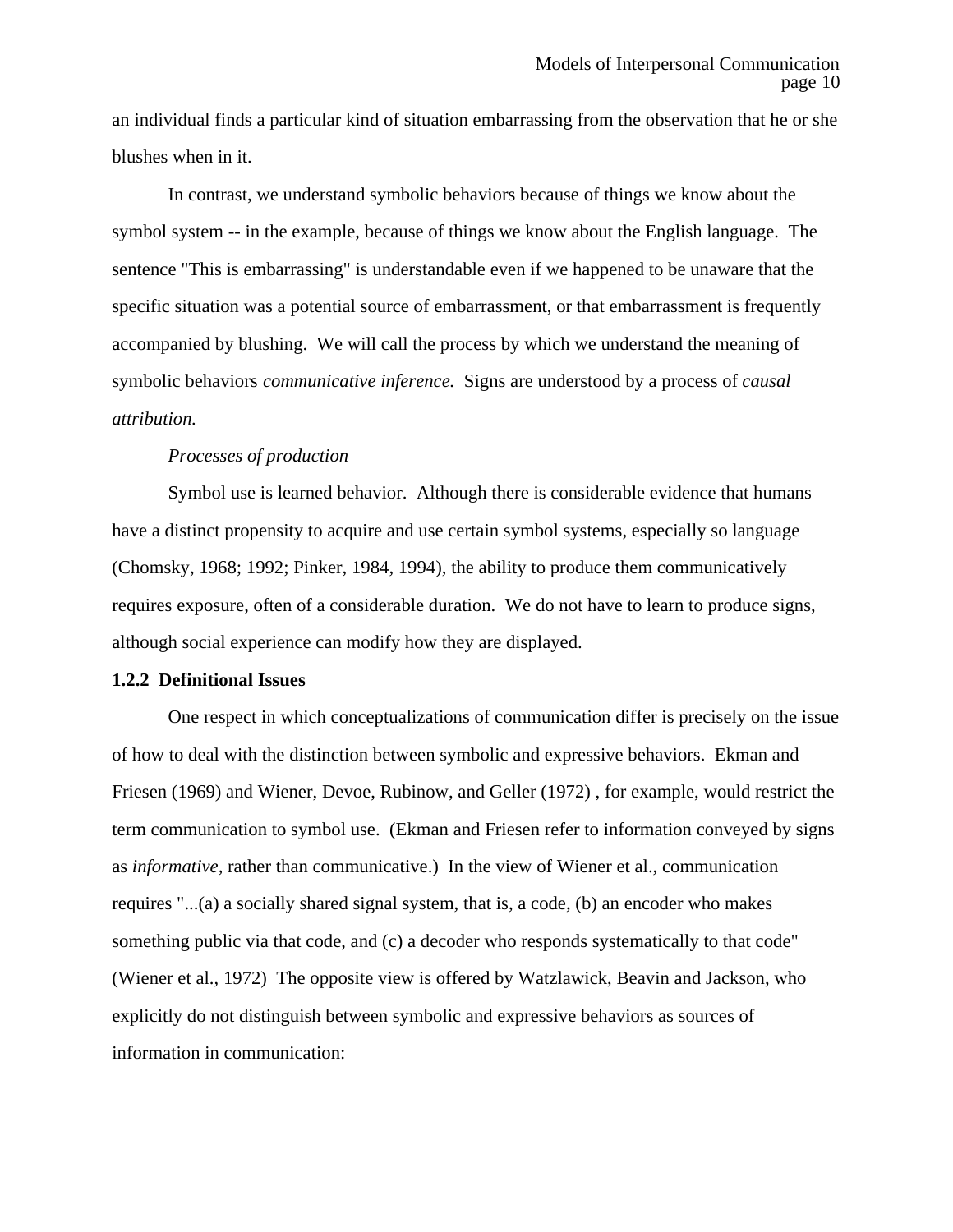an individual finds a particular kind of situation embarrassing from the observation that he or she blushes when in it.

In contrast, we understand symbolic behaviors because of things we know about the symbol system -- in the example, because of things we know about the English language. The sentence "This is embarrassing" is understandable even if we happened to be unaware that the specific situation was a potential source of embarrassment, or that embarrassment is frequently accompanied by blushing. We will call the process by which we understand the meaning of symbolic behaviors *communicative inference.* Signs are understood by a process of *causal attribution.*

*Processes of production*

Symbol use is learned behavior. Although there is considerable evidence that humans have a distinct propensity to acquire and use certain symbol systems, especially so language (Chomsky, 1968; 1992; Pinker, 1984, 1994), the ability to produce them communicatively requires exposure, often of a considerable duration. We do not have to learn to produce signs, although social experience can modify how they are displayed.

### 1.2.2 Definitional Issues

One respect in which conceptualizations of communication differ is precisely on the issue of how to deal with the distinction between symbolic and expressive behaviors. Ekman and Friesen (1969) and Wiener, Devoe, Rubinow, and Geller (1972) , for example, would restrict the term communication to symbol use. (Ekman and Friesen refer to information conveyed by signs as *informative*, rather than communicative.) In the view of Wiener et al., communication requires "...(a) a socially shared signal system, that is, a code, (b) an encoder who makes something public via that code, and (c) a decoder who responds systematically to that code" (Wiener et al., 1972) The opposite view is offered by Watzlawick, Beavin and Jackson, who explicitly do not distinguish between symbolic and expressive behaviors as sources of information in communication: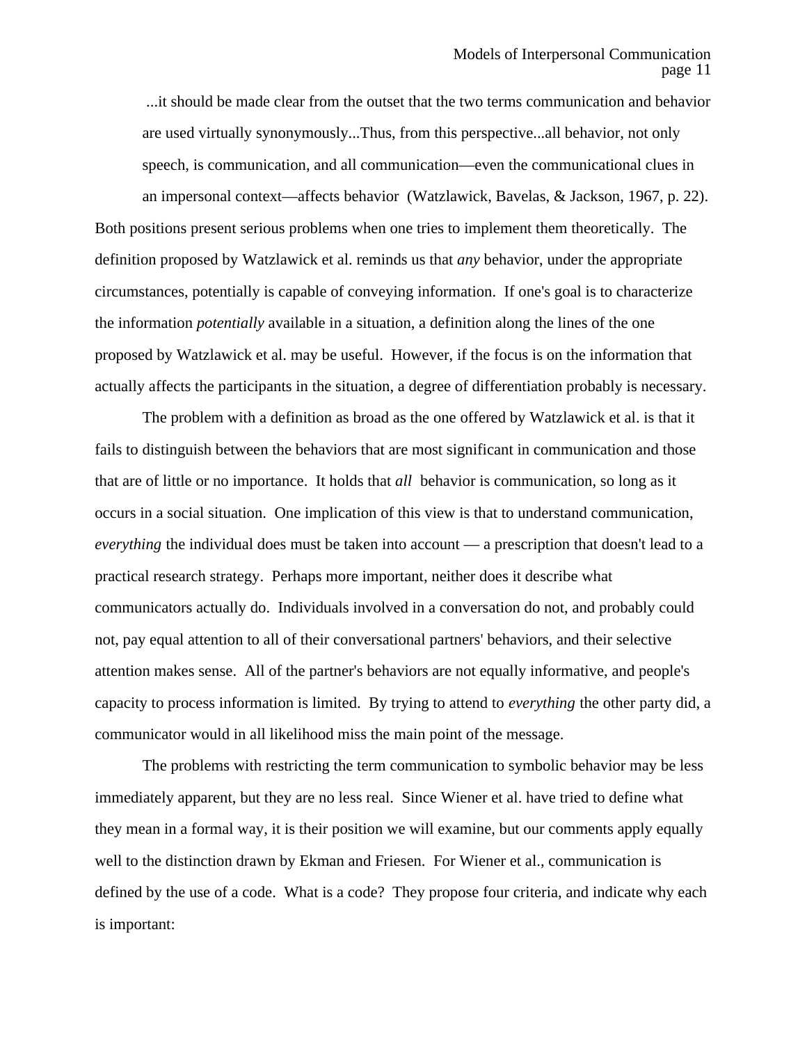> ...it should be made clear from the outset that the two terms communication and behavior are used virtually synonymously...Thus, from this perspective...all behavior, not only speech, is communication, and all communication—even the communicational clues in an impersonal context—affects behavior (Watzlawick, Bavelas, & Jackson, 1967, p. 22).

Both positions present serious problems when one tries to implement them theoretically. The definition proposed by Watzlawick et al. reminds us that *any* behavior, under the appropriate circumstances, potentially is capable of conveying information. If one's goal is to characterize the information *potentially* available in a situation, a definition along the lines of the one proposed by Watzlawick et al. may be useful. However, if the focus is on the information that actually affects the participants in the situation, a degree of differentiation probably is necessary.

The problem with a definition as broad as the one offered by Watzlawick et al. is that it fails to distinguish between the behaviors that are most significant in communication and those that are of little or no importance. It holds that *all* behavior is communication, so long as it occurs in a social situation. One implication of this view is that to understand communication, *everything* the individual does must be taken into account — a prescription that doesn't lead to a practical research strategy. Perhaps more important, neither does it describe what communicators actually do. Individuals involved in a conversation do not, and probably could not, pay equal attention to all of their conversational partners' behaviors, and their selective attention makes sense. All of the partner's behaviors are not equally informative, and people's capacity to process information is limited. By trying to attend to *everything* the other party did, a communicator would in all likelihood miss the main point of the message.

The problems with restricting the term communication to symbolic behavior may be less immediately apparent, but they are no less real. Since Wiener et al. have tried to define what they mean in a formal way, it is their position we will examine, but our comments apply equally well to the distinction drawn by Ekman and Friesen. For Wiener et al., communication is defined by the use of a code. What is a code? They propose four criteria, and indicate why each is important: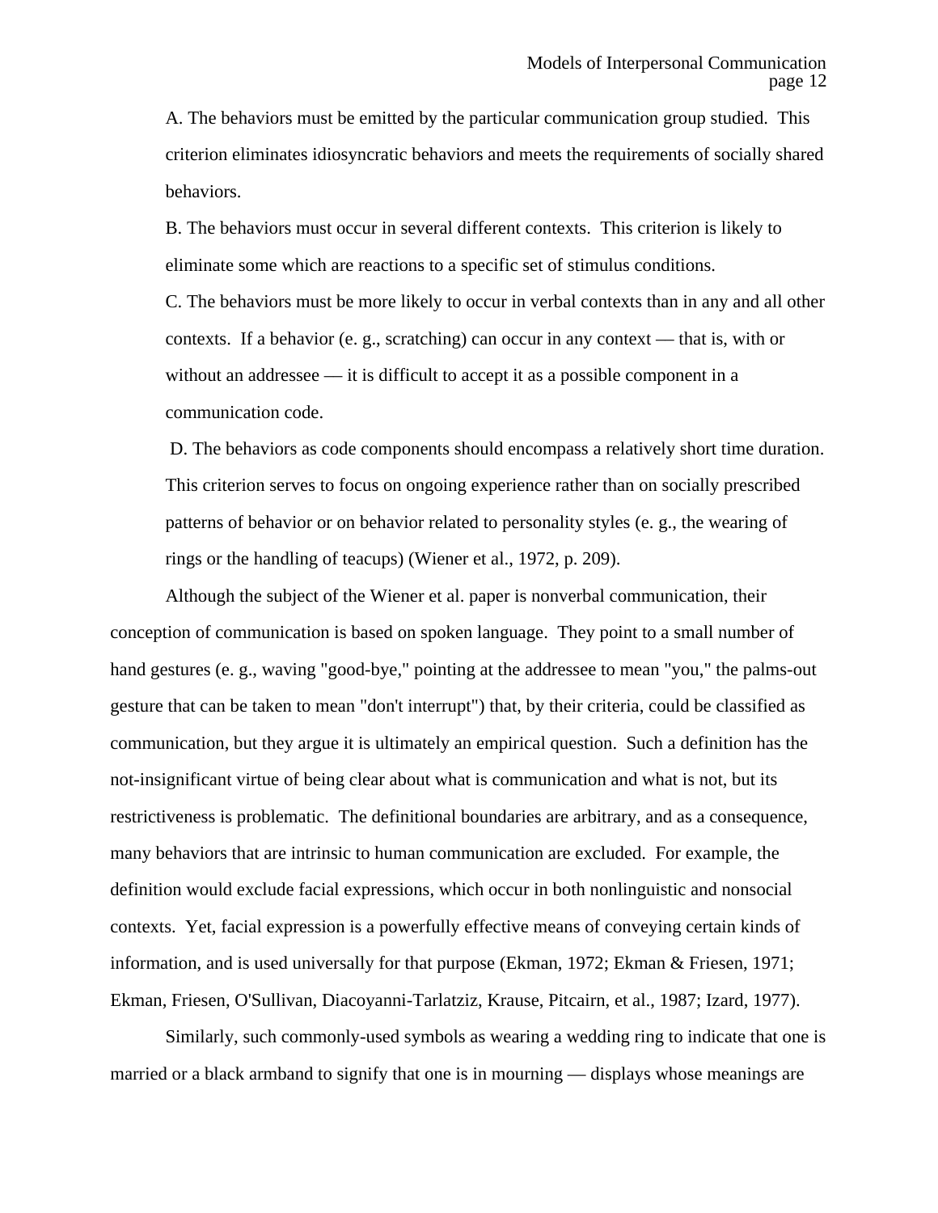A. The behaviors must be emitted by the particular communication group studied. This criterion eliminates idiosyncratic behaviors and meets the requirements of socially shared behaviors.

B. The behaviors must occur in several different contexts. This criterion is likely to eliminate some which are reactions to a specific set of stimulus conditions.

C. The behaviors must be more likely to occur in verbal contexts than in any and all other contexts. If a behavior (e. g., scratching) can occur in any context — that is, with or without an addressee — it is difficult to accept it as a possible component in a communication code.

D. The behaviors as code components should encompass a relatively short time duration. This criterion serves to focus on ongoing experience rather than on socially prescribed patterns of behavior or on behavior related to personality styles (e. g., the wearing of rings or the handling of teacups) (Wiener et al., 1972, p. 209).

Although the subject of the Wiener et al. paper is nonverbal communication, their conception of communication is based on spoken language. They point to a small number of hand gestures (e. g., waving "good-bye," pointing at the addressee to mean "you," the palms-out gesture that can be taken to mean "don't interrupt") that, by their criteria, could be classified as communication, but they argue it is ultimately an empirical question. Such a definition has the not-insignificant virtue of being clear about what is communication and what is not, but its restrictiveness is problematic. The definitional boundaries are arbitrary, and as a consequence, many behaviors that are intrinsic to human communication are excluded. For example, the definition would exclude facial expressions, which occur in both nonlinguistic and nonsocial contexts. Yet, facial expression is a powerfully effective means of conveying certain kinds of information, and is used universally for that purpose (Ekman, 1972; Ekman & Friesen, 1971; Ekman, Friesen, O'Sullivan, Diacoyanni-Tarlatziz, Krause, Pitcairn, et al., 1987; Izard, 1977).

Similarly, such commonly-used symbols as wearing a wedding ring to indicate that one is married or a black armband to signify that one is in mourning — displays whose meanings are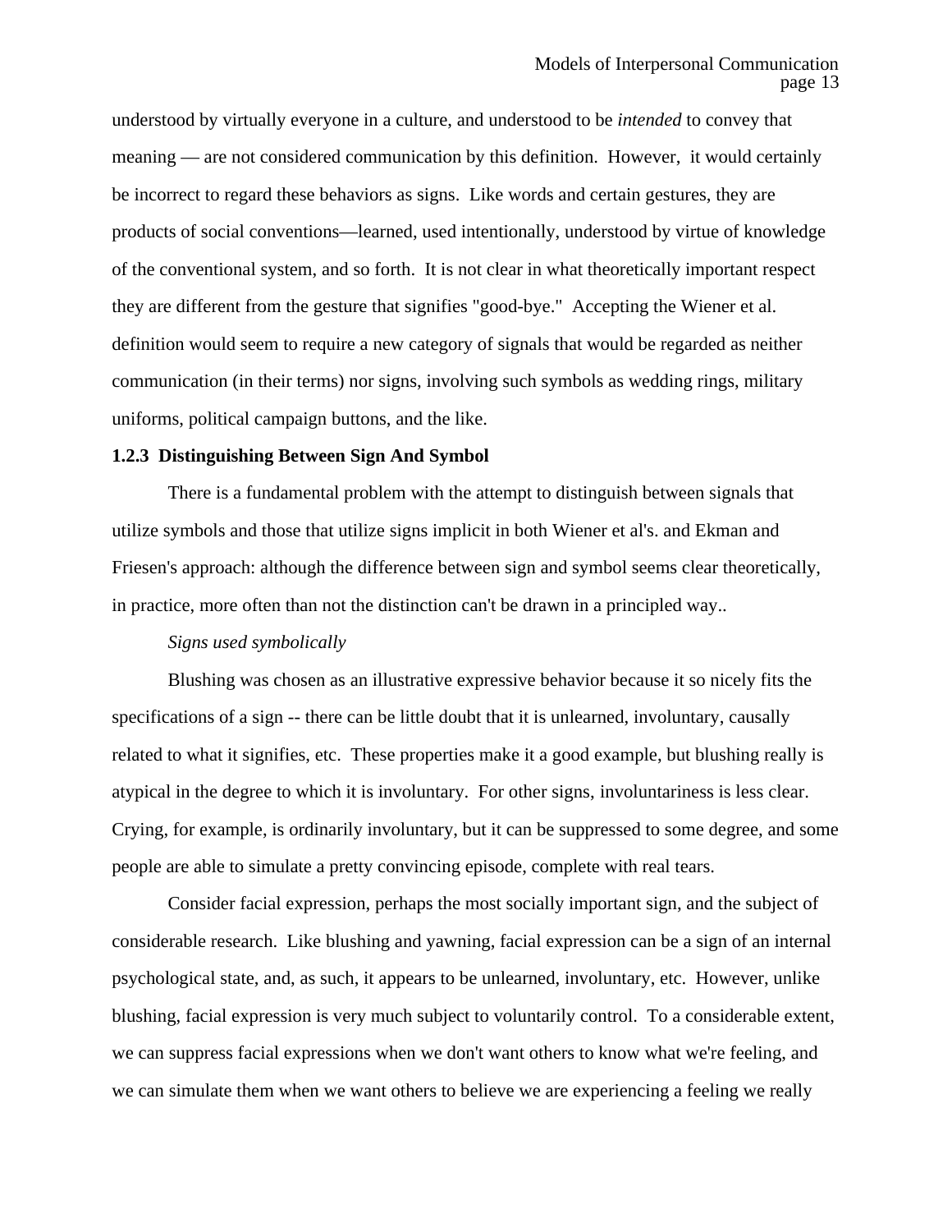understood by virtually everyone in a culture, and understood to be *intended* to convey that meaning — are not considered communication by this definition. However, it would certainly be incorrect to regard these behaviors as signs. Like words and certain gestures, they are products of social conventions—learned, used intentionally, understood by virtue of knowledge of the conventional system, and so forth. It is not clear in what theoretically important respect they are different from the gesture that signifies "good-bye." Accepting the Wiener et al. definition would seem to require a new category of signals that would be regarded as neither communication (in their terms) nor signs, involving such symbols as wedding rings, military uniforms, political campaign buttons, and the like.

### 1.2.3 Distinguishing Between Sign And Symbol

There is a fundamental problem with the attempt to distinguish between signals that utilize symbols and those that utilize signs implicit in both Wiener et al's. and Ekman and Friesen's approach: although the difference between sign and symbol seems clear theoretically, in practice, more often than not the distinction can't be drawn in a principled way..

*Signs used symbolically*

Blushing was chosen as an illustrative expressive behavior because it so nicely fits the specifications of a sign -- there can be little doubt that it is unlearned, involuntary, causally related to what it signifies, etc. These properties make it a good example, but blushing really is atypical in the degree to which it is involuntary. For other signs, involuntariness is less clear. Crying, for example, is ordinarily involuntary, but it can be suppressed to some degree, and some people are able to simulate a pretty convincing episode, complete with real tears.

Consider facial expression, perhaps the most socially important sign, and the subject of considerable research. Like blushing and yawning, facial expression can be a sign of an internal psychological state, and, as such, it appears to be unlearned, involuntary, etc. However, unlike blushing, facial expression is very much subject to voluntarily control. To a considerable extent, we can suppress facial expressions when we don't want others to know what we're feeling, and we can simulate them when we want others to believe we are experiencing a feeling we really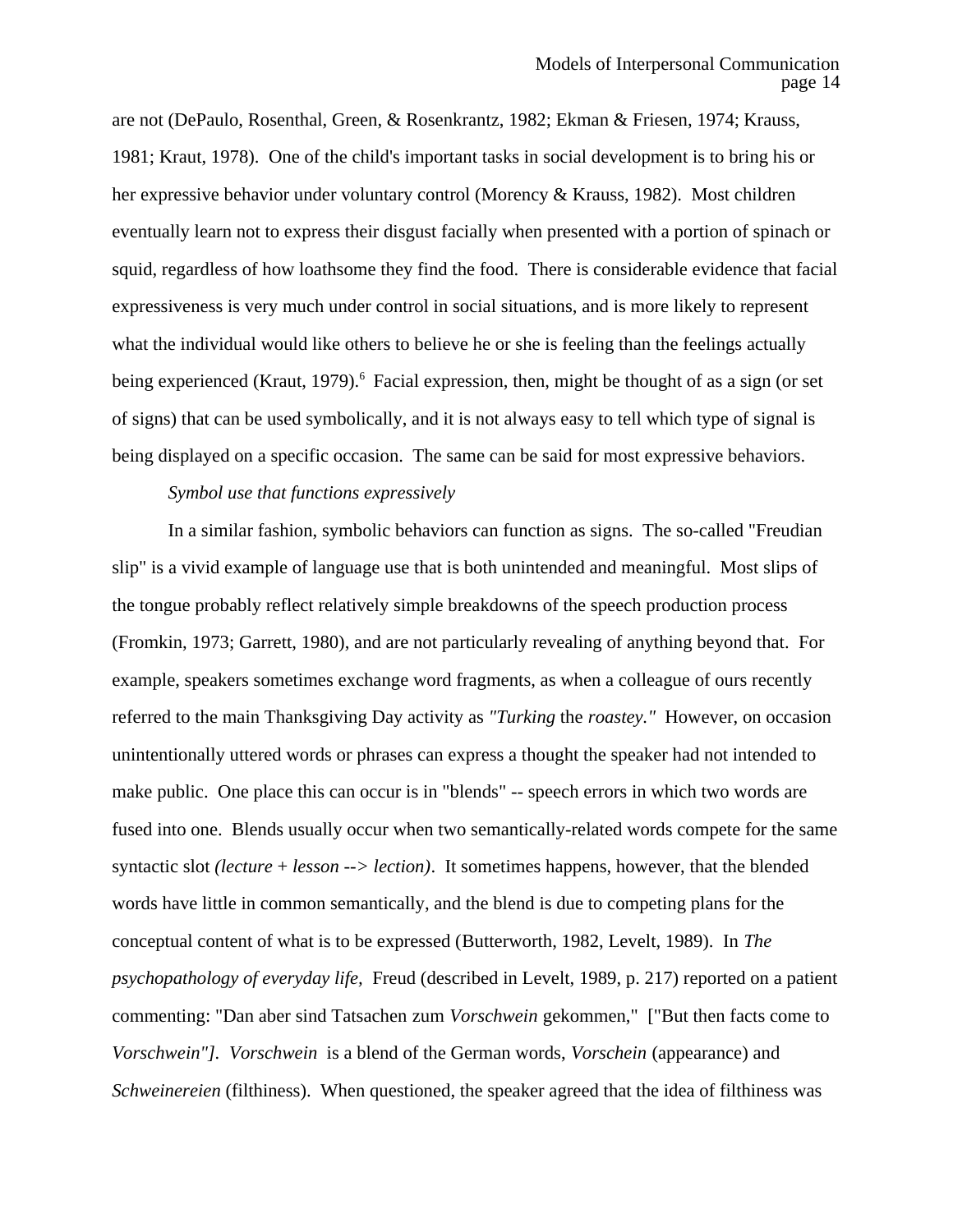are not (DePaulo, Rosenthal, Green, & Rosenkrantz, 1982; Ekman & Friesen, 1974; Krauss, 1981; Kraut, 1978). One of the child's important tasks in social development is to bring his or her expressive behavior under voluntary control (Morency & Krauss, 1982). Most children eventually learn not to express their disgust facially when presented with a portion of spinach or squid, regardless of how loathsome they find the food. There is considerable evidence that facial expressiveness is very much under control in social situations, and is more likely to represent what the individual would like others to believe he or she is feeling than the feelings actually being experienced (Kraut, 1979).[6] Facial expression, then, might be thought of as a sign (or set of signs) that can be used symbolically, and it is not always easy to tell which type of signal is being displayed on a specific occasion. The same can be said for most expressive behaviors.

*Symbol use that functions expressively*

In a similar fashion, symbolic behaviors can function as signs. The so-called "Freudian slip" is a vivid example of language use that is both unintended and meaningful. Most slips of the tongue probably reflect relatively simple breakdowns of the speech production process (Fromkin, 1973; Garrett, 1980), and are not particularly revealing of anything beyond that. For example, speakers sometimes exchange word fragments, as when a colleague of ours recently referred to the main Thanksgiving Day activity as *"Turking* the *roastey."* However, on occasion unintentionally uttered words or phrases can express a thought the speaker had not intended to make public. One place this can occur is in "blends" -- speech errors in which two words are fused into one. Blends usually occur when two semantically-related words compete for the same syntactic slot *(lecture* + *lesson* --> *lection)*. It sometimes happens, however, that the blended words have little in common semantically, and the blend is due to competing plans for the conceptual content of what is to be expressed (Butterworth, 1982, Levelt, 1989). In *The psychopathology of everyday life,* Freud (described in Levelt, 1989, p. 217) reported on a patient commenting: "Dan aber sind Tatsachen zum *Vorschwein* gekommen," ["But then facts come to *Vorschwein"]*. *Vorschwein* is a blend of the German words, *Vorschein* (appearance) and *Schweinereien* (filthiness). When questioned, the speaker agreed that the idea of filthiness was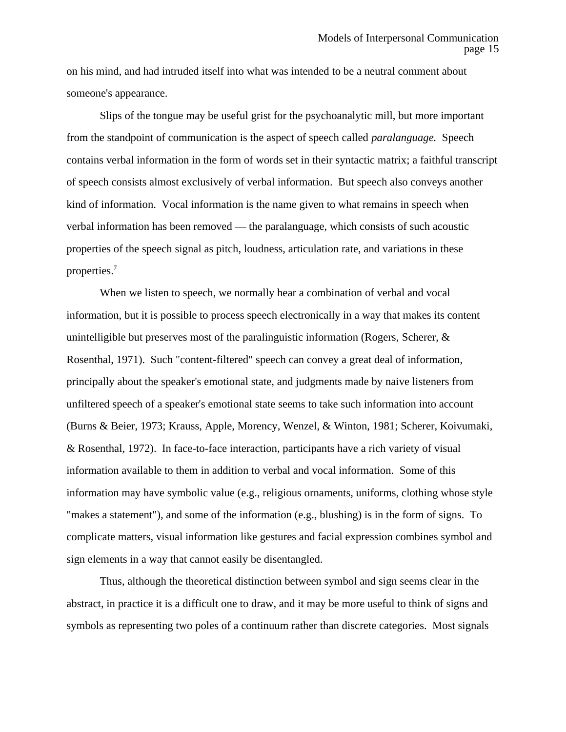on his mind, and had intruded itself into what was intended to be a neutral comment about someone's appearance.

Slips of the tongue may be useful grist for the psychoanalytic mill, but more important from the standpoint of communication is the aspect of speech called *paralanguage.* Speech contains verbal information in the form of words set in their syntactic matrix; a faithful transcript of speech consists almost exclusively of verbal information. But speech also conveys another kind of information. Vocal information is the name given to what remains in speech when verbal information has been removed — the paralanguage, which consists of such acoustic properties of the speech signal as pitch, loudness, articulation rate, and variations in these properties.[7]

When we listen to speech, we normally hear a combination of verbal and vocal information, but it is possible to process speech electronically in a way that makes its content unintelligible but preserves most of the paralinguistic information (Rogers, Scherer, & Rosenthal, 1971). Such "content-filtered" speech can convey a great deal of information, principally about the speaker's emotional state, and judgments made by naive listeners from unfiltered speech of a speaker's emotional state seems to take such information into account (Burns & Beier, 1973; Krauss, Apple, Morency, Wenzel, & Winton, 1981; Scherer, Koivumaki, & Rosenthal, 1972). In face-to-face interaction, participants have a rich variety of visual information available to them in addition to verbal and vocal information. Some of this information may have symbolic value (e.g., religious ornaments, uniforms, clothing whose style "makes a statement"), and some of the information (e.g., blushing) is in the form of signs. To complicate matters, visual information like gestures and facial expression combines symbol and sign elements in a way that cannot easily be disentangled.

Thus, although the theoretical distinction between symbol and sign seems clear in the abstract, in practice it is a difficult one to draw, and it may be more useful to think of signs and symbols as representing two poles of a continuum rather than discrete categories. Most signals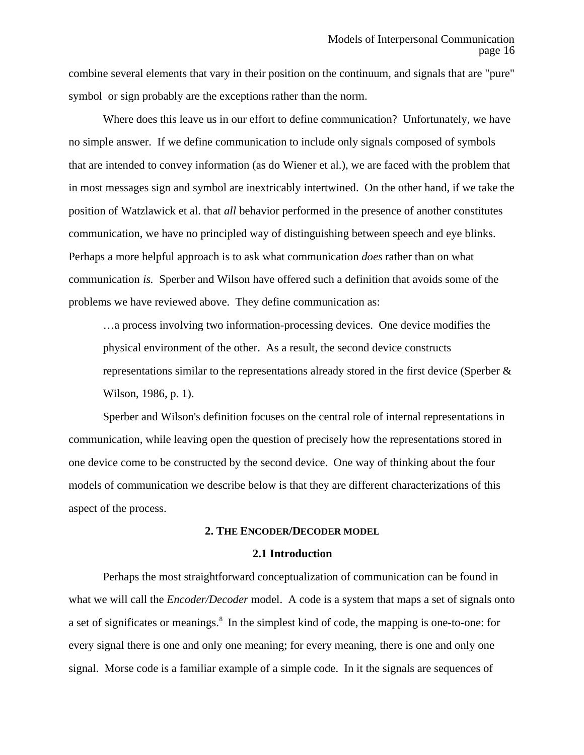combine several elements that vary in their position on the continuum, and signals that are "pure" symbol or sign probably are the exceptions rather than the norm.

Where does this leave us in our effort to define communication? Unfortunately, we have no simple answer. If we define communication to include only signals composed of symbols that are intended to convey information (as do Wiener et al.), we are faced with the problem that in most messages sign and symbol are inextricably intertwined. On the other hand, if we take the position of Watzlawick et al. that *all* behavior performed in the presence of another constitutes communication, we have no principled way of distinguishing between speech and eye blinks. Perhaps a more helpful approach is to ask what communication *does* rather than on what communication *is.* Sperber and Wilson have offered such a definition that avoids some of the problems we have reviewed above. They define communication as:

> …a process involving two information-processing devices. One device modifies the physical environment of the other. As a result, the second device constructs representations similar to the representations already stored in the first device (Sperber & Wilson, 1986, p. 1).

Sperber and Wilson's definition focuses on the central role of internal representations in communication, while leaving open the question of precisely how the representations stored in one device come to be constructed by the second device. One way of thinking about the four models of communication we describe below is that they are different characterizations of this aspect of the process.

## 2. The Encoder/Decoder model

### 2.1 Introduction

Perhaps the most straightforward conceptualization of communication can be found in what we will call the *Encoder/Decoder* model. A code is a system that maps a set of signals onto a set of significates or meanings.[8] In the simplest kind of code, the mapping is one-to-one: for every signal there is one and only one meaning; for every meaning, there is one and only one signal. Morse code is a familiar example of a simple code. In it the signals are sequences of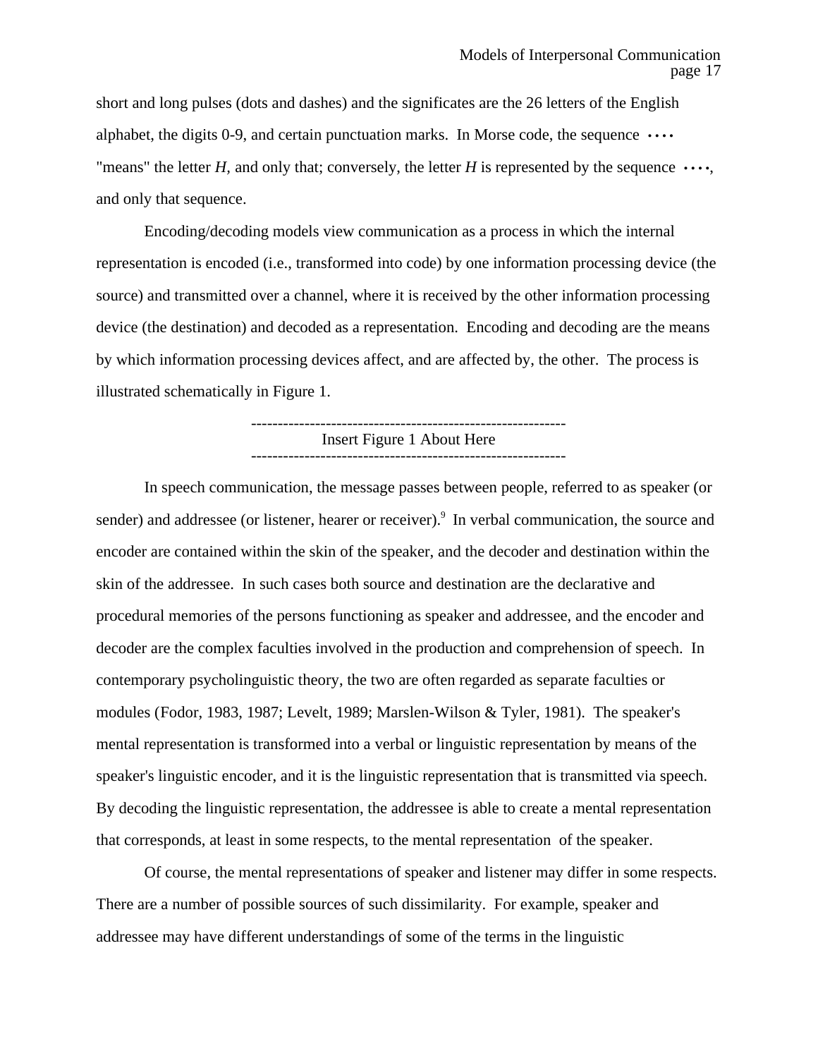short and long pulses (dots and dashes) and the significates are the 26 letters of the English alphabet, the digits 0-9, and certain punctuation marks. In Morse code, the sequence •••• "means" the letter *H,* and only that; conversely, the letter *H* is represented by the sequence ••••, and only that sequence.

Encoding/decoding models view communication as a process in which the internal representation is encoded (i.e., transformed into code) by one information processing device (the source) and transmitted over a channel, where it is received by the other information processing device (the destination) and decoded as a representation. Encoding and decoding are the means by which information processing devices affect, and are affected by, the other. The process is illustrated schematically in Figure 1.

------------------------------------------------------------
Insert Figure 1 About Here
------------------------------------------------------------

In speech communication, the message passes between people, referred to as speaker (or sender) and addressee (or listener, hearer or receiver).[9] In verbal communication, the source and encoder are contained within the skin of the speaker, and the decoder and destination within the skin of the addressee. In such cases both source and destination are the declarative and procedural memories of the persons functioning as speaker and addressee, and the encoder and decoder are the complex faculties involved in the production and comprehension of speech. In contemporary psycholinguistic theory, the two are often regarded as separate faculties or modules (Fodor, 1983, 1987; Levelt, 1989; Marslen-Wilson & Tyler, 1981). The speaker's mental representation is transformed into a verbal or linguistic representation by means of the speaker's linguistic encoder, and it is the linguistic representation that is transmitted via speech. By decoding the linguistic representation, the addressee is able to create a mental representation that corresponds, at least in some respects, to the mental representation of the speaker.

Of course, the mental representations of speaker and listener may differ in some respects. There are a number of possible sources of such dissimilarity. For example, speaker and addressee may have different understandings of some of the terms in the linguistic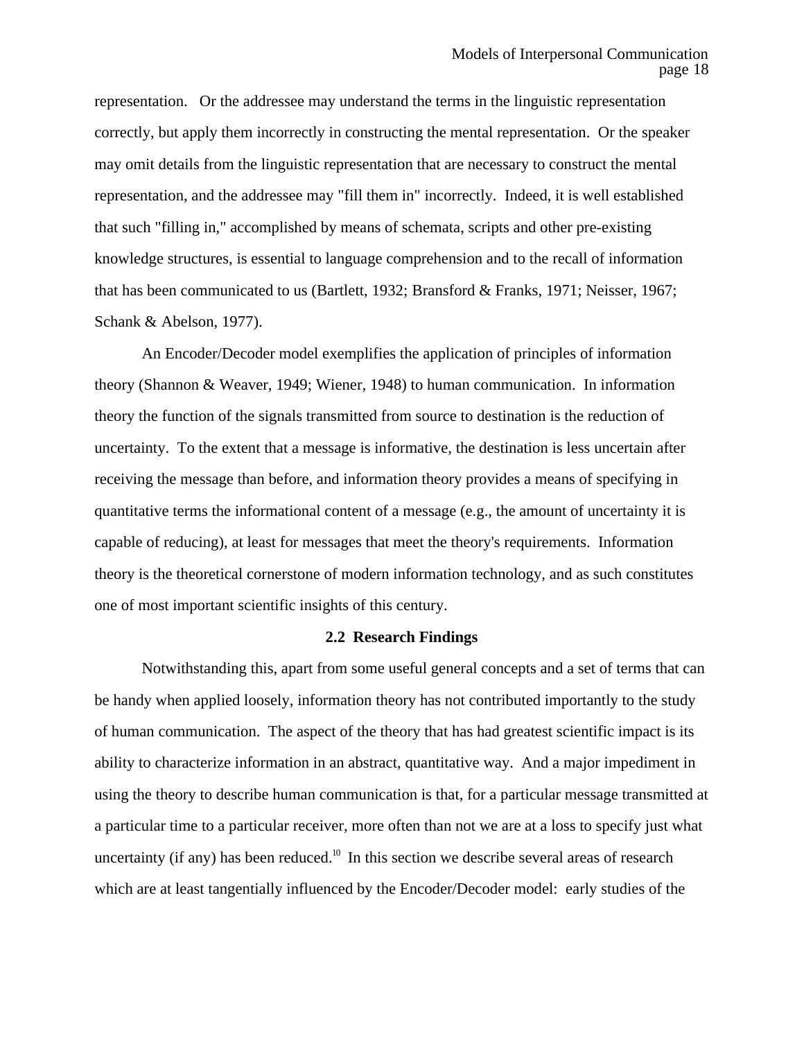representation. Or the addressee may understand the terms in the linguistic representation correctly, but apply them incorrectly in constructing the mental representation. Or the speaker may omit details from the linguistic representation that are necessary to construct the mental representation, and the addressee may "fill them in" incorrectly. Indeed, it is well established that such "filling in," accomplished by means of schemata, scripts and other pre-existing knowledge structures, is essential to language comprehension and to the recall of information that has been communicated to us (Bartlett, 1932; Bransford & Franks, 1971; Neisser, 1967; Schank & Abelson, 1977).

An Encoder/Decoder model exemplifies the application of principles of information theory (Shannon & Weaver, 1949; Wiener, 1948) to human communication. In information theory the function of the signals transmitted from source to destination is the reduction of uncertainty. To the extent that a message is informative, the destination is less uncertain after receiving the message than before, and information theory provides a means of specifying in quantitative terms the informational content of a message (e.g., the amount of uncertainty it is capable of reducing), at least for messages that meet the theory's requirements. Information theory is the theoretical cornerstone of modern information technology, and as such constitutes one of most important scientific insights of this century.

### 2.2 Research Findings

Notwithstanding this, apart from some useful general concepts and a set of terms that can be handy when applied loosely, information theory has not contributed importantly to the study of human communication. The aspect of the theory that has had greatest scientific impact is its ability to characterize information in an abstract, quantitative way. And a major impediment in using the theory to describe human communication is that, for a particular message transmitted at a particular time to a particular receiver, more often than not we are at a loss to specify just what uncertainty (if any) has been reduced.[10] In this section we describe several areas of research which are at least tangentially influenced by the Encoder/Decoder model: early studies of the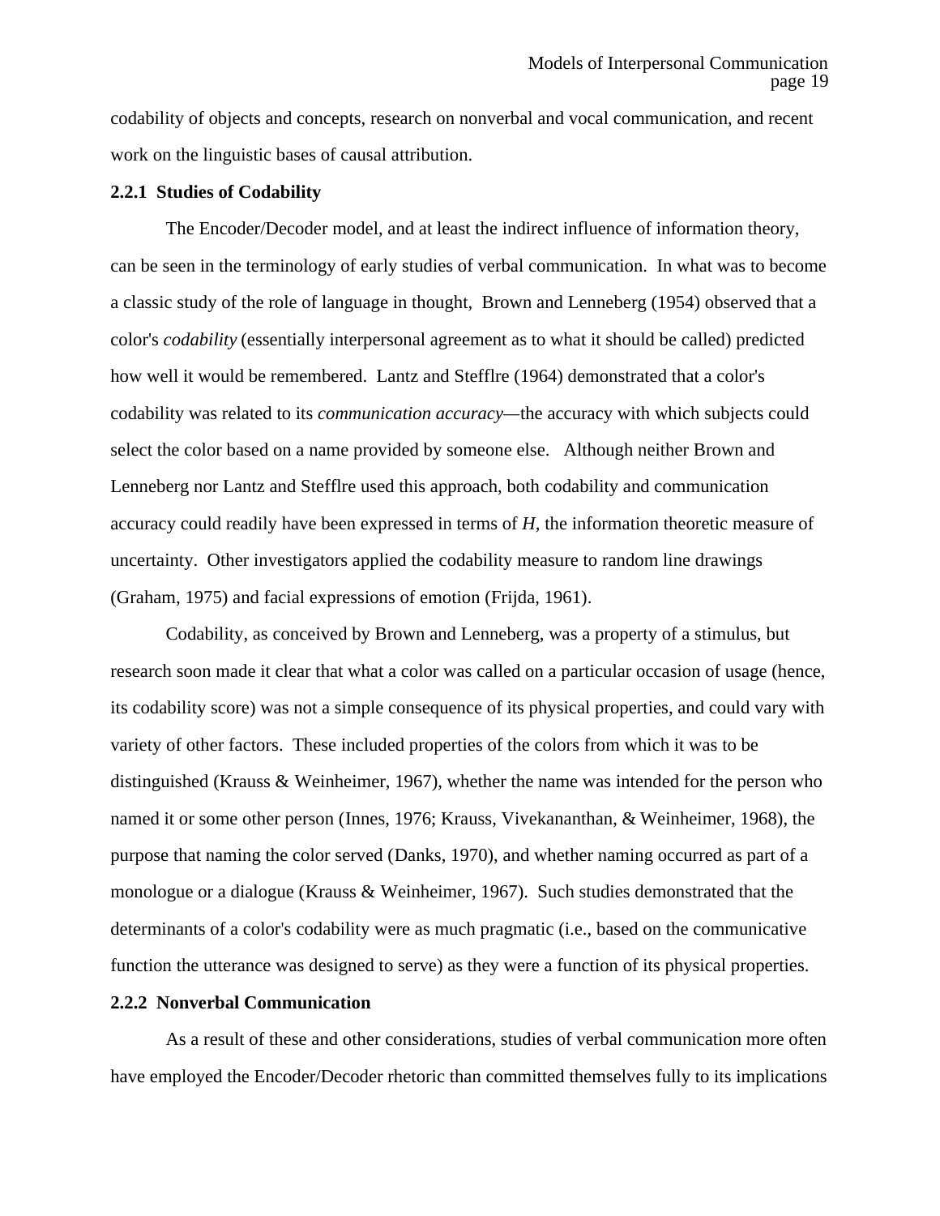codability of objects and concepts, research on nonverbal and vocal communication, and recent work on the linguistic bases of causal attribution.

### 2.2.1 Studies of Codability

The Encoder/Decoder model, and at least the indirect influence of information theory, can be seen in the terminology of early studies of verbal communication. In what was to become a classic study of the role of language in thought, Brown and Lenneberg (1954) observed that a color's *codability* (essentially interpersonal agreement as to what it should be called) predicted how well it would be remembered. Lantz and Stefflre (1964) demonstrated that a color's codability was related to its *communication accuracy*—the accuracy with which subjects could select the color based on a name provided by someone else. Although neither Brown and Lenneberg nor Lantz and Stefflre used this approach, both codability and communication accuracy could readily have been expressed in terms of $H$, the information theoretic measure of uncertainty. Other investigators applied the codability measure to random line drawings (Graham, 1975) and facial expressions of emotion (Frijda, 1961).

Codability, as conceived by Brown and Lenneberg, was a property of a stimulus, but research soon made it clear that what a color was called on a particular occasion of usage (hence, its codability score) was not a simple consequence of its physical properties, and could vary with variety of other factors. These included properties of the colors from which it was to be distinguished (Krauss & Weinheimer, 1967), whether the name was intended for the person who named it or some other person (Innes, 1976; Krauss, Vivekananthan, & Weinheimer, 1968), the purpose that naming the color served (Danks, 1970), and whether naming occurred as part of a monologue or a dialogue (Krauss & Weinheimer, 1967). Such studies demonstrated that the determinants of a color's codability were as much pragmatic (i.e., based on the communicative function the utterance was designed to serve) as they were a function of its physical properties.

### 2.2.2 Nonverbal Communication

As a result of these and other considerations, studies of verbal communication more often have employed the Encoder/Decoder rhetoric than committed themselves fully to its implications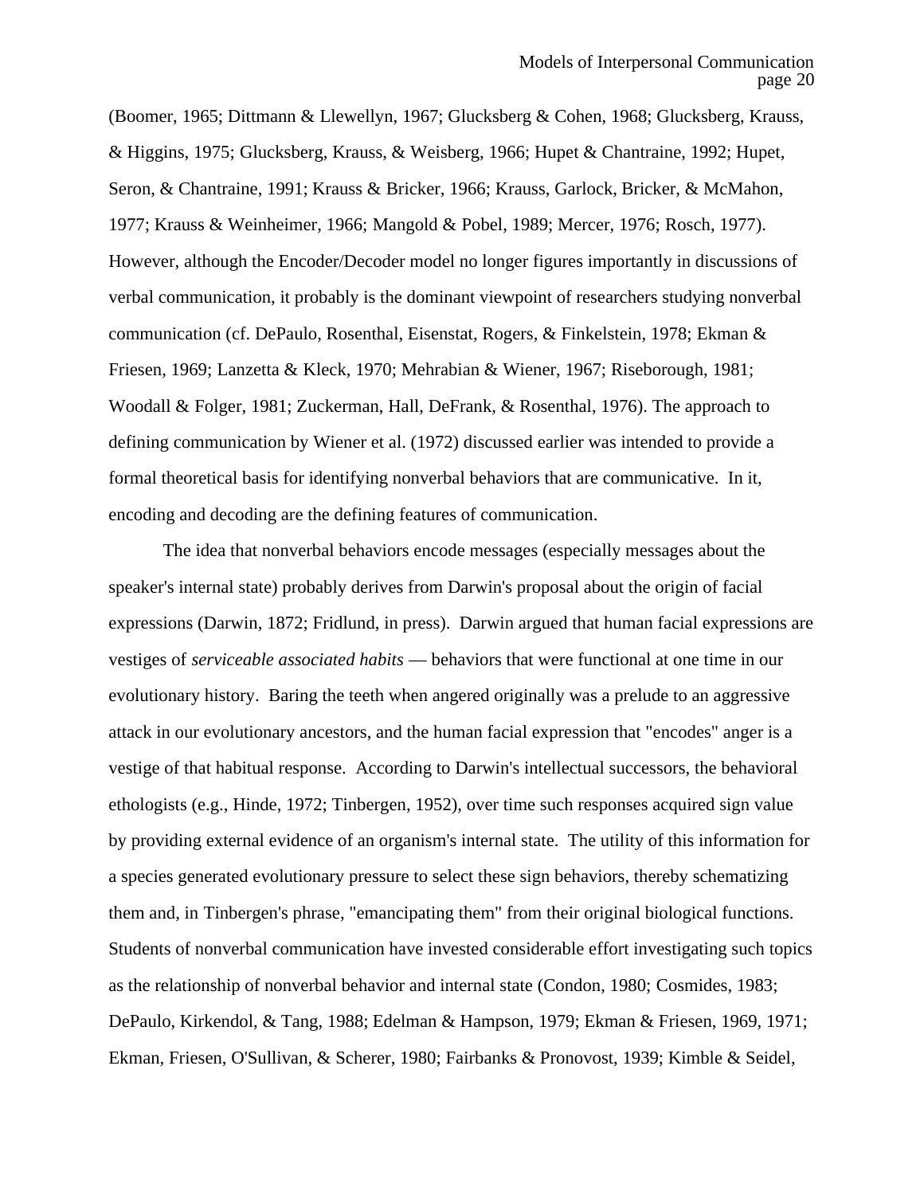(Boomer, 1965; Dittmann & Llewellyn, 1967; Glucksberg & Cohen, 1968; Glucksberg, Krauss, & Higgins, 1975; Glucksberg, Krauss, & Weisberg, 1966; Hupet & Chantraine, 1992; Hupet, Seron, & Chantraine, 1991; Krauss & Bricker, 1966; Krauss, Garlock, Bricker, & McMahon, 1977; Krauss & Weinheimer, 1966; Mangold & Pobel, 1989; Mercer, 1976; Rosch, 1977). However, although the Encoder/Decoder model no longer figures importantly in discussions of verbal communication, it probably is the dominant viewpoint of researchers studying nonverbal communication (cf. DePaulo, Rosenthal, Eisenstat, Rogers, & Finkelstein, 1978; Ekman & Friesen, 1969; Lanzetta & Kleck, 1970; Mehrabian & Wiener, 1967; Riseborough, 1981; Woodall & Folger, 1981; Zuckerman, Hall, DeFrank, & Rosenthal, 1976). The approach to defining communication by Wiener et al. (1972) discussed earlier was intended to provide a formal theoretical basis for identifying nonverbal behaviors that are communicative. In it, encoding and decoding are the defining features of communication.

The idea that nonverbal behaviors encode messages (especially messages about the speaker's internal state) probably derives from Darwin's proposal about the origin of facial expressions (Darwin, 1872; Fridlund, in press). Darwin argued that human facial expressions are vestiges of *serviceable associated habits* — behaviors that were functional at one time in our evolutionary history. Baring the teeth when angered originally was a prelude to an aggressive attack in our evolutionary ancestors, and the human facial expression that "encodes" anger is a vestige of that habitual response. According to Darwin's intellectual successors, the behavioral ethologists (e.g., Hinde, 1972; Tinbergen, 1952), over time such responses acquired sign value by providing external evidence of an organism's internal state. The utility of this information for a species generated evolutionary pressure to select these sign behaviors, thereby schematizing them and, in Tinbergen's phrase, "emancipating them" from their original biological functions. Students of nonverbal communication have invested considerable effort investigating such topics as the relationship of nonverbal behavior and internal state (Condon, 1980; Cosmides, 1983; DePaulo, Kirkendol, & Tang, 1988; Edelman & Hampson, 1979; Ekman & Friesen, 1969, 1971; Ekman, Friesen, O'Sullivan, & Scherer, 1980; Fairbanks & Pronovost, 1939; Kimble & Seidel,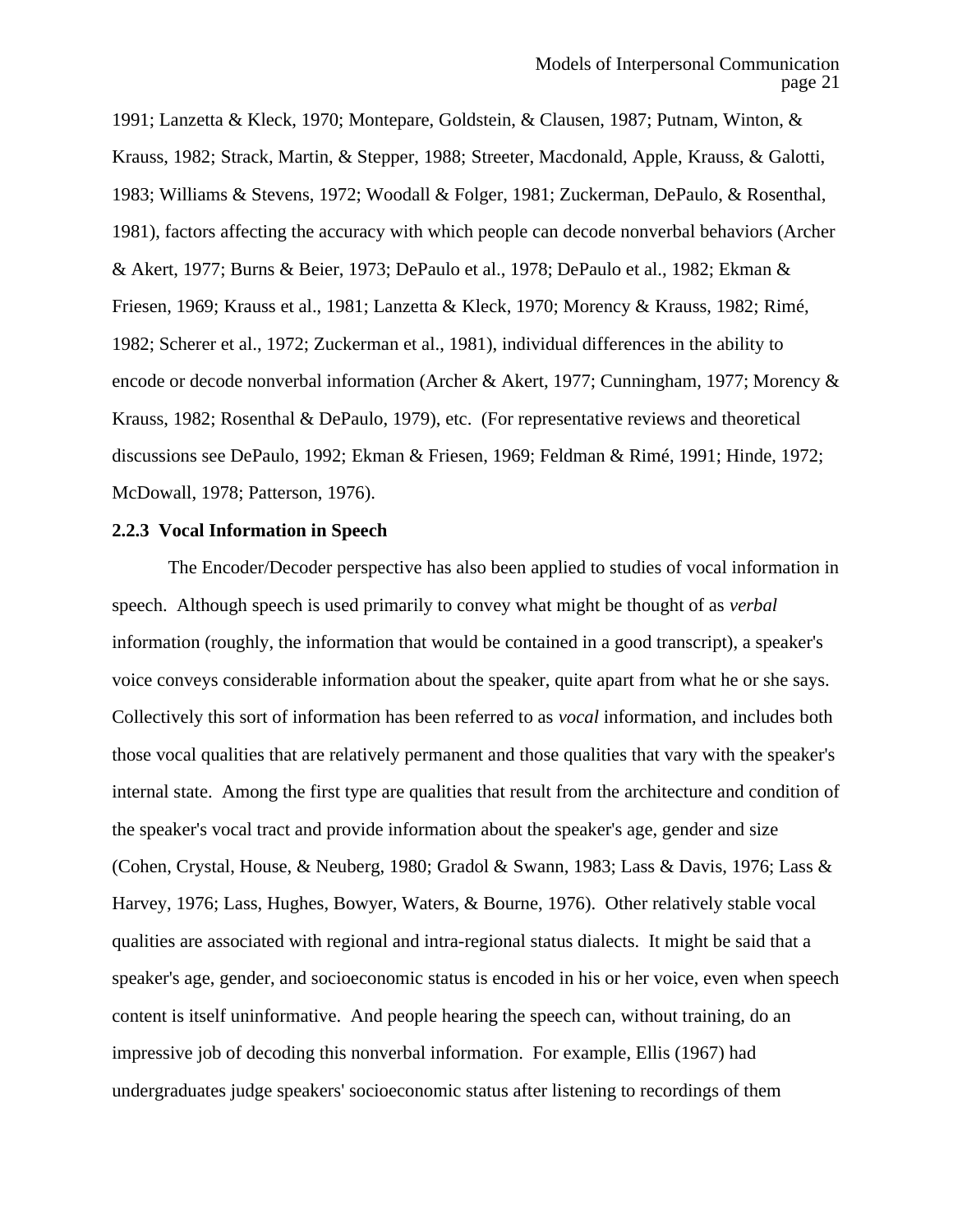1991; Lanzetta & Kleck, 1970; Montepare, Goldstein, & Clausen, 1987; Putnam, Winton, & Krauss, 1982; Strack, Martin, & Stepper, 1988; Streeter, Macdonald, Apple, Krauss, & Galotti, 1983; Williams & Stevens, 1972; Woodall & Folger, 1981; Zuckerman, DePaulo, & Rosenthal, 1981), factors affecting the accuracy with which people can decode nonverbal behaviors (Archer & Akert, 1977; Burns & Beier, 1973; DePaulo et al., 1978; DePaulo et al., 1982; Ekman & Friesen, 1969; Krauss et al., 1981; Lanzetta & Kleck, 1970; Morency & Krauss, 1982; Rimé, 1982; Scherer et al., 1972; Zuckerman et al., 1981), individual differences in the ability to encode or decode nonverbal information (Archer & Akert, 1977; Cunningham, 1977; Morency & Krauss, 1982; Rosenthal & DePaulo, 1979), etc. (For representative reviews and theoretical discussions see DePaulo, 1992; Ekman & Friesen, 1969; Feldman & Rimé, 1991; Hinde, 1972; McDowall, 1978; Patterson, 1976).

### 2.2.3 Vocal Information in Speech

The Encoder/Decoder perspective has also been applied to studies of vocal information in speech. Although speech is used primarily to convey what might be thought of as *verbal* information (roughly, the information that would be contained in a good transcript), a speaker's voice conveys considerable information about the speaker, quite apart from what he or she says. Collectively this sort of information has been referred to as *vocal* information, and includes both those vocal qualities that are relatively permanent and those qualities that vary with the speaker's internal state. Among the first type are qualities that result from the architecture and condition of the speaker's vocal tract and provide information about the speaker's age, gender and size (Cohen, Crystal, House, & Neuberg, 1980; Gradol & Swann, 1983; Lass & Davis, 1976; Lass & Harvey, 1976; Lass, Hughes, Bowyer, Waters, & Bourne, 1976). Other relatively stable vocal qualities are associated with regional and intra-regional status dialects. It might be said that a speaker's age, gender, and socioeconomic status is encoded in his or her voice, even when speech content is itself uninformative. And people hearing the speech can, without training, do an impressive job of decoding this nonverbal information. For example, Ellis (1967) had undergraduates judge speakers' socioeconomic status after listening to recordings of them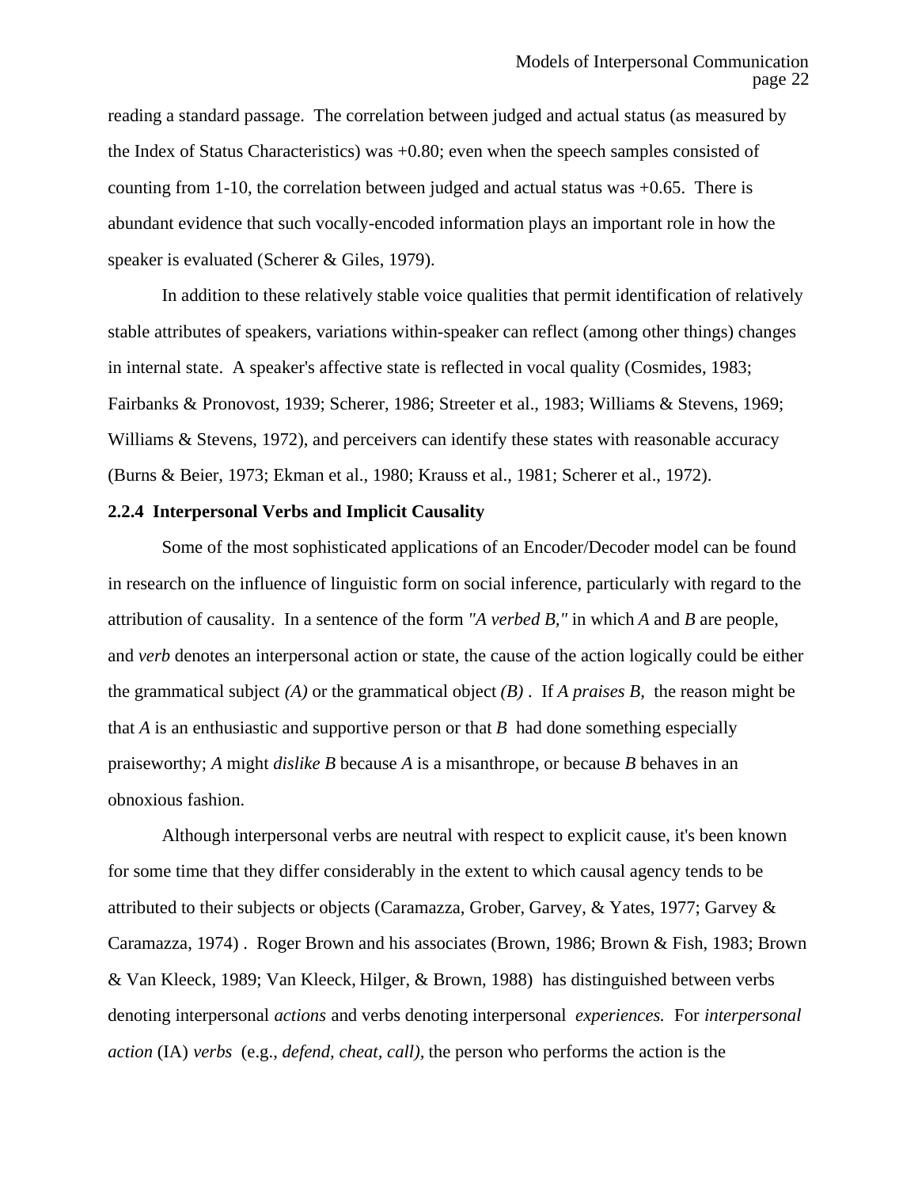reading a standard passage. The correlation between judged and actual status (as measured by the Index of Status Characteristics) was +0.80; even when the speech samples consisted of counting from 1-10, the correlation between judged and actual status was +0.65. There is abundant evidence that such vocally-encoded information plays an important role in how the speaker is evaluated (Scherer & Giles, 1979).

In addition to these relatively stable voice qualities that permit identification of relatively stable attributes of speakers, variations within-speaker can reflect (among other things) changes in internal state. A speaker's affective state is reflected in vocal quality (Cosmides, 1983; Fairbanks & Pronovost, 1939; Scherer, 1986; Streeter et al., 1983; Williams & Stevens, 1969; Williams & Stevens, 1972), and perceivers can identify these states with reasonable accuracy (Burns & Beier, 1973; Ekman et al., 1980; Krauss et al., 1981; Scherer et al., 1972).

### 2.2.4 Interpersonal Verbs and Implicit Causality

Some of the most sophisticated applications of an Encoder/Decoder model can be found in research on the influence of linguistic form on social inference, particularly with regard to the attribution of causality. In a sentence of the form *"A verbed B,"* in which *A* and *B* are people, and *verb* denotes an interpersonal action or state, the cause of the action logically could be either the grammatical subject *(A)* or the grammatical object *(B)*. If *A praises B*, the reason might be that *A* is an enthusiastic and supportive person or that *B* had done something especially praiseworthy; *A* might *dislike B* because *A* is a misanthrope, or because *B* behaves in an obnoxious fashion.

Although interpersonal verbs are neutral with respect to explicit cause, it's been known for some time that they differ considerably in the extent to which causal agency tends to be attributed to their subjects or objects (Caramazza, Grober, Garvey, & Yates, 1977; Garvey & Caramazza, 1974). Roger Brown and his associates (Brown, 1986; Brown & Fish, 1983; Brown & Van Kleeck, 1989; Van Kleeck, Hilger, & Brown, 1988) has distinguished between verbs denoting interpersonal *actions* and verbs denoting interpersonal *experiences.* For *interpersonal action* (IA) *verbs* (e.g., *defend, cheat, call),* the person who performs the action is the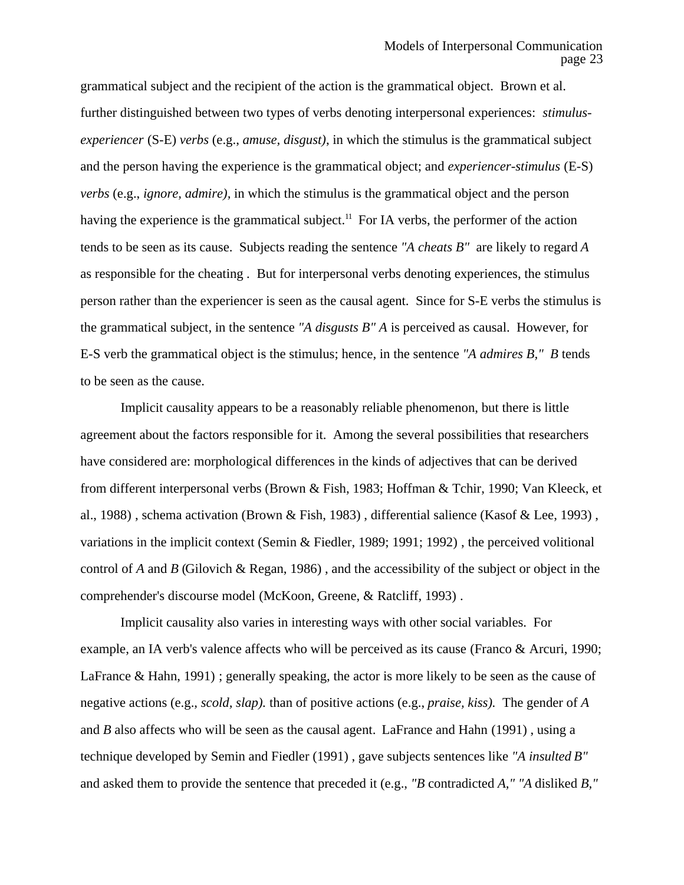grammatical subject and the recipient of the action is the grammatical object. Brown et al. further distinguished between two types of verbs denoting interpersonal experiences: *stimulus-experiencer* (S-E) *verbs* (e.g., *amuse, disgust)*, in which the stimulus is the grammatical subject and the person having the experience is the grammatical object; and *experiencer-stimulus* (E-S) *verbs* (e.g., *ignore, admire)*, in which the stimulus is the grammatical object and the person having the experience is the grammatical subject.[11] For IA verbs, the performer of the action tends to be seen as its cause. Subjects reading the sentence *"A cheats B"* are likely to regard *A* as responsible for the cheating . But for interpersonal verbs denoting experiences, the stimulus person rather than the experiencer is seen as the causal agent. Since for S-E verbs the stimulus is the grammatical subject, in the sentence *"A disgusts B" A* is perceived as causal. However, for E-S verb the grammatical object is the stimulus; hence, in the sentence *"A admires B," B* tends to be seen as the cause.

Implicit causality appears to be a reasonably reliable phenomenon, but there is little agreement about the factors responsible for it. Among the several possibilities that researchers have considered are: morphological differences in the kinds of adjectives that can be derived from different interpersonal verbs (Brown & Fish, 1983; Hoffman & Tchir, 1990; Van Kleeck, et al., 1988) , schema activation (Brown & Fish, 1983) , differential salience (Kasof & Lee, 1993) , variations in the implicit context (Semin & Fiedler, 1989; 1991; 1992) , the perceived volitional control of *A* and *B* (Gilovich & Regan, 1986) , and the accessibility of the subject or object in the comprehender's discourse model (McKoon, Greene, & Ratcliff, 1993) .

Implicit causality also varies in interesting ways with other social variables. For example, an IA verb's valence affects who will be perceived as its cause (Franco & Arcuri, 1990; LaFrance & Hahn, 1991) ; generally speaking, the actor is more likely to be seen as the cause of negative actions (e.g., *scold, slap).* than of positive actions (e.g., *praise, kiss).* The gender of *A* and *B* also affects who will be seen as the causal agent. LaFrance and Hahn (1991) , using a technique developed by Semin and Fiedler (1991) , gave subjects sentences like *"A insulted B"* and asked them to provide the sentence that preceded it (e.g., *"B* contradicted *A," "A* disliked *B,"*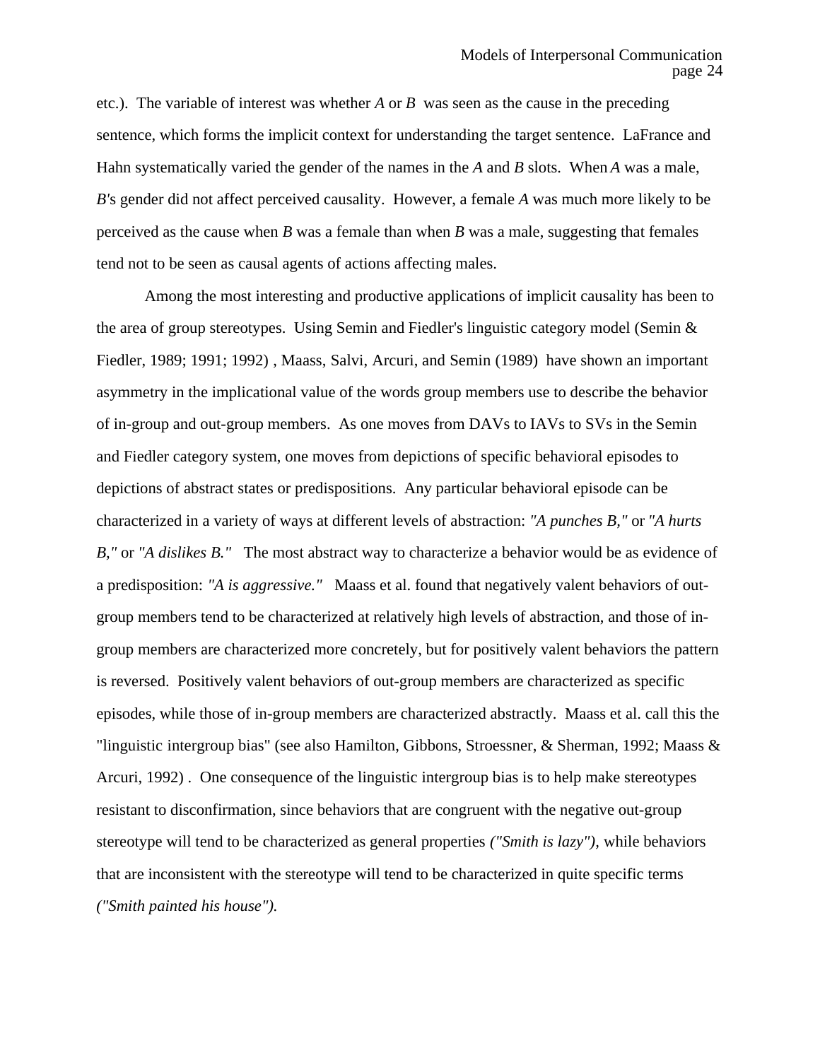etc.). The variable of interest was whether *A* or *B* was seen as the cause in the preceding sentence, which forms the implicit context for understanding the target sentence. LaFrance and Hahn systematically varied the gender of the names in the *A* and *B* slots. When *A* was a male, *B*'s gender did not affect perceived causality. However, a female *A* was much more likely to be perceived as the cause when *B* was a female than when *B* was a male, suggesting that females tend not to be seen as causal agents of actions affecting males.

Among the most interesting and productive applications of implicit causality has been to the area of group stereotypes. Using Semin and Fiedler's linguistic category model (Semin & Fiedler, 1989; 1991; 1992) , Maass, Salvi, Arcuri, and Semin (1989) have shown an important asymmetry in the implicational value of the words group members use to describe the behavior of in-group and out-group members. As one moves from DAVs to IAVs to SVs in the Semin and Fiedler category system, one moves from depictions of specific behavioral episodes to depictions of abstract states or predispositions. Any particular behavioral episode can be characterized in a variety of ways at different levels of abstraction: *"A punches B,"* or *"A hurts B,"* or *"A dislikes B."* The most abstract way to characterize a behavior would be as evidence of a predisposition: *"A is aggressive."* Maass et al. found that negatively valent behaviors of out-group members tend to be characterized at relatively high levels of abstraction, and those of in-group members are characterized more concretely, but for positively valent behaviors the pattern is reversed. Positively valent behaviors of out-group members are characterized as specific episodes, while those of in-group members are characterized abstractly. Maass et al. call this the "linguistic intergroup bias" (see also Hamilton, Gibbons, Stroessner, & Sherman, 1992; Maass & Arcuri, 1992) . One consequence of the linguistic intergroup bias is to help make stereotypes resistant to disconfirmation, since behaviors that are congruent with the negative out-group stereotype will tend to be characterized as general properties *("Smith is lazy"),* while behaviors that are inconsistent with the stereotype will tend to be characterized in quite specific terms *("Smith painted his house").*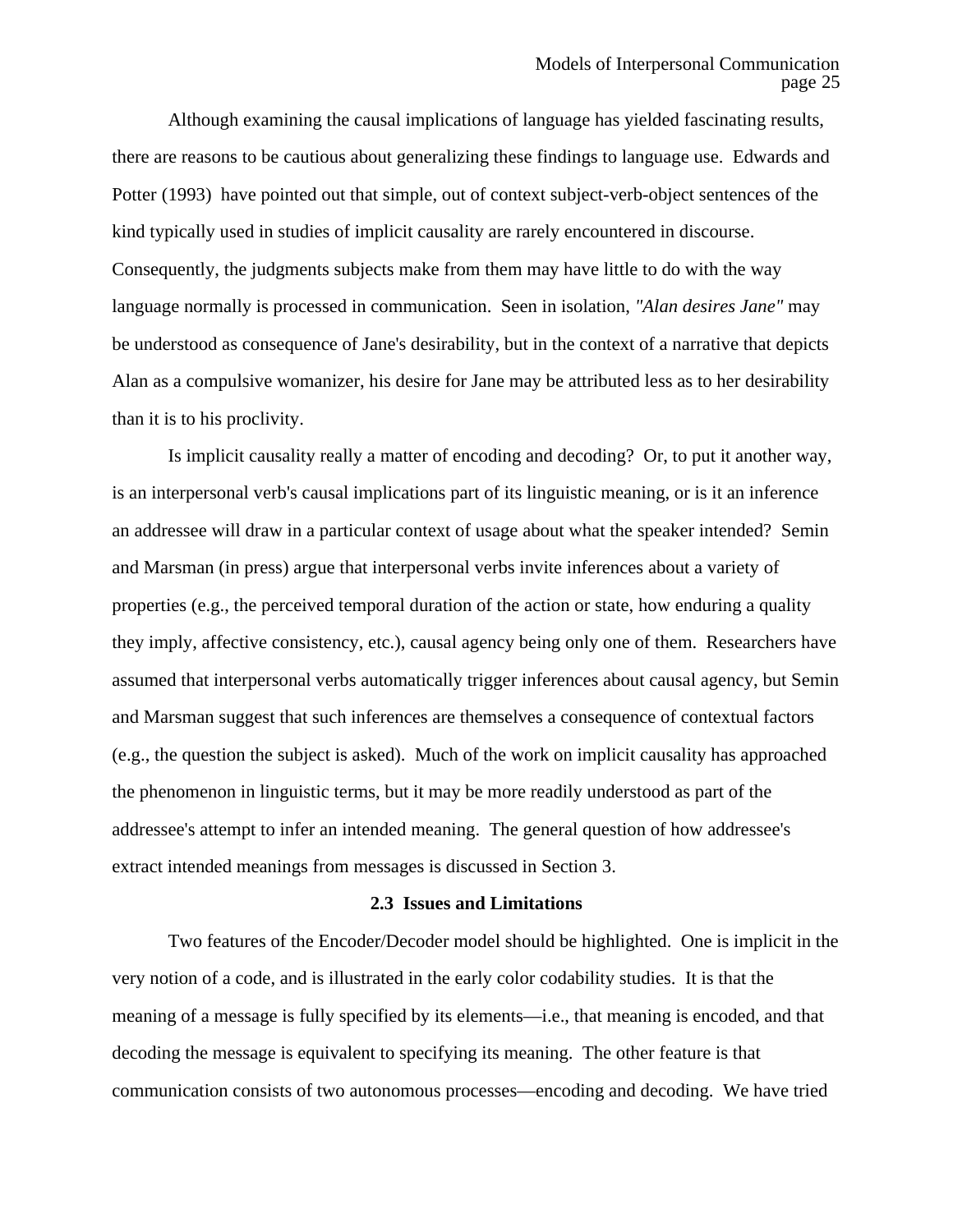Although examining the causal implications of language has yielded fascinating results, there are reasons to be cautious about generalizing these findings to language use. Edwards and Potter (1993) have pointed out that simple, out of context subject-verb-object sentences of the kind typically used in studies of implicit causality are rarely encountered in discourse. Consequently, the judgments subjects make from them may have little to do with the way language normally is processed in communication. Seen in isolation, *"Alan desires Jane"* may be understood as consequence of Jane's desirability, but in the context of a narrative that depicts Alan as a compulsive womanizer, his desire for Jane may be attributed less as to her desirability than it is to his proclivity.

Is implicit causality really a matter of encoding and decoding? Or, to put it another way, is an interpersonal verb's causal implications part of its linguistic meaning, or is it an inference an addressee will draw in a particular context of usage about what the speaker intended? Semin and Marsman (in press) argue that interpersonal verbs invite inferences about a variety of properties (e.g., the perceived temporal duration of the action or state, how enduring a quality they imply, affective consistency, etc.), causal agency being only one of them. Researchers have assumed that interpersonal verbs automatically trigger inferences about causal agency, but Semin and Marsman suggest that such inferences are themselves a consequence of contextual factors (e.g., the question the subject is asked). Much of the work on implicit causality has approached the phenomenon in linguistic terms, but it may be more readily understood as part of the addressee's attempt to infer an intended meaning. The general question of how addressee's extract intended meanings from messages is discussed in Section 3.

### 2.3 Issues and Limitations

Two features of the Encoder/Decoder model should be highlighted. One is implicit in the very notion of a code, and is illustrated in the early color codability studies. It is that the meaning of a message is fully specified by its elements—i.e., that meaning is encoded, and that decoding the message is equivalent to specifying its meaning. The other feature is that communication consists of two autonomous processes—encoding and decoding. We have tried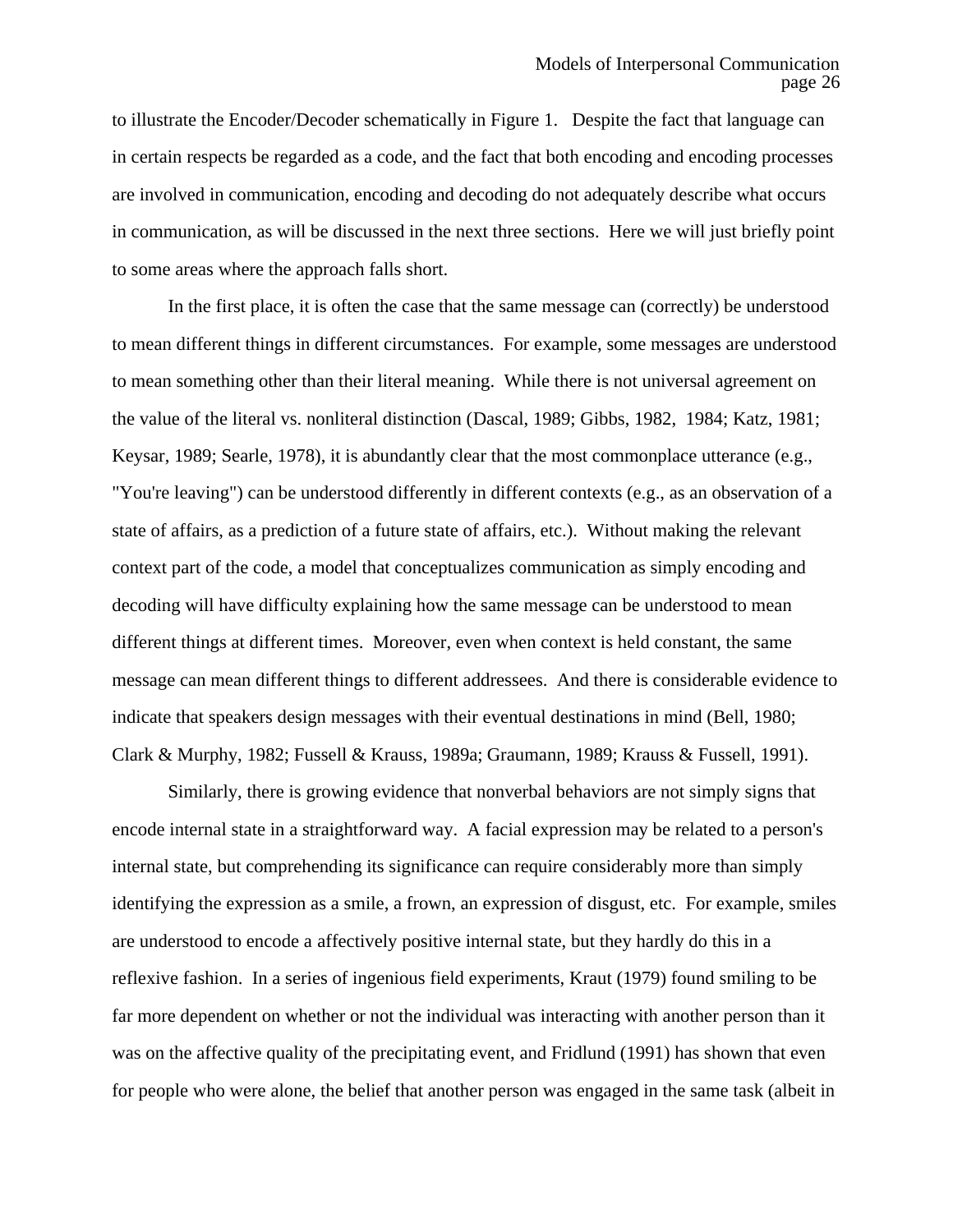to illustrate the Encoder/Decoder schematically in Figure 1. Despite the fact that language can in certain respects be regarded as a code, and the fact that both encoding and encoding processes are involved in communication, encoding and decoding do not adequately describe what occurs in communication, as will be discussed in the next three sections. Here we will just briefly point to some areas where the approach falls short.

In the first place, it is often the case that the same message can (correctly) be understood to mean different things in different circumstances. For example, some messages are understood to mean something other than their literal meaning. While there is not universal agreement on the value of the literal vs. nonliteral distinction (Dascal, 1989; Gibbs, 1982, 1984; Katz, 1981; Keysar, 1989; Searle, 1978), it is abundantly clear that the most commonplace utterance (e.g., "You're leaving") can be understood differently in different contexts (e.g., as an observation of a state of affairs, as a prediction of a future state of affairs, etc.). Without making the relevant context part of the code, a model that conceptualizes communication as simply encoding and decoding will have difficulty explaining how the same message can be understood to mean different things at different times. Moreover, even when context is held constant, the same message can mean different things to different addressees. And there is considerable evidence to indicate that speakers design messages with their eventual destinations in mind (Bell, 1980; Clark & Murphy, 1982; Fussell & Krauss, 1989a; Graumann, 1989; Krauss & Fussell, 1991).

Similarly, there is growing evidence that nonverbal behaviors are not simply signs that encode internal state in a straightforward way. A facial expression may be related to a person's internal state, but comprehending its significance can require considerably more than simply identifying the expression as a smile, a frown, an expression of disgust, etc. For example, smiles are understood to encode a affectively positive internal state, but they hardly do this in a reflexive fashion. In a series of ingenious field experiments, Kraut (1979) found smiling to be far more dependent on whether or not the individual was interacting with another person than it was on the affective quality of the precipitating event, and Fridlund (1991) has shown that even for people who were alone, the belief that another person was engaged in the same task (albeit in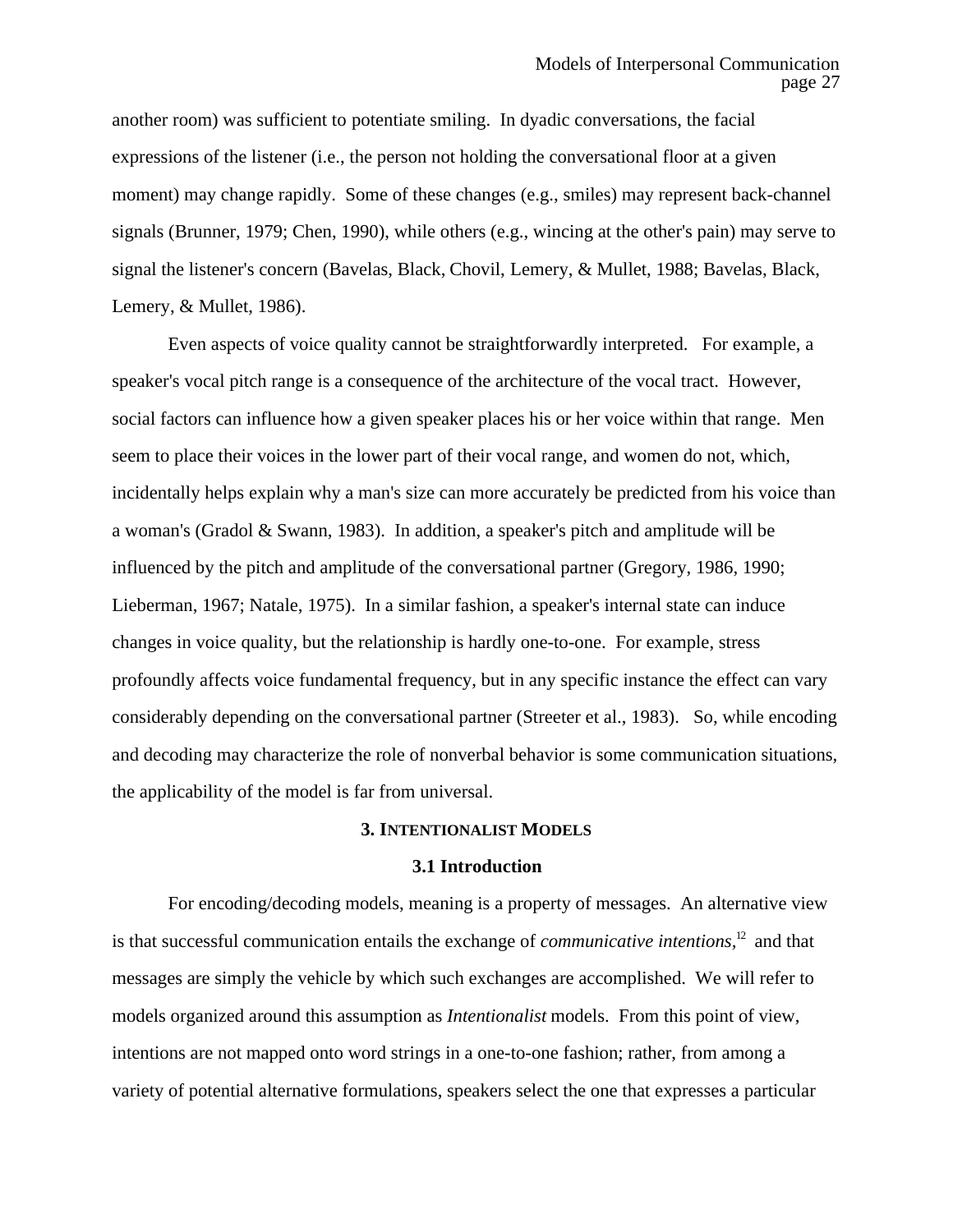another room) was sufficient to potentiate smiling. In dyadic conversations, the facial expressions of the listener (i.e., the person not holding the conversational floor at a given moment) may change rapidly. Some of these changes (e.g., smiles) may represent back-channel signals (Brunner, 1979; Chen, 1990), while others (e.g., wincing at the other's pain) may serve to signal the listener's concern (Bavelas, Black, Chovil, Lemery, & Mullet, 1988; Bavelas, Black, Lemery, & Mullet, 1986).

Even aspects of voice quality cannot be straightforwardly interpreted. For example, a speaker's vocal pitch range is a consequence of the architecture of the vocal tract. However, social factors can influence how a given speaker places his or her voice within that range. Men seem to place their voices in the lower part of their vocal range, and women do not, which, incidentally helps explain why a man's size can more accurately be predicted from his voice than a woman's (Gradol & Swann, 1983). In addition, a speaker's pitch and amplitude will be influenced by the pitch and amplitude of the conversational partner (Gregory, 1986, 1990; Lieberman, 1967; Natale, 1975). In a similar fashion, a speaker's internal state can induce changes in voice quality, but the relationship is hardly one-to-one. For example, stress profoundly affects voice fundamental frequency, but in any specific instance the effect can vary considerably depending on the conversational partner (Streeter et al., 1983). So, while encoding and decoding may characterize the role of nonverbal behavior is some communication situations, the applicability of the model is far from universal.

## 3. INTENTIONALIST MODELS

### 3.1 Introduction

For encoding/decoding models, meaning is a property of messages. An alternative view is that successful communication entails the exchange of *communicative intentions,*[12] and that messages are simply the vehicle by which such exchanges are accomplished. We will refer to models organized around this assumption as *Intentionalist* models. From this point of view, intentions are not mapped onto word strings in a one-to-one fashion; rather, from among a variety of potential alternative formulations, speakers select the one that expresses a particular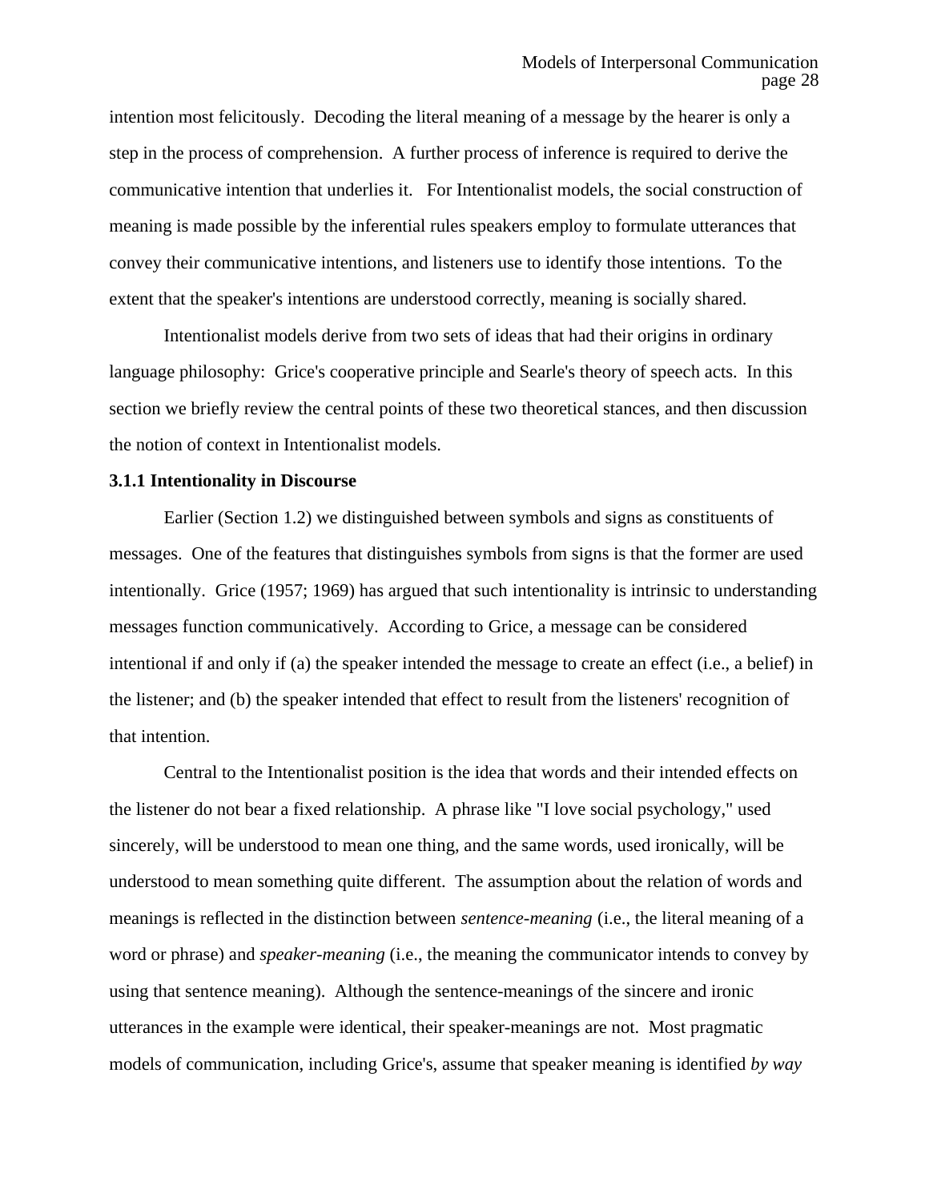intention most felicitously. Decoding the literal meaning of a message by the hearer is only a step in the process of comprehension. A further process of inference is required to derive the communicative intention that underlies it. For Intentionalist models, the social construction of meaning is made possible by the inferential rules speakers employ to formulate utterances that convey their communicative intentions, and listeners use to identify those intentions. To the extent that the speaker's intentions are understood correctly, meaning is socially shared.

Intentionalist models derive from two sets of ideas that had their origins in ordinary language philosophy: Grice's cooperative principle and Searle's theory of speech acts. In this section we briefly review the central points of these two theoretical stances, and then discussion the notion of context in Intentionalist models.

### 3.1.1 Intentionality in Discourse

Earlier (Section 1.2) we distinguished between symbols and signs as constituents of messages. One of the features that distinguishes symbols from signs is that the former are used intentionally. Grice (1957; 1969) has argued that such intentionality is intrinsic to understanding messages function communicatively. According to Grice, a message can be considered intentional if and only if (a) the speaker intended the message to create an effect (i.e., a belief) in the listener; and (b) the speaker intended that effect to result from the listeners' recognition of that intention.

Central to the Intentionalist position is the idea that words and their intended effects on the listener do not bear a fixed relationship. A phrase like "I love social psychology," used sincerely, will be understood to mean one thing, and the same words, used ironically, will be understood to mean something quite different. The assumption about the relation of words and meanings is reflected in the distinction between *sentence-meaning* (i.e., the literal meaning of a word or phrase) and *speaker-meaning* (i.e., the meaning the communicator intends to convey by using that sentence meaning). Although the sentence-meanings of the sincere and ironic utterances in the example were identical, their speaker-meanings are not. Most pragmatic models of communication, including Grice's, assume that speaker meaning is identified *by way*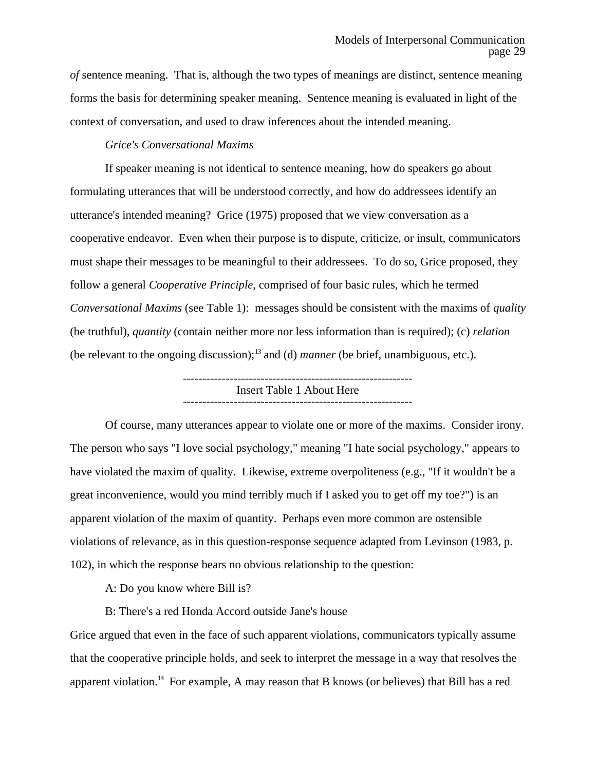*of* sentence meaning. That is, although the two types of meanings are distinct, sentence meaning forms the basis for determining speaker meaning. Sentence meaning is evaluated in light of the context of conversation, and used to draw inferences about the intended meaning.

*Grice's Conversational Maxims*

If speaker meaning is not identical to sentence meaning, how do speakers go about formulating utterances that will be understood correctly, and how do addressees identify an utterance's intended meaning? Grice (1975) proposed that we view conversation as a cooperative endeavor. Even when their purpose is to dispute, criticize, or insult, communicators must shape their messages to be meaningful to their addressees. To do so, Grice proposed, they follow a general *Cooperative Principle*, comprised of four basic rules, which he termed *Conversational Maxims* (see Table 1): messages should be consistent with the maxims of *quality* (be truthful), *quantity* (contain neither more nor less information than is required); (c) *relation* (be relevant to the ongoing discussion);[13] and (d) *manner* (be brief, unambiguous, etc.).

------------------------------------------------------------
Insert Table 1 About Here
------------------------------------------------------------

Of course, many utterances appear to violate one or more of the maxims. Consider irony. The person who says "I love social psychology," meaning "I hate social psychology," appears to have violated the maxim of quality. Likewise, extreme overpoliteness (e.g., "If it wouldn't be a great inconvenience, would you mind terribly much if I asked you to get off my toe?") is an apparent violation of the maxim of quantity. Perhaps even more common are ostensible violations of relevance, as in this question-response sequence adapted from Levinson (1983, p. 102), in which the response bears no obvious relationship to the question:

A: Do you know where Bill is?

B: There's a red Honda Accord outside Jane's house

Grice argued that even in the face of such apparent violations, communicators typically assume that the cooperative principle holds, and seek to interpret the message in a way that resolves the apparent violation.[14] For example, A may reason that B knows (or believes) that Bill has a red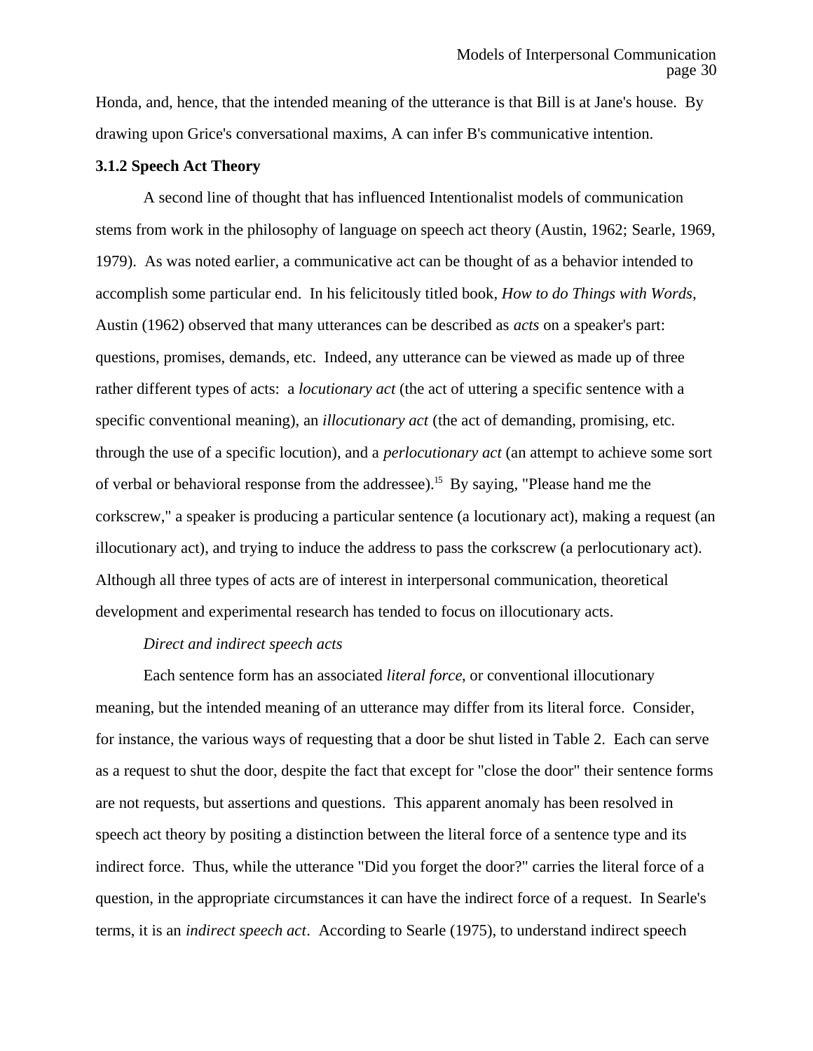Honda, and, hence, that the intended meaning of the utterance is that Bill is at Jane's house. By drawing upon Grice's conversational maxims, A can infer B's communicative intention.

### 3.1.2 Speech Act Theory

A second line of thought that has influenced Intentionalist models of communication stems from work in the philosophy of language on speech act theory (Austin, 1962; Searle, 1969, 1979). As was noted earlier, a communicative act can be thought of as a behavior intended to accomplish some particular end. In his felicitously titled book, *How to do Things with Words*, Austin (1962) observed that many utterances can be described as *acts* on a speaker's part: questions, promises, demands, etc. Indeed, any utterance can be viewed as made up of three rather different types of acts: a *locutionary act* (the act of uttering a specific sentence with a specific conventional meaning), an *illocutionary act* (the act of demanding, promising, etc. through the use of a specific locution), and a *perlocutionary act* (an attempt to achieve some sort of verbal or behavioral response from the addressee).[15] By saying, "Please hand me the corkscrew," a speaker is producing a particular sentence (a locutionary act), making a request (an illocutionary act), and trying to induce the address to pass the corkscrew (a perlocutionary act). Although all three types of acts are of interest in interpersonal communication, theoretical development and experimental research has tended to focus on illocutionary acts.

*Direct and indirect speech acts*

Each sentence form has an associated *literal force*, or conventional illocutionary meaning, but the intended meaning of an utterance may differ from its literal force. Consider, for instance, the various ways of requesting that a door be shut listed in Table 2. Each can serve as a request to shut the door, despite the fact that except for "close the door" their sentence forms are not requests, but assertions and questions. This apparent anomaly has been resolved in speech act theory by positing a distinction between the literal force of a sentence type and its indirect force. Thus, while the utterance "Did you forget the door?" carries the literal force of a question, in the appropriate circumstances it can have the indirect force of a request. In Searle's terms, it is an *indirect speech act*. According to Searle (1975), to understand indirect speech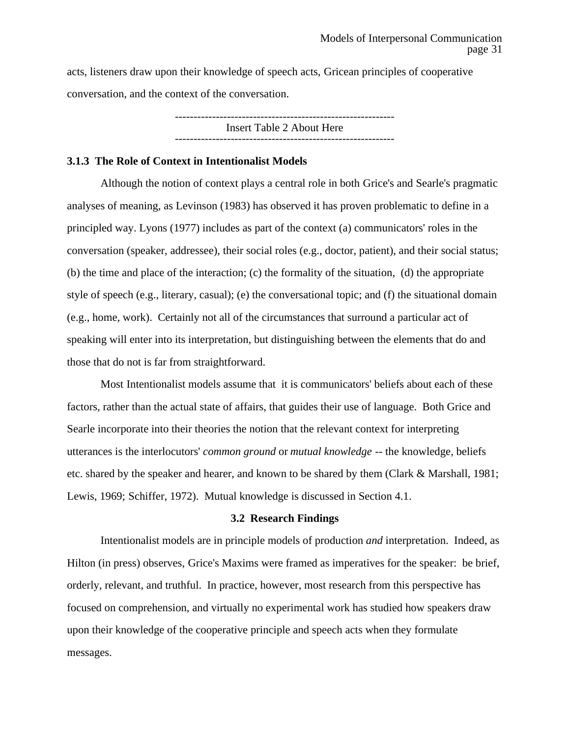acts, listeners draw upon their knowledge of speech acts, Gricean principles of cooperative conversation, and the context of the conversation.

-----------------------------------------------------------
Insert Table 2 About Here
-----------------------------------------------------------

### 3.1.3 The Role of Context in Intentionalist Models

Although the notion of context plays a central role in both Grice's and Searle's pragmatic analyses of meaning, as Levinson (1983) has observed it has proven problematic to define in a principled way. Lyons (1977) includes as part of the context (a) communicators' roles in the conversation (speaker, addressee), their social roles (e.g., doctor, patient), and their social status; (b) the time and place of the interaction; (c) the formality of the situation, (d) the appropriate style of speech (e.g., literary, casual); (e) the conversational topic; and (f) the situational domain (e.g., home, work). Certainly not all of the circumstances that surround a particular act of speaking will enter into its interpretation, but distinguishing between the elements that do and those that do not is far from straightforward.

Most Intentionalist models assume that it is communicators' beliefs about each of these factors, rather than the actual state of affairs, that guides their use of language. Both Grice and Searle incorporate into their theories the notion that the relevant context for interpreting utterances is the interlocutors' *common ground* or *mutual knowledge* -- the knowledge, beliefs etc. shared by the speaker and hearer, and known to be shared by them (Clark & Marshall, 1981; Lewis, 1969; Schiffer, 1972). Mutual knowledge is discussed in Section 4.1.

## 3.2 Research Findings

Intentionalist models are in principle models of production *and* interpretation. Indeed, as Hilton (in press) observes, Grice's Maxims were framed as imperatives for the speaker: be brief, orderly, relevant, and truthful. In practice, however, most research from this perspective has focused on comprehension, and virtually no experimental work has studied how speakers draw upon their knowledge of the cooperative principle and speech acts when they formulate messages.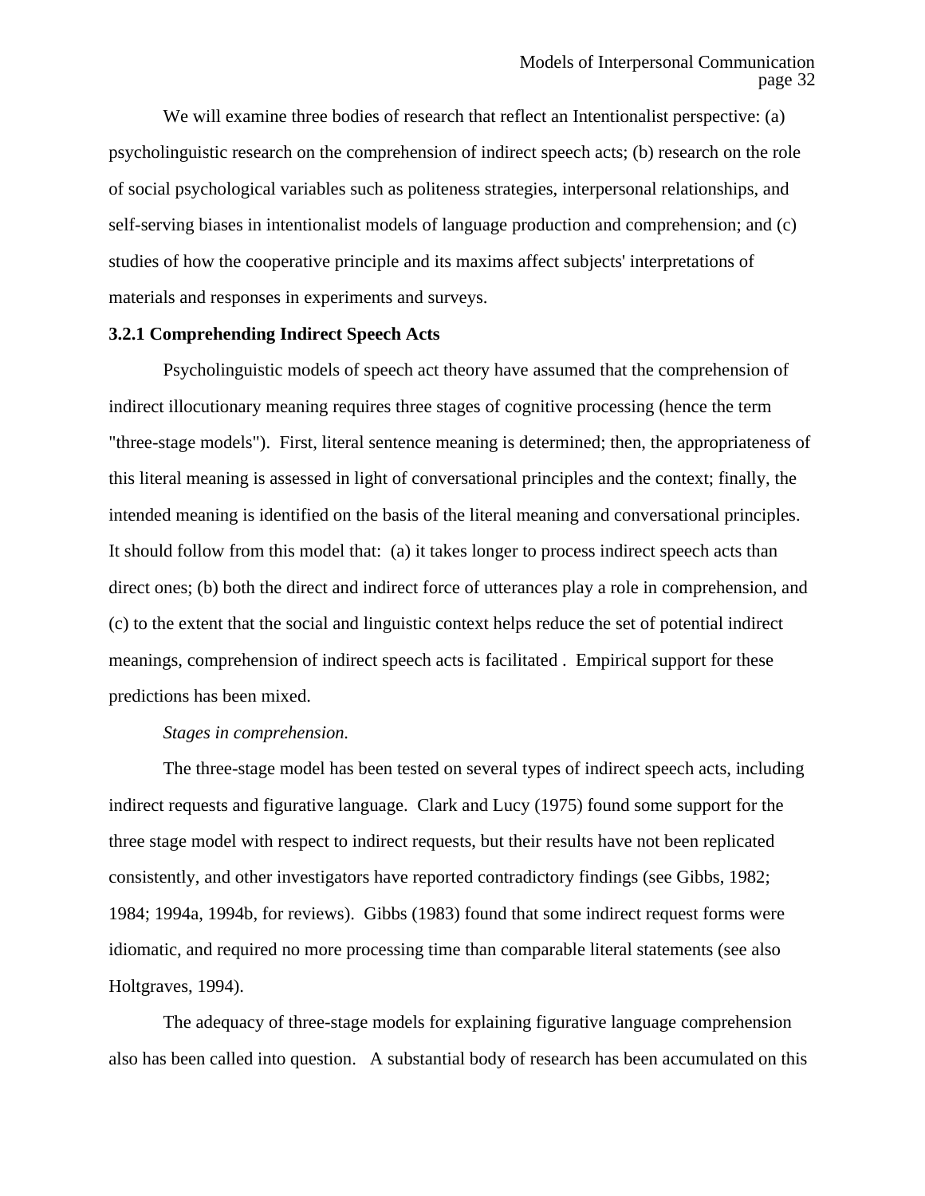We will examine three bodies of research that reflect an Intentionalist perspective: (a) psycholinguistic research on the comprehension of indirect speech acts; (b) research on the role of social psychological variables such as politeness strategies, interpersonal relationships, and self-serving biases in intentionalist models of language production and comprehension; and (c) studies of how the cooperative principle and its maxims affect subjects' interpretations of materials and responses in experiments and surveys.

### 3.2.1 Comprehending Indirect Speech Acts

Psycholinguistic models of speech act theory have assumed that the comprehension of indirect illocutionary meaning requires three stages of cognitive processing (hence the term "three-stage models"). First, literal sentence meaning is determined; then, the appropriateness of this literal meaning is assessed in light of conversational principles and the context; finally, the intended meaning is identified on the basis of the literal meaning and conversational principles. It should follow from this model that: (a) it takes longer to process indirect speech acts than direct ones; (b) both the direct and indirect force of utterances play a role in comprehension, and (c) to the extent that the social and linguistic context helps reduce the set of potential indirect meanings, comprehension of indirect speech acts is facilitated . Empirical support for these predictions has been mixed.

*Stages in comprehension.*

The three-stage model has been tested on several types of indirect speech acts, including indirect requests and figurative language. Clark and Lucy (1975) found some support for the three stage model with respect to indirect requests, but their results have not been replicated consistently, and other investigators have reported contradictory findings (see Gibbs, 1982; 1984; 1994a, 1994b, for reviews). Gibbs (1983) found that some indirect request forms were idiomatic, and required no more processing time than comparable literal statements (see also Holtgraves, 1994).

The adequacy of three-stage models for explaining figurative language comprehension also has been called into question. A substantial body of research has been accumulated on this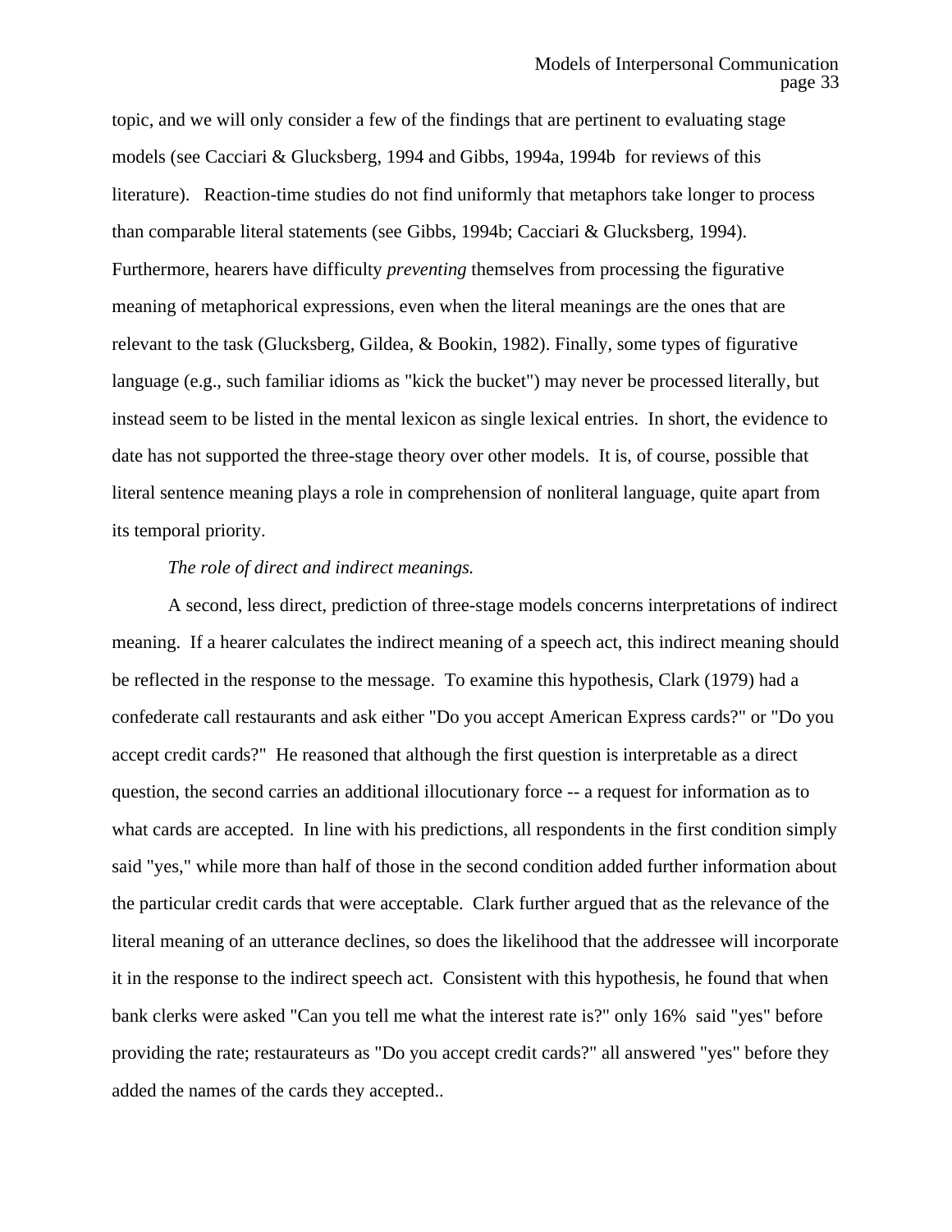topic, and we will only consider a few of the findings that are pertinent to evaluating stage models (see Cacciari & Glucksberg, 1994 and Gibbs, 1994a, 1994b for reviews of this literature). Reaction-time studies do not find uniformly that metaphors take longer to process than comparable literal statements (see Gibbs, 1994b; Cacciari & Glucksberg, 1994). Furthermore, hearers have difficulty *preventing* themselves from processing the figurative meaning of metaphorical expressions, even when the literal meanings are the ones that are relevant to the task (Glucksberg, Gildea, & Bookin, 1982). Finally, some types of figurative language (e.g., such familiar idioms as "kick the bucket") may never be processed literally, but instead seem to be listed in the mental lexicon as single lexical entries. In short, the evidence to date has not supported the three-stage theory over other models. It is, of course, possible that literal sentence meaning plays a role in comprehension of nonliteral language, quite apart from its temporal priority.

*The role of direct and indirect meanings.*

A second, less direct, prediction of three-stage models concerns interpretations of indirect meaning. If a hearer calculates the indirect meaning of a speech act, this indirect meaning should be reflected in the response to the message. To examine this hypothesis, Clark (1979) had a confederate call restaurants and ask either "Do you accept American Express cards?" or "Do you accept credit cards?" He reasoned that although the first question is interpretable as a direct question, the second carries an additional illocutionary force -- a request for information as to what cards are accepted. In line with his predictions, all respondents in the first condition simply said "yes," while more than half of those in the second condition added further information about the particular credit cards that were acceptable. Clark further argued that as the relevance of the literal meaning of an utterance declines, so does the likelihood that the addressee will incorporate it in the response to the indirect speech act. Consistent with this hypothesis, he found that when bank clerks were asked "Can you tell me what the interest rate is?" only 16% said "yes" before providing the rate; restaurateurs as "Do you accept credit cards?" all answered "yes" before they added the names of the cards they accepted..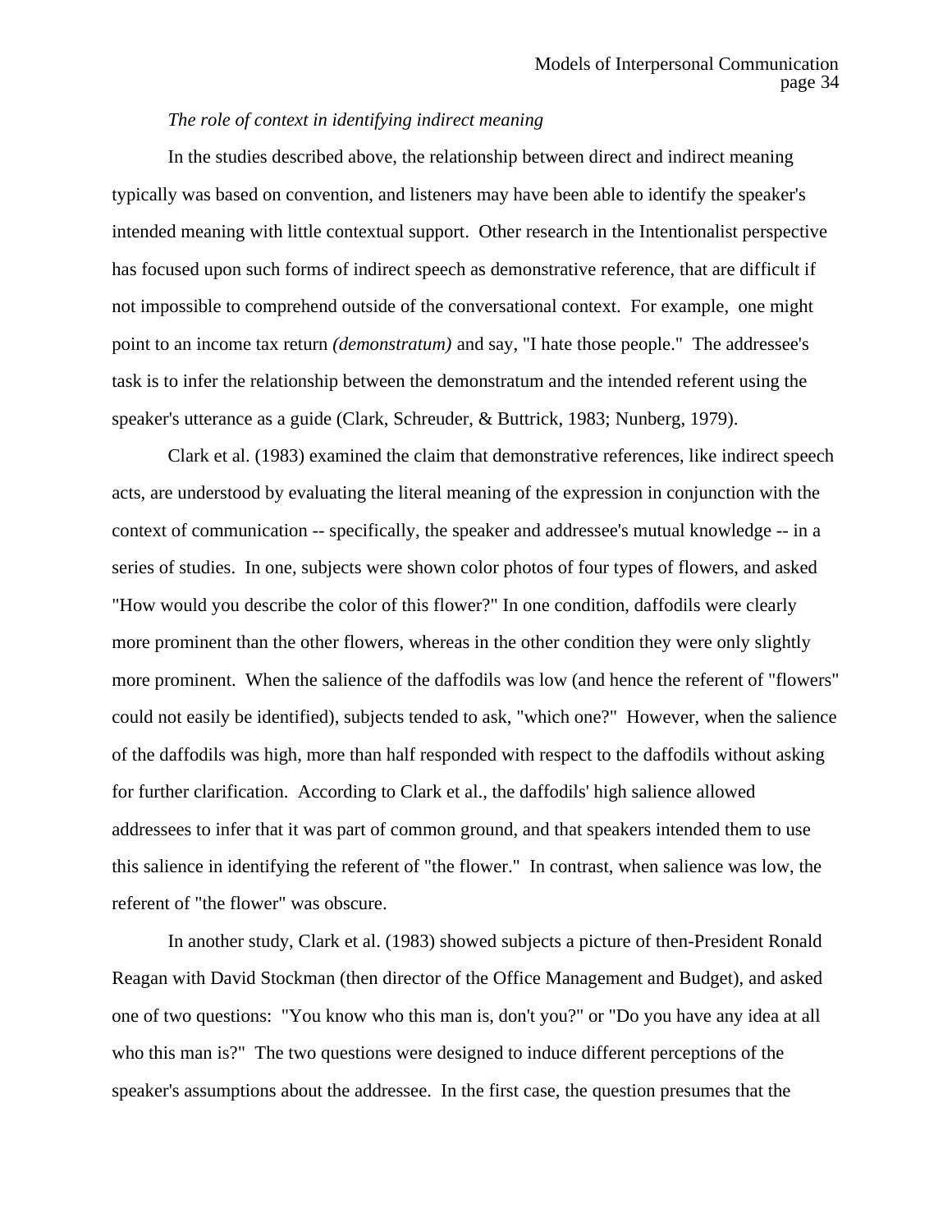*The role of context in identifying indirect meaning*

In the studies described above, the relationship between direct and indirect meaning typically was based on convention, and listeners may have been able to identify the speaker's intended meaning with little contextual support. Other research in the Intentionalist perspective has focused upon such forms of indirect speech as demonstrative reference, that are difficult if not impossible to comprehend outside of the conversational context. For example, one might point to an income tax return *(demonstratum)* and say, "I hate those people." The addressee's task is to infer the relationship between the demonstratum and the intended referent using the speaker's utterance as a guide (Clark, Schreuder, & Buttrick, 1983; Nunberg, 1979).

Clark et al. (1983) examined the claim that demonstrative references, like indirect speech acts, are understood by evaluating the literal meaning of the expression in conjunction with the context of communication -- specifically, the speaker and addressee's mutual knowledge -- in a series of studies. In one, subjects were shown color photos of four types of flowers, and asked "How would you describe the color of this flower?" In one condition, daffodils were clearly more prominent than the other flowers, whereas in the other condition they were only slightly more prominent. When the salience of the daffodils was low (and hence the referent of "flowers" could not easily be identified), subjects tended to ask, "which one?" However, when the salience of the daffodils was high, more than half responded with respect to the daffodils without asking for further clarification. According to Clark et al., the daffodils' high salience allowed addressees to infer that it was part of common ground, and that speakers intended them to use this salience in identifying the referent of "the flower." In contrast, when salience was low, the referent of "the flower" was obscure.

In another study, Clark et al. (1983) showed subjects a picture of then-President Ronald Reagan with David Stockman (then director of the Office Management and Budget), and asked one of two questions: "You know who this man is, don't you?" or "Do you have any idea at all who this man is?" The two questions were designed to induce different perceptions of the speaker's assumptions about the addressee. In the first case, the question presumes that the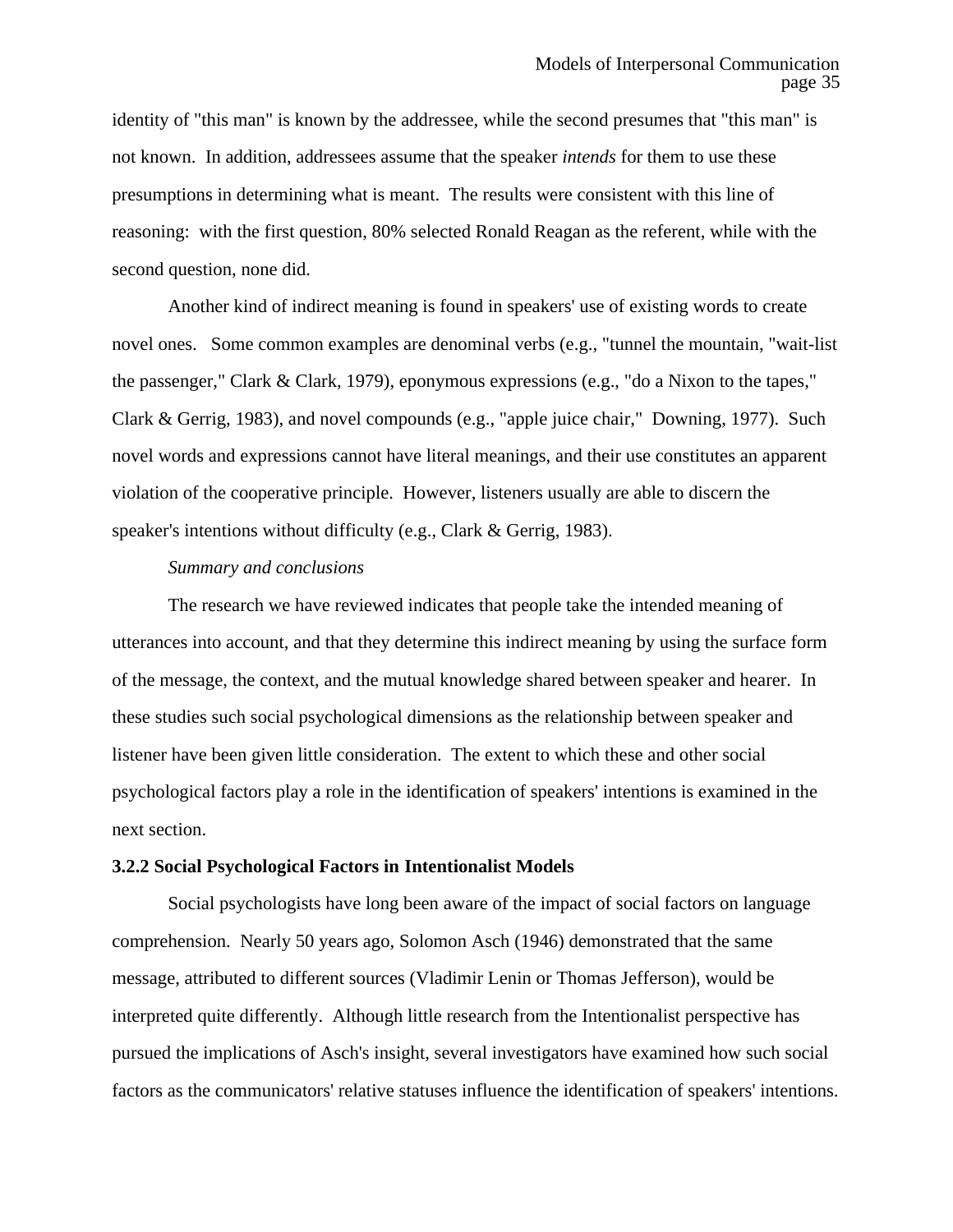identity of "this man" is known by the addressee, while the second presumes that "this man" is not known. In addition, addressees assume that the speaker *intends* for them to use these presumptions in determining what is meant. The results were consistent with this line of reasoning: with the first question, 80% selected Ronald Reagan as the referent, while with the second question, none did.

Another kind of indirect meaning is found in speakers' use of existing words to create novel ones. Some common examples are denominal verbs (e.g., "tunnel the mountain, "wait-list the passenger," Clark & Clark, 1979), eponymous expressions (e.g., "do a Nixon to the tapes," Clark & Gerrig, 1983), and novel compounds (e.g., "apple juice chair," Downing, 1977). Such novel words and expressions cannot have literal meanings, and their use constitutes an apparent violation of the cooperative principle. However, listeners usually are able to discern the speaker's intentions without difficulty (e.g., Clark & Gerrig, 1983).

*Summary and conclusions*

The research we have reviewed indicates that people take the intended meaning of utterances into account, and that they determine this indirect meaning by using the surface form of the message, the context, and the mutual knowledge shared between speaker and hearer. In these studies such social psychological dimensions as the relationship between speaker and listener have been given little consideration. The extent to which these and other social psychological factors play a role in the identification of speakers' intentions is examined in the next section.

**3.2.2 Social Psychological Factors in Intentionalist Models**

Social psychologists have long been aware of the impact of social factors on language comprehension. Nearly 50 years ago, Solomon Asch (1946) demonstrated that the same message, attributed to different sources (Vladimir Lenin or Thomas Jefferson), would be interpreted quite differently. Although little research from the Intentionalist perspective has pursued the implications of Asch's insight, several investigators have examined how such social factors as the communicators' relative statuses influence the identification of speakers' intentions.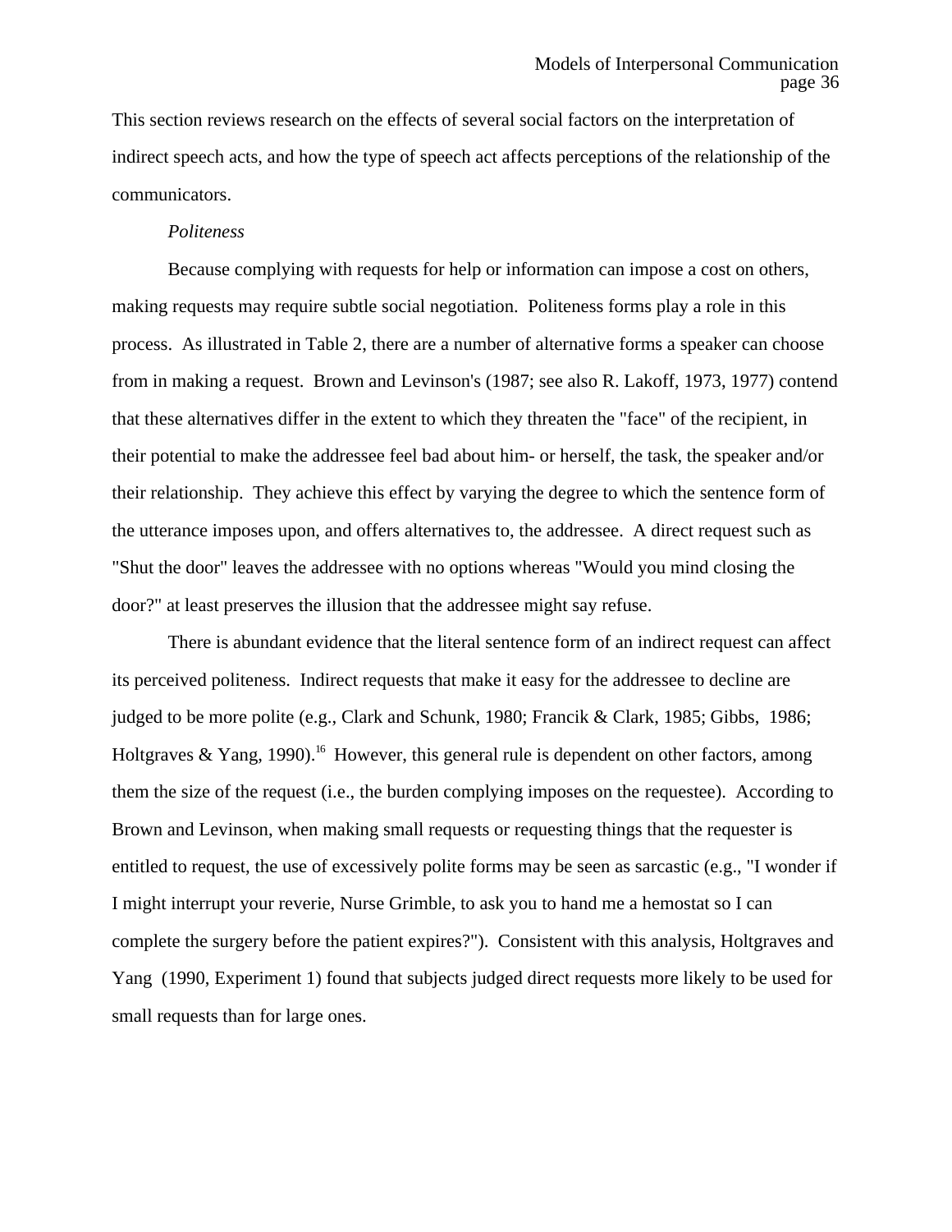This section reviews research on the effects of several social factors on the interpretation of indirect speech acts, and how the type of speech act affects perceptions of the relationship of the communicators.

*Politeness*

Because complying with requests for help or information can impose a cost on others, making requests may require subtle social negotiation. Politeness forms play a role in this process. As illustrated in Table 2, there are a number of alternative forms a speaker can choose from in making a request. Brown and Levinson's (1987; see also R. Lakoff, 1973, 1977) contend that these alternatives differ in the extent to which they threaten the "face" of the recipient, in their potential to make the addressee feel bad about him- or herself, the task, the speaker and/or their relationship. They achieve this effect by varying the degree to which the sentence form of the utterance imposes upon, and offers alternatives to, the addressee. A direct request such as "Shut the door" leaves the addressee with no options whereas "Would you mind closing the door?" at least preserves the illusion that the addressee might say refuse.

There is abundant evidence that the literal sentence form of an indirect request can affect its perceived politeness. Indirect requests that make it easy for the addressee to decline are judged to be more polite (e.g., Clark and Schunk, 1980; Francik & Clark, 1985; Gibbs, 1986; Holtgraves & Yang, 1990).[16] However, this general rule is dependent on other factors, among them the size of the request (i.e., the burden complying imposes on the requestee). According to Brown and Levinson, when making small requests or requesting things that the requester is entitled to request, the use of excessively polite forms may be seen as sarcastic (e.g., "I wonder if I might interrupt your reverie, Nurse Grimble, to ask you to hand me a hemostat so I can complete the surgery before the patient expires?"). Consistent with this analysis, Holtgraves and Yang (1990, Experiment 1) found that subjects judged direct requests more likely to be used for small requests than for large ones.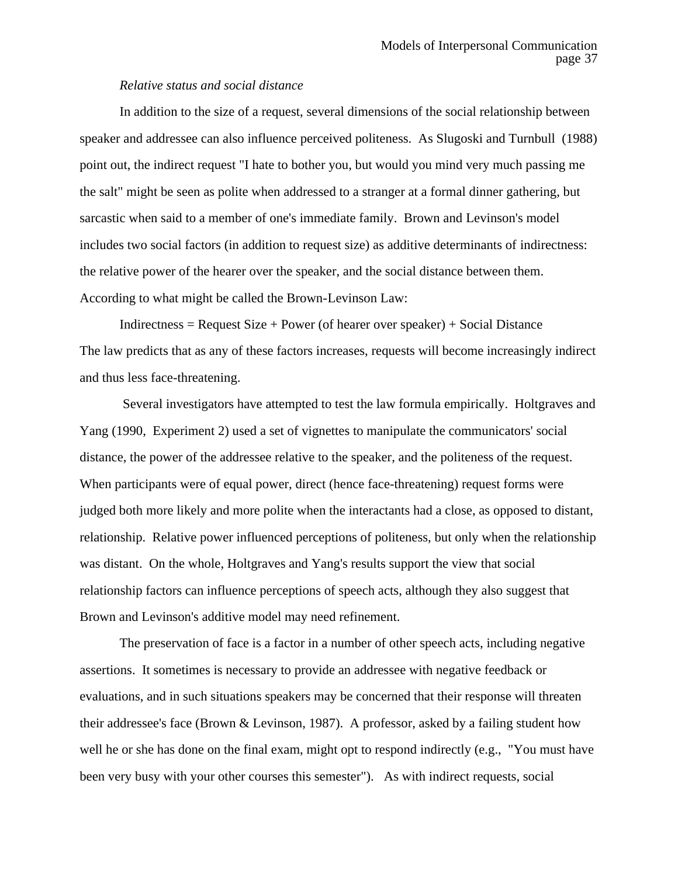*Relative status and social distance*

In addition to the size of a request, several dimensions of the social relationship between speaker and addressee can also influence perceived politeness. As Slugoski and Turnbull (1988) point out, the indirect request "I hate to bother you, but would you mind very much passing me the salt" might be seen as polite when addressed to a stranger at a formal dinner gathering, but sarcastic when said to a member of one's immediate family. Brown and Levinson's model includes two social factors (in addition to request size) as additive determinants of indirectness: the relative power of the hearer over the speaker, and the social distance between them. According to what might be called the Brown-Levinson Law:

Indirectness = Request Size + Power (of hearer over speaker) + Social Distance

The law predicts that as any of these factors increases, requests will become increasingly indirect and thus less face-threatening.

Several investigators have attempted to test the law formula empirically. Holtgraves and Yang (1990, Experiment 2) used a set of vignettes to manipulate the communicators' social distance, the power of the addressee relative to the speaker, and the politeness of the request. When participants were of equal power, direct (hence face-threatening) request forms were judged both more likely and more polite when the interactants had a close, as opposed to distant, relationship. Relative power influenced perceptions of politeness, but only when the relationship was distant. On the whole, Holtgraves and Yang's results support the view that social relationship factors can influence perceptions of speech acts, although they also suggest that Brown and Levinson's additive model may need refinement.

The preservation of face is a factor in a number of other speech acts, including negative assertions. It sometimes is necessary to provide an addressee with negative feedback or evaluations, and in such situations speakers may be concerned that their response will threaten their addressee's face (Brown & Levinson, 1987). A professor, asked by a failing student how well he or she has done on the final exam, might opt to respond indirectly (e.g., "You must have been very busy with your other courses this semester"). As with indirect requests, social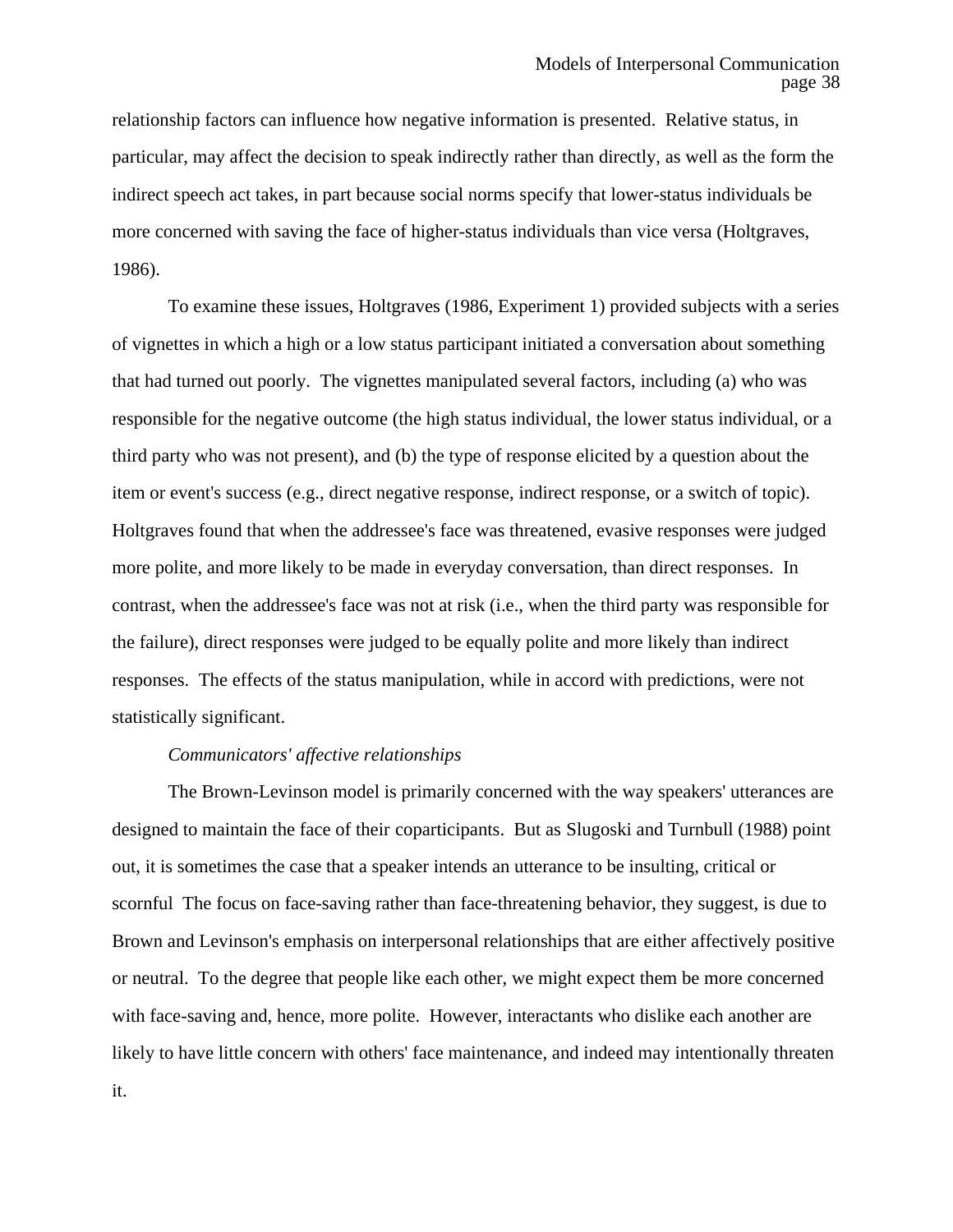relationship factors can influence how negative information is presented. Relative status, in particular, may affect the decision to speak indirectly rather than directly, as well as the form the indirect speech act takes, in part because social norms specify that lower-status individuals be more concerned with saving the face of higher-status individuals than vice versa (Holtgraves, 1986).

To examine these issues, Holtgraves (1986, Experiment 1) provided subjects with a series of vignettes in which a high or a low status participant initiated a conversation about something that had turned out poorly. The vignettes manipulated several factors, including (a) who was responsible for the negative outcome (the high status individual, the lower status individual, or a third party who was not present), and (b) the type of response elicited by a question about the item or event's success (e.g., direct negative response, indirect response, or a switch of topic). Holtgraves found that when the addressee's face was threatened, evasive responses were judged more polite, and more likely to be made in everyday conversation, than direct responses. In contrast, when the addressee's face was not at risk (i.e., when the third party was responsible for the failure), direct responses were judged to be equally polite and more likely than indirect responses. The effects of the status manipulation, while in accord with predictions, were not statistically significant.

*Communicators' affective relationships*

The Brown-Levinson model is primarily concerned with the way speakers' utterances are designed to maintain the face of their coparticipants. But as Slugoski and Turnbull (1988) point out, it is sometimes the case that a speaker intends an utterance to be insulting, critical or scornful The focus on face-saving rather than face-threatening behavior, they suggest, is due to Brown and Levinson's emphasis on interpersonal relationships that are either affectively positive or neutral. To the degree that people like each other, we might expect them be more concerned with face-saving and, hence, more polite. However, interactants who dislike each another are likely to have little concern with others' face maintenance, and indeed may intentionally threaten it.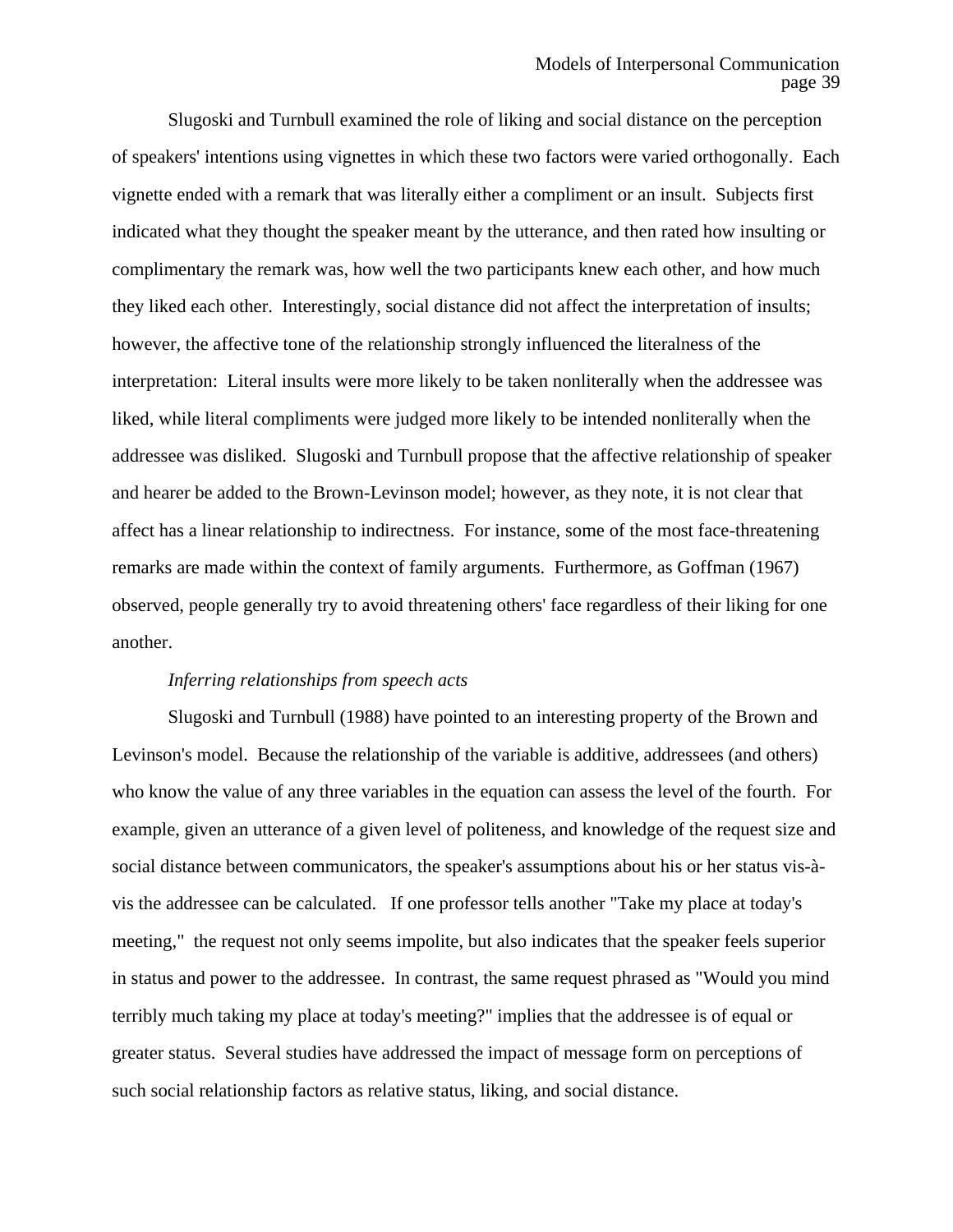Slugoski and Turnbull examined the role of liking and social distance on the perception of speakers' intentions using vignettes in which these two factors were varied orthogonally. Each vignette ended with a remark that was literally either a compliment or an insult. Subjects first indicated what they thought the speaker meant by the utterance, and then rated how insulting or complimentary the remark was, how well the two participants knew each other, and how much they liked each other. Interestingly, social distance did not affect the interpretation of insults; however, the affective tone of the relationship strongly influenced the literalness of the interpretation: Literal insults were more likely to be taken nonliterally when the addressee was liked, while literal compliments were judged more likely to be intended nonliterally when the addressee was disliked. Slugoski and Turnbull propose that the affective relationship of speaker and hearer be added to the Brown-Levinson model; however, as they note, it is not clear that affect has a linear relationship to indirectness. For instance, some of the most face-threatening remarks are made within the context of family arguments. Furthermore, as Goffman (1967) observed, people generally try to avoid threatening others' face regardless of their liking for one another.

*Inferring relationships from speech acts*

Slugoski and Turnbull (1988) have pointed to an interesting property of the Brown and Levinson's model. Because the relationship of the variable is additive, addressees (and others) who know the value of any three variables in the equation can assess the level of the fourth. For example, given an utterance of a given level of politeness, and knowledge of the request size and social distance between communicators, the speaker's assumptions about his or her status vis-à-vis the addressee can be calculated. If one professor tells another "Take my place at today's meeting," the request not only seems impolite, but also indicates that the speaker feels superior in status and power to the addressee. In contrast, the same request phrased as "Would you mind terribly much taking my place at today's meeting?" implies that the addressee is of equal or greater status. Several studies have addressed the impact of message form on perceptions of such social relationship factors as relative status, liking, and social distance.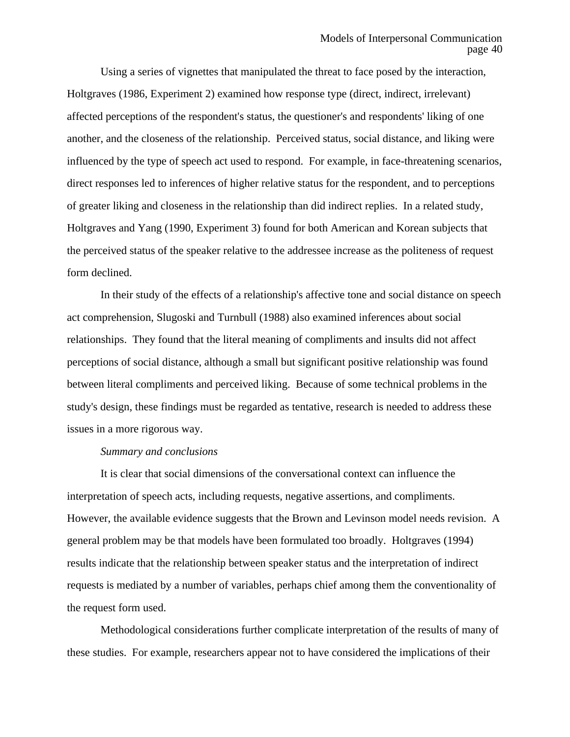Using a series of vignettes that manipulated the threat to face posed by the interaction, Holtgraves (1986, Experiment 2) examined how response type (direct, indirect, irrelevant) affected perceptions of the respondent's status, the questioner's and respondents' liking of one another, and the closeness of the relationship. Perceived status, social distance, and liking were influenced by the type of speech act used to respond. For example, in face-threatening scenarios, direct responses led to inferences of higher relative status for the respondent, and to perceptions of greater liking and closeness in the relationship than did indirect replies. In a related study, Holtgraves and Yang (1990, Experiment 3) found for both American and Korean subjects that the perceived status of the speaker relative to the addressee increase as the politeness of request form declined.

In their study of the effects of a relationship's affective tone and social distance on speech act comprehension, Slugoski and Turnbull (1988) also examined inferences about social relationships. They found that the literal meaning of compliments and insults did not affect perceptions of social distance, although a small but significant positive relationship was found between literal compliments and perceived liking. Because of some technical problems in the study's design, these findings must be regarded as tentative, research is needed to address these issues in a more rigorous way.

*Summary and conclusions*

It is clear that social dimensions of the conversational context can influence the interpretation of speech acts, including requests, negative assertions, and compliments. However, the available evidence suggests that the Brown and Levinson model needs revision. A general problem may be that models have been formulated too broadly. Holtgraves (1994) results indicate that the relationship between speaker status and the interpretation of indirect requests is mediated by a number of variables, perhaps chief among them the conventionality of the request form used.

Methodological considerations further complicate interpretation of the results of many of these studies. For example, researchers appear not to have considered the implications of their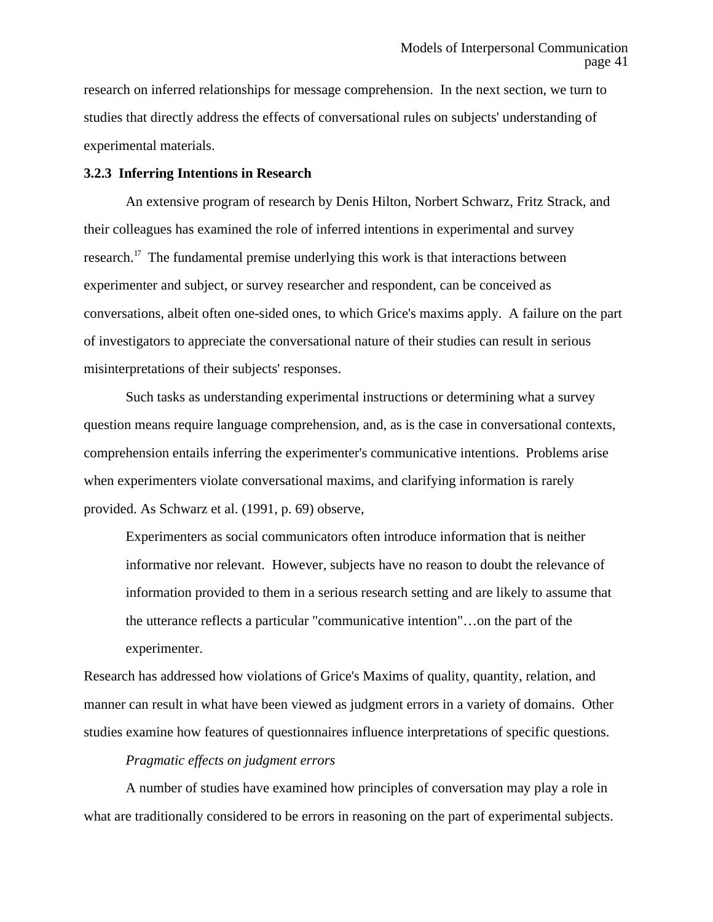research on inferred relationships for message comprehension. In the next section, we turn to studies that directly address the effects of conversational rules on subjects' understanding of experimental materials.

### 3.2.3 Inferring Intentions in Research

An extensive program of research by Denis Hilton, Norbert Schwarz, Fritz Strack, and their colleagues has examined the role of inferred intentions in experimental and survey research.[17] The fundamental premise underlying this work is that interactions between experimenter and subject, or survey researcher and respondent, can be conceived as conversations, albeit often one-sided ones, to which Grice's maxims apply. A failure on the part of investigators to appreciate the conversational nature of their studies can result in serious misinterpretations of their subjects' responses.

Such tasks as understanding experimental instructions or determining what a survey question means require language comprehension, and, as is the case in conversational contexts, comprehension entails inferring the experimenter's communicative intentions. Problems arise when experimenters violate conversational maxims, and clarifying information is rarely provided. As Schwarz et al. (1991, p. 69) observe,

> Experimenters as social communicators often introduce information that is neither informative nor relevant. However, subjects have no reason to doubt the relevance of information provided to them in a serious research setting and are likely to assume that the utterance reflects a particular "communicative intention"…on the part of the experimenter.

Research has addressed how violations of Grice's Maxims of quality, quantity, relation, and manner can result in what have been viewed as judgment errors in a variety of domains. Other studies examine how features of questionnaires influence interpretations of specific questions.

*Pragmatic effects on judgment errors*

A number of studies have examined how principles of conversation may play a role in what are traditionally considered to be errors in reasoning on the part of experimental subjects.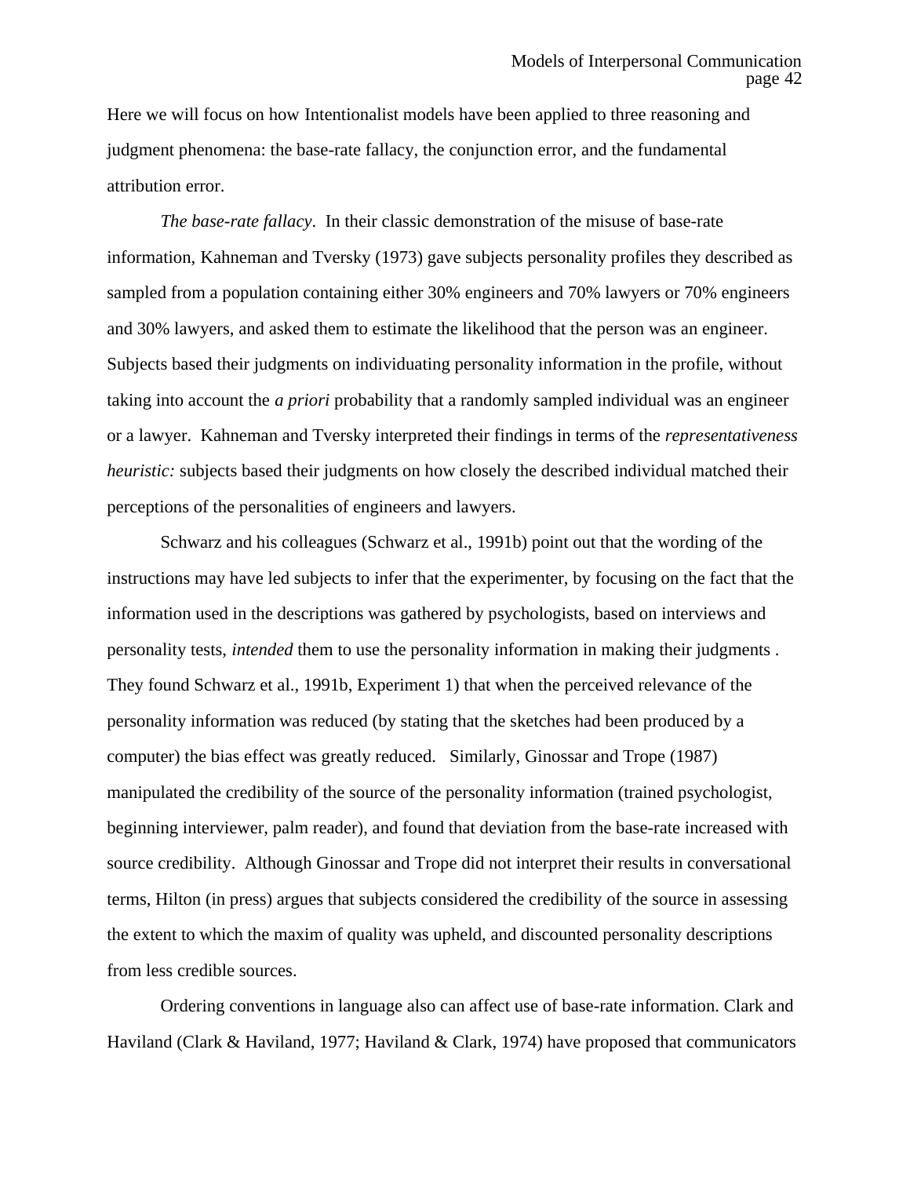Here we will focus on how Intentionalist models have been applied to three reasoning and judgment phenomena: the base-rate fallacy, the conjunction error, and the fundamental attribution error.

*The base-rate fallacy*. In their classic demonstration of the misuse of base-rate information, Kahneman and Tversky (1973) gave subjects personality profiles they described as sampled from a population containing either 30% engineers and 70% lawyers or 70% engineers and 30% lawyers, and asked them to estimate the likelihood that the person was an engineer. Subjects based their judgments on individuating personality information in the profile, without taking into account the *a priori* probability that a randomly sampled individual was an engineer or a lawyer. Kahneman and Tversky interpreted their findings in terms of the *representativeness heuristic:* subjects based their judgments on how closely the described individual matched their perceptions of the personalities of engineers and lawyers.

Schwarz and his colleagues (Schwarz et al., 1991b) point out that the wording of the instructions may have led subjects to infer that the experimenter, by focusing on the fact that the information used in the descriptions was gathered by psychologists, based on interviews and personality tests, *intended* them to use the personality information in making their judgments . They found Schwarz et al., 1991b, Experiment 1) that when the perceived relevance of the personality information was reduced (by stating that the sketches had been produced by a computer) the bias effect was greatly reduced. Similarly, Ginossar and Trope (1987) manipulated the credibility of the source of the personality information (trained psychologist, beginning interviewer, palm reader), and found that deviation from the base-rate increased with source credibility. Although Ginossar and Trope did not interpret their results in conversational terms, Hilton (in press) argues that subjects considered the credibility of the source in assessing the extent to which the maxim of quality was upheld, and discounted personality descriptions from less credible sources.

Ordering conventions in language also can affect use of base-rate information. Clark and Haviland (Clark & Haviland, 1977; Haviland & Clark, 1974) have proposed that communicators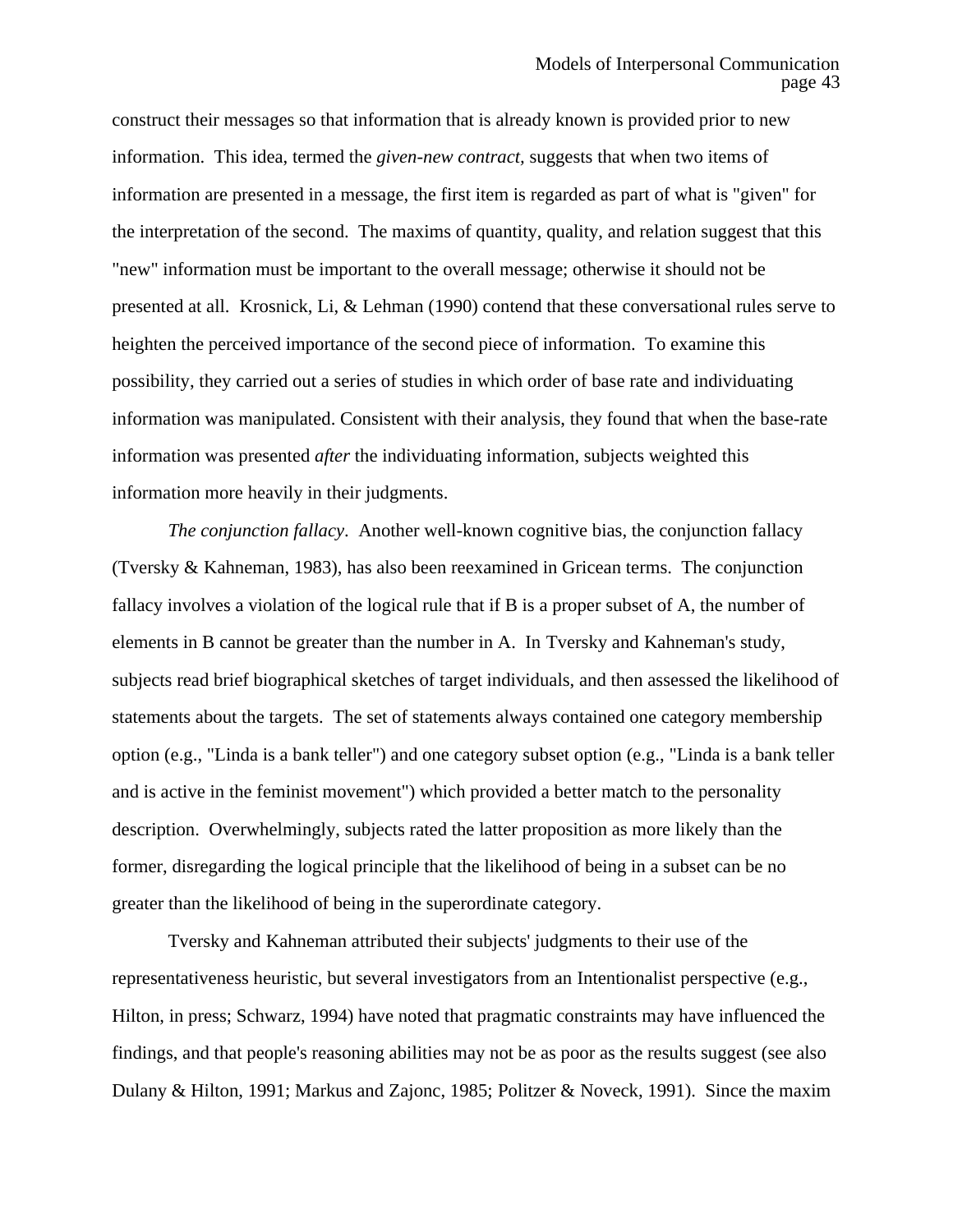construct their messages so that information that is already known is provided prior to new information. This idea, termed the *given-new contract,* suggests that when two items of information are presented in a message, the first item is regarded as part of what is "given" for the interpretation of the second. The maxims of quantity, quality, and relation suggest that this "new" information must be important to the overall message; otherwise it should not be presented at all. Krosnick, Li, & Lehman (1990) contend that these conversational rules serve to heighten the perceived importance of the second piece of information. To examine this possibility, they carried out a series of studies in which order of base rate and individuating information was manipulated. Consistent with their analysis, they found that when the base-rate information was presented *after* the individuating information, subjects weighted this information more heavily in their judgments.

*The conjunction fallacy*. Another well-known cognitive bias, the conjunction fallacy (Tversky & Kahneman, 1983), has also been reexamined in Gricean terms. The conjunction fallacy involves a violation of the logical rule that if B is a proper subset of A, the number of elements in B cannot be greater than the number in A. In Tversky and Kahneman's study, subjects read brief biographical sketches of target individuals, and then assessed the likelihood of statements about the targets. The set of statements always contained one category membership option (e.g., "Linda is a bank teller") and one category subset option (e.g., "Linda is a bank teller and is active in the feminist movement") which provided a better match to the personality description. Overwhelmingly, subjects rated the latter proposition as more likely than the former, disregarding the logical principle that the likelihood of being in a subset can be no greater than the likelihood of being in the superordinate category.

Tversky and Kahneman attributed their subjects' judgments to their use of the representativeness heuristic, but several investigators from an Intentionalist perspective (e.g., Hilton, in press; Schwarz, 1994) have noted that pragmatic constraints may have influenced the findings, and that people's reasoning abilities may not be as poor as the results suggest (see also Dulany & Hilton, 1991; Markus and Zajonc, 1985; Politzer & Noveck, 1991). Since the maxim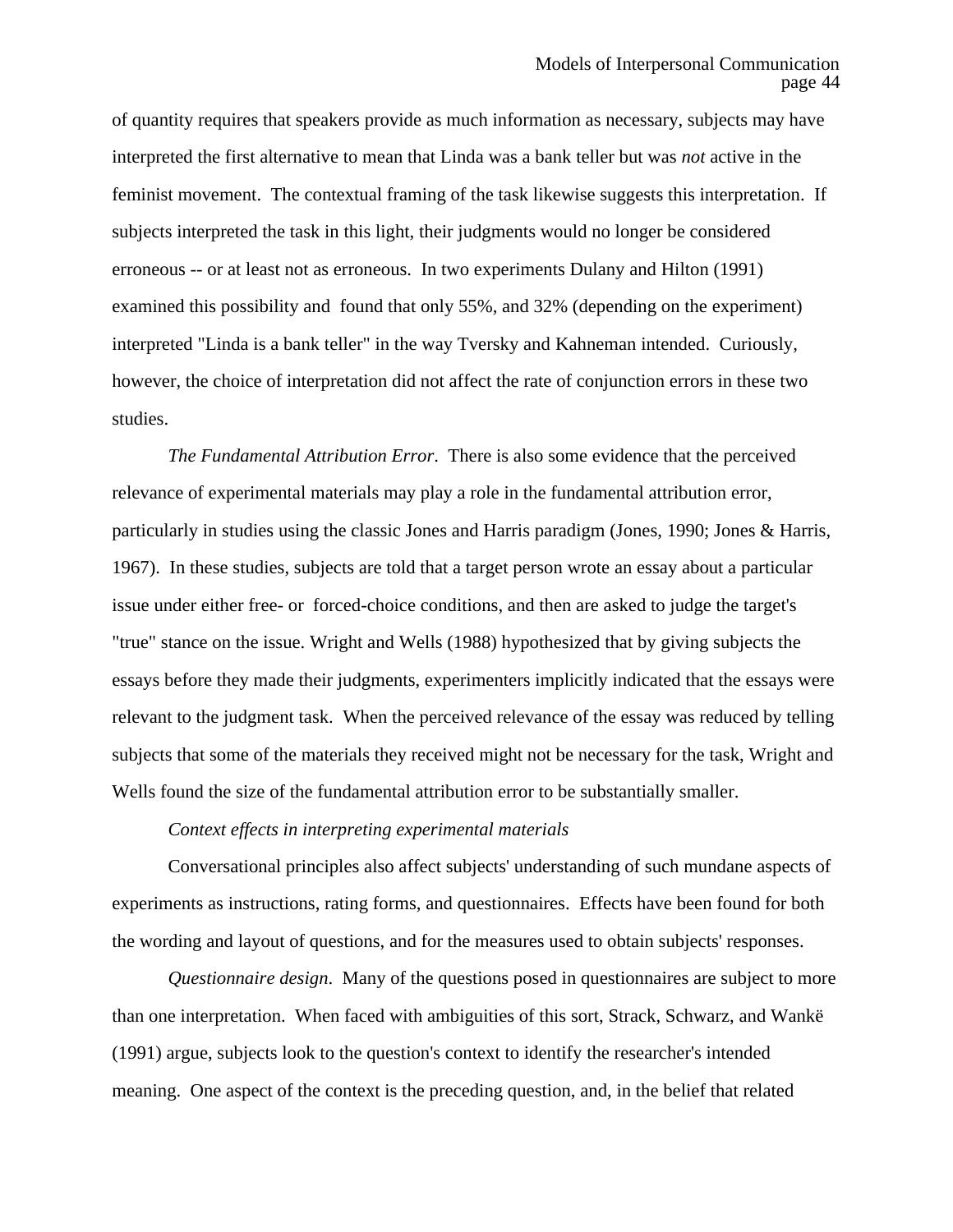of quantity requires that speakers provide as much information as necessary, subjects may have interpreted the first alternative to mean that Linda was a bank teller but was *not* active in the feminist movement. The contextual framing of the task likewise suggests this interpretation. If subjects interpreted the task in this light, their judgments would no longer be considered erroneous -- or at least not as erroneous. In two experiments Dulany and Hilton (1991) examined this possibility and found that only 55%, and 32% (depending on the experiment) interpreted "Linda is a bank teller" in the way Tversky and Kahneman intended. Curiously, however, the choice of interpretation did not affect the rate of conjunction errors in these two studies.

*The Fundamental Attribution Error*. There is also some evidence that the perceived relevance of experimental materials may play a role in the fundamental attribution error, particularly in studies using the classic Jones and Harris paradigm (Jones, 1990; Jones & Harris, 1967). In these studies, subjects are told that a target person wrote an essay about a particular issue under either free- or forced-choice conditions, and then are asked to judge the target's "true" stance on the issue. Wright and Wells (1988) hypothesized that by giving subjects the essays before they made their judgments, experimenters implicitly indicated that the essays were relevant to the judgment task. When the perceived relevance of the essay was reduced by telling subjects that some of the materials they received might not be necessary for the task, Wright and Wells found the size of the fundamental attribution error to be substantially smaller.

*Context effects in interpreting experimental materials*

Conversational principles also affect subjects' understanding of such mundane aspects of experiments as instructions, rating forms, and questionnaires. Effects have been found for both the wording and layout of questions, and for the measures used to obtain subjects' responses.

*Questionnaire design*. Many of the questions posed in questionnaires are subject to more than one interpretation. When faced with ambiguities of this sort, Strack, Schwarz, and Wankë (1991) argue, subjects look to the question's context to identify the researcher's intended meaning. One aspect of the context is the preceding question, and, in the belief that related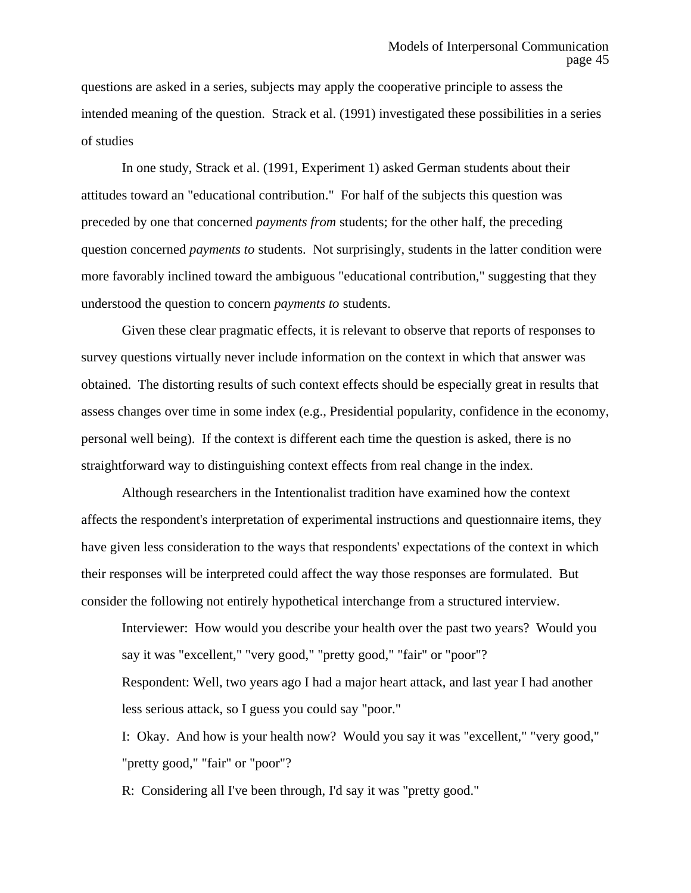questions are asked in a series, subjects may apply the cooperative principle to assess the intended meaning of the question. Strack et al. (1991) investigated these possibilities in a series of studies

In one study, Strack et al. (1991, Experiment 1) asked German students about their attitudes toward an "educational contribution." For half of the subjects this question was preceded by one that concerned *payments from* students; for the other half, the preceding question concerned *payments to* students. Not surprisingly, students in the latter condition were more favorably inclined toward the ambiguous "educational contribution," suggesting that they understood the question to concern *payments to* students.

Given these clear pragmatic effects, it is relevant to observe that reports of responses to survey questions virtually never include information on the context in which that answer was obtained. The distorting results of such context effects should be especially great in results that assess changes over time in some index (e.g., Presidential popularity, confidence in the economy, personal well being). If the context is different each time the question is asked, there is no straightforward way to distinguishing context effects from real change in the index.

Although researchers in the Intentionalist tradition have examined how the context affects the respondent's interpretation of experimental instructions and questionnaire items, they have given less consideration to the ways that respondents' expectations of the context in which their responses will be interpreted could affect the way those responses are formulated. But consider the following not entirely hypothetical interchange from a structured interview.

> Interviewer: How would you describe your health over the past two years? Would you say it was "excellent," "very good," "pretty good," "fair" or "poor"?
>
> Respondent: Well, two years ago I had a major heart attack, and last year I had another less serious attack, so I guess you could say "poor."
>
> I: Okay. And how is your health now? Would you say it was "excellent," "very good," "pretty good," "fair" or "poor"?
>
> R: Considering all I've been through, I'd say it was "pretty good."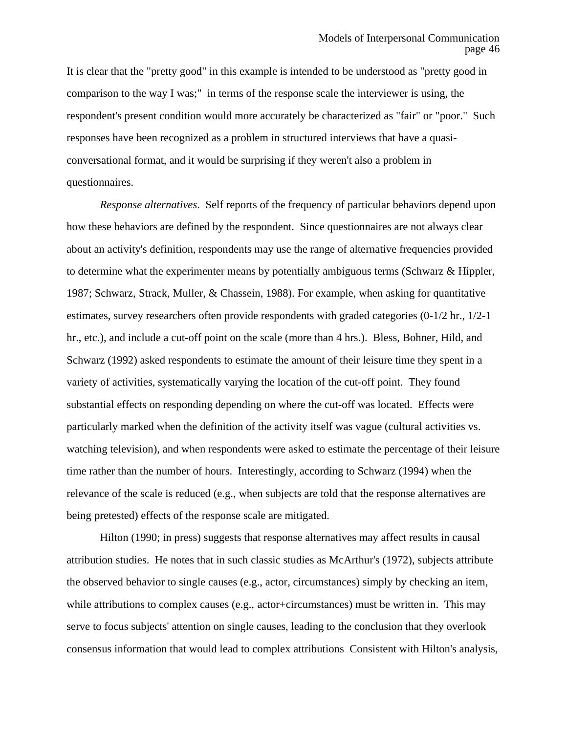It is clear that the "pretty good" in this example is intended to be understood as "pretty good in comparison to the way I was;" in terms of the response scale the interviewer is using, the respondent's present condition would more accurately be characterized as "fair" or "poor." Such responses have been recognized as a problem in structured interviews that have a quasi-conversational format, and it would be surprising if they weren't also a problem in questionnaires.

*Response alternatives*. Self reports of the frequency of particular behaviors depend upon how these behaviors are defined by the respondent. Since questionnaires are not always clear about an activity's definition, respondents may use the range of alternative frequencies provided to determine what the experimenter means by potentially ambiguous terms (Schwarz & Hippler, 1987; Schwarz, Strack, Muller, & Chassein, 1988). For example, when asking for quantitative estimates, survey researchers often provide respondents with graded categories (0-1/2 hr., 1/2-1 hr., etc.), and include a cut-off point on the scale (more than 4 hrs.). Bless, Bohner, Hild, and Schwarz (1992) asked respondents to estimate the amount of their leisure time they spent in a variety of activities, systematically varying the location of the cut-off point. They found substantial effects on responding depending on where the cut-off was located. Effects were particularly marked when the definition of the activity itself was vague (cultural activities vs. watching television), and when respondents were asked to estimate the percentage of their leisure time rather than the number of hours. Interestingly, according to Schwarz (1994) when the relevance of the scale is reduced (e.g., when subjects are told that the response alternatives are being pretested) effects of the response scale are mitigated.

Hilton (1990; in press) suggests that response alternatives may affect results in causal attribution studies. He notes that in such classic studies as McArthur's (1972), subjects attribute the observed behavior to single causes (e.g., actor, circumstances) simply by checking an item, while attributions to complex causes (e.g., actor+circumstances) must be written in. This may serve to focus subjects' attention on single causes, leading to the conclusion that they overlook consensus information that would lead to complex attributions Consistent with Hilton's analysis,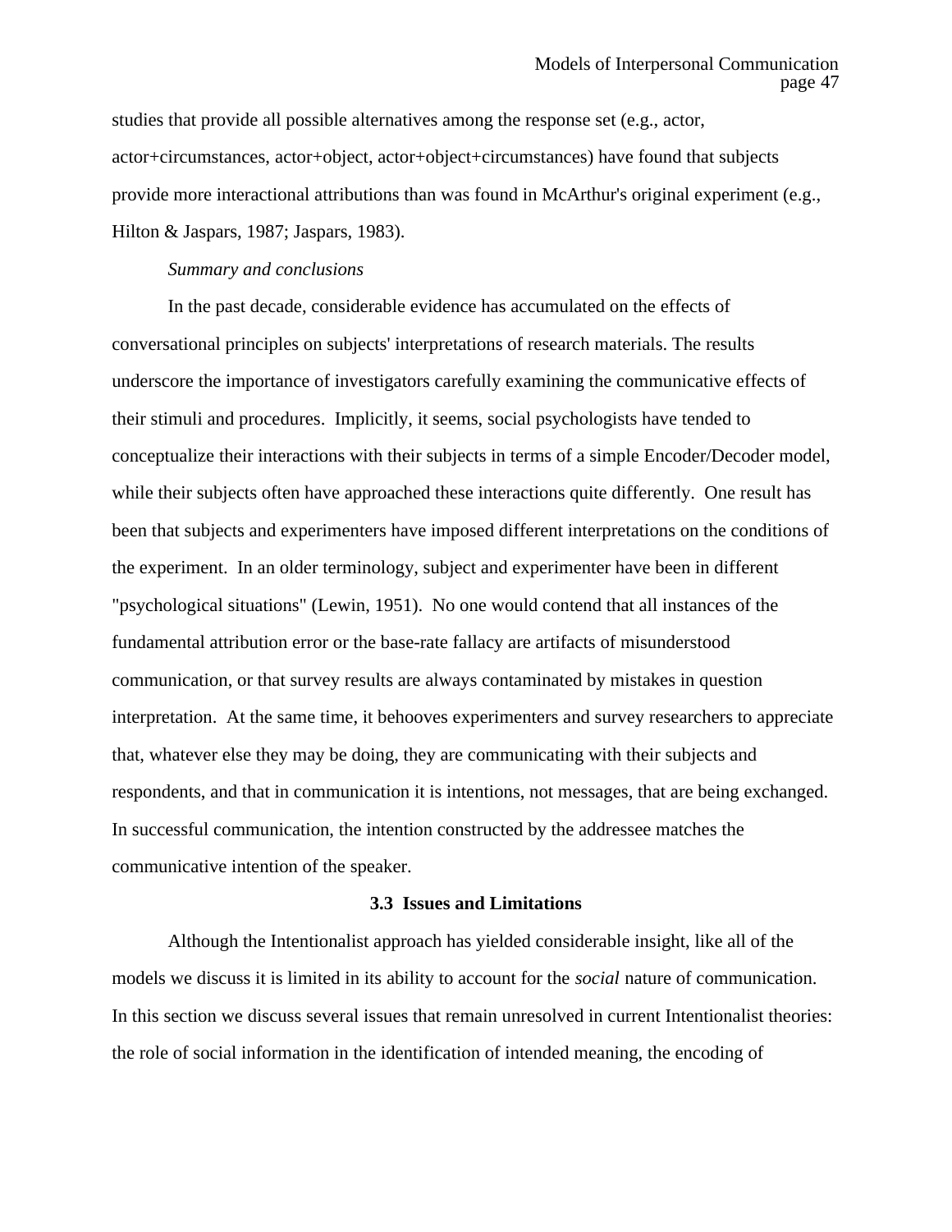studies that provide all possible alternatives among the response set (e.g., actor, actor+circumstances, actor+object, actor+object+circumstances) have found that subjects provide more interactional attributions than was found in McArthur's original experiment (e.g., Hilton & Jaspars, 1987; Jaspars, 1983).

*Summary and conclusions*

In the past decade, considerable evidence has accumulated on the effects of conversational principles on subjects' interpretations of research materials. The results underscore the importance of investigators carefully examining the communicative effects of their stimuli and procedures. Implicitly, it seems, social psychologists have tended to conceptualize their interactions with their subjects in terms of a simple Encoder/Decoder model, while their subjects often have approached these interactions quite differently. One result has been that subjects and experimenters have imposed different interpretations on the conditions of the experiment. In an older terminology, subject and experimenter have been in different "psychological situations" (Lewin, 1951). No one would contend that all instances of the fundamental attribution error or the base-rate fallacy are artifacts of misunderstood communication, or that survey results are always contaminated by mistakes in question interpretation. At the same time, it behooves experimenters and survey researchers to appreciate that, whatever else they may be doing, they are communicating with their subjects and respondents, and that in communication it is intentions, not messages, that are being exchanged. In successful communication, the intention constructed by the addressee matches the communicative intention of the speaker.

### 3.3 Issues and Limitations

Although the Intentionalist approach has yielded considerable insight, like all of the models we discuss it is limited in its ability to account for the *social* nature of communication. In this section we discuss several issues that remain unresolved in current Intentionalist theories: the role of social information in the identification of intended meaning, the encoding of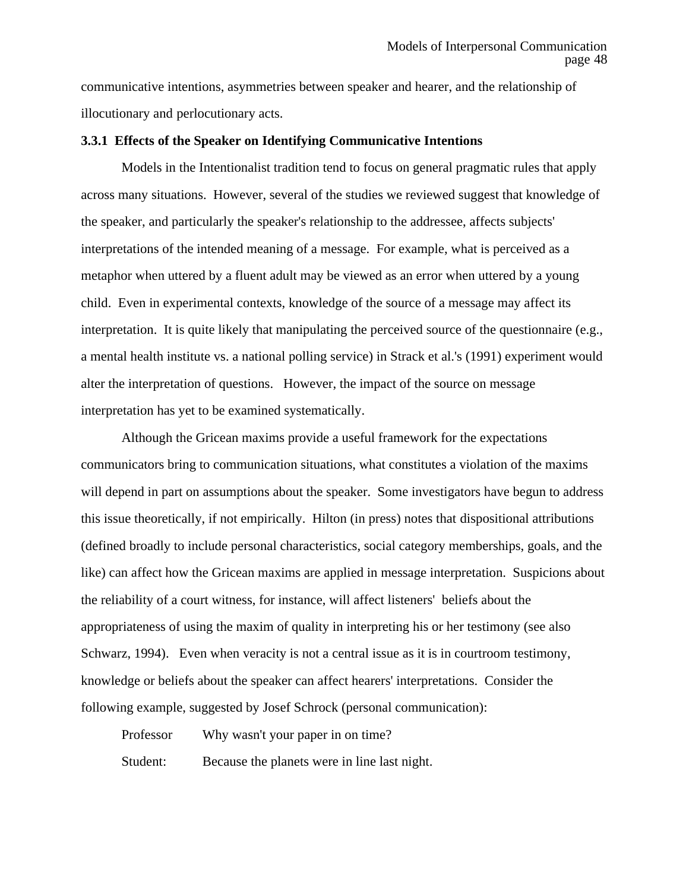communicative intentions, asymmetries between speaker and hearer, and the relationship of illocutionary and perlocutionary acts.

### 3.3.1 Effects of the Speaker on Identifying Communicative Intentions

Models in the Intentionalist tradition tend to focus on general pragmatic rules that apply across many situations. However, several of the studies we reviewed suggest that knowledge of the speaker, and particularly the speaker's relationship to the addressee, affects subjects' interpretations of the intended meaning of a message. For example, what is perceived as a metaphor when uttered by a fluent adult may be viewed as an error when uttered by a young child. Even in experimental contexts, knowledge of the source of a message may affect its interpretation. It is quite likely that manipulating the perceived source of the questionnaire (e.g., a mental health institute vs. a national polling service) in Strack et al.'s (1991) experiment would alter the interpretation of questions. However, the impact of the source on message interpretation has yet to be examined systematically.

Although the Gricean maxims provide a useful framework for the expectations communicators bring to communication situations, what constitutes a violation of the maxims will depend in part on assumptions about the speaker. Some investigators have begun to address this issue theoretically, if not empirically. Hilton (in press) notes that dispositional attributions (defined broadly to include personal characteristics, social category memberships, goals, and the like) can affect how the Gricean maxims are applied in message interpretation. Suspicions about the reliability of a court witness, for instance, will affect listeners' beliefs about the appropriateness of using the maxim of quality in interpreting his or her testimony (see also Schwarz, 1994). Even when veracity is not a central issue as it is in courtroom testimony, knowledge or beliefs about the speaker can affect hearers' interpretations. Consider the following example, suggested by Josef Schrock (personal communication):

Professor Why wasn't your paper in on time?

Student: Because the planets were in line last night.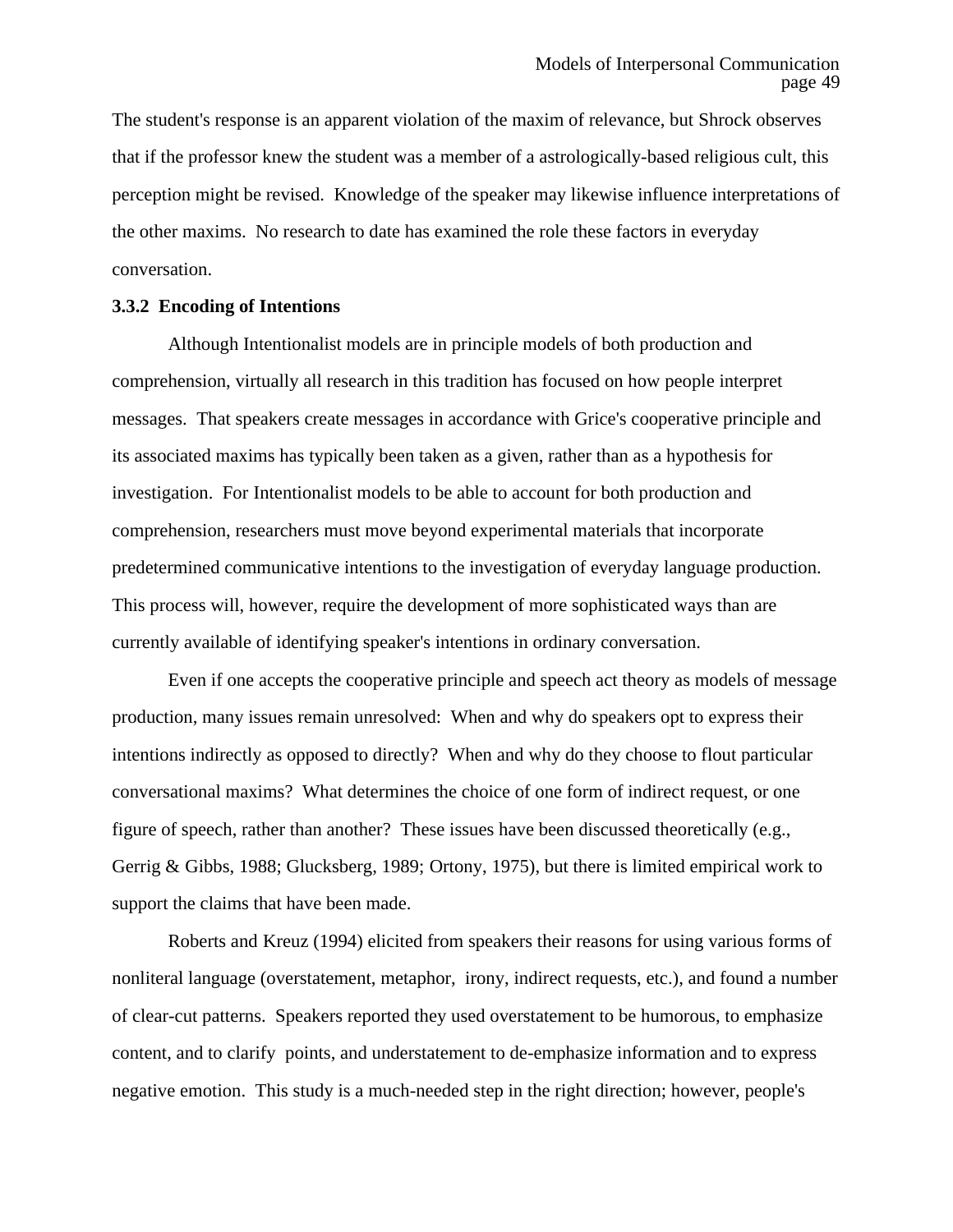The student's response is an apparent violation of the maxim of relevance, but Shrock observes that if the professor knew the student was a member of a astrologically-based religious cult, this perception might be revised. Knowledge of the speaker may likewise influence interpretations of the other maxims. No research to date has examined the role these factors in everyday conversation.

### 3.3.2 Encoding of Intentions

Although Intentionalist models are in principle models of both production and comprehension, virtually all research in this tradition has focused on how people interpret messages. That speakers create messages in accordance with Grice's cooperative principle and its associated maxims has typically been taken as a given, rather than as a hypothesis for investigation. For Intentionalist models to be able to account for both production and comprehension, researchers must move beyond experimental materials that incorporate predetermined communicative intentions to the investigation of everyday language production. This process will, however, require the development of more sophisticated ways than are currently available of identifying speaker's intentions in ordinary conversation.

Even if one accepts the cooperative principle and speech act theory as models of message production, many issues remain unresolved: When and why do speakers opt to express their intentions indirectly as opposed to directly? When and why do they choose to flout particular conversational maxims? What determines the choice of one form of indirect request, or one figure of speech, rather than another? These issues have been discussed theoretically (e.g., Gerrig & Gibbs, 1988; Glucksberg, 1989; Ortony, 1975), but there is limited empirical work to support the claims that have been made.

Roberts and Kreuz (1994) elicited from speakers their reasons for using various forms of nonliteral language (overstatement, metaphor, irony, indirect requests, etc.), and found a number of clear-cut patterns. Speakers reported they used overstatement to be humorous, to emphasize content, and to clarify points, and understatement to de-emphasize information and to express negative emotion. This study is a much-needed step in the right direction; however, people's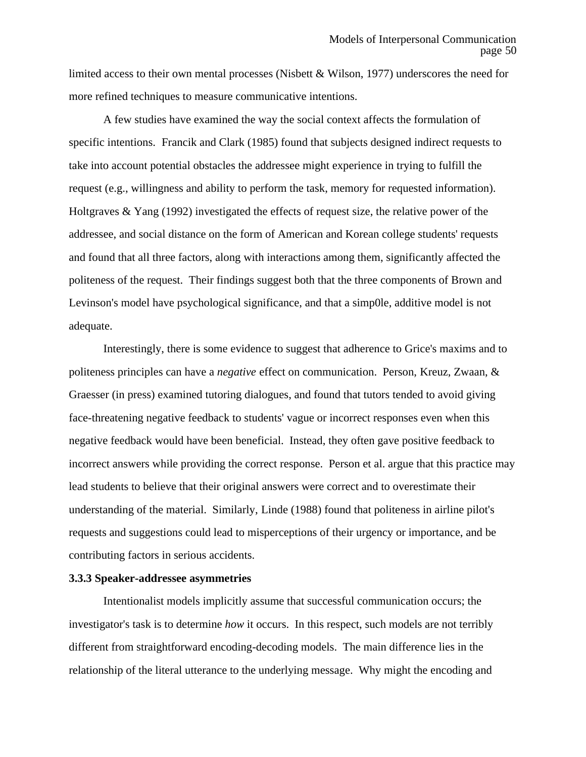limited access to their own mental processes (Nisbett & Wilson, 1977) underscores the need for more refined techniques to measure communicative intentions.

A few studies have examined the way the social context affects the formulation of specific intentions. Francik and Clark (1985) found that subjects designed indirect requests to take into account potential obstacles the addressee might experience in trying to fulfill the request (e.g., willingness and ability to perform the task, memory for requested information). Holtgraves & Yang (1992) investigated the effects of request size, the relative power of the addressee, and social distance on the form of American and Korean college students' requests and found that all three factors, along with interactions among them, significantly affected the politeness of the request. Their findings suggest both that the three components of Brown and Levinson's model have psychological significance, and that a simp0le, additive model is not adequate.

Interestingly, there is some evidence to suggest that adherence to Grice's maxims and to politeness principles can have a *negative* effect on communication. Person, Kreuz, Zwaan, & Graesser (in press) examined tutoring dialogues, and found that tutors tended to avoid giving face-threatening negative feedback to students' vague or incorrect responses even when this negative feedback would have been beneficial. Instead, they often gave positive feedback to incorrect answers while providing the correct response. Person et al. argue that this practice may lead students to believe that their original answers were correct and to overestimate their understanding of the material. Similarly, Linde (1988) found that politeness in airline pilot's requests and suggestions could lead to misperceptions of their urgency or importance, and be contributing factors in serious accidents.

### 3.3.3 Speaker-addressee asymmetries

Intentionalist models implicitly assume that successful communication occurs; the investigator's task is to determine *how* it occurs. In this respect, such models are not terribly different from straightforward encoding-decoding models. The main difference lies in the relationship of the literal utterance to the underlying message. Why might the encoding and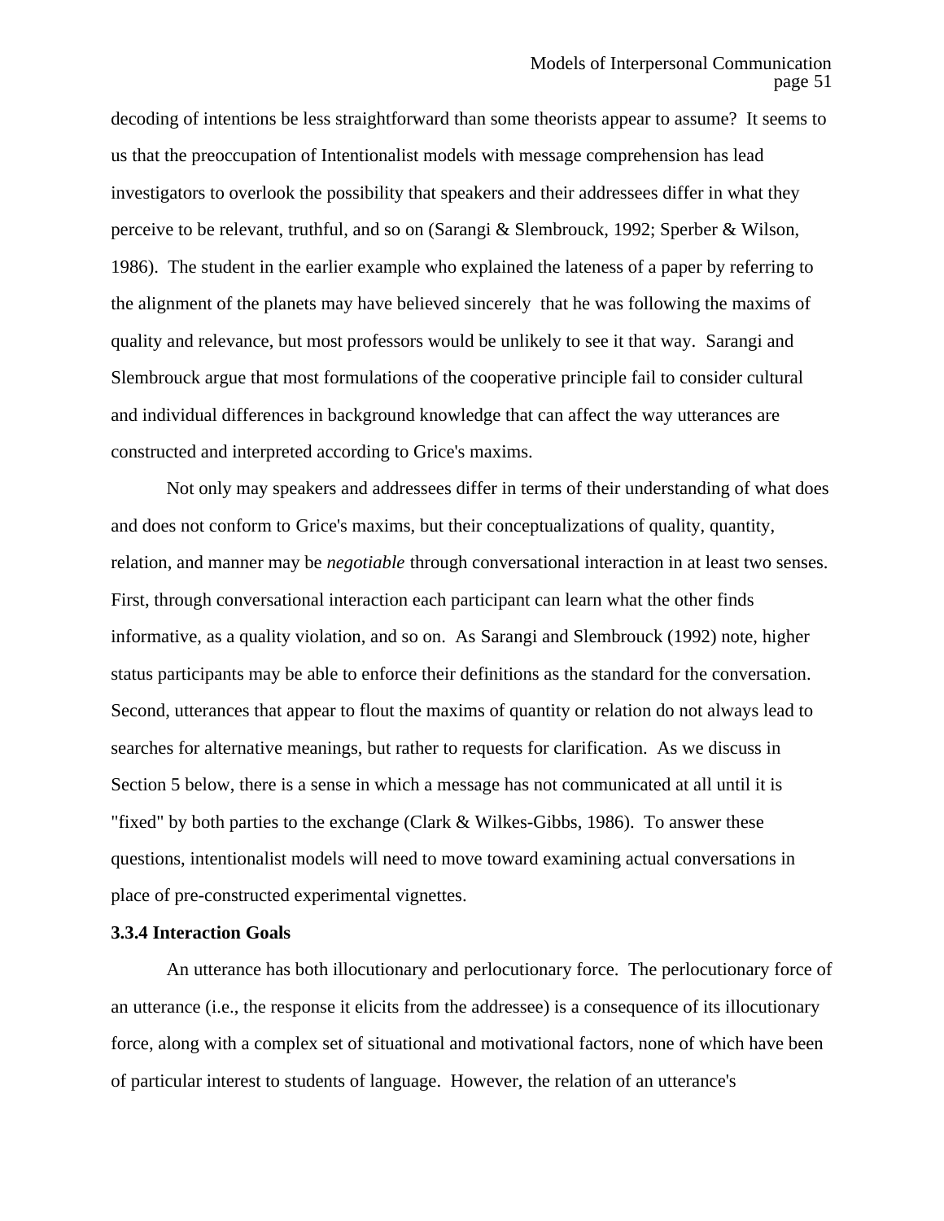decoding of intentions be less straightforward than some theorists appear to assume? It seems to us that the preoccupation of Intentionalist models with message comprehension has lead investigators to overlook the possibility that speakers and their addressees differ in what they perceive to be relevant, truthful, and so on (Sarangi & Slembrouck, 1992; Sperber & Wilson, 1986). The student in the earlier example who explained the lateness of a paper by referring to the alignment of the planets may have believed sincerely that he was following the maxims of quality and relevance, but most professors would be unlikely to see it that way. Sarangi and Slembrouck argue that most formulations of the cooperative principle fail to consider cultural and individual differences in background knowledge that can affect the way utterances are constructed and interpreted according to Grice's maxims.

Not only may speakers and addressees differ in terms of their understanding of what does and does not conform to Grice's maxims, but their conceptualizations of quality, quantity, relation, and manner may be *negotiable* through conversational interaction in at least two senses. First, through conversational interaction each participant can learn what the other finds informative, as a quality violation, and so on. As Sarangi and Slembrouck (1992) note, higher status participants may be able to enforce their definitions as the standard for the conversation. Second, utterances that appear to flout the maxims of quantity or relation do not always lead to searches for alternative meanings, but rather to requests for clarification. As we discuss in Section 5 below, there is a sense in which a message has not communicated at all until it is "fixed" by both parties to the exchange (Clark & Wilkes-Gibbs, 1986). To answer these questions, intentionalist models will need to move toward examining actual conversations in place of pre-constructed experimental vignettes.

**3.3.4 Interaction Goals**

An utterance has both illocutionary and perlocutionary force. The perlocutionary force of an utterance (i.e., the response it elicits from the addressee) is a consequence of its illocutionary force, along with a complex set of situational and motivational factors, none of which have been of particular interest to students of language. However, the relation of an utterance's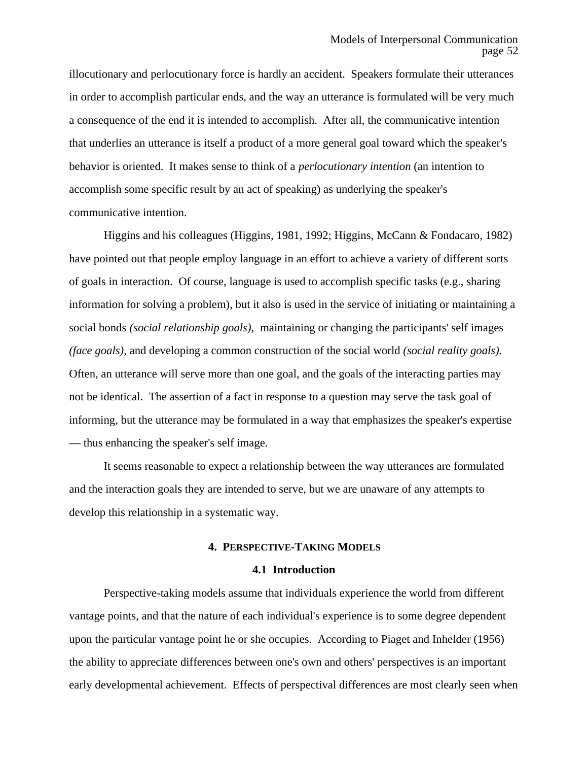illocutionary and perlocutionary force is hardly an accident. Speakers formulate their utterances in order to accomplish particular ends, and the way an utterance is formulated will be very much a consequence of the end it is intended to accomplish. After all, the communicative intention that underlies an utterance is itself a product of a more general goal toward which the speaker's behavior is oriented. It makes sense to think of a *perlocutionary intention* (an intention to accomplish some specific result by an act of speaking) as underlying the speaker's communicative intention.

Higgins and his colleagues (Higgins, 1981, 1992; Higgins, McCann & Fondacaro, 1982) have pointed out that people employ language in an effort to achieve a variety of different sorts of goals in interaction. Of course, language is used to accomplish specific tasks (e.g., sharing information for solving a problem), but it also is used in the service of initiating or maintaining a social bonds *(social relationship goals),* maintaining or changing the participants' self images *(face goals),* and developing a common construction of the social world *(social reality goals).* Often, an utterance will serve more than one goal, and the goals of the interacting parties may not be identical. The assertion of a fact in response to a question may serve the task goal of informing, but the utterance may be formulated in a way that emphasizes the speaker's expertise — thus enhancing the speaker's self image.

It seems reasonable to expect a relationship between the way utterances are formulated and the interaction goals they are intended to serve, but we are unaware of any attempts to develop this relationship in a systematic way.

# 4. Perspective-Taking Models

## 4.1 Introduction

Perspective-taking models assume that individuals experience the world from different vantage points, and that the nature of each individual's experience is to some degree dependent upon the particular vantage point he or she occupies. According to Piaget and Inhelder (1956) the ability to appreciate differences between one's own and others' perspectives is an important early developmental achievement. Effects of perspectival differences are most clearly seen when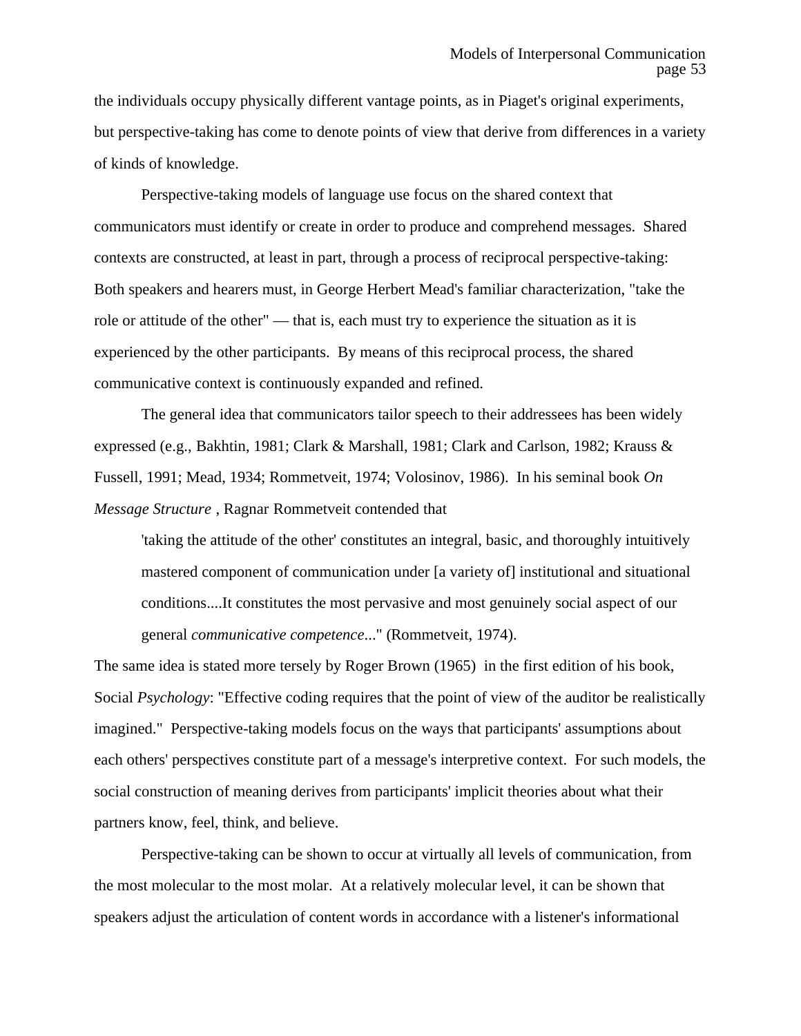the individuals occupy physically different vantage points, as in Piaget's original experiments, but perspective-taking has come to denote points of view that derive from differences in a variety of kinds of knowledge.

Perspective-taking models of language use focus on the shared context that communicators must identify or create in order to produce and comprehend messages. Shared contexts are constructed, at least in part, through a process of reciprocal perspective-taking: Both speakers and hearers must, in George Herbert Mead's familiar characterization, "take the role or attitude of the other" — that is, each must try to experience the situation as it is experienced by the other participants. By means of this reciprocal process, the shared communicative context is continuously expanded and refined.

The general idea that communicators tailor speech to their addressees has been widely expressed (e.g., Bakhtin, 1981; Clark & Marshall, 1981; Clark and Carlson, 1982; Krauss & Fussell, 1991; Mead, 1934; Rommetveit, 1974; Volosinov, 1986). In his seminal book *On Message Structure* , Ragnar Rommetveit contended that

> 'taking the attitude of the other' constitutes an integral, basic, and thoroughly intuitively mastered component of communication under [a variety of] institutional and situational conditions....It constitutes the most pervasive and most genuinely social aspect of our general *communicative competence*..." (Rommetveit, 1974).

The same idea is stated more tersely by Roger Brown (1965) in the first edition of his book, Social *Psychology*: "Effective coding requires that the point of view of the auditor be realistically imagined." Perspective-taking models focus on the ways that participants' assumptions about each others' perspectives constitute part of a message's interpretive context. For such models, the social construction of meaning derives from participants' implicit theories about what their partners know, feel, think, and believe.

Perspective-taking can be shown to occur at virtually all levels of communication, from the most molecular to the most molar. At a relatively molecular level, it can be shown that speakers adjust the articulation of content words in accordance with a listener's informational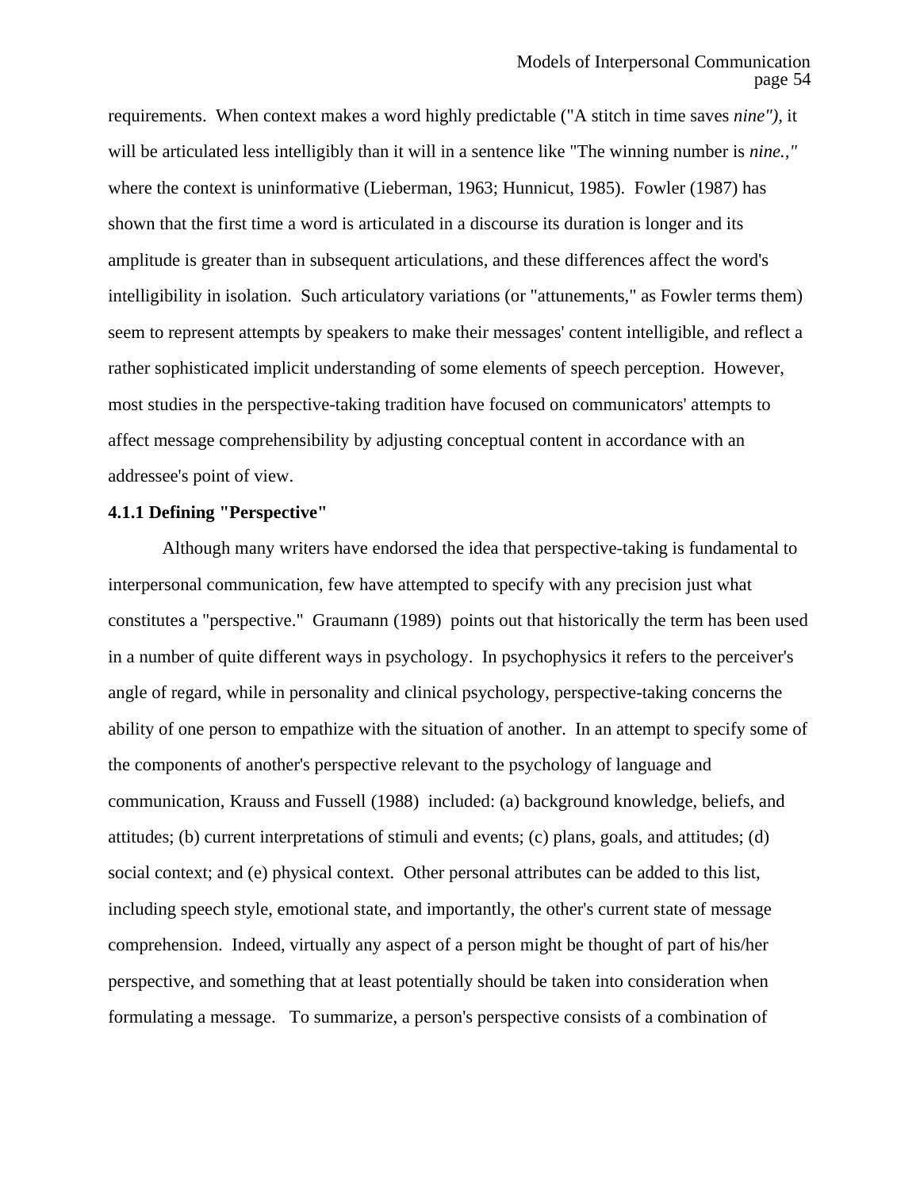requirements. When context makes a word highly predictable ("A stitch in time saves *nine"),* it will be articulated less intelligibly than it will in a sentence like "The winning number is *nine.,"* where the context is uninformative (Lieberman, 1963; Hunnicut, 1985). Fowler (1987) has shown that the first time a word is articulated in a discourse its duration is longer and its amplitude is greater than in subsequent articulations, and these differences affect the word's intelligibility in isolation. Such articulatory variations (or "attunements," as Fowler terms them) seem to represent attempts by speakers to make their messages' content intelligible, and reflect a rather sophisticated implicit understanding of some elements of speech perception. However, most studies in the perspective-taking tradition have focused on communicators' attempts to affect message comprehensibility by adjusting conceptual content in accordance with an addressee's point of view.

#### 4.1.1 Defining "Perspective"

Although many writers have endorsed the idea that perspective-taking is fundamental to interpersonal communication, few have attempted to specify with any precision just what constitutes a "perspective." Graumann (1989) points out that historically the term has been used in a number of quite different ways in psychology. In psychophysics it refers to the perceiver's angle of regard, while in personality and clinical psychology, perspective-taking concerns the ability of one person to empathize with the situation of another. In an attempt to specify some of the components of another's perspective relevant to the psychology of language and communication, Krauss and Fussell (1988) included: (a) background knowledge, beliefs, and attitudes; (b) current interpretations of stimuli and events; (c) plans, goals, and attitudes; (d) social context; and (e) physical context. Other personal attributes can be added to this list, including speech style, emotional state, and importantly, the other's current state of message comprehension. Indeed, virtually any aspect of a person might be thought of part of his/her perspective, and something that at least potentially should be taken into consideration when formulating a message. To summarize, a person's perspective consists of a combination of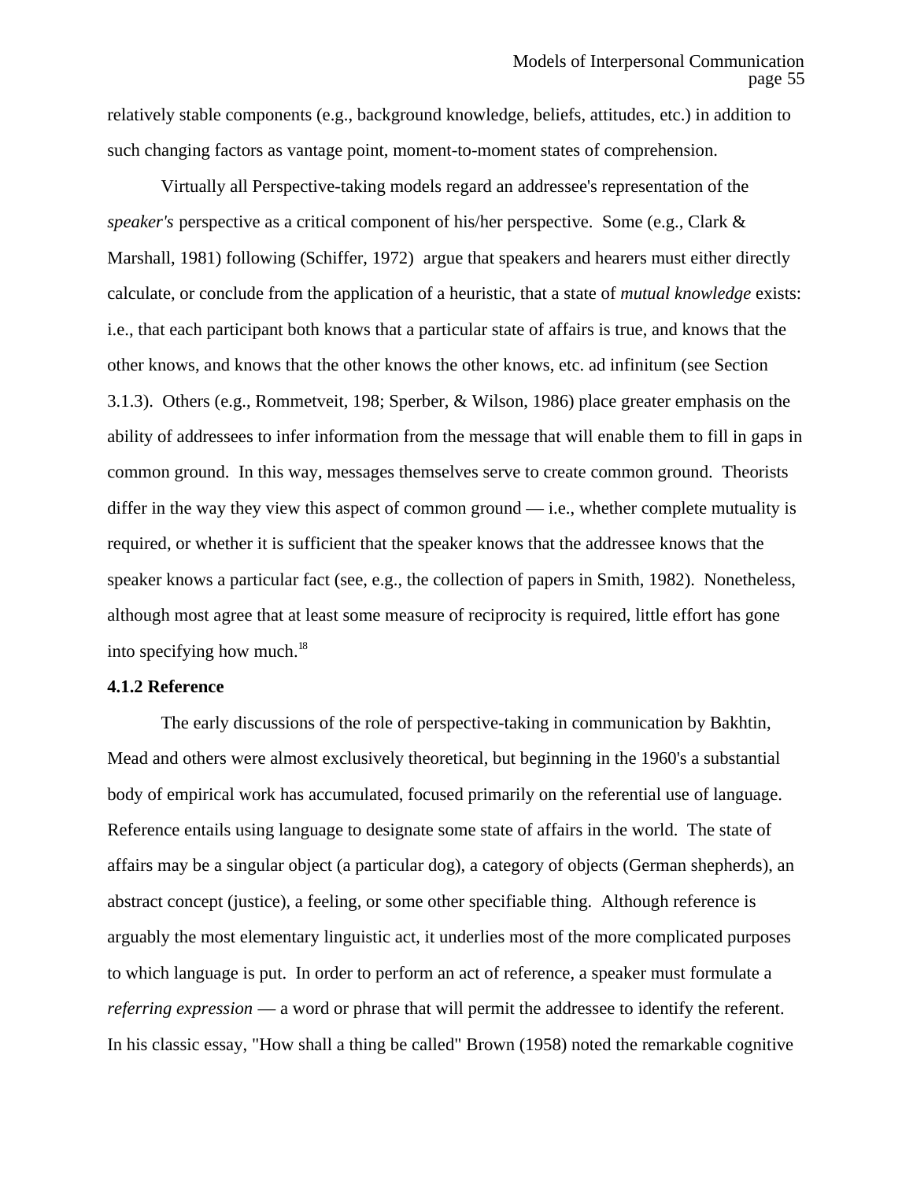relatively stable components (e.g., background knowledge, beliefs, attitudes, etc.) in addition to such changing factors as vantage point, moment-to-moment states of comprehension.

Virtually all Perspective-taking models regard an addressee's representation of the *speaker's* perspective as a critical component of his/her perspective. Some (e.g., Clark & Marshall, 1981) following (Schiffer, 1972) argue that speakers and hearers must either directly calculate, or conclude from the application of a heuristic, that a state of *mutual knowledge* exists: i.e., that each participant both knows that a particular state of affairs is true, and knows that the other knows, and knows that the other knows the other knows, etc. ad infinitum (see Section 3.1.3). Others (e.g., Rommetveit, 198; Sperber, & Wilson, 1986) place greater emphasis on the ability of addressees to infer information from the message that will enable them to fill in gaps in common ground. In this way, messages themselves serve to create common ground. Theorists differ in the way they view this aspect of common ground — i.e., whether complete mutuality is required, or whether it is sufficient that the speaker knows that the addressee knows that the speaker knows a particular fact (see, e.g., the collection of papers in Smith, 1982). Nonetheless, although most agree that at least some measure of reciprocity is required, little effort has gone into specifying how much.[18]

### 4.1.2 Reference

The early discussions of the role of perspective-taking in communication by Bakhtin, Mead and others were almost exclusively theoretical, but beginning in the 1960's a substantial body of empirical work has accumulated, focused primarily on the referential use of language. Reference entails using language to designate some state of affairs in the world. The state of affairs may be a singular object (a particular dog), a category of objects (German shepherds), an abstract concept (justice), a feeling, or some other specifiable thing. Although reference is arguably the most elementary linguistic act, it underlies most of the more complicated purposes to which language is put. In order to perform an act of reference, a speaker must formulate a *referring expression* — a word or phrase that will permit the addressee to identify the referent. In his classic essay, "How shall a thing be called" Brown (1958) noted the remarkable cognitive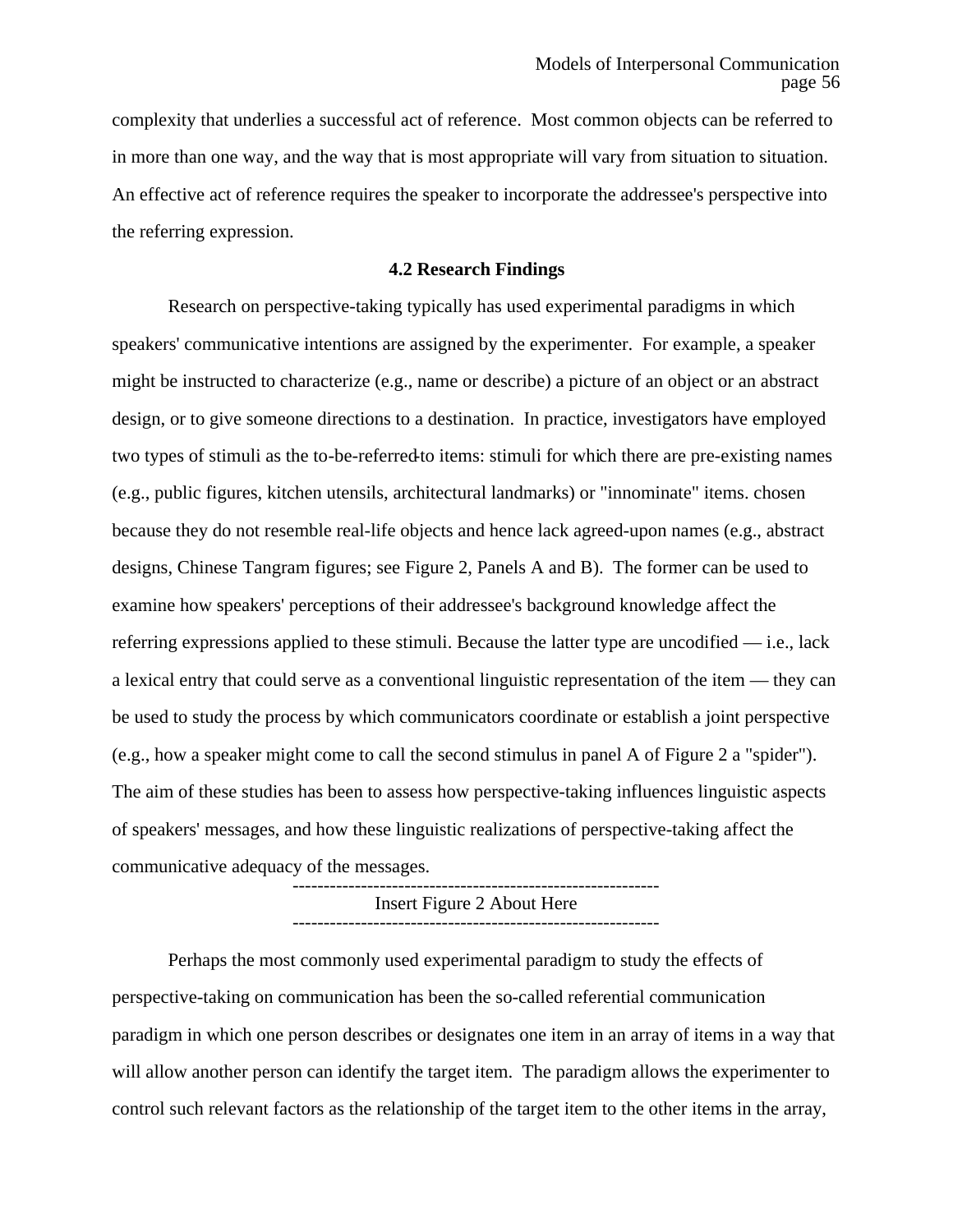complexity that underlies a successful act of reference. Most common objects can be referred to in more than one way, and the way that is most appropriate will vary from situation to situation. An effective act of reference requires the speaker to incorporate the addressee's perspective into the referring expression.

### 4.2 Research Findings

Research on perspective-taking typically has used experimental paradigms in which speakers' communicative intentions are assigned by the experimenter. For example, a speaker might be instructed to characterize (e.g., name or describe) a picture of an object or an abstract design, or to give someone directions to a destination. In practice, investigators have employed two types of stimuli as the to-be-referred-to items: stimuli for which there are pre-existing names (e.g., public figures, kitchen utensils, architectural landmarks) or "innominate" items. chosen because they do not resemble real-life objects and hence lack agreed-upon names (e.g., abstract designs, Chinese Tangram figures; see Figure 2, Panels A and B). The former can be used to examine how speakers' perceptions of their addressee's background knowledge affect the referring expressions applied to these stimuli. Because the latter type are uncodified — i.e., lack a lexical entry that could serve as a conventional linguistic representation of the item — they can be used to study the process by which communicators coordinate or establish a joint perspective (e.g., how a speaker might come to call the second stimulus in panel A of Figure 2 a "spider"). The aim of these studies has been to assess how perspective-taking influences linguistic aspects of speakers' messages, and how these linguistic realizations of perspective-taking affect the communicative adequacy of the messages.

---

Insert Figure 2 About Here

---

Perhaps the most commonly used experimental paradigm to study the effects of perspective-taking on communication has been the so-called referential communication paradigm in which one person describes or designates one item in an array of items in a way that will allow another person can identify the target item. The paradigm allows the experimenter to control such relevant factors as the relationship of the target item to the other items in the array,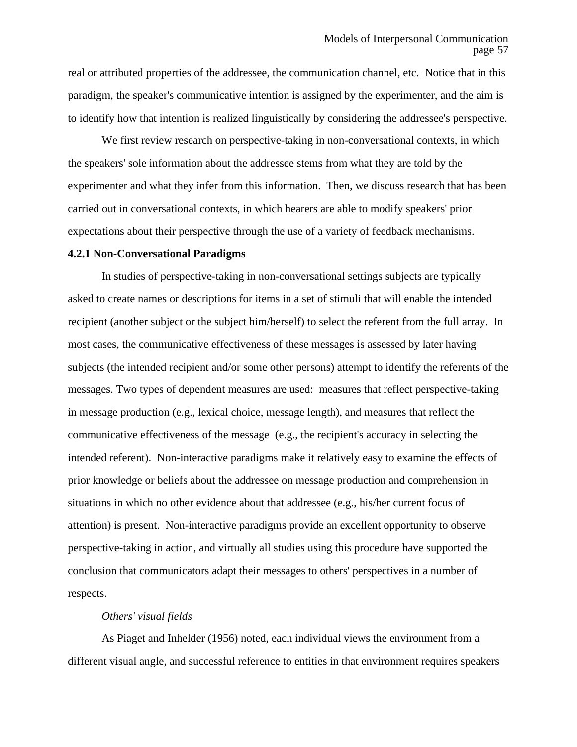real or attributed properties of the addressee, the communication channel, etc. Notice that in this paradigm, the speaker's communicative intention is assigned by the experimenter, and the aim is to identify how that intention is realized linguistically by considering the addressee's perspective.

We first review research on perspective-taking in non-conversational contexts, in which the speakers' sole information about the addressee stems from what they are told by the experimenter and what they infer from this information. Then, we discuss research that has been carried out in conversational contexts, in which hearers are able to modify speakers' prior expectations about their perspective through the use of a variety of feedback mechanisms.

**4.2.1 Non-Conversational Paradigms**

In studies of perspective-taking in non-conversational settings subjects are typically asked to create names or descriptions for items in a set of stimuli that will enable the intended recipient (another subject or the subject him/herself) to select the referent from the full array. In most cases, the communicative effectiveness of these messages is assessed by later having subjects (the intended recipient and/or some other persons) attempt to identify the referents of the messages. Two types of dependent measures are used: measures that reflect perspective-taking in message production (e.g., lexical choice, message length), and measures that reflect the communicative effectiveness of the message (e.g., the recipient's accuracy in selecting the intended referent). Non-interactive paradigms make it relatively easy to examine the effects of prior knowledge or beliefs about the addressee on message production and comprehension in situations in which no other evidence about that addressee (e.g., his/her current focus of attention) is present. Non-interactive paradigms provide an excellent opportunity to observe perspective-taking in action, and virtually all studies using this procedure have supported the conclusion that communicators adapt their messages to others' perspectives in a number of respects.

*Others' visual fields*

As Piaget and Inhelder (1956) noted, each individual views the environment from a different visual angle, and successful reference to entities in that environment requires speakers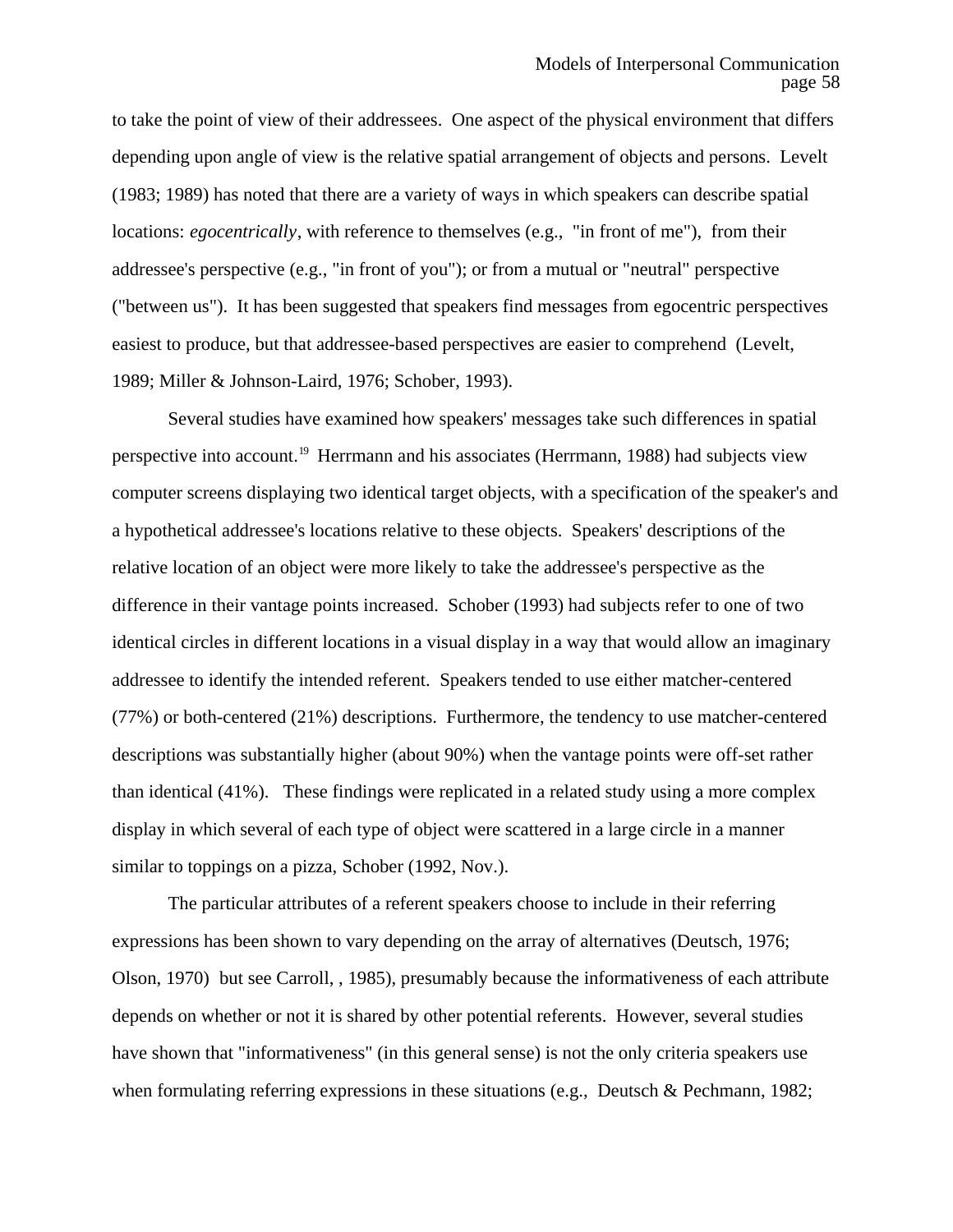to take the point of view of their addressees. One aspect of the physical environment that differs depending upon angle of view is the relative spatial arrangement of objects and persons. Levelt (1983; 1989) has noted that there are a variety of ways in which speakers can describe spatial locations: *egocentrically*, with reference to themselves (e.g., "in front of me"), from their addressee's perspective (e.g., "in front of you"); or from a mutual or "neutral" perspective ("between us"). It has been suggested that speakers find messages from egocentric perspectives easiest to produce, but that addressee-based perspectives are easier to comprehend (Levelt, 1989; Miller & Johnson-Laird, 1976; Schober, 1993).

Several studies have examined how speakers' messages take such differences in spatial perspective into account.[19] Herrmann and his associates (Herrmann, 1988) had subjects view computer screens displaying two identical target objects, with a specification of the speaker's and a hypothetical addressee's locations relative to these objects. Speakers' descriptions of the relative location of an object were more likely to take the addressee's perspective as the difference in their vantage points increased. Schober (1993) had subjects refer to one of two identical circles in different locations in a visual display in a way that would allow an imaginary addressee to identify the intended referent. Speakers tended to use either matcher-centered (77%) or both-centered (21%) descriptions. Furthermore, the tendency to use matcher-centered descriptions was substantially higher (about 90%) when the vantage points were off-set rather than identical (41%). These findings were replicated in a related study using a more complex display in which several of each type of object were scattered in a large circle in a manner similar to toppings on a pizza, Schober (1992, Nov.).

The particular attributes of a referent speakers choose to include in their referring expressions has been shown to vary depending on the array of alternatives (Deutsch, 1976; Olson, 1970) but see Carroll, , 1985), presumably because the informativeness of each attribute depends on whether or not it is shared by other potential referents. However, several studies have shown that "informativeness" (in this general sense) is not the only criteria speakers use when formulating referring expressions in these situations (e.g., Deutsch & Pechmann, 1982;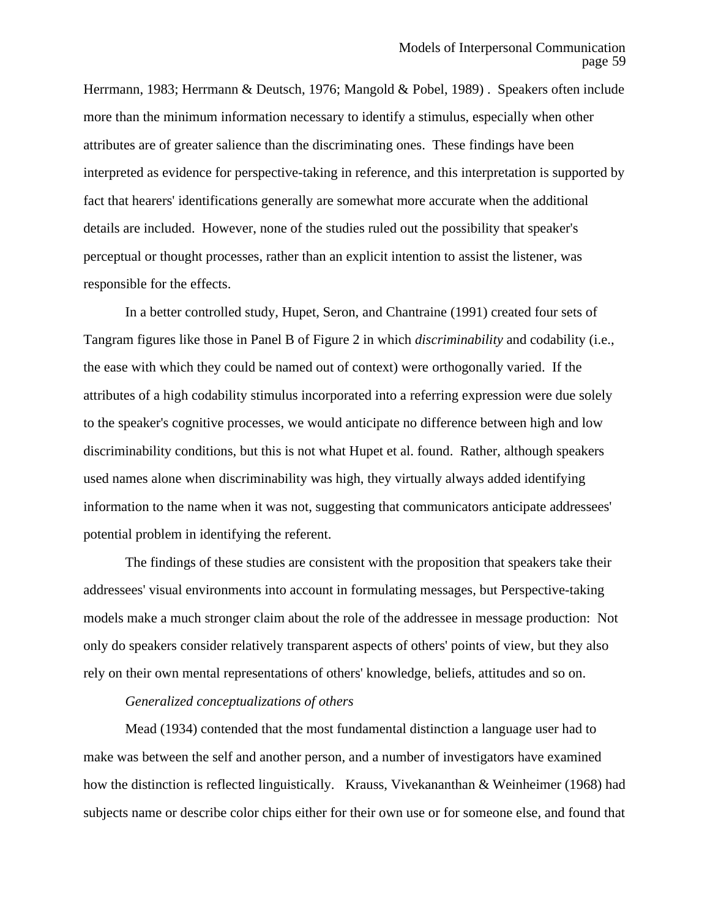Herrmann, 1983; Herrmann & Deutsch, 1976; Mangold & Pobel, 1989) . Speakers often include more than the minimum information necessary to identify a stimulus, especially when other attributes are of greater salience than the discriminating ones. These findings have been interpreted as evidence for perspective-taking in reference, and this interpretation is supported by fact that hearers' identifications generally are somewhat more accurate when the additional details are included. However, none of the studies ruled out the possibility that speaker's perceptual or thought processes, rather than an explicit intention to assist the listener, was responsible for the effects.

In a better controlled study, Hupet, Seron, and Chantraine (1991) created four sets of Tangram figures like those in Panel B of Figure 2 in which *discriminability* and codability (i.e., the ease with which they could be named out of context) were orthogonally varied. If the attributes of a high codability stimulus incorporated into a referring expression were due solely to the speaker's cognitive processes, we would anticipate no difference between high and low discriminability conditions, but this is not what Hupet et al. found. Rather, although speakers used names alone when discriminability was high, they virtually always added identifying information to the name when it was not, suggesting that communicators anticipate addressees' potential problem in identifying the referent.

The findings of these studies are consistent with the proposition that speakers take their addressees' visual environments into account in formulating messages, but Perspective-taking models make a much stronger claim about the role of the addressee in message production: Not only do speakers consider relatively transparent aspects of others' points of view, but they also rely on their own mental representations of others' knowledge, beliefs, attitudes and so on.

*Generalized conceptualizations of others*

Mead (1934) contended that the most fundamental distinction a language user had to make was between the self and another person, and a number of investigators have examined how the distinction is reflected linguistically. Krauss, Vivekananthan & Weinheimer (1968) had subjects name or describe color chips either for their own use or for someone else, and found that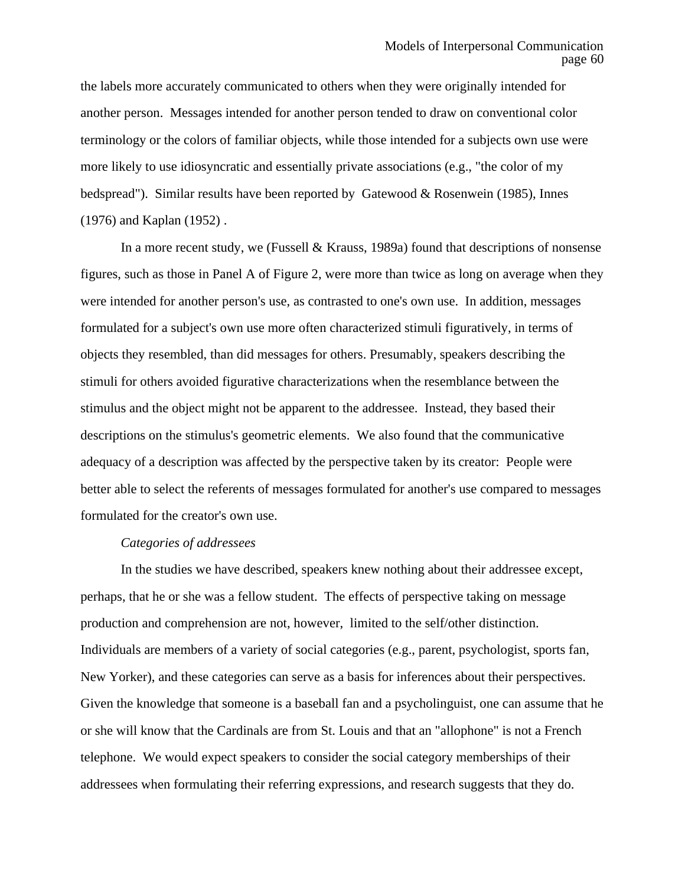the labels more accurately communicated to others when they were originally intended for another person. Messages intended for another person tended to draw on conventional color terminology or the colors of familiar objects, while those intended for a subjects own use were more likely to use idiosyncratic and essentially private associations (e.g., "the color of my bedspread"). Similar results have been reported by Gatewood & Rosenwein (1985), Innes (1976) and Kaplan (1952) .

In a more recent study, we (Fussell & Krauss, 1989a) found that descriptions of nonsense figures, such as those in Panel A of Figure 2, were more than twice as long on average when they were intended for another person's use, as contrasted to one's own use. In addition, messages formulated for a subject's own use more often characterized stimuli figuratively, in terms of objects they resembled, than did messages for others. Presumably, speakers describing the stimuli for others avoided figurative characterizations when the resemblance between the stimulus and the object might not be apparent to the addressee. Instead, they based their descriptions on the stimulus's geometric elements. We also found that the communicative adequacy of a description was affected by the perspective taken by its creator: People were better able to select the referents of messages formulated for another's use compared to messages formulated for the creator's own use.

*Categories of addressees*

In the studies we have described, speakers knew nothing about their addressee except, perhaps, that he or she was a fellow student. The effects of perspective taking on message production and comprehension are not, however, limited to the self/other distinction. Individuals are members of a variety of social categories (e.g., parent, psychologist, sports fan, New Yorker), and these categories can serve as a basis for inferences about their perspectives. Given the knowledge that someone is a baseball fan and a psycholinguist, one can assume that he or she will know that the Cardinals are from St. Louis and that an "allophone" is not a French telephone. We would expect speakers to consider the social category memberships of their addressees when formulating their referring expressions, and research suggests that they do.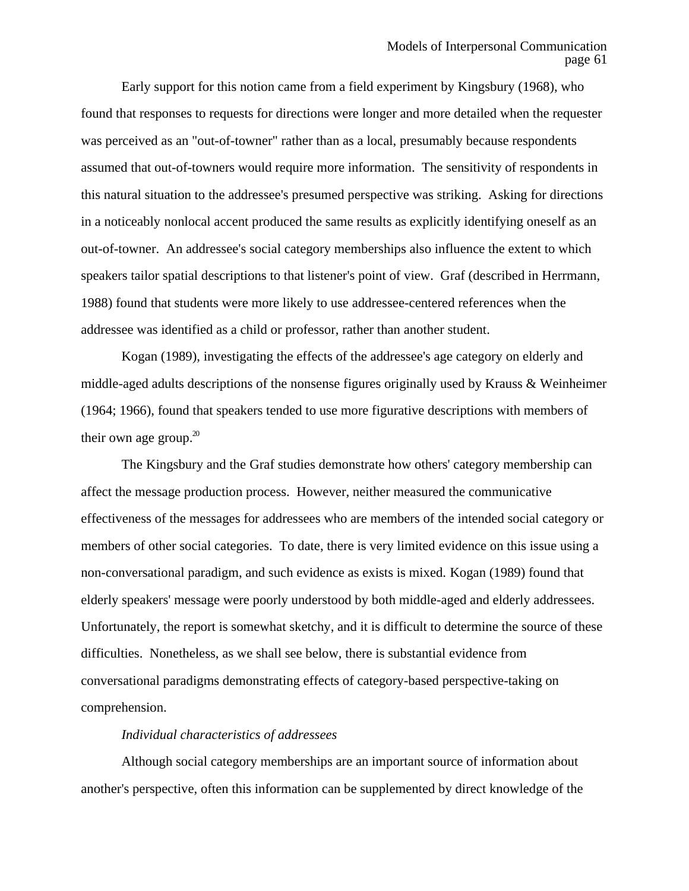Early support for this notion came from a field experiment by Kingsbury (1968), who found that responses to requests for directions were longer and more detailed when the requester was perceived as an "out-of-towner" rather than as a local, presumably because respondents assumed that out-of-towners would require more information. The sensitivity of respondents in this natural situation to the addressee's presumed perspective was striking. Asking for directions in a noticeably nonlocal accent produced the same results as explicitly identifying oneself as an out-of-towner. An addressee's social category memberships also influence the extent to which speakers tailor spatial descriptions to that listener's point of view. Graf (described in Herrmann, 1988) found that students were more likely to use addressee-centered references when the addressee was identified as a child or professor, rather than another student.

Kogan (1989), investigating the effects of the addressee's age category on elderly and middle-aged adults descriptions of the nonsense figures originally used by Krauss & Weinheimer (1964; 1966), found that speakers tended to use more figurative descriptions with members of their own age group.[20]

The Kingsbury and the Graf studies demonstrate how others' category membership can affect the message production process. However, neither measured the communicative effectiveness of the messages for addressees who are members of the intended social category or members of other social categories. To date, there is very limited evidence on this issue using a non-conversational paradigm, and such evidence as exists is mixed. Kogan (1989) found that elderly speakers' message were poorly understood by both middle-aged and elderly addressees. Unfortunately, the report is somewhat sketchy, and it is difficult to determine the source of these difficulties. Nonetheless, as we shall see below, there is substantial evidence from conversational paradigms demonstrating effects of category-based perspective-taking on comprehension.

*Individual characteristics of addressees*

Although social category memberships are an important source of information about another's perspective, often this information can be supplemented by direct knowledge of the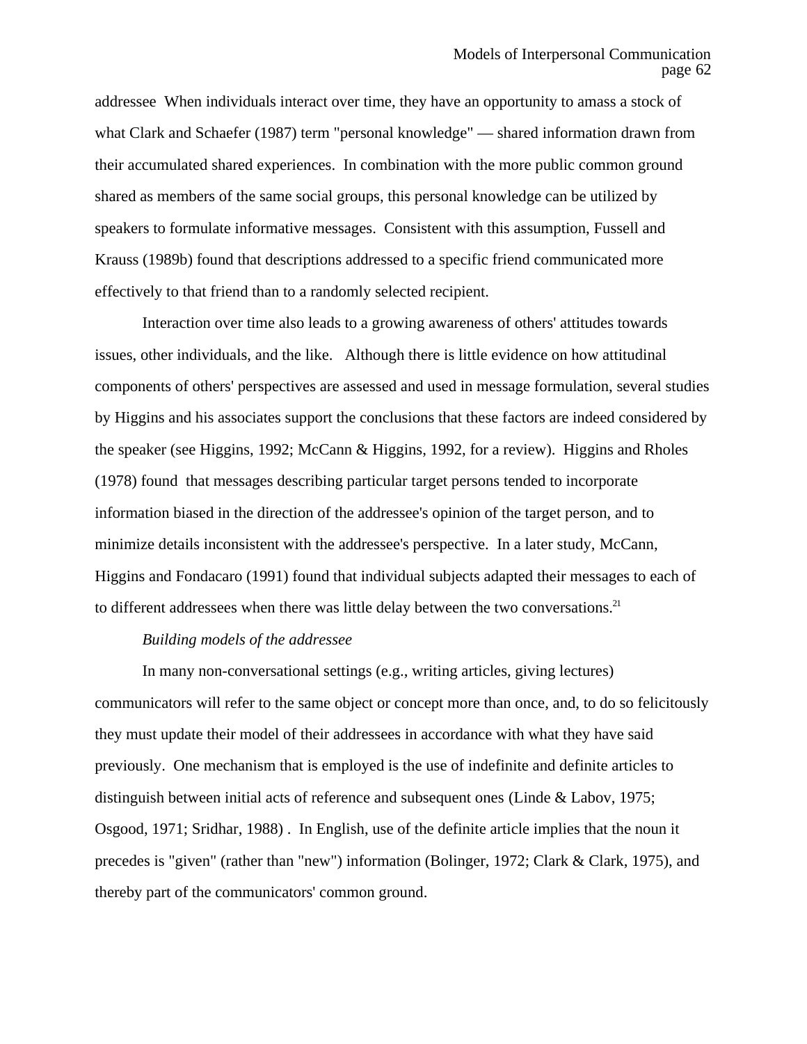addressee When individuals interact over time, they have an opportunity to amass a stock of what Clark and Schaefer (1987) term "personal knowledge" — shared information drawn from their accumulated shared experiences. In combination with the more public common ground shared as members of the same social groups, this personal knowledge can be utilized by speakers to formulate informative messages. Consistent with this assumption, Fussell and Krauss (1989b) found that descriptions addressed to a specific friend communicated more effectively to that friend than to a randomly selected recipient.

Interaction over time also leads to a growing awareness of others' attitudes towards issues, other individuals, and the like. Although there is little evidence on how attitudinal components of others' perspectives are assessed and used in message formulation, several studies by Higgins and his associates support the conclusions that these factors are indeed considered by the speaker (see Higgins, 1992; McCann & Higgins, 1992, for a review). Higgins and Rholes (1978) found that messages describing particular target persons tended to incorporate information biased in the direction of the addressee's opinion of the target person, and to minimize details inconsistent with the addressee's perspective. In a later study, McCann, Higgins and Fondacaro (1991) found that individual subjects adapted their messages to each of to different addressees when there was little delay between the two conversations.[21]

*Building models of the addressee*

In many non-conversational settings (e.g., writing articles, giving lectures) communicators will refer to the same object or concept more than once, and, to do so felicitously they must update their model of their addressees in accordance with what they have said previously. One mechanism that is employed is the use of indefinite and definite articles to distinguish between initial acts of reference and subsequent ones (Linde & Labov, 1975; Osgood, 1971; Sridhar, 1988) . In English, use of the definite article implies that the noun it precedes is "given" (rather than "new") information (Bolinger, 1972; Clark & Clark, 1975), and thereby part of the communicators' common ground.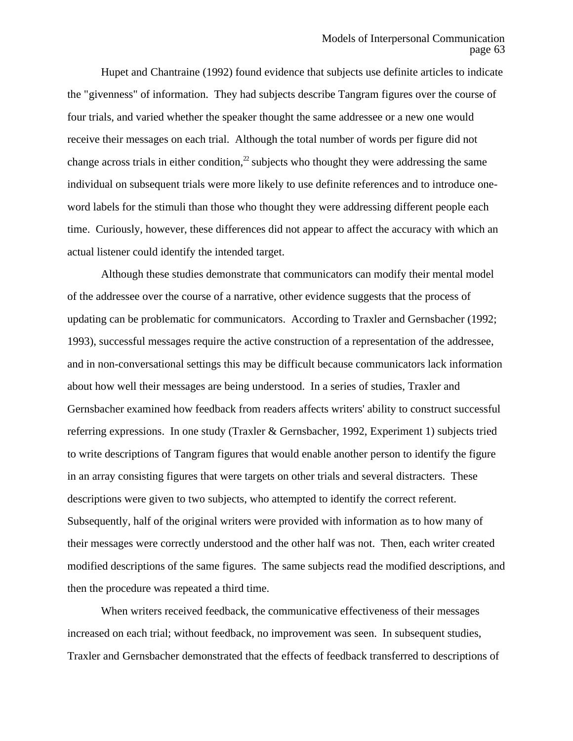Hupet and Chantraine (1992) found evidence that subjects use definite articles to indicate the "givenness" of information. They had subjects describe Tangram figures over the course of four trials, and varied whether the speaker thought the same addressee or a new one would receive their messages on each trial. Although the total number of words per figure did not change across trials in either condition,[22] subjects who thought they were addressing the same individual on subsequent trials were more likely to use definite references and to introduce one-word labels for the stimuli than those who thought they were addressing different people each time. Curiously, however, these differences did not appear to affect the accuracy with which an actual listener could identify the intended target.

Although these studies demonstrate that communicators can modify their mental model of the addressee over the course of a narrative, other evidence suggests that the process of updating can be problematic for communicators. According to Traxler and Gernsbacher (1992; 1993), successful messages require the active construction of a representation of the addressee, and in non-conversational settings this may be difficult because communicators lack information about how well their messages are being understood. In a series of studies, Traxler and Gernsbacher examined how feedback from readers affects writers' ability to construct successful referring expressions. In one study (Traxler & Gernsbacher, 1992, Experiment 1) subjects tried to write descriptions of Tangram figures that would enable another person to identify the figure in an array consisting figures that were targets on other trials and several distracters. These descriptions were given to two subjects, who attempted to identify the correct referent. Subsequently, half of the original writers were provided with information as to how many of their messages were correctly understood and the other half was not. Then, each writer created modified descriptions of the same figures. The same subjects read the modified descriptions, and then the procedure was repeated a third time.

When writers received feedback, the communicative effectiveness of their messages increased on each trial; without feedback, no improvement was seen. In subsequent studies, Traxler and Gernsbacher demonstrated that the effects of feedback transferred to descriptions of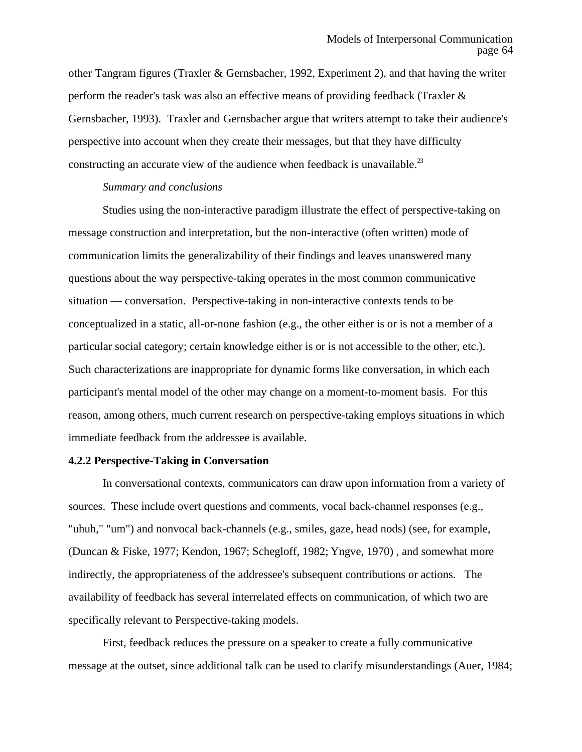other Tangram figures (Traxler & Gernsbacher, 1992, Experiment 2), and that having the writer perform the reader's task was also an effective means of providing feedback (Traxler & Gernsbacher, 1993). Traxler and Gernsbacher argue that writers attempt to take their audience's perspective into account when they create their messages, but that they have difficulty constructing an accurate view of the audience when feedback is unavailable.[23]

*Summary and conclusions*

Studies using the non-interactive paradigm illustrate the effect of perspective-taking on message construction and interpretation, but the non-interactive (often written) mode of communication limits the generalizability of their findings and leaves unanswered many questions about the way perspective-taking operates in the most common communicative situation — conversation. Perspective-taking in non-interactive contexts tends to be conceptualized in a static, all-or-none fashion (e.g., the other either is or is not a member of a particular social category; certain knowledge either is or is not accessible to the other, etc.). Such characterizations are inappropriate for dynamic forms like conversation, in which each participant's mental model of the other may change on a moment-to-moment basis. For this reason, among others, much current research on perspective-taking employs situations in which immediate feedback from the addressee is available.

**4.2.2 Perspective-Taking in Conversation**

In conversational contexts, communicators can draw upon information from a variety of sources. These include overt questions and comments, vocal back-channel responses (e.g., "uhuh," "um") and nonvocal back-channels (e.g., smiles, gaze, head nods) (see, for example, (Duncan & Fiske, 1977; Kendon, 1967; Schegloff, 1982; Yngve, 1970) , and somewhat more indirectly, the appropriateness of the addressee's subsequent contributions or actions. The availability of feedback has several interrelated effects on communication, of which two are specifically relevant to Perspective-taking models.

First, feedback reduces the pressure on a speaker to create a fully communicative message at the outset, since additional talk can be used to clarify misunderstandings (Auer, 1984;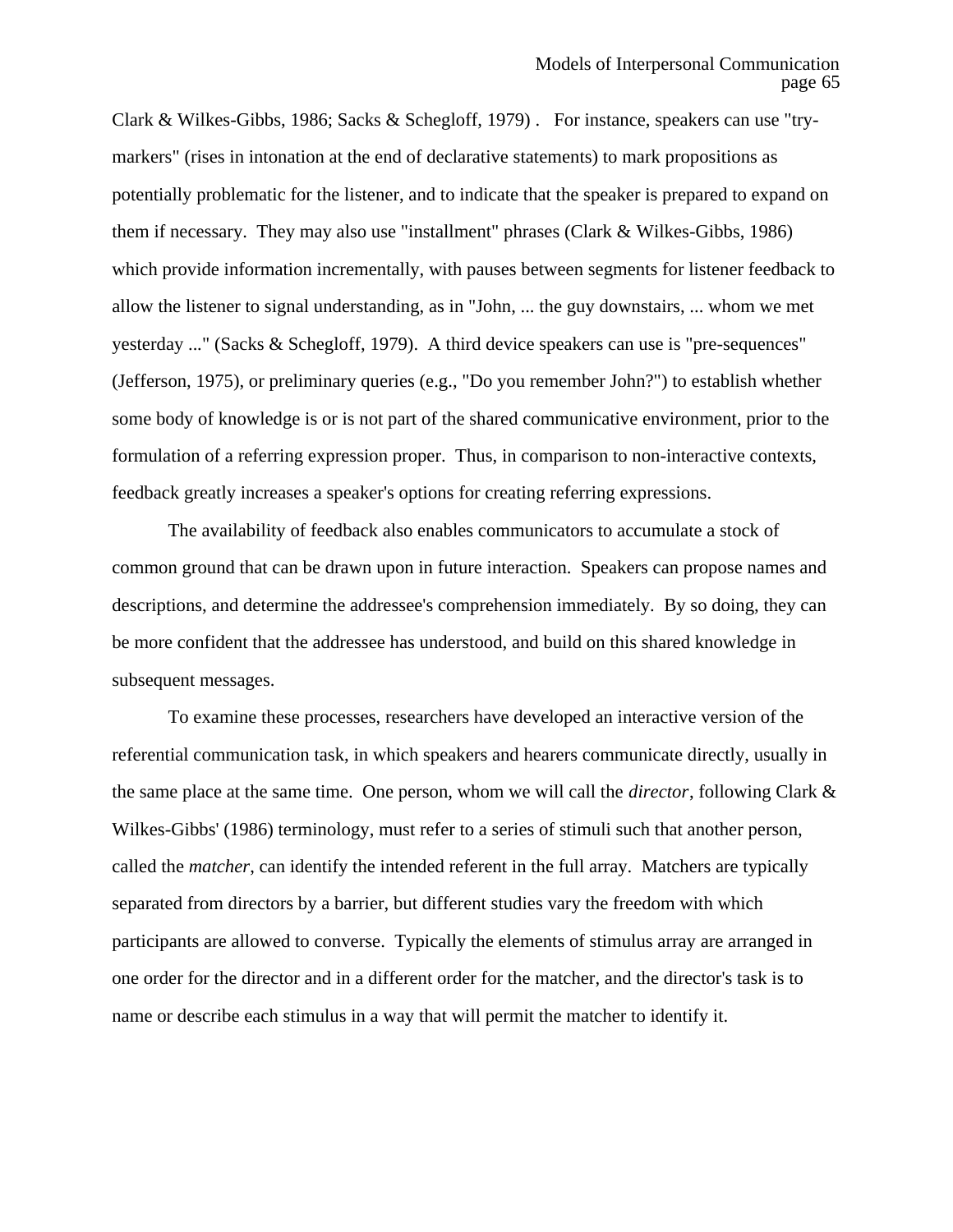Clark & Wilkes-Gibbs, 1986; Sacks & Schegloff, 1979) .   For instance, speakers can use "try-markers" (rises in intonation at the end of declarative statements) to mark propositions as potentially problematic for the listener, and to indicate that the speaker is prepared to expand on them if necessary.  They may also use "installment" phrases (Clark & Wilkes-Gibbs, 1986) which provide information incrementally, with pauses between segments for listener feedback to allow the listener to signal understanding, as in "John, ... the guy downstairs, ... whom we met yesterday ..." (Sacks & Schegloff, 1979).  A third device speakers can use is "pre-sequences" (Jefferson, 1975), or preliminary queries (e.g., "Do you remember John?") to establish whether some body of knowledge is or is not part of the shared communicative environment, prior to the formulation of a referring expression proper.  Thus, in comparison to non-interactive contexts, feedback greatly increases a speaker's options for creating referring expressions.

The availability of feedback also enables communicators to accumulate a stock of common ground that can be drawn upon in future interaction.  Speakers can propose names and descriptions, and determine the addressee's comprehension immediately.  By so doing, they can be more confident that the addressee has understood, and build on this shared knowledge in subsequent messages.

To examine these processes, researchers have developed an interactive version of the referential communication task, in which speakers and hearers communicate directly, usually in the same place at the same time.  One person, whom we will call the *director*, following Clark & Wilkes-Gibbs' (1986) terminology, must refer to a series of stimuli such that another person, called the *matcher*, can identify the intended referent in the full array.  Matchers are typically separated from directors by a barrier, but different studies vary the freedom with which participants are allowed to converse.  Typically the elements of stimulus array are arranged in one order for the director and in a different order for the matcher, and the director's task is to name or describe each stimulus in a way that will permit the matcher to identify it.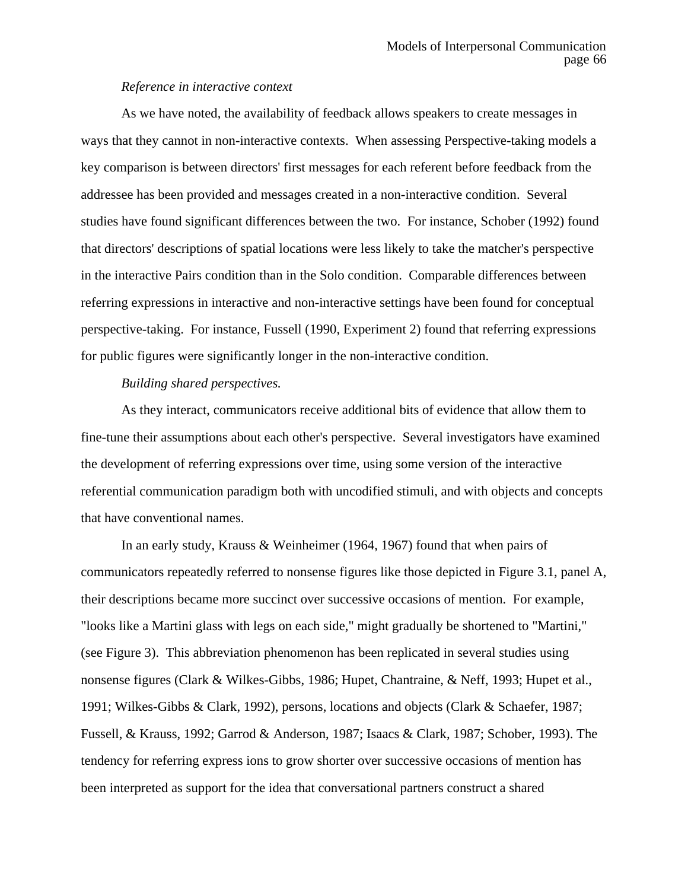*Reference in interactive context*

As we have noted, the availability of feedback allows speakers to create messages in ways that they cannot in non-interactive contexts. When assessing Perspective-taking models a key comparison is between directors' first messages for each referent before feedback from the addressee has been provided and messages created in a non-interactive condition. Several studies have found significant differences between the two. For instance, Schober (1992) found that directors' descriptions of spatial locations were less likely to take the matcher's perspective in the interactive Pairs condition than in the Solo condition. Comparable differences between referring expressions in interactive and non-interactive settings have been found for conceptual perspective-taking. For instance, Fussell (1990, Experiment 2) found that referring expressions for public figures were significantly longer in the non-interactive condition.

*Building shared perspectives.*

As they interact, communicators receive additional bits of evidence that allow them to fine-tune their assumptions about each other's perspective. Several investigators have examined the development of referring expressions over time, using some version of the interactive referential communication paradigm both with uncodified stimuli, and with objects and concepts that have conventional names.

In an early study, Krauss & Weinheimer (1964, 1967) found that when pairs of communicators repeatedly referred to nonsense figures like those depicted in Figure 3.1, panel A, their descriptions became more succinct over successive occasions of mention. For example, "looks like a Martini glass with legs on each side," might gradually be shortened to "Martini," (see Figure 3). This abbreviation phenomenon has been replicated in several studies using nonsense figures (Clark & Wilkes-Gibbs, 1986; Hupet, Chantraine, & Neff, 1993; Hupet et al., 1991; Wilkes-Gibbs & Clark, 1992), persons, locations and objects (Clark & Schaefer, 1987; Fussell, & Krauss, 1992; Garrod & Anderson, 1987; Isaacs & Clark, 1987; Schober, 1993). The tendency for referring express ions to grow shorter over successive occasions of mention has been interpreted as support for the idea that conversational partners construct a shared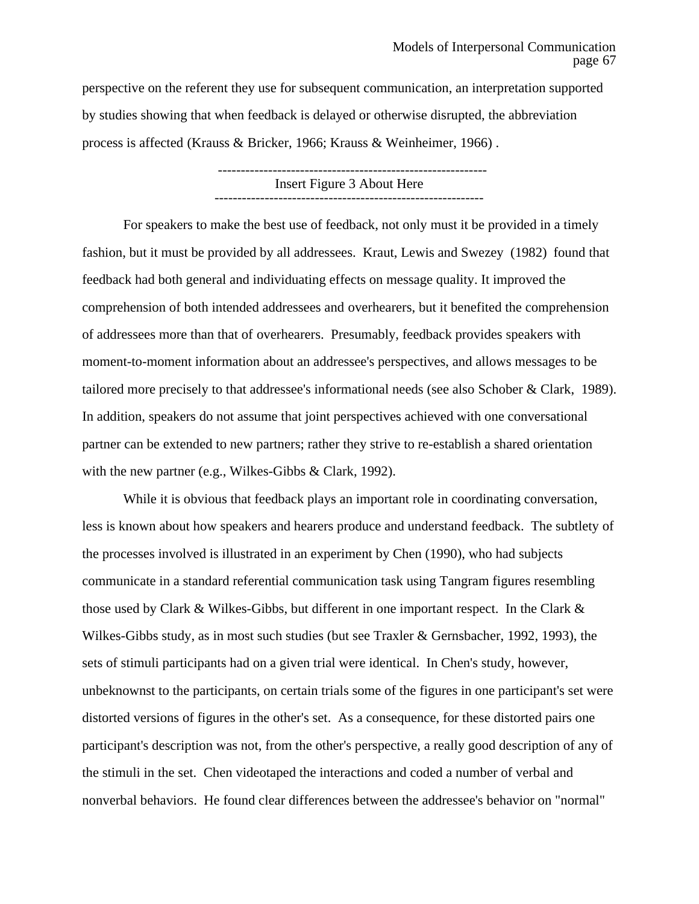perspective on the referent they use for subsequent communication, an interpretation supported by studies showing that when feedback is delayed or otherwise disrupted, the abbreviation process is affected (Krauss & Bricker, 1966; Krauss & Weinheimer, 1966) .

------------------------------------------------------------
Insert Figure 3 About Here
------------------------------------------------------------

For speakers to make the best use of feedback, not only must it be provided in a timely fashion, but it must be provided by all addressees. Kraut, Lewis and Swezey (1982) found that feedback had both general and individuating effects on message quality. It improved the comprehension of both intended addressees and overhearers, but it benefited the comprehension of addressees more than that of overhearers. Presumably, feedback provides speakers with moment-to-moment information about an addressee's perspectives, and allows messages to be tailored more precisely to that addressee's informational needs (see also Schober & Clark, 1989). In addition, speakers do not assume that joint perspectives achieved with one conversational partner can be extended to new partners; rather they strive to re-establish a shared orientation with the new partner (e.g., Wilkes-Gibbs & Clark, 1992).

While it is obvious that feedback plays an important role in coordinating conversation, less is known about how speakers and hearers produce and understand feedback. The subtlety of the processes involved is illustrated in an experiment by Chen (1990), who had subjects communicate in a standard referential communication task using Tangram figures resembling those used by Clark & Wilkes-Gibbs, but different in one important respect. In the Clark & Wilkes-Gibbs study, as in most such studies (but see Traxler & Gernsbacher, 1992, 1993), the sets of stimuli participants had on a given trial were identical. In Chen's study, however, unbeknownst to the participants, on certain trials some of the figures in one participant's set were distorted versions of figures in the other's set. As a consequence, for these distorted pairs one participant's description was not, from the other's perspective, a really good description of any of the stimuli in the set. Chen videotaped the interactions and coded a number of verbal and nonverbal behaviors. He found clear differences between the addressee's behavior on "normal"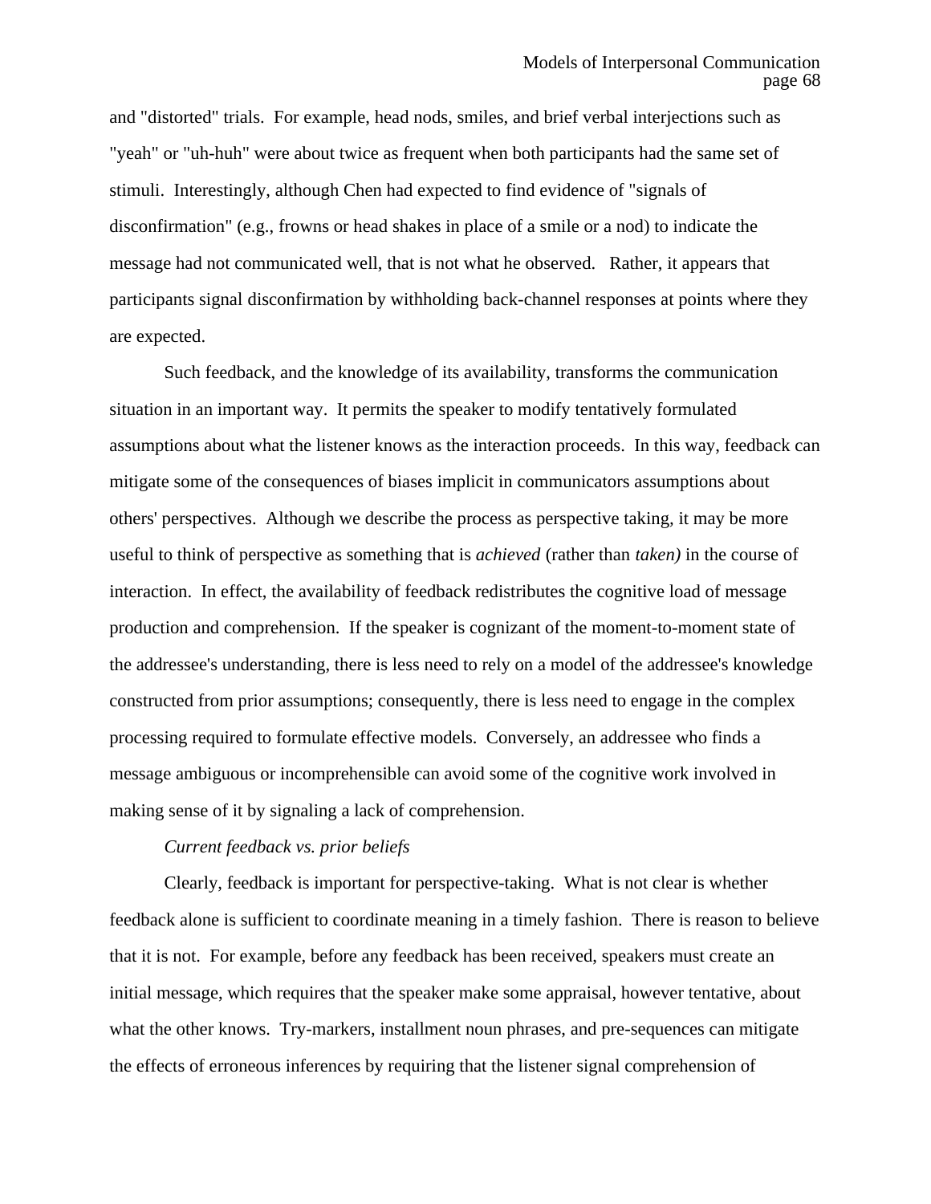and "distorted" trials. For example, head nods, smiles, and brief verbal interjections such as "yeah" or "uh-huh" were about twice as frequent when both participants had the same set of stimuli. Interestingly, although Chen had expected to find evidence of "signals of disconfirmation" (e.g., frowns or head shakes in place of a smile or a nod) to indicate the message had not communicated well, that is not what he observed. Rather, it appears that participants signal disconfirmation by withholding back-channel responses at points where they are expected.

Such feedback, and the knowledge of its availability, transforms the communication situation in an important way. It permits the speaker to modify tentatively formulated assumptions about what the listener knows as the interaction proceeds. In this way, feedback can mitigate some of the consequences of biases implicit in communicators assumptions about others' perspectives. Although we describe the process as perspective taking, it may be more useful to think of perspective as something that is *achieved* (rather than *taken)* in the course of interaction. In effect, the availability of feedback redistributes the cognitive load of message production and comprehension. If the speaker is cognizant of the moment-to-moment state of the addressee's understanding, there is less need to rely on a model of the addressee's knowledge constructed from prior assumptions; consequently, there is less need to engage in the complex processing required to formulate effective models. Conversely, an addressee who finds a message ambiguous or incomprehensible can avoid some of the cognitive work involved in making sense of it by signaling a lack of comprehension.

*Current feedback vs. prior beliefs*

Clearly, feedback is important for perspective-taking. What is not clear is whether feedback alone is sufficient to coordinate meaning in a timely fashion. There is reason to believe that it is not. For example, before any feedback has been received, speakers must create an initial message, which requires that the speaker make some appraisal, however tentative, about what the other knows. Try-markers, installment noun phrases, and pre-sequences can mitigate the effects of erroneous inferences by requiring that the listener signal comprehension of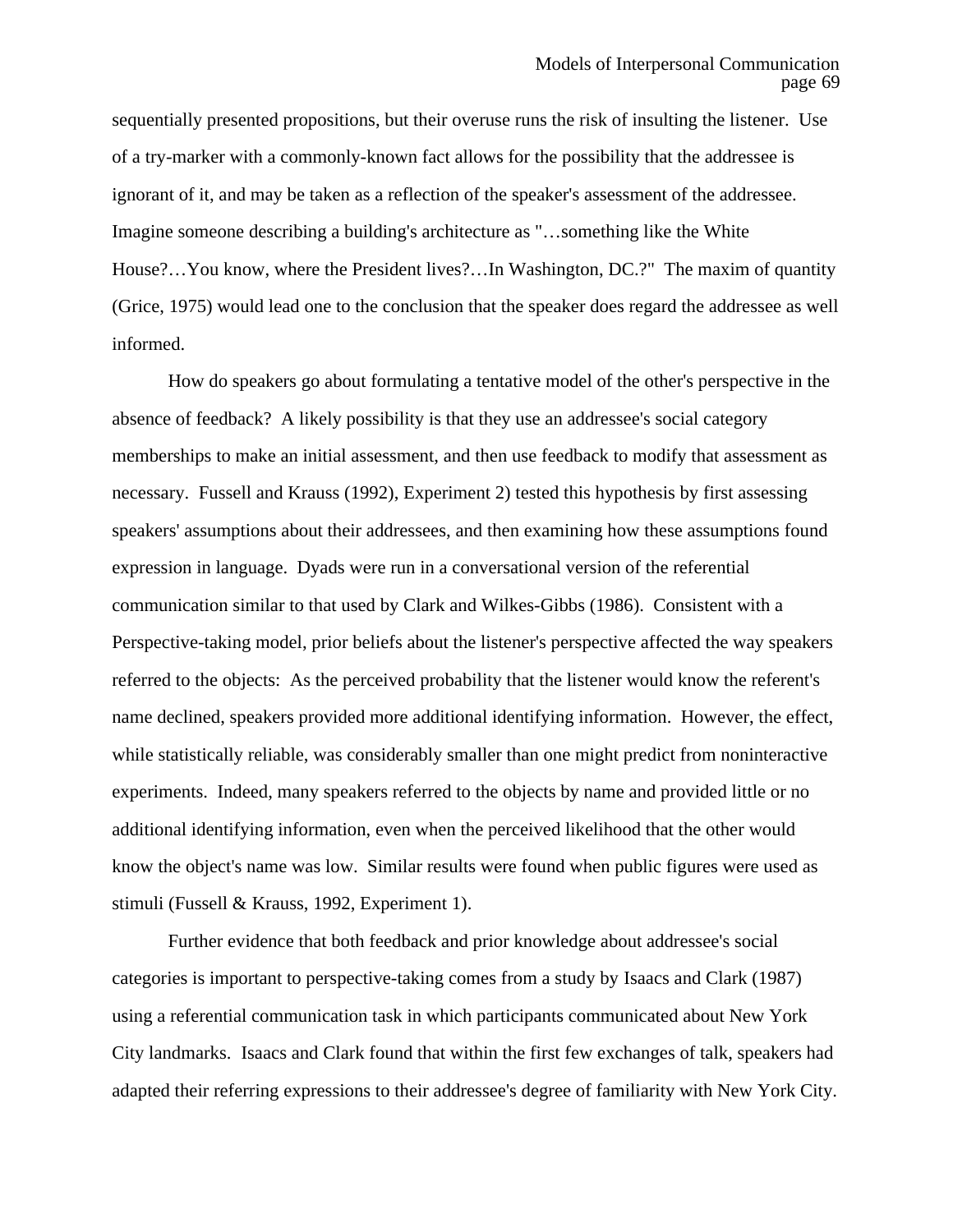sequentially presented propositions, but their overuse runs the risk of insulting the listener. Use of a try-marker with a commonly-known fact allows for the possibility that the addressee is ignorant of it, and may be taken as a reflection of the speaker's assessment of the addressee. Imagine someone describing a building's architecture as "…something like the White House?…You know, where the President lives?…In Washington, DC.?" The maxim of quantity (Grice, 1975) would lead one to the conclusion that the speaker does regard the addressee as well informed.

How do speakers go about formulating a tentative model of the other's perspective in the absence of feedback? A likely possibility is that they use an addressee's social category memberships to make an initial assessment, and then use feedback to modify that assessment as necessary. Fussell and Krauss (1992), Experiment 2) tested this hypothesis by first assessing speakers' assumptions about their addressees, and then examining how these assumptions found expression in language. Dyads were run in a conversational version of the referential communication similar to that used by Clark and Wilkes-Gibbs (1986). Consistent with a Perspective-taking model, prior beliefs about the listener's perspective affected the way speakers referred to the objects: As the perceived probability that the listener would know the referent's name declined, speakers provided more additional identifying information. However, the effect, while statistically reliable, was considerably smaller than one might predict from noninteractive experiments. Indeed, many speakers referred to the objects by name and provided little or no additional identifying information, even when the perceived likelihood that the other would know the object's name was low. Similar results were found when public figures were used as stimuli (Fussell & Krauss, 1992, Experiment 1).

Further evidence that both feedback and prior knowledge about addressee's social categories is important to perspective-taking comes from a study by Isaacs and Clark (1987) using a referential communication task in which participants communicated about New York City landmarks. Isaacs and Clark found that within the first few exchanges of talk, speakers had adapted their referring expressions to their addressee's degree of familiarity with New York City.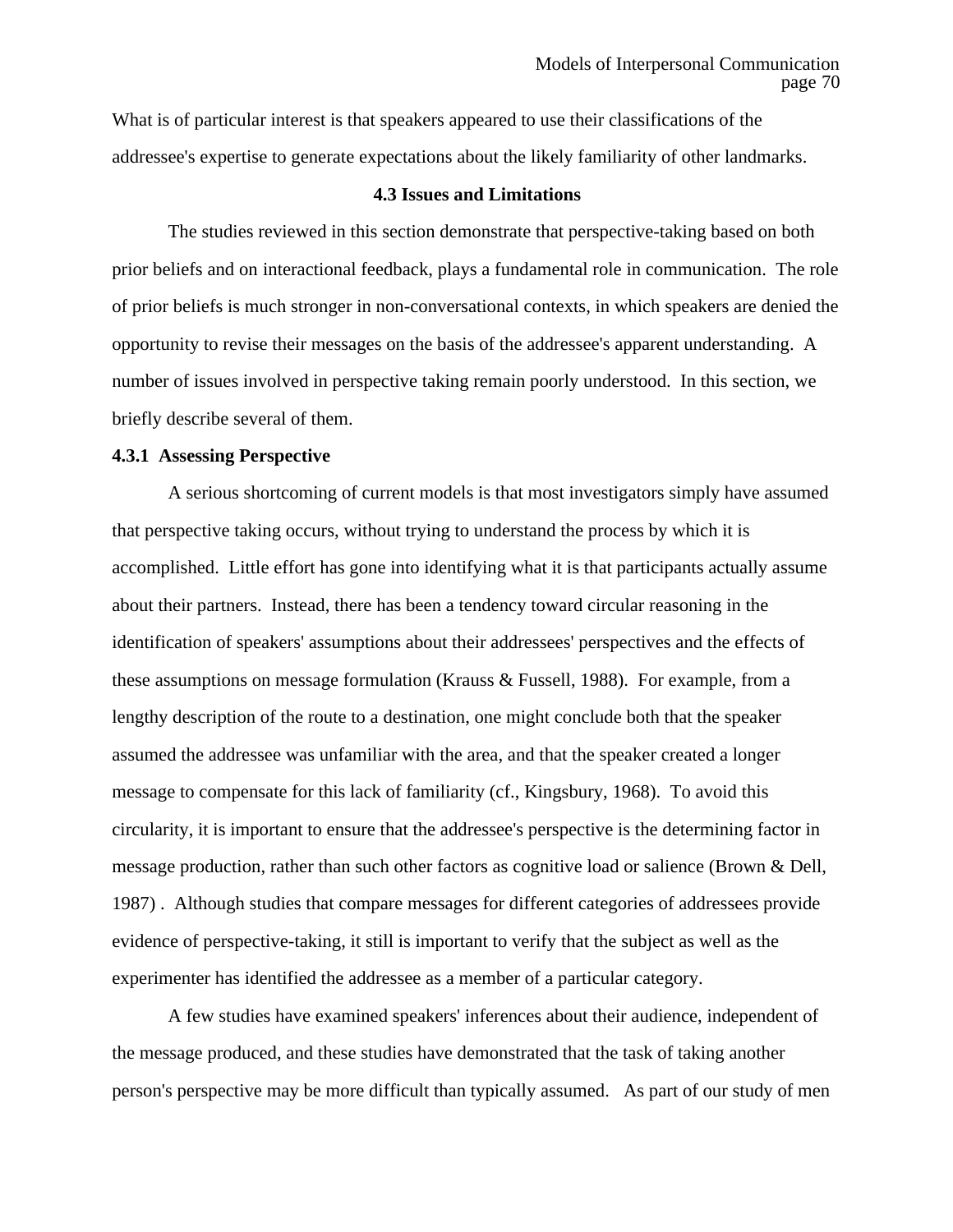What is of particular interest is that speakers appeared to use their classifications of the addressee's expertise to generate expectations about the likely familiarity of other landmarks.

## 4.3 Issues and Limitations

The studies reviewed in this section demonstrate that perspective-taking based on both prior beliefs and on interactional feedback, plays a fundamental role in communication. The role of prior beliefs is much stronger in non-conversational contexts, in which speakers are denied the opportunity to revise their messages on the basis of the addressee's apparent understanding. A number of issues involved in perspective taking remain poorly understood. In this section, we briefly describe several of them.

### 4.3.1 Assessing Perspective

A serious shortcoming of current models is that most investigators simply have assumed that perspective taking occurs, without trying to understand the process by which it is accomplished. Little effort has gone into identifying what it is that participants actually assume about their partners. Instead, there has been a tendency toward circular reasoning in the identification of speakers' assumptions about their addressees' perspectives and the effects of these assumptions on message formulation (Krauss & Fussell, 1988). For example, from a lengthy description of the route to a destination, one might conclude both that the speaker assumed the addressee was unfamiliar with the area, and that the speaker created a longer message to compensate for this lack of familiarity (cf., Kingsbury, 1968). To avoid this circularity, it is important to ensure that the addressee's perspective is the determining factor in message production, rather than such other factors as cognitive load or salience (Brown & Dell, 1987) . Although studies that compare messages for different categories of addressees provide evidence of perspective-taking, it still is important to verify that the subject as well as the experimenter has identified the addressee as a member of a particular category.

A few studies have examined speakers' inferences about their audience, independent of the message produced, and these studies have demonstrated that the task of taking another person's perspective may be more difficult than typically assumed. As part of our study of men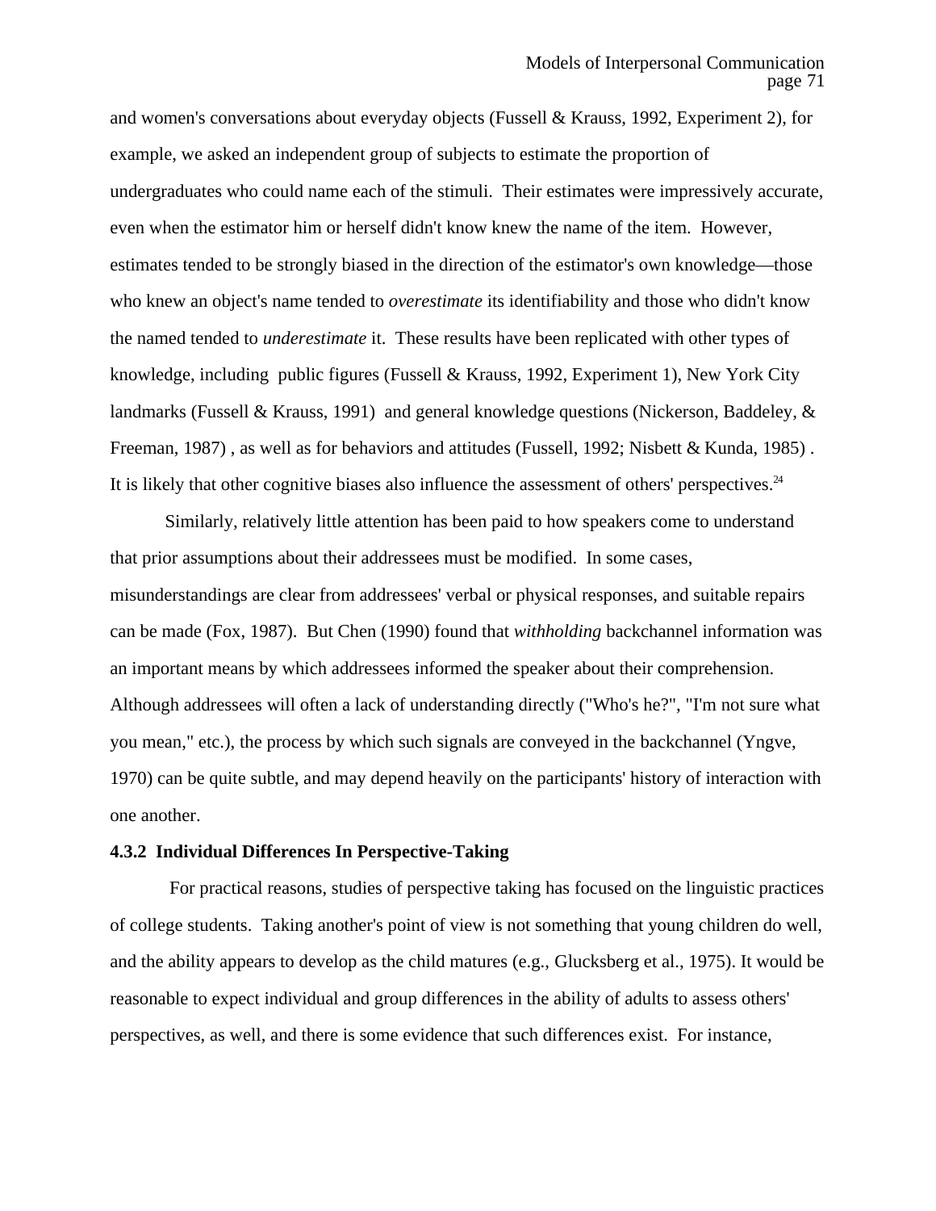and women's conversations about everyday objects (Fussell & Krauss, 1992, Experiment 2), for example, we asked an independent group of subjects to estimate the proportion of undergraduates who could name each of the stimuli. Their estimates were impressively accurate, even when the estimator him or herself didn't know knew the name of the item. However, estimates tended to be strongly biased in the direction of the estimator's own knowledge—those who knew an object's name tended to *overestimate* its identifiability and those who didn't know the named tended to *underestimate* it. These results have been replicated with other types of knowledge, including public figures (Fussell & Krauss, 1992, Experiment 1), New York City landmarks (Fussell & Krauss, 1991) and general knowledge questions (Nickerson, Baddeley, & Freeman, 1987) , as well as for behaviors and attitudes (Fussell, 1992; Nisbett & Kunda, 1985) . It is likely that other cognitive biases also influence the assessment of others' perspectives.[24]

Similarly, relatively little attention has been paid to how speakers come to understand that prior assumptions about their addressees must be modified. In some cases, misunderstandings are clear from addressees' verbal or physical responses, and suitable repairs can be made (Fox, 1987). But Chen (1990) found that *withholding* backchannel information was an important means by which addressees informed the speaker about their comprehension. Although addressees will often a lack of understanding directly ("Who's he?", "I'm not sure what you mean," etc.), the process by which such signals are conveyed in the backchannel (Yngve, 1970) can be quite subtle, and may depend heavily on the participants' history of interaction with one another.

### 4.3.2 Individual Differences In Perspective-Taking

For practical reasons, studies of perspective taking has focused on the linguistic practices of college students. Taking another's point of view is not something that young children do well, and the ability appears to develop as the child matures (e.g., Glucksberg et al., 1975). It would be reasonable to expect individual and group differences in the ability of adults to assess others' perspectives, as well, and there is some evidence that such differences exist. For instance,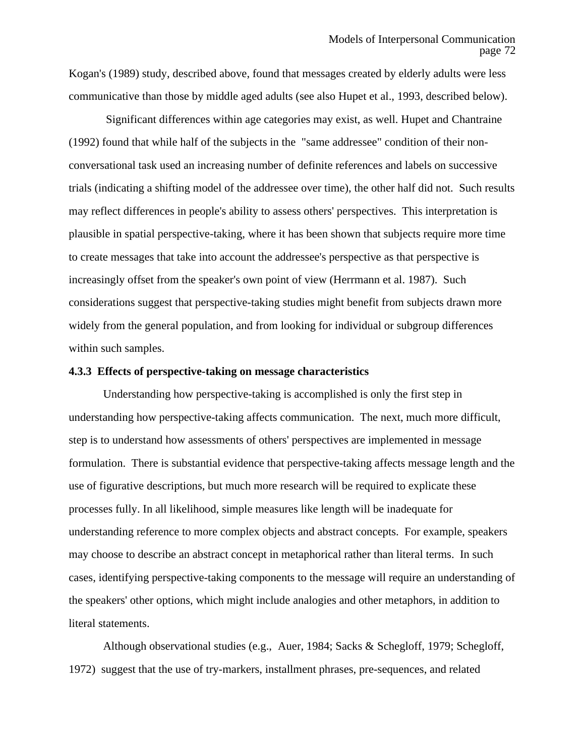Kogan's (1989) study, described above, found that messages created by elderly adults were less communicative than those by middle aged adults (see also Hupet et al., 1993, described below).

Significant differences within age categories may exist, as well. Hupet and Chantraine (1992) found that while half of the subjects in the "same addressee" condition of their non-conversational task used an increasing number of definite references and labels on successive trials (indicating a shifting model of the addressee over time), the other half did not. Such results may reflect differences in people's ability to assess others' perspectives. This interpretation is plausible in spatial perspective-taking, where it has been shown that subjects require more time to create messages that take into account the addressee's perspective as that perspective is increasingly offset from the speaker's own point of view (Herrmann et al. 1987). Such considerations suggest that perspective-taking studies might benefit from subjects drawn more widely from the general population, and from looking for individual or subgroup differences within such samples.

### 4.3.3 Effects of perspective-taking on message characteristics

Understanding how perspective-taking is accomplished is only the first step in understanding how perspective-taking affects communication. The next, much more difficult, step is to understand how assessments of others' perspectives are implemented in message formulation. There is substantial evidence that perspective-taking affects message length and the use of figurative descriptions, but much more research will be required to explicate these processes fully. In all likelihood, simple measures like length will be inadequate for understanding reference to more complex objects and abstract concepts. For example, speakers may choose to describe an abstract concept in metaphorical rather than literal terms. In such cases, identifying perspective-taking components to the message will require an understanding of the speakers' other options, which might include analogies and other metaphors, in addition to literal statements.

Although observational studies (e.g., Auer, 1984; Sacks & Schegloff, 1979; Schegloff, 1972) suggest that the use of try-markers, installment phrases, pre-sequences, and related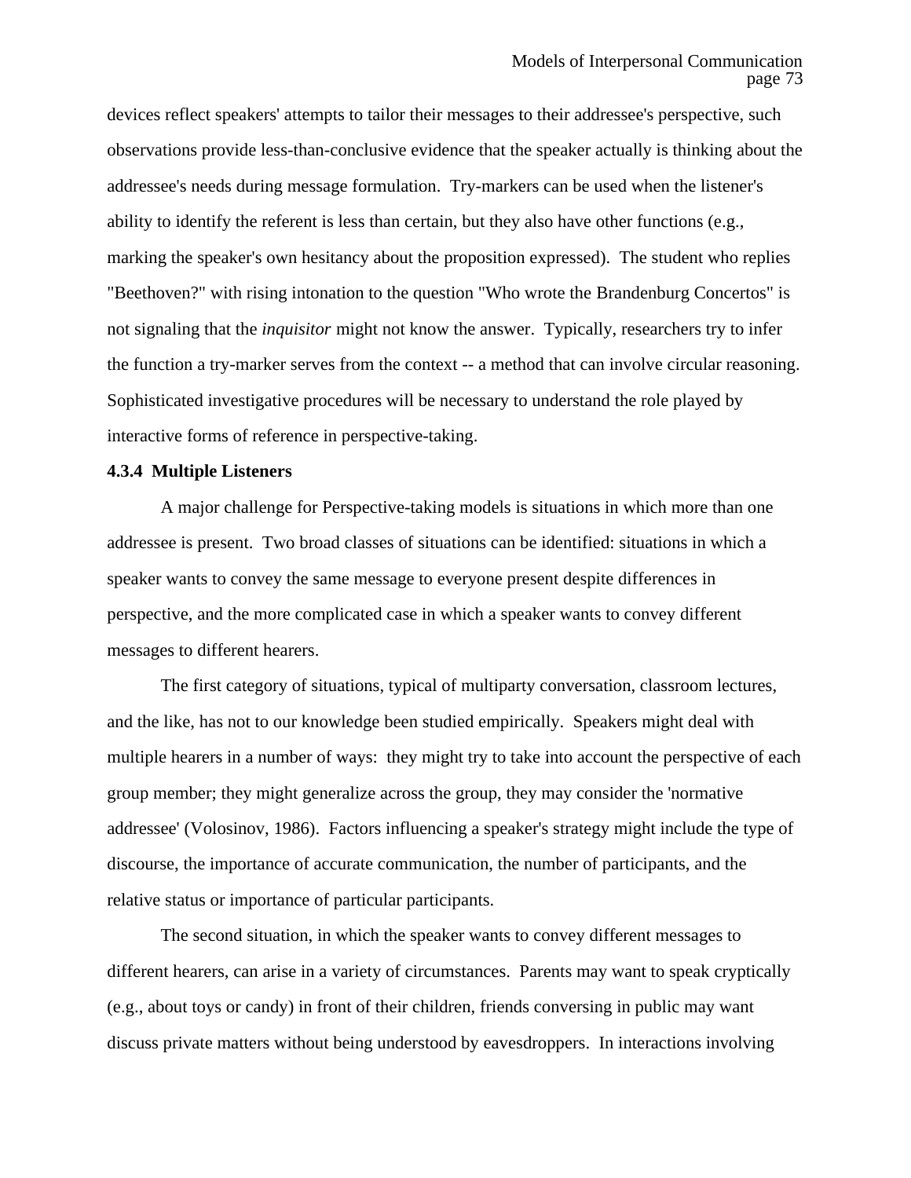devices reflect speakers' attempts to tailor their messages to their addressee's perspective, such observations provide less-than-conclusive evidence that the speaker actually is thinking about the addressee's needs during message formulation. Try-markers can be used when the listener's ability to identify the referent is less than certain, but they also have other functions (e.g., marking the speaker's own hesitancy about the proposition expressed). The student who replies "Beethoven?" with rising intonation to the question "Who wrote the Brandenburg Concertos" is not signaling that the *inquisitor* might not know the answer. Typically, researchers try to infer the function a try-marker serves from the context -- a method that can involve circular reasoning. Sophisticated investigative procedures will be necessary to understand the role played by interactive forms of reference in perspective-taking.

### 4.3.4 Multiple Listeners

A major challenge for Perspective-taking models is situations in which more than one addressee is present. Two broad classes of situations can be identified: situations in which a speaker wants to convey the same message to everyone present despite differences in perspective, and the more complicated case in which a speaker wants to convey different messages to different hearers.

The first category of situations, typical of multiparty conversation, classroom lectures, and the like, has not to our knowledge been studied empirically. Speakers might deal with multiple hearers in a number of ways: they might try to take into account the perspective of each group member; they might generalize across the group, they may consider the 'normative addressee' (Volosinov, 1986). Factors influencing a speaker's strategy might include the type of discourse, the importance of accurate communication, the number of participants, and the relative status or importance of particular participants.

The second situation, in which the speaker wants to convey different messages to different hearers, can arise in a variety of circumstances. Parents may want to speak cryptically (e.g., about toys or candy) in front of their children, friends conversing in public may want discuss private matters without being understood by eavesdroppers. In interactions involving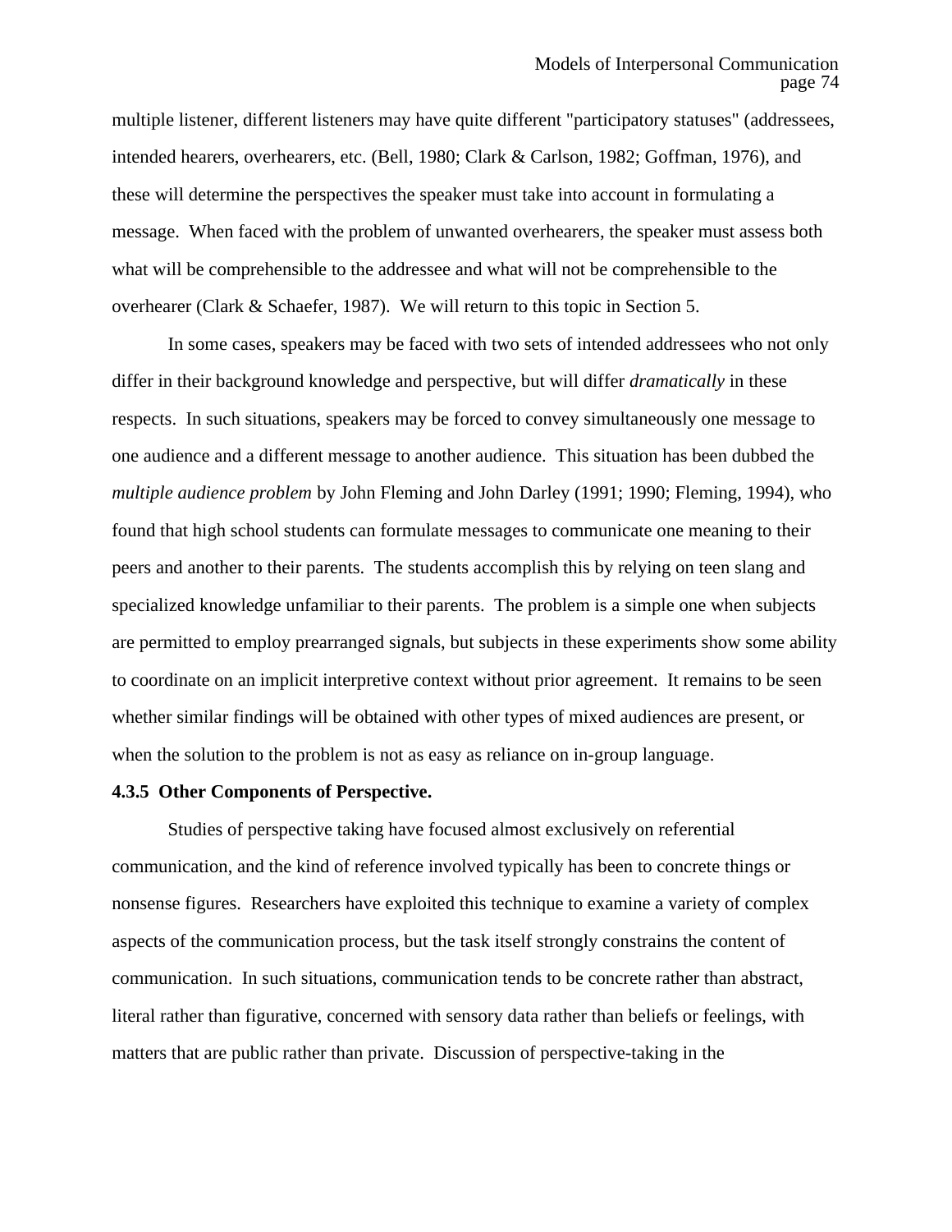multiple listener, different listeners may have quite different "participatory statuses" (addressees, intended hearers, overhearers, etc. (Bell, 1980; Clark & Carlson, 1982; Goffman, 1976), and these will determine the perspectives the speaker must take into account in formulating a message. When faced with the problem of unwanted overhearers, the speaker must assess both what will be comprehensible to the addressee and what will not be comprehensible to the overhearer (Clark & Schaefer, 1987). We will return to this topic in Section 5.

In some cases, speakers may be faced with two sets of intended addressees who not only differ in their background knowledge and perspective, but will differ *dramatically* in these respects. In such situations, speakers may be forced to convey simultaneously one message to one audience and a different message to another audience. This situation has been dubbed the *multiple audience problem* by John Fleming and John Darley (1991; 1990; Fleming, 1994), who found that high school students can formulate messages to communicate one meaning to their peers and another to their parents. The students accomplish this by relying on teen slang and specialized knowledge unfamiliar to their parents. The problem is a simple one when subjects are permitted to employ prearranged signals, but subjects in these experiments show some ability to coordinate on an implicit interpretive context without prior agreement. It remains to be seen whether similar findings will be obtained with other types of mixed audiences are present, or when the solution to the problem is not as easy as reliance on in-group language.

#### 4.3.5 Other Components of Perspective.

Studies of perspective taking have focused almost exclusively on referential communication, and the kind of reference involved typically has been to concrete things or nonsense figures. Researchers have exploited this technique to examine a variety of complex aspects of the communication process, but the task itself strongly constrains the content of communication. In such situations, communication tends to be concrete rather than abstract, literal rather than figurative, concerned with sensory data rather than beliefs or feelings, with matters that are public rather than private. Discussion of perspective-taking in the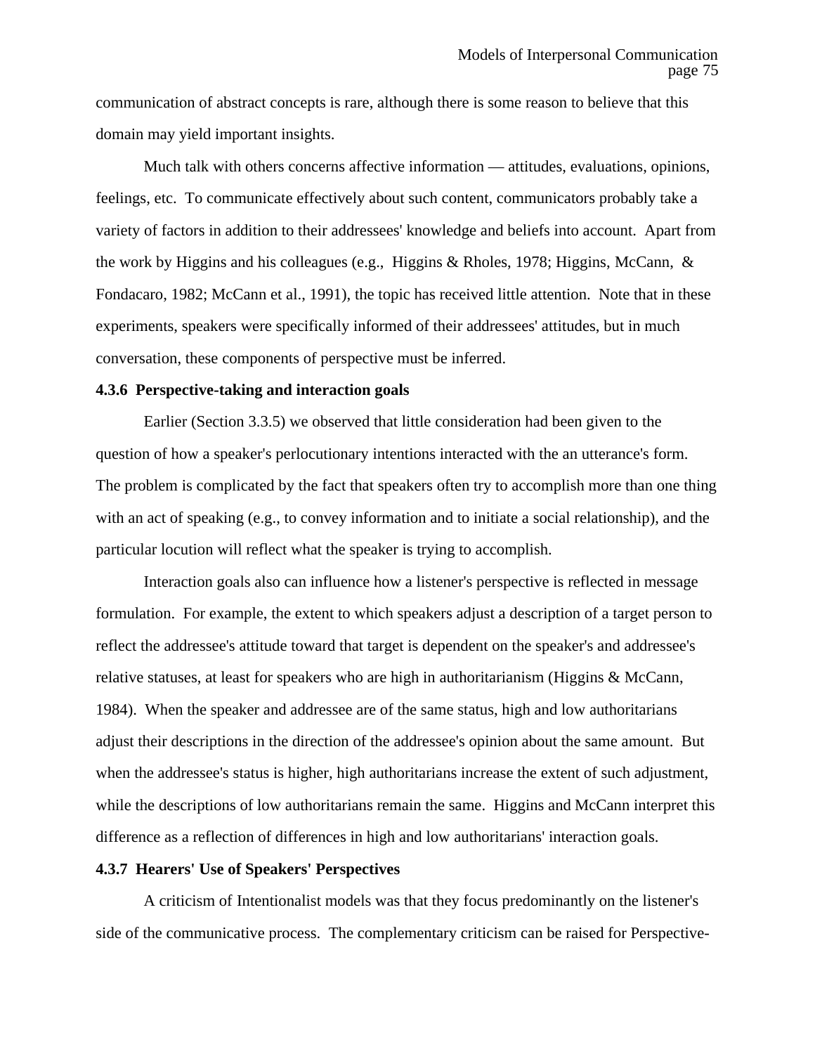communication of abstract concepts is rare, although there is some reason to believe that this domain may yield important insights.

Much talk with others concerns affective information — attitudes, evaluations, opinions, feelings, etc. To communicate effectively about such content, communicators probably take a variety of factors in addition to their addressees' knowledge and beliefs into account. Apart from the work by Higgins and his colleagues (e.g., Higgins & Rholes, 1978; Higgins, McCann, & Fondacaro, 1982; McCann et al., 1991), the topic has received little attention. Note that in these experiments, speakers were specifically informed of their addressees' attitudes, but in much conversation, these components of perspective must be inferred.

### 4.3.6 Perspective-taking and interaction goals

Earlier (Section 3.3.5) we observed that little consideration had been given to the question of how a speaker's perlocutionary intentions interacted with the an utterance's form. The problem is complicated by the fact that speakers often try to accomplish more than one thing with an act of speaking (e.g., to convey information and to initiate a social relationship), and the particular locution will reflect what the speaker is trying to accomplish.

Interaction goals also can influence how a listener's perspective is reflected in message formulation. For example, the extent to which speakers adjust a description of a target person to reflect the addressee's attitude toward that target is dependent on the speaker's and addressee's relative statuses, at least for speakers who are high in authoritarianism (Higgins & McCann, 1984). When the speaker and addressee are of the same status, high and low authoritarians adjust their descriptions in the direction of the addressee's opinion about the same amount. But when the addressee's status is higher, high authoritarians increase the extent of such adjustment, while the descriptions of low authoritarians remain the same. Higgins and McCann interpret this difference as a reflection of differences in high and low authoritarians' interaction goals.

### 4.3.7 Hearers' Use of Speakers' Perspectives

A criticism of Intentionalist models was that they focus predominantly on the listener's side of the communicative process. The complementary criticism can be raised for Perspective-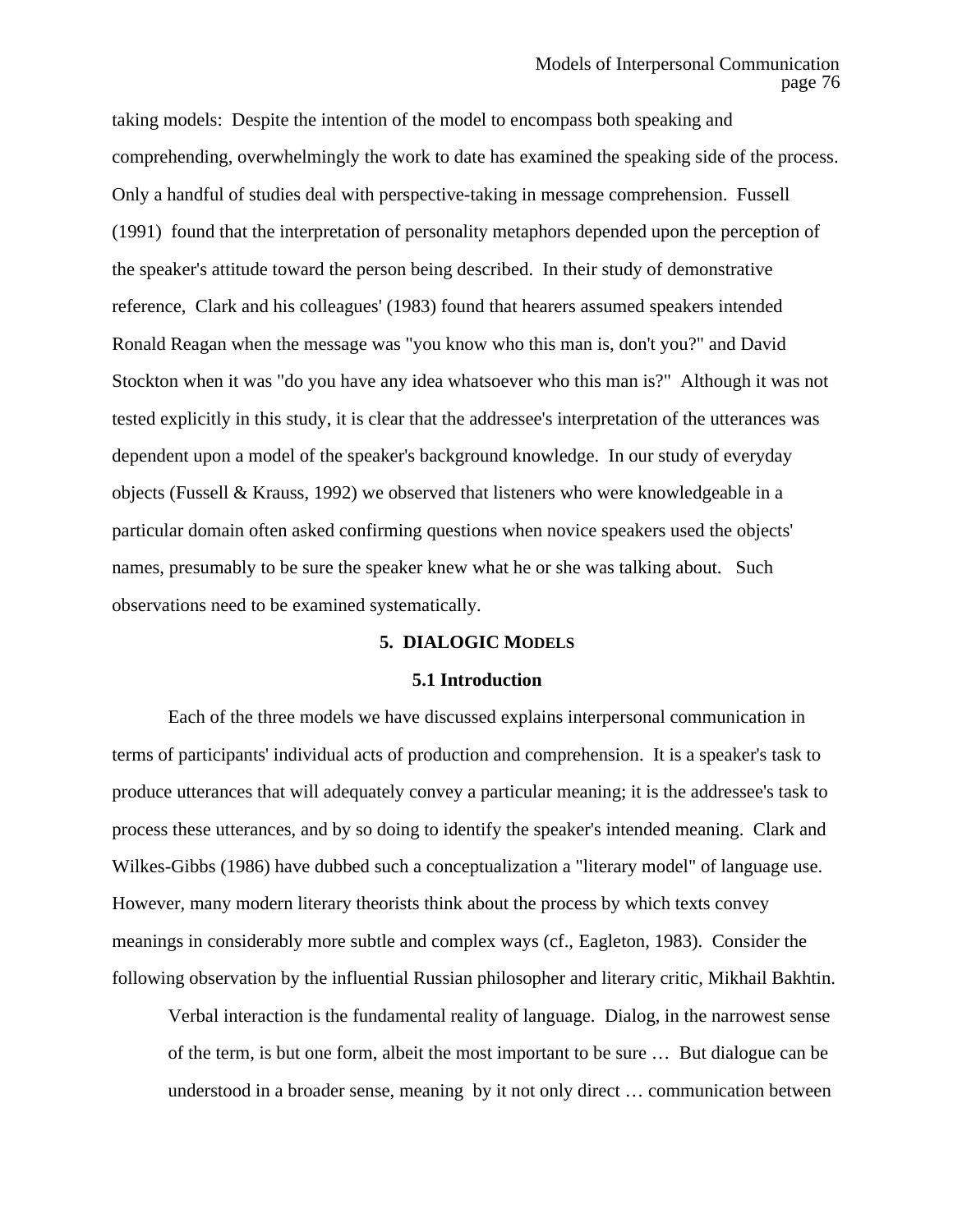taking models: Despite the intention of the model to encompass both speaking and comprehending, overwhelmingly the work to date has examined the speaking side of the process. Only a handful of studies deal with perspective-taking in message comprehension. Fussell (1991) found that the interpretation of personality metaphors depended upon the perception of the speaker's attitude toward the person being described. In their study of demonstrative reference, Clark and his colleagues' (1983) found that hearers assumed speakers intended Ronald Reagan when the message was "you know who this man is, don't you?" and David Stockton when it was "do you have any idea whatsoever who this man is?" Although it was not tested explicitly in this study, it is clear that the addressee's interpretation of the utterances was dependent upon a model of the speaker's background knowledge. In our study of everyday objects (Fussell & Krauss, 1992) we observed that listeners who were knowledgeable in a particular domain often asked confirming questions when novice speakers used the objects' names, presumably to be sure the speaker knew what he or she was talking about. Such observations need to be examined systematically.

# 5. DIALOGIC MODELS

## 5.1 Introduction

Each of the three models we have discussed explains interpersonal communication in terms of participants' individual acts of production and comprehension. It is a speaker's task to produce utterances that will adequately convey a particular meaning; it is the addressee's task to process these utterances, and by so doing to identify the speaker's intended meaning. Clark and Wilkes-Gibbs (1986) have dubbed such a conceptualization a "literary model" of language use. However, many modern literary theorists think about the process by which texts convey meanings in considerably more subtle and complex ways (cf., Eagleton, 1983). Consider the following observation by the influential Russian philosopher and literary critic, Mikhail Bakhtin.

> Verbal interaction is the fundamental reality of language. Dialog, in the narrowest sense of the term, is but one form, albeit the most important to be sure … But dialogue can be understood in a broader sense, meaning by it not only direct … communication between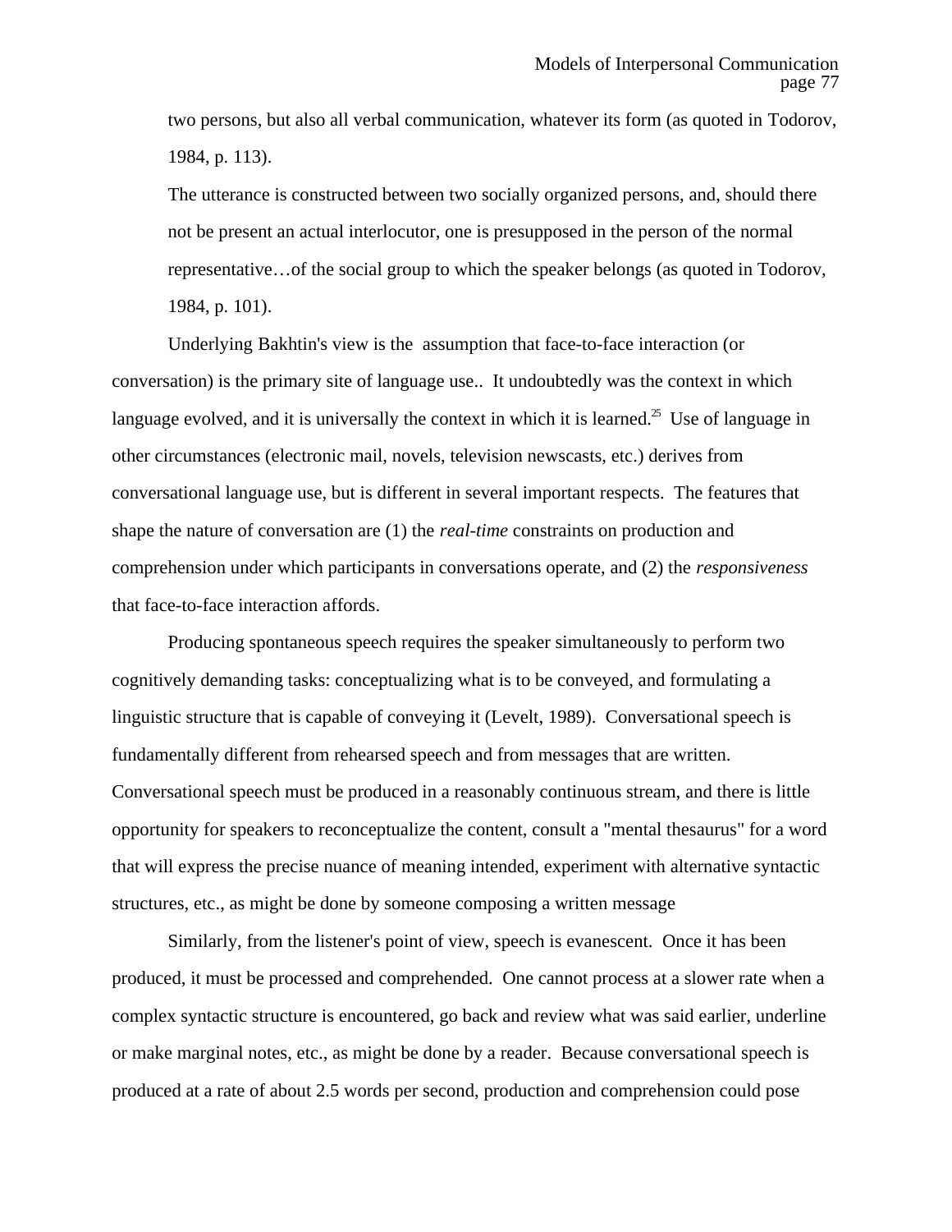> two persons, but also all verbal communication, whatever its form (as quoted in Todorov, 1984, p. 113).
>
> The utterance is constructed between two socially organized persons, and, should there not be present an actual interlocutor, one is presupposed in the person of the normal representative…of the social group to which the speaker belongs (as quoted in Todorov, 1984, p. 101).

Underlying Bakhtin's view is the assumption that face-to-face interaction (or conversation) is the primary site of language use.. It undoubtedly was the context in which language evolved, and it is universally the context in which it is learned.[25] Use of language in other circumstances (electronic mail, novels, television newscasts, etc.) derives from conversational language use, but is different in several important respects. The features that shape the nature of conversation are (1) the *real-time* constraints on production and comprehension under which participants in conversations operate, and (2) the *responsiveness* that face-to-face interaction affords.

Producing spontaneous speech requires the speaker simultaneously to perform two cognitively demanding tasks: conceptualizing what is to be conveyed, and formulating a linguistic structure that is capable of conveying it (Levelt, 1989). Conversational speech is fundamentally different from rehearsed speech and from messages that are written. Conversational speech must be produced in a reasonably continuous stream, and there is little opportunity for speakers to reconceptualize the content, consult a "mental thesaurus" for a word that will express the precise nuance of meaning intended, experiment with alternative syntactic structures, etc., as might be done by someone composing a written message

Similarly, from the listener's point of view, speech is evanescent. Once it has been produced, it must be processed and comprehended. One cannot process at a slower rate when a complex syntactic structure is encountered, go back and review what was said earlier, underline or make marginal notes, etc., as might be done by a reader. Because conversational speech is produced at a rate of about 2.5 words per second, production and comprehension could pose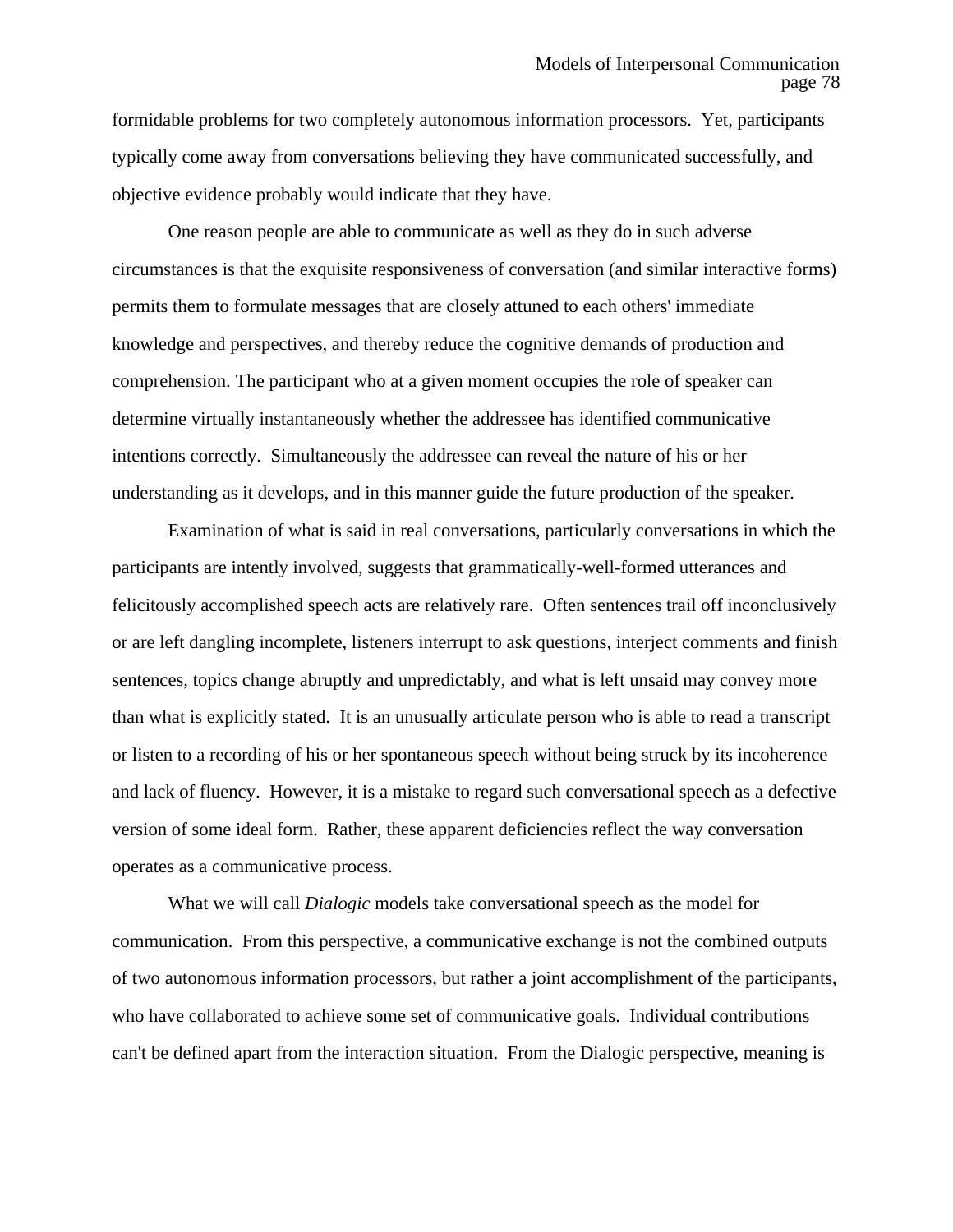formidable problems for two completely autonomous information processors. Yet, participants typically come away from conversations believing they have communicated successfully, and objective evidence probably would indicate that they have.

One reason people are able to communicate as well as they do in such adverse circumstances is that the exquisite responsiveness of conversation (and similar interactive forms) permits them to formulate messages that are closely attuned to each others' immediate knowledge and perspectives, and thereby reduce the cognitive demands of production and comprehension. The participant who at a given moment occupies the role of speaker can determine virtually instantaneously whether the addressee has identified communicative intentions correctly. Simultaneously the addressee can reveal the nature of his or her understanding as it develops, and in this manner guide the future production of the speaker.

Examination of what is said in real conversations, particularly conversations in which the participants are intently involved, suggests that grammatically-well-formed utterances and felicitously accomplished speech acts are relatively rare. Often sentences trail off inconclusively or are left dangling incomplete, listeners interrupt to ask questions, interject comments and finish sentences, topics change abruptly and unpredictably, and what is left unsaid may convey more than what is explicitly stated. It is an unusually articulate person who is able to read a transcript or listen to a recording of his or her spontaneous speech without being struck by its incoherence and lack of fluency. However, it is a mistake to regard such conversational speech as a defective version of some ideal form. Rather, these apparent deficiencies reflect the way conversation operates as a communicative process.

What we will call *Dialogic* models take conversational speech as the model for communication. From this perspective, a communicative exchange is not the combined outputs of two autonomous information processors, but rather a joint accomplishment of the participants, who have collaborated to achieve some set of communicative goals. Individual contributions can't be defined apart from the interaction situation. From the Dialogic perspective, meaning is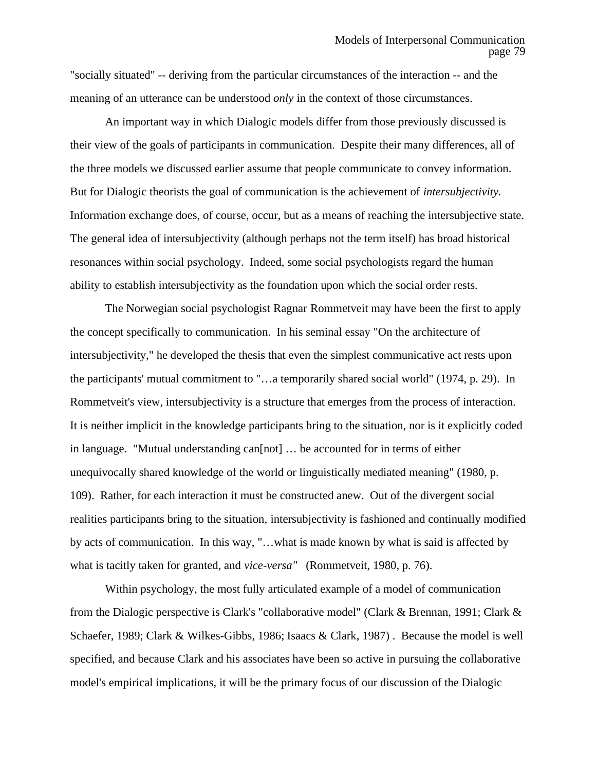"socially situated" -- deriving from the particular circumstances of the interaction -- and the meaning of an utterance can be understood *only* in the context of those circumstances.

An important way in which Dialogic models differ from those previously discussed is their view of the goals of participants in communication. Despite their many differences, all of the three models we discussed earlier assume that people communicate to convey information. But for Dialogic theorists the goal of communication is the achievement of *intersubjectivity.* Information exchange does, of course, occur, but as a means of reaching the intersubjective state. The general idea of intersubjectivity (although perhaps not the term itself) has broad historical resonances within social psychology. Indeed, some social psychologists regard the human ability to establish intersubjectivity as the foundation upon which the social order rests.

The Norwegian social psychologist Ragnar Rommetveit may have been the first to apply the concept specifically to communication. In his seminal essay "On the architecture of intersubjectivity," he developed the thesis that even the simplest communicative act rests upon the participants' mutual commitment to "…a temporarily shared social world" (1974, p. 29). In Rommetveit's view, intersubjectivity is a structure that emerges from the process of interaction. It is neither implicit in the knowledge participants bring to the situation, nor is it explicitly coded in language. "Mutual understanding can[not] … be accounted for in terms of either unequivocally shared knowledge of the world or linguistically mediated meaning" (1980, p. 109). Rather, for each interaction it must be constructed anew. Out of the divergent social realities participants bring to the situation, intersubjectivity is fashioned and continually modified by acts of communication. In this way, "…what is made known by what is said is affected by what is tacitly taken for granted, and *vice-versa"* (Rommetveit, 1980, p. 76).

Within psychology, the most fully articulated example of a model of communication from the Dialogic perspective is Clark's "collaborative model" (Clark & Brennan, 1991; Clark & Schaefer, 1989; Clark & Wilkes-Gibbs, 1986; Isaacs & Clark, 1987) . Because the model is well specified, and because Clark and his associates have been so active in pursuing the collaborative model's empirical implications, it will be the primary focus of our discussion of the Dialogic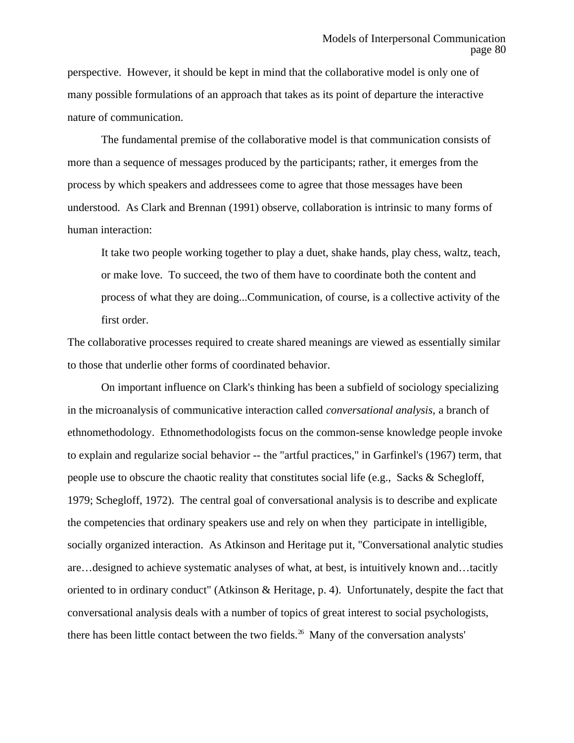perspective. However, it should be kept in mind that the collaborative model is only one of many possible formulations of an approach that takes as its point of departure the interactive nature of communication.

The fundamental premise of the collaborative model is that communication consists of more than a sequence of messages produced by the participants; rather, it emerges from the process by which speakers and addressees come to agree that those messages have been understood. As Clark and Brennan (1991) observe, collaboration is intrinsic to many forms of human interaction:

> It take two people working together to play a duet, shake hands, play chess, waltz, teach, or make love. To succeed, the two of them have to coordinate both the content and process of what they are doing...Communication, of course, is a collective activity of the first order.

The collaborative processes required to create shared meanings are viewed as essentially similar to those that underlie other forms of coordinated behavior.

On important influence on Clark's thinking has been a subfield of sociology specializing in the microanalysis of communicative interaction called *conversational analysis,* a branch of ethnomethodology. Ethnomethodologists focus on the common-sense knowledge people invoke to explain and regularize social behavior -- the "artful practices," in Garfinkel's (1967) term, that people use to obscure the chaotic reality that constitutes social life (e.g., Sacks & Schegloff, 1979; Schegloff, 1972). The central goal of conversational analysis is to describe and explicate the competencies that ordinary speakers use and rely on when they participate in intelligible, socially organized interaction. As Atkinson and Heritage put it, "Conversational analytic studies are…designed to achieve systematic analyses of what, at best, is intuitively known and…tacitly oriented to in ordinary conduct" (Atkinson & Heritage, p. 4). Unfortunately, despite the fact that conversational analysis deals with a number of topics of great interest to social psychologists, there has been little contact between the two fields.[26] Many of the conversation analysts'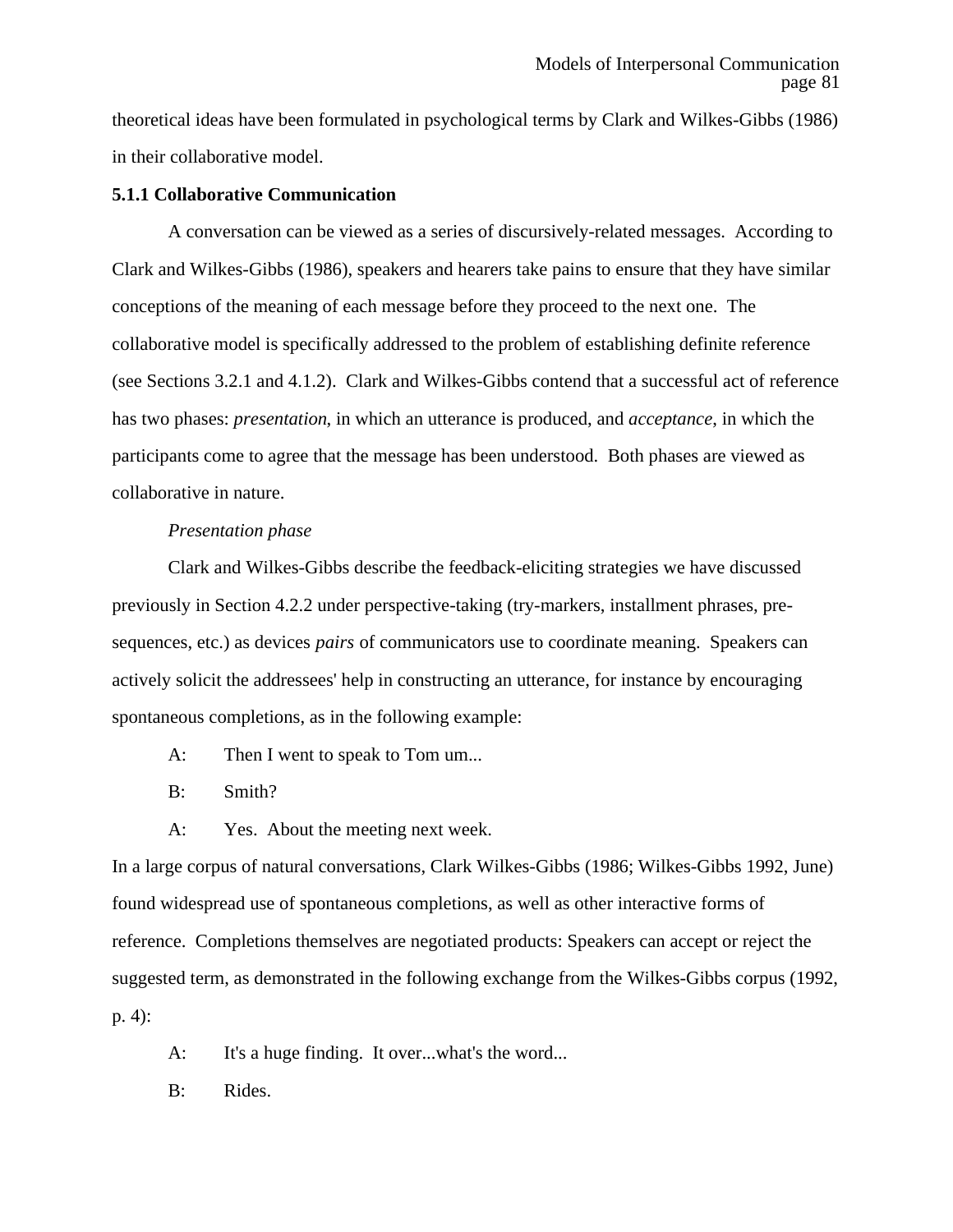theoretical ideas have been formulated in psychological terms by Clark and Wilkes-Gibbs (1986) in their collaborative model.

### 5.1.1 Collaborative Communication

A conversation can be viewed as a series of discursively-related messages. According to Clark and Wilkes-Gibbs (1986), speakers and hearers take pains to ensure that they have similar conceptions of the meaning of each message before they proceed to the next one. The collaborative model is specifically addressed to the problem of establishing definite reference (see Sections 3.2.1 and 4.1.2). Clark and Wilkes-Gibbs contend that a successful act of reference has two phases: *presentation*, in which an utterance is produced, and *acceptance*, in which the participants come to agree that the message has been understood. Both phases are viewed as collaborative in nature.

*Presentation phase*

Clark and Wilkes-Gibbs describe the feedback-eliciting strategies we have discussed previously in Section 4.2.2 under perspective-taking (try-markers, installment phrases, pre-sequences, etc.) as devices *pairs* of communicators use to coordinate meaning. Speakers can actively solicit the addressees' help in constructing an utterance, for instance by encouraging spontaneous completions, as in the following example:

A: Then I went to speak to Tom um...

B: Smith?

A: Yes. About the meeting next week.

In a large corpus of natural conversations, Clark Wilkes-Gibbs (1986; Wilkes-Gibbs 1992, June) found widespread use of spontaneous completions, as well as other interactive forms of reference. Completions themselves are negotiated products: Speakers can accept or reject the suggested term, as demonstrated in the following exchange from the Wilkes-Gibbs corpus (1992, p. 4):

A: It's a huge finding. It over...what's the word...

B: Rides.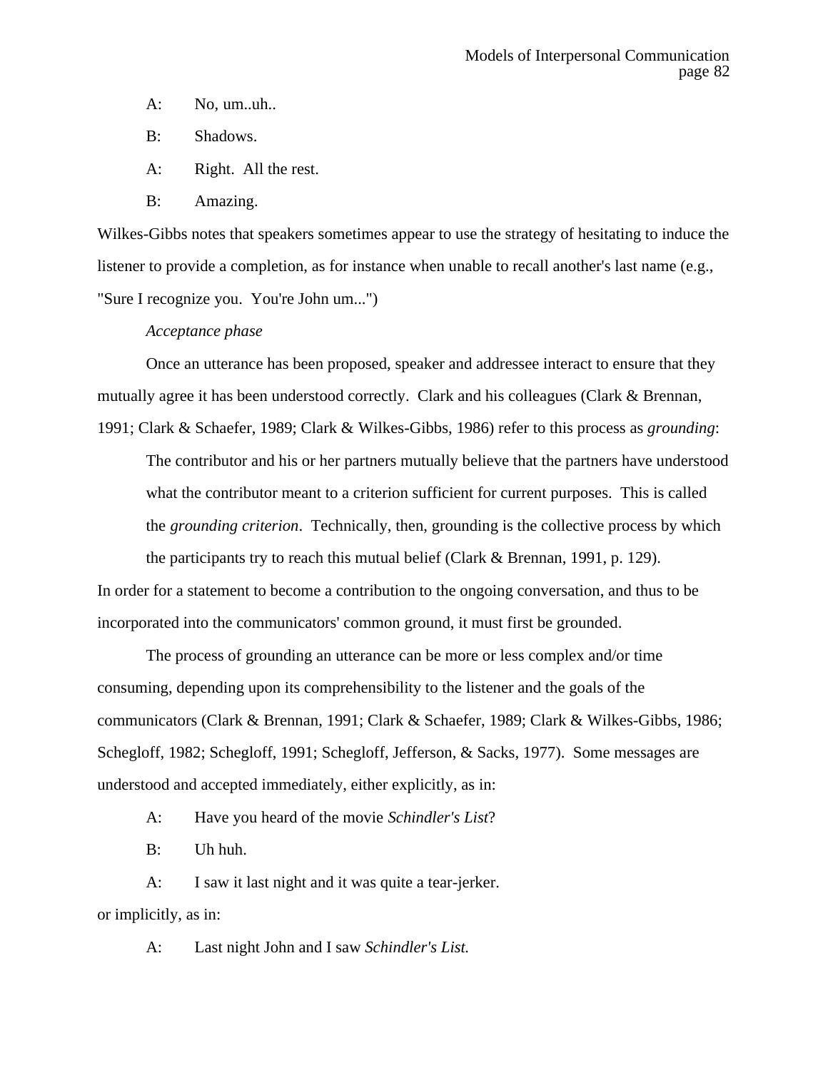A: No, um..uh..

B: Shadows.

A: Right. All the rest.

B: Amazing.

Wilkes-Gibbs notes that speakers sometimes appear to use the strategy of hesitating to induce the listener to provide a completion, as for instance when unable to recall another's last name (e.g., "Sure I recognize you. You're John um...")

*Acceptance phase*

Once an utterance has been proposed, speaker and addressee interact to ensure that they mutually agree it has been understood correctly. Clark and his colleagues (Clark & Brennan, 1991; Clark & Schaefer, 1989; Clark & Wilkes-Gibbs, 1986) refer to this process as *grounding*:

> The contributor and his or her partners mutually believe that the partners have understood what the contributor meant to a criterion sufficient for current purposes. This is called the *grounding criterion*. Technically, then, grounding is the collective process by which the participants try to reach this mutual belief (Clark & Brennan, 1991, p. 129).

In order for a statement to become a contribution to the ongoing conversation, and thus to be incorporated into the communicators' common ground, it must first be grounded.

The process of grounding an utterance can be more or less complex and/or time consuming, depending upon its comprehensibility to the listener and the goals of the communicators (Clark & Brennan, 1991; Clark & Schaefer, 1989; Clark & Wilkes-Gibbs, 1986; Schegloff, 1982; Schegloff, 1991; Schegloff, Jefferson, & Sacks, 1977). Some messages are understood and accepted immediately, either explicitly, as in:

A: Have you heard of the movie *Schindler's List*?

B: Uh huh.

A: I saw it last night and it was quite a tear-jerker.

or implicitly, as in:

A: Last night John and I saw *Schindler's List.*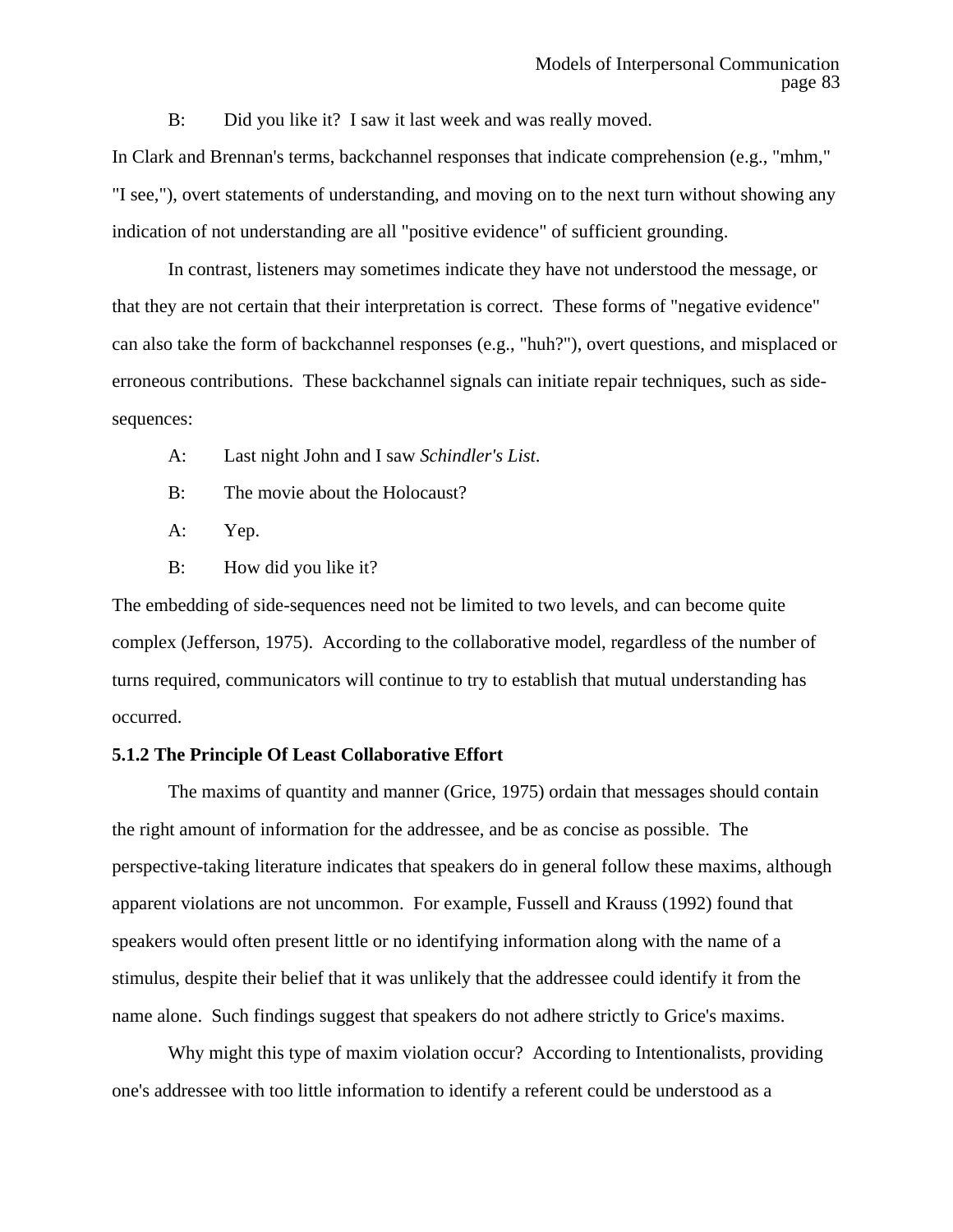B: Did you like it? I saw it last week and was really moved.

In Clark and Brennan's terms, backchannel responses that indicate comprehension (e.g., "mhm," "I see,"), overt statements of understanding, and moving on to the next turn without showing any indication of not understanding are all "positive evidence" of sufficient grounding.

In contrast, listeners may sometimes indicate they have not understood the message, or that they are not certain that their interpretation is correct. These forms of "negative evidence" can also take the form of backchannel responses (e.g., "huh?"), overt questions, and misplaced or erroneous contributions. These backchannel signals can initiate repair techniques, such as side-sequences:

A: Last night John and I saw *Schindler's List*.

B: The movie about the Holocaust?

A: Yep.

B: How did you like it?

The embedding of side-sequences need not be limited to two levels, and can become quite complex (Jefferson, 1975). According to the collaborative model, regardless of the number of turns required, communicators will continue to try to establish that mutual understanding has occurred.

**5.1.2 The Principle Of Least Collaborative Effort**

The maxims of quantity and manner (Grice, 1975) ordain that messages should contain the right amount of information for the addressee, and be as concise as possible. The perspective-taking literature indicates that speakers do in general follow these maxims, although apparent violations are not uncommon. For example, Fussell and Krauss (1992) found that speakers would often present little or no identifying information along with the name of a stimulus, despite their belief that it was unlikely that the addressee could identify it from the name alone. Such findings suggest that speakers do not adhere strictly to Grice's maxims.

Why might this type of maxim violation occur? According to Intentionalists, providing one's addressee with too little information to identify a referent could be understood as a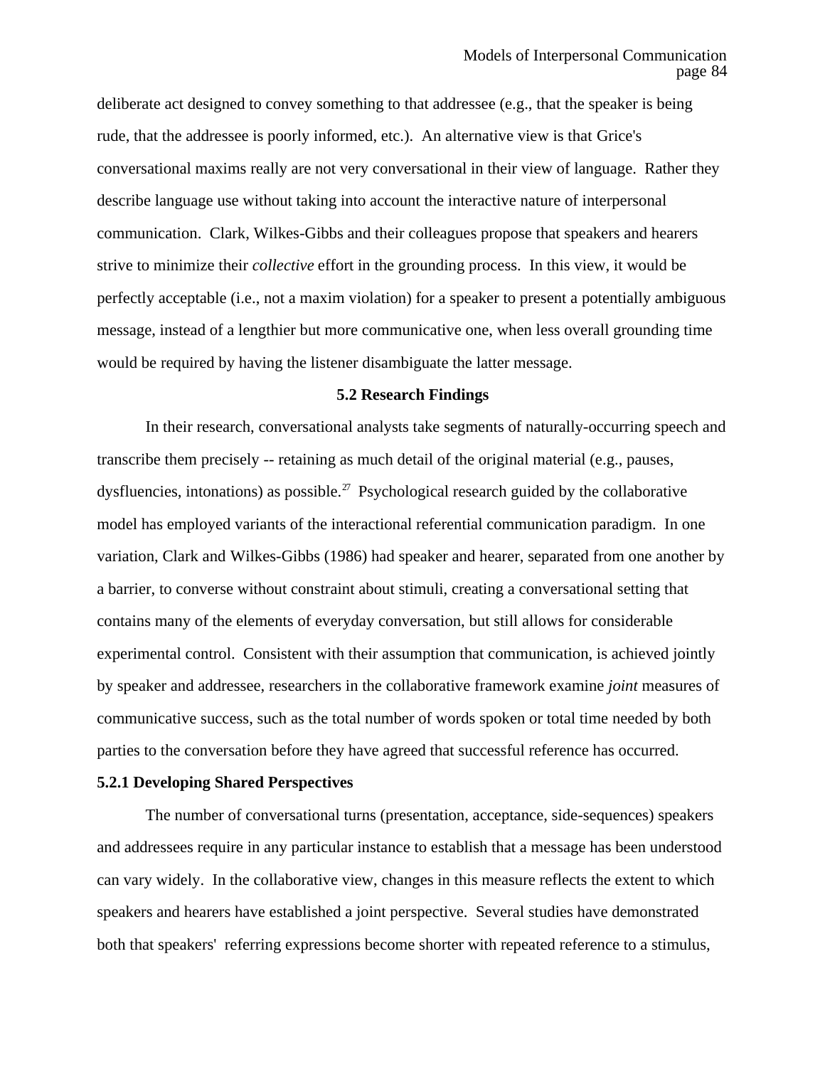deliberate act designed to convey something to that addressee (e.g., that the speaker is being rude, that the addressee is poorly informed, etc.). An alternative view is that Grice's conversational maxims really are not very conversational in their view of language. Rather they describe language use without taking into account the interactive nature of interpersonal communication. Clark, Wilkes-Gibbs and their colleagues propose that speakers and hearers strive to minimize their *collective* effort in the grounding process. In this view, it would be perfectly acceptable (i.e., not a maxim violation) for a speaker to present a potentially ambiguous message, instead of a lengthier but more communicative one, when less overall grounding time would be required by having the listener disambiguate the latter message.

## 5.2 Research Findings

In their research, conversational analysts take segments of naturally-occurring speech and transcribe them precisely -- retaining as much detail of the original material (e.g., pauses, dysfluencies, intonations) as possible.[27] Psychological research guided by the collaborative model has employed variants of the interactional referential communication paradigm. In one variation, Clark and Wilkes-Gibbs (1986) had speaker and hearer, separated from one another by a barrier, to converse without constraint about stimuli, creating a conversational setting that contains many of the elements of everyday conversation, but still allows for considerable experimental control. Consistent with their assumption that communication, is achieved jointly by speaker and addressee, researchers in the collaborative framework examine *joint* measures of communicative success, such as the total number of words spoken or total time needed by both parties to the conversation before they have agreed that successful reference has occurred.

### 5.2.1 Developing Shared Perspectives

The number of conversational turns (presentation, acceptance, side-sequences) speakers and addressees require in any particular instance to establish that a message has been understood can vary widely. In the collaborative view, changes in this measure reflects the extent to which speakers and hearers have established a joint perspective. Several studies have demonstrated both that speakers' referring expressions become shorter with repeated reference to a stimulus,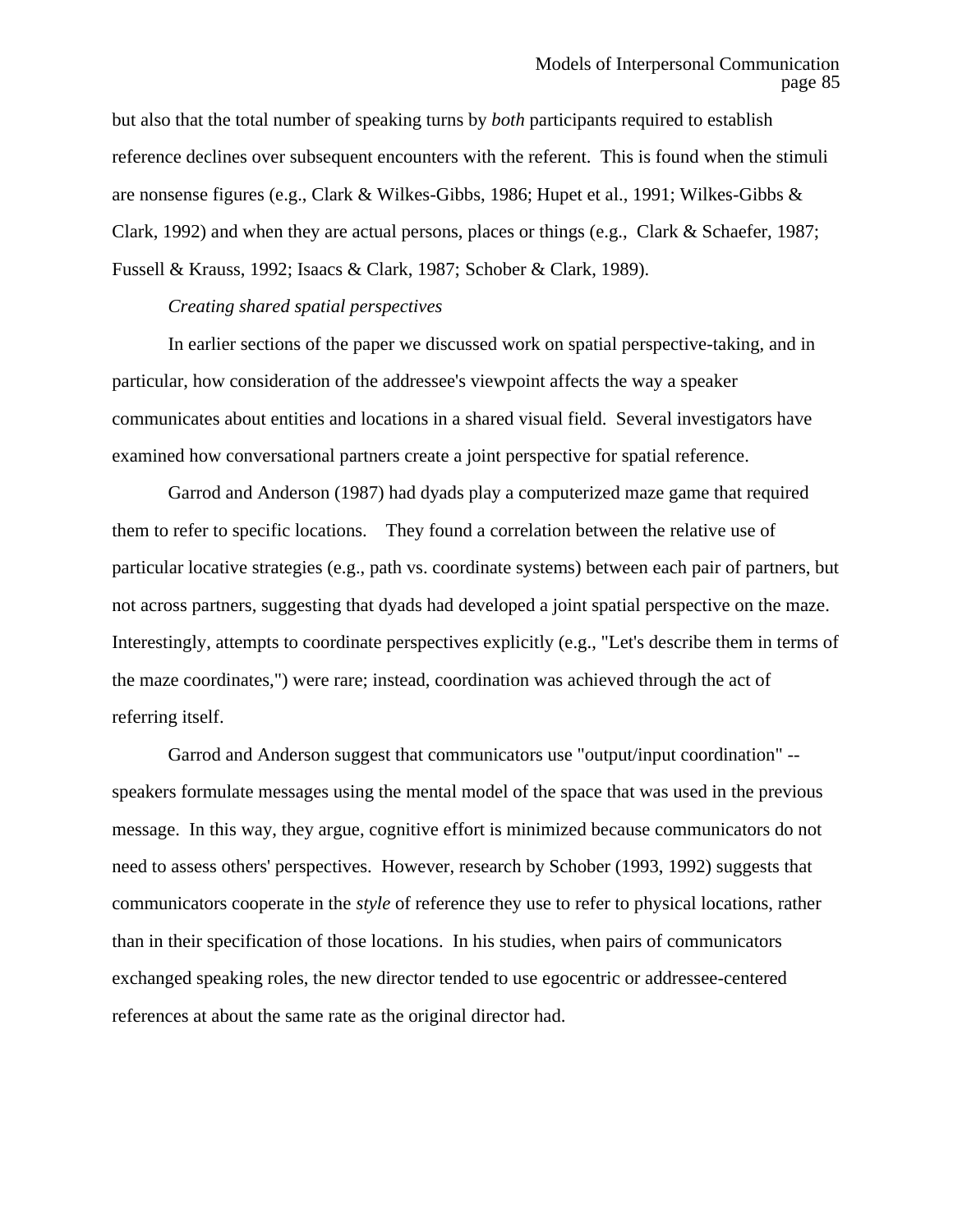but also that the total number of speaking turns by *both* participants required to establish reference declines over subsequent encounters with the referent. This is found when the stimuli are nonsense figures (e.g., Clark & Wilkes-Gibbs, 1986; Hupet et al., 1991; Wilkes-Gibbs & Clark, 1992) and when they are actual persons, places or things (e.g., Clark & Schaefer, 1987; Fussell & Krauss, 1992; Isaacs & Clark, 1987; Schober & Clark, 1989).

*Creating shared spatial perspectives*

In earlier sections of the paper we discussed work on spatial perspective-taking, and in particular, how consideration of the addressee's viewpoint affects the way a speaker communicates about entities and locations in a shared visual field. Several investigators have examined how conversational partners create a joint perspective for spatial reference.

Garrod and Anderson (1987) had dyads play a computerized maze game that required them to refer to specific locations. They found a correlation between the relative use of particular locative strategies (e.g., path vs. coordinate systems) between each pair of partners, but not across partners, suggesting that dyads had developed a joint spatial perspective on the maze. Interestingly, attempts to coordinate perspectives explicitly (e.g., "Let's describe them in terms of the maze coordinates,") were rare; instead, coordination was achieved through the act of referring itself.

Garrod and Anderson suggest that communicators use "output/input coordination" -- speakers formulate messages using the mental model of the space that was used in the previous message. In this way, they argue, cognitive effort is minimized because communicators do not need to assess others' perspectives. However, research by Schober (1993, 1992) suggests that communicators cooperate in the *style* of reference they use to refer to physical locations, rather than in their specification of those locations. In his studies, when pairs of communicators exchanged speaking roles, the new director tended to use egocentric or addressee-centered references at about the same rate as the original director had.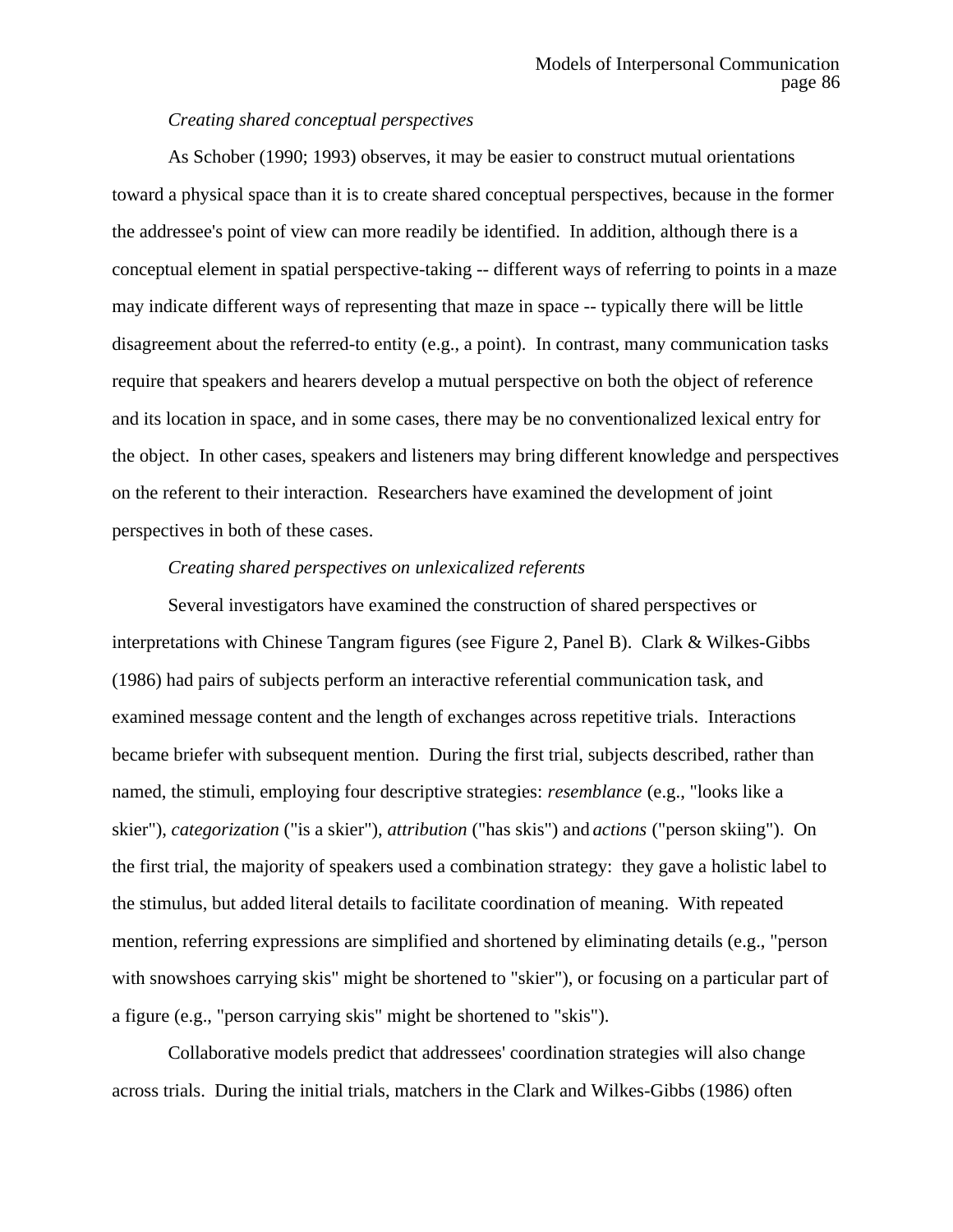*Creating shared conceptual perspectives*

As Schober (1990; 1993) observes, it may be easier to construct mutual orientations toward a physical space than it is to create shared conceptual perspectives, because in the former the addressee's point of view can more readily be identified. In addition, although there is a conceptual element in spatial perspective-taking -- different ways of referring to points in a maze may indicate different ways of representing that maze in space -- typically there will be little disagreement about the referred-to entity (e.g., a point). In contrast, many communication tasks require that speakers and hearers develop a mutual perspective on both the object of reference and its location in space, and in some cases, there may be no conventionalized lexical entry for the object. In other cases, speakers and listeners may bring different knowledge and perspectives on the referent to their interaction. Researchers have examined the development of joint perspectives in both of these cases.

*Creating shared perspectives on unlexicalized referents*

Several investigators have examined the construction of shared perspectives or interpretations with Chinese Tangram figures (see Figure 2, Panel B). Clark & Wilkes-Gibbs (1986) had pairs of subjects perform an interactive referential communication task, and examined message content and the length of exchanges across repetitive trials. Interactions became briefer with subsequent mention. During the first trial, subjects described, rather than named, the stimuli, employing four descriptive strategies: *resemblance* (e.g., "looks like a skier"), *categorization* ("is a skier"), *attribution* ("has skis") and *actions* ("person skiing"). On the first trial, the majority of speakers used a combination strategy: they gave a holistic label to the stimulus, but added literal details to facilitate coordination of meaning. With repeated mention, referring expressions are simplified and shortened by eliminating details (e.g., "person with snowshoes carrying skis" might be shortened to "skier"), or focusing on a particular part of a figure (e.g., "person carrying skis" might be shortened to "skis").

Collaborative models predict that addressees' coordination strategies will also change across trials. During the initial trials, matchers in the Clark and Wilkes-Gibbs (1986) often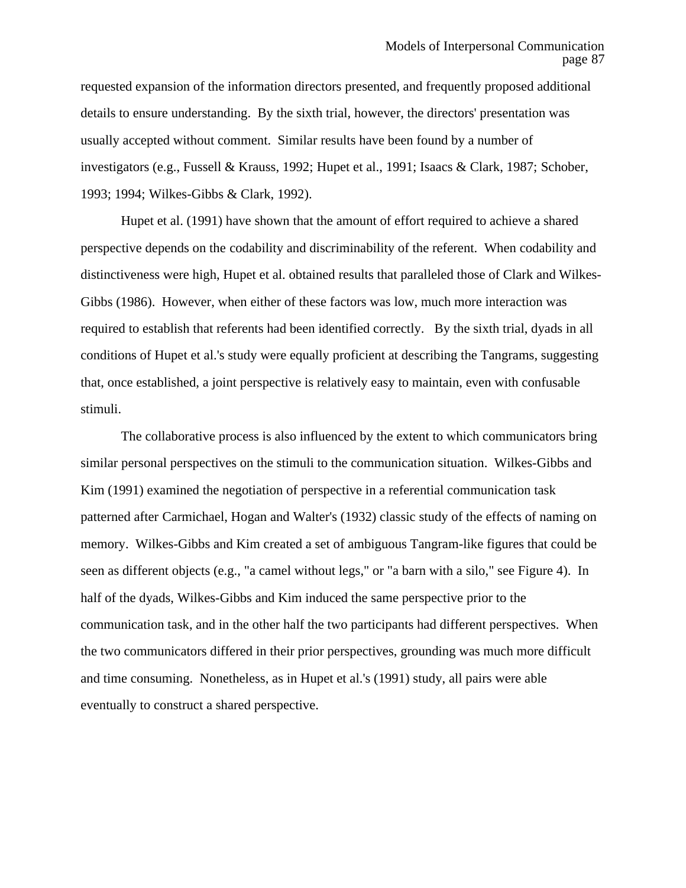requested expansion of the information directors presented, and frequently proposed additional details to ensure understanding. By the sixth trial, however, the directors' presentation was usually accepted without comment. Similar results have been found by a number of investigators (e.g., Fussell & Krauss, 1992; Hupet et al., 1991; Isaacs & Clark, 1987; Schober, 1993; 1994; Wilkes-Gibbs & Clark, 1992).

Hupet et al. (1991) have shown that the amount of effort required to achieve a shared perspective depends on the codability and discriminability of the referent. When codability and distinctiveness were high, Hupet et al. obtained results that paralleled those of Clark and Wilkes-Gibbs (1986). However, when either of these factors was low, much more interaction was required to establish that referents had been identified correctly. By the sixth trial, dyads in all conditions of Hupet et al.'s study were equally proficient at describing the Tangrams, suggesting that, once established, a joint perspective is relatively easy to maintain, even with confusable stimuli.

The collaborative process is also influenced by the extent to which communicators bring similar personal perspectives on the stimuli to the communication situation. Wilkes-Gibbs and Kim (1991) examined the negotiation of perspective in a referential communication task patterned after Carmichael, Hogan and Walter's (1932) classic study of the effects of naming on memory. Wilkes-Gibbs and Kim created a set of ambiguous Tangram-like figures that could be seen as different objects (e.g., "a camel without legs," or "a barn with a silo," see Figure 4). In half of the dyads, Wilkes-Gibbs and Kim induced the same perspective prior to the communication task, and in the other half the two participants had different perspectives. When the two communicators differed in their prior perspectives, grounding was much more difficult and time consuming. Nonetheless, as in Hupet et al.'s (1991) study, all pairs were able eventually to construct a shared perspective.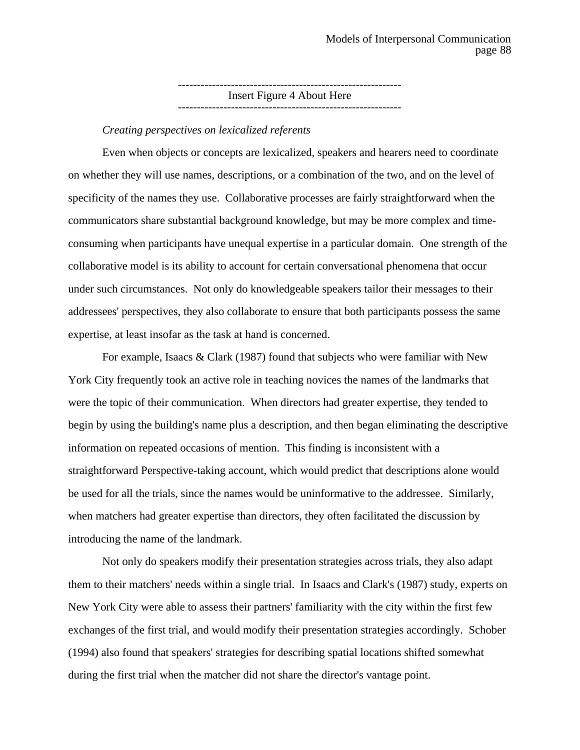------------------------------------------------------------
Insert Figure 4 About Here
------------------------------------------------------------

*Creating perspectives on lexicalized referents*

Even when objects or concepts are lexicalized, speakers and hearers need to coordinate on whether they will use names, descriptions, or a combination of the two, and on the level of specificity of the names they use. Collaborative processes are fairly straightforward when the communicators share substantial background knowledge, but may be more complex and time-consuming when participants have unequal expertise in a particular domain. One strength of the collaborative model is its ability to account for certain conversational phenomena that occur under such circumstances. Not only do knowledgeable speakers tailor their messages to their addressees' perspectives, they also collaborate to ensure that both participants possess the same expertise, at least insofar as the task at hand is concerned.

For example, Isaacs & Clark (1987) found that subjects who were familiar with New York City frequently took an active role in teaching novices the names of the landmarks that were the topic of their communication. When directors had greater expertise, they tended to begin by using the building's name plus a description, and then began eliminating the descriptive information on repeated occasions of mention. This finding is inconsistent with a straightforward Perspective-taking account, which would predict that descriptions alone would be used for all the trials, since the names would be uninformative to the addressee. Similarly, when matchers had greater expertise than directors, they often facilitated the discussion by introducing the name of the landmark.

Not only do speakers modify their presentation strategies across trials, they also adapt them to their matchers' needs within a single trial. In Isaacs and Clark's (1987) study, experts on New York City were able to assess their partners' familiarity with the city within the first few exchanges of the first trial, and would modify their presentation strategies accordingly. Schober (1994) also found that speakers' strategies for describing spatial locations shifted somewhat during the first trial when the matcher did not share the director's vantage point.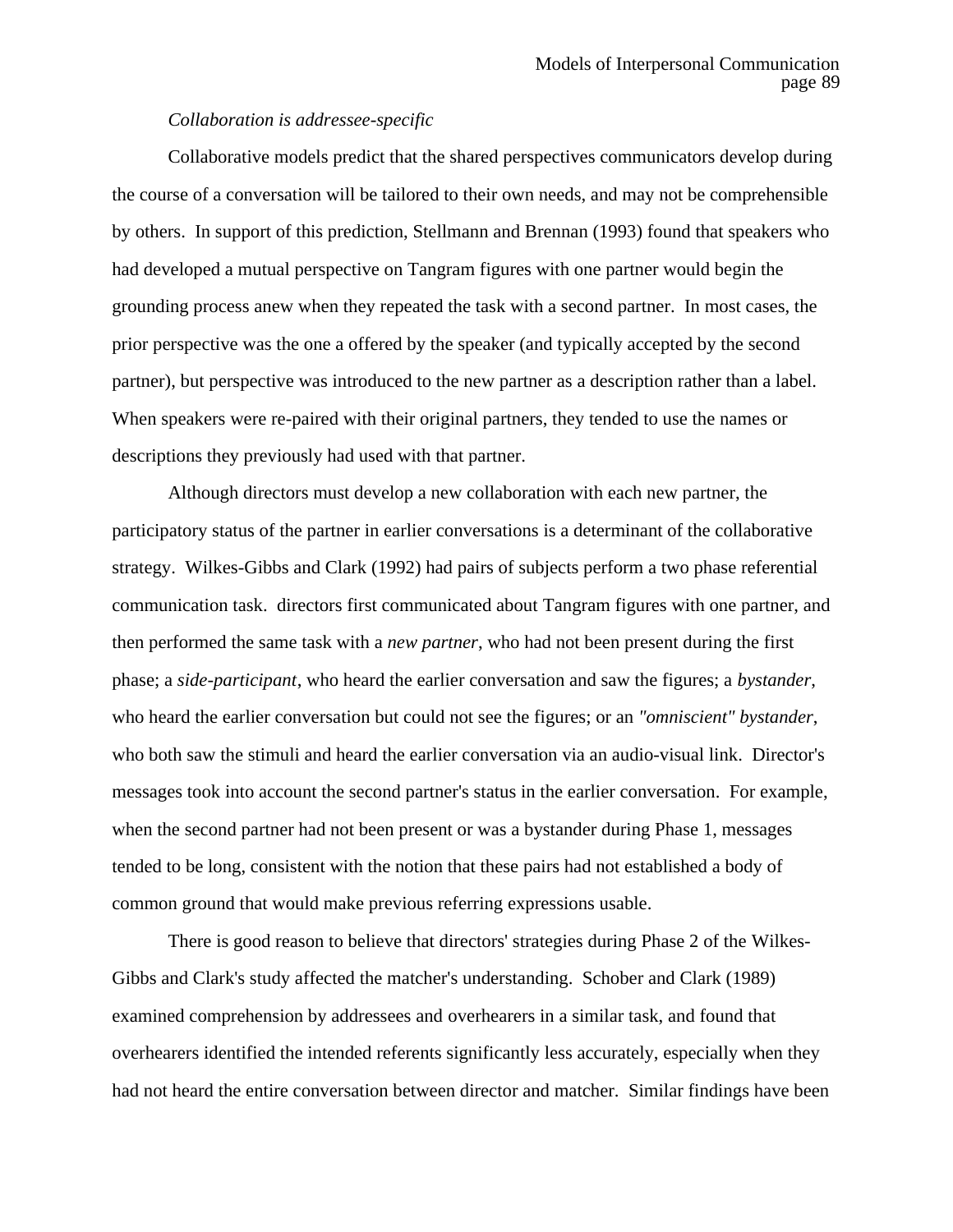*Collaboration is addressee-specific*

Collaborative models predict that the shared perspectives communicators develop during the course of a conversation will be tailored to their own needs, and may not be comprehensible by others. In support of this prediction, Stellmann and Brennan (1993) found that speakers who had developed a mutual perspective on Tangram figures with one partner would begin the grounding process anew when they repeated the task with a second partner. In most cases, the prior perspective was the one a offered by the speaker (and typically accepted by the second partner), but perspective was introduced to the new partner as a description rather than a label. When speakers were re-paired with their original partners, they tended to use the names or descriptions they previously had used with that partner.

Although directors must develop a new collaboration with each new partner, the participatory status of the partner in earlier conversations is a determinant of the collaborative strategy. Wilkes-Gibbs and Clark (1992) had pairs of subjects perform a two phase referential communication task. directors first communicated about Tangram figures with one partner, and then performed the same task with a *new partner*, who had not been present during the first phase; a *side-participant*, who heard the earlier conversation and saw the figures; a *bystander*, who heard the earlier conversation but could not see the figures; or an *"omniscient" bystander*, who both saw the stimuli and heard the earlier conversation via an audio-visual link. Director's messages took into account the second partner's status in the earlier conversation. For example, when the second partner had not been present or was a bystander during Phase 1, messages tended to be long, consistent with the notion that these pairs had not established a body of common ground that would make previous referring expressions usable.

There is good reason to believe that directors' strategies during Phase 2 of the Wilkes-Gibbs and Clark's study affected the matcher's understanding. Schober and Clark (1989) examined comprehension by addressees and overhearers in a similar task, and found that overhearers identified the intended referents significantly less accurately, especially when they had not heard the entire conversation between director and matcher. Similar findings have been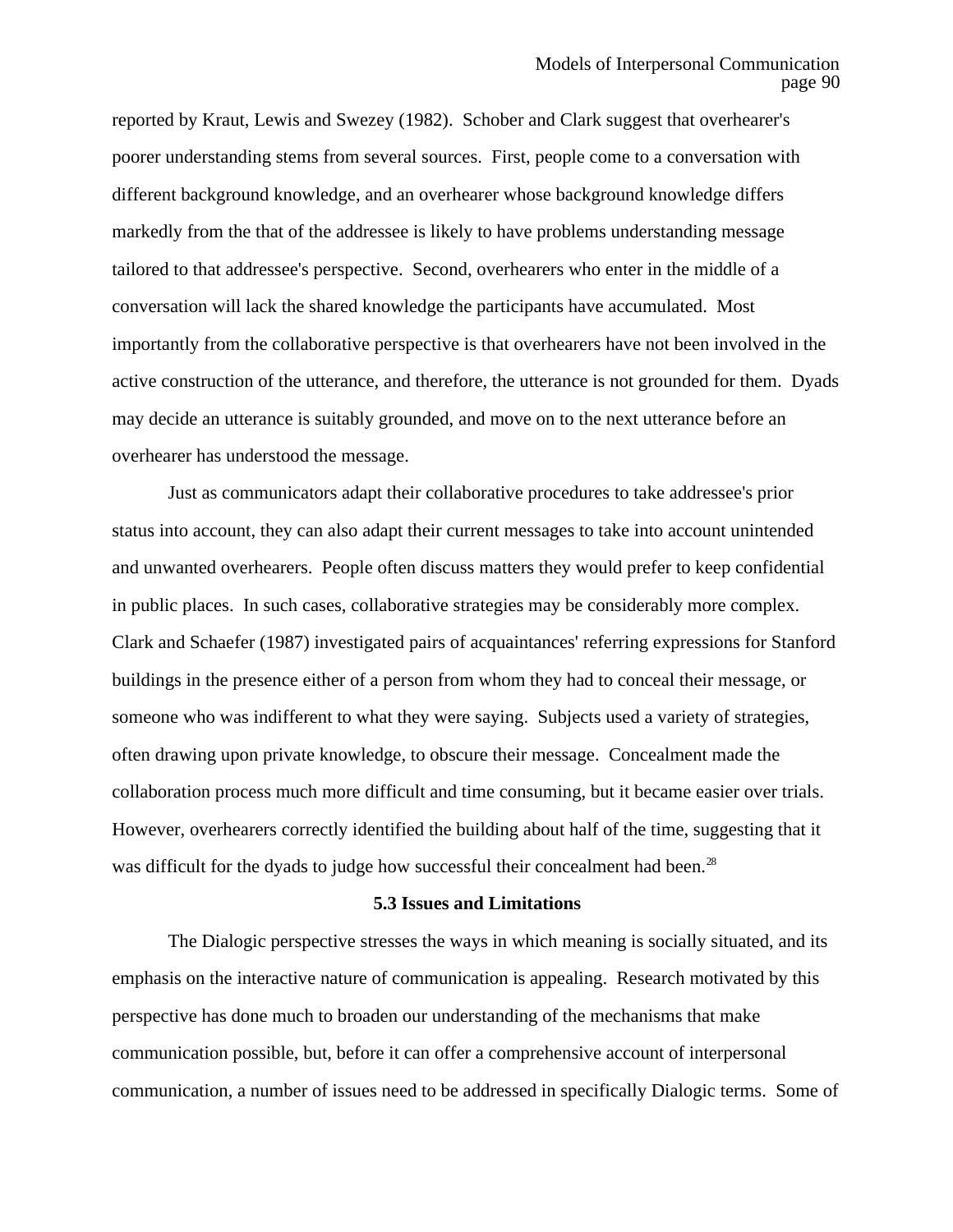reported by Kraut, Lewis and Swezey (1982). Schober and Clark suggest that overhearer's poorer understanding stems from several sources. First, people come to a conversation with different background knowledge, and an overhearer whose background knowledge differs markedly from the that of the addressee is likely to have problems understanding message tailored to that addressee's perspective. Second, overhearers who enter in the middle of a conversation will lack the shared knowledge the participants have accumulated. Most importantly from the collaborative perspective is that overhearers have not been involved in the active construction of the utterance, and therefore, the utterance is not grounded for them. Dyads may decide an utterance is suitably grounded, and move on to the next utterance before an overhearer has understood the message.

Just as communicators adapt their collaborative procedures to take addressee's prior status into account, they can also adapt their current messages to take into account unintended and unwanted overhearers. People often discuss matters they would prefer to keep confidential in public places. In such cases, collaborative strategies may be considerably more complex. Clark and Schaefer (1987) investigated pairs of acquaintances' referring expressions for Stanford buildings in the presence either of a person from whom they had to conceal their message, or someone who was indifferent to what they were saying. Subjects used a variety of strategies, often drawing upon private knowledge, to obscure their message. Concealment made the collaboration process much more difficult and time consuming, but it became easier over trials. However, overhearers correctly identified the building about half of the time, suggesting that it was difficult for the dyads to judge how successful their concealment had been.[28]

### 5.3 Issues and Limitations

The Dialogic perspective stresses the ways in which meaning is socially situated, and its emphasis on the interactive nature of communication is appealing. Research motivated by this perspective has done much to broaden our understanding of the mechanisms that make communication possible, but, before it can offer a comprehensive account of interpersonal communication, a number of issues need to be addressed in specifically Dialogic terms. Some of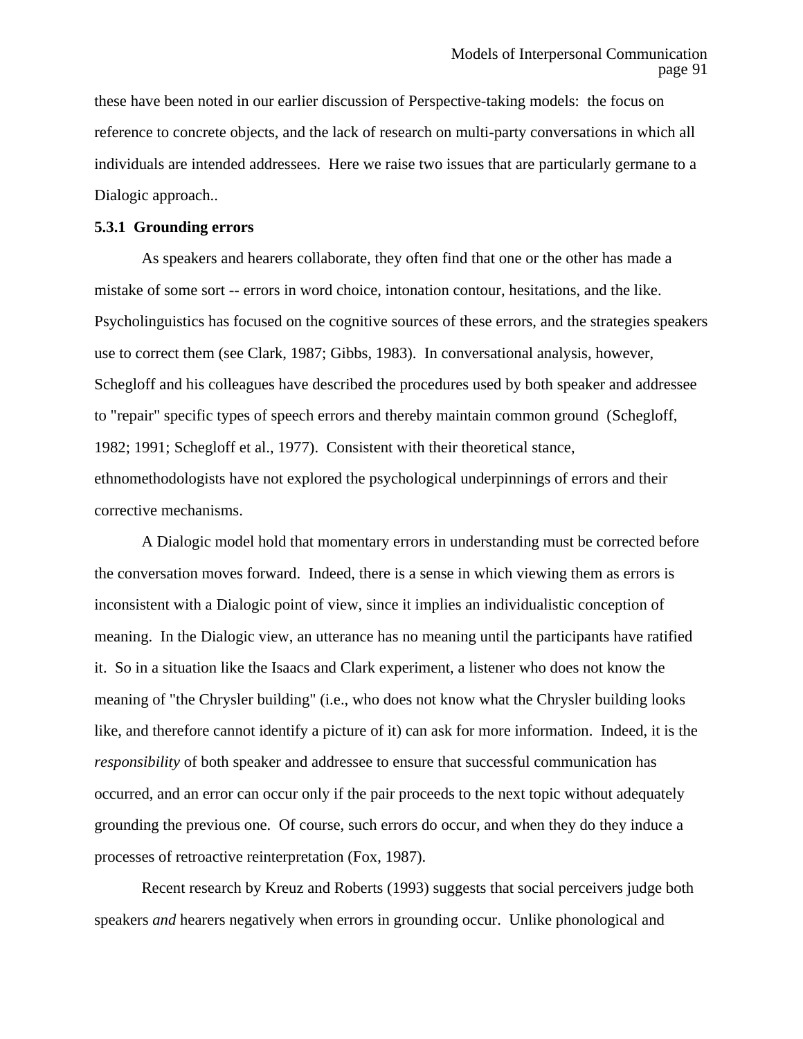these have been noted in our earlier discussion of Perspective-taking models: the focus on reference to concrete objects, and the lack of research on multi-party conversations in which all individuals are intended addressees. Here we raise two issues that are particularly germane to a Dialogic approach..

### 5.3.1 Grounding errors

As speakers and hearers collaborate, they often find that one or the other has made a mistake of some sort -- errors in word choice, intonation contour, hesitations, and the like. Psycholinguistics has focused on the cognitive sources of these errors, and the strategies speakers use to correct them (see Clark, 1987; Gibbs, 1983). In conversational analysis, however, Schegloff and his colleagues have described the procedures used by both speaker and addressee to "repair" specific types of speech errors and thereby maintain common ground (Schegloff, 1982; 1991; Schegloff et al., 1977). Consistent with their theoretical stance, ethnomethodologists have not explored the psychological underpinnings of errors and their corrective mechanisms.

A Dialogic model hold that momentary errors in understanding must be corrected before the conversation moves forward. Indeed, there is a sense in which viewing them as errors is inconsistent with a Dialogic point of view, since it implies an individualistic conception of meaning. In the Dialogic view, an utterance has no meaning until the participants have ratified it. So in a situation like the Isaacs and Clark experiment, a listener who does not know the meaning of "the Chrysler building" (i.e., who does not know what the Chrysler building looks like, and therefore cannot identify a picture of it) can ask for more information. Indeed, it is the *responsibility* of both speaker and addressee to ensure that successful communication has occurred, and an error can occur only if the pair proceeds to the next topic without adequately grounding the previous one. Of course, such errors do occur, and when they do they induce a processes of retroactive reinterpretation (Fox, 1987).

Recent research by Kreuz and Roberts (1993) suggests that social perceivers judge both speakers *and* hearers negatively when errors in grounding occur. Unlike phonological and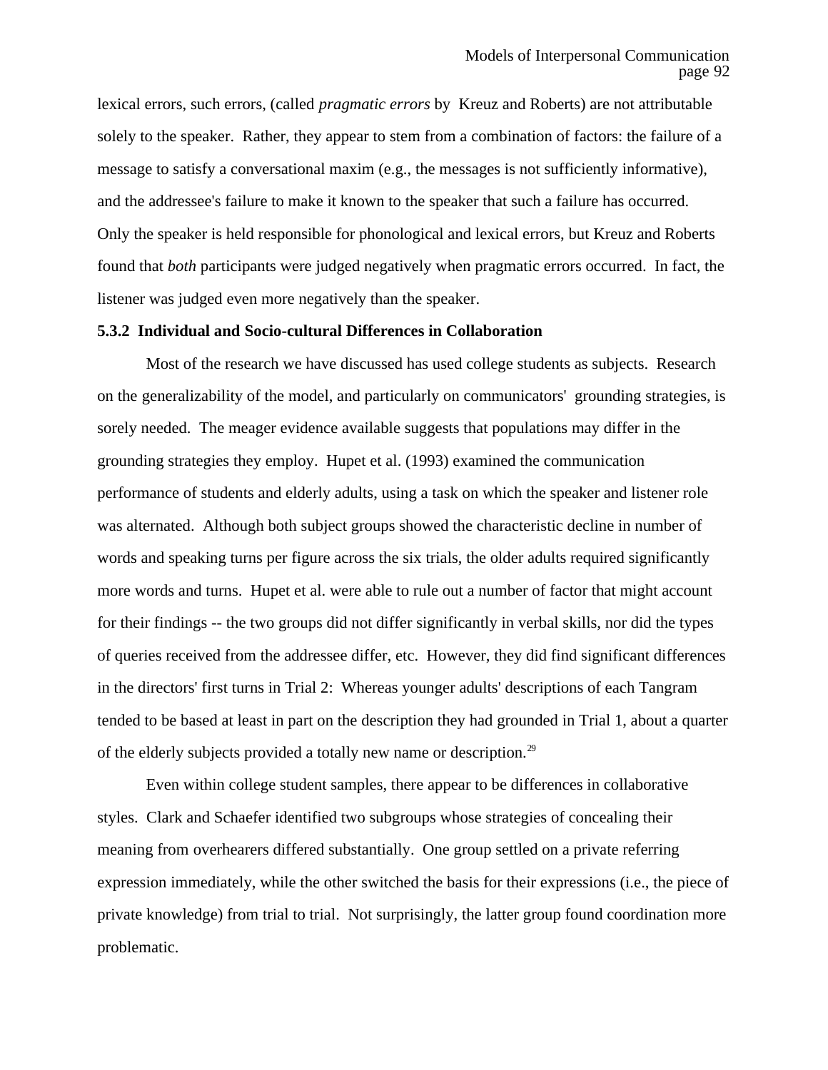lexical errors, such errors, (called *pragmatic errors* by Kreuz and Roberts) are not attributable solely to the speaker. Rather, they appear to stem from a combination of factors: the failure of a message to satisfy a conversational maxim (e.g., the messages is not sufficiently informative), and the addressee's failure to make it known to the speaker that such a failure has occurred. Only the speaker is held responsible for phonological and lexical errors, but Kreuz and Roberts found that *both* participants were judged negatively when pragmatic errors occurred. In fact, the listener was judged even more negatively than the speaker.

**5.3.2 Individual and Socio-cultural Differences in Collaboration**

Most of the research we have discussed has used college students as subjects. Research on the generalizability of the model, and particularly on communicators' grounding strategies, is sorely needed. The meager evidence available suggests that populations may differ in the grounding strategies they employ. Hupet et al. (1993) examined the communication performance of students and elderly adults, using a task on which the speaker and listener role was alternated. Although both subject groups showed the characteristic decline in number of words and speaking turns per figure across the six trials, the older adults required significantly more words and turns. Hupet et al. were able to rule out a number of factor that might account for their findings -- the two groups did not differ significantly in verbal skills, nor did the types of queries received from the addressee differ, etc. However, they did find significant differences in the directors' first turns in Trial 2: Whereas younger adults' descriptions of each Tangram tended to be based at least in part on the description they had grounded in Trial 1, about a quarter of the elderly subjects provided a totally new name or description.[29]

Even within college student samples, there appear to be differences in collaborative styles. Clark and Schaefer identified two subgroups whose strategies of concealing their meaning from overhearers differed substantially. One group settled on a private referring expression immediately, while the other switched the basis for their expressions (i.e., the piece of private knowledge) from trial to trial. Not surprisingly, the latter group found coordination more problematic.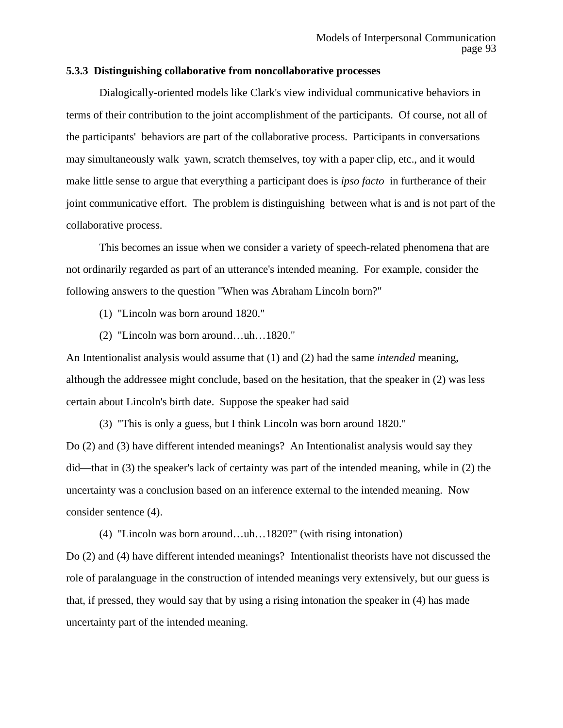### 5.3.3 Distinguishing collaborative from noncollaborative processes

Dialogically-oriented models like Clark's view individual communicative behaviors in terms of their contribution to the joint accomplishment of the participants. Of course, not all of the participants' behaviors are part of the collaborative process. Participants in conversations may simultaneously walk yawn, scratch themselves, toy with a paper clip, etc., and it would make little sense to argue that everything a participant does is *ipso facto* in furtherance of their joint communicative effort. The problem is distinguishing between what is and is not part of the collaborative process.

This becomes an issue when we consider a variety of speech-related phenomena that are not ordinarily regarded as part of an utterance's intended meaning. For example, consider the following answers to the question "When was Abraham Lincoln born?"

(1) "Lincoln was born around 1820."

(2) "Lincoln was born around…uh…1820."

An Intentionalist analysis would assume that (1) and (2) had the same *intended* meaning, although the addressee might conclude, based on the hesitation, that the speaker in (2) was less certain about Lincoln's birth date. Suppose the speaker had said

(3) "This is only a guess, but I think Lincoln was born around 1820."

Do (2) and (3) have different intended meanings? An Intentionalist analysis would say they did—that in (3) the speaker's lack of certainty was part of the intended meaning, while in (2) the uncertainty was a conclusion based on an inference external to the intended meaning. Now consider sentence (4).

(4) "Lincoln was born around…uh…1820?" (with rising intonation)

Do (2) and (4) have different intended meanings? Intentionalist theorists have not discussed the role of paralanguage in the construction of intended meanings very extensively, but our guess is that, if pressed, they would say that by using a rising intonation the speaker in (4) has made uncertainty part of the intended meaning.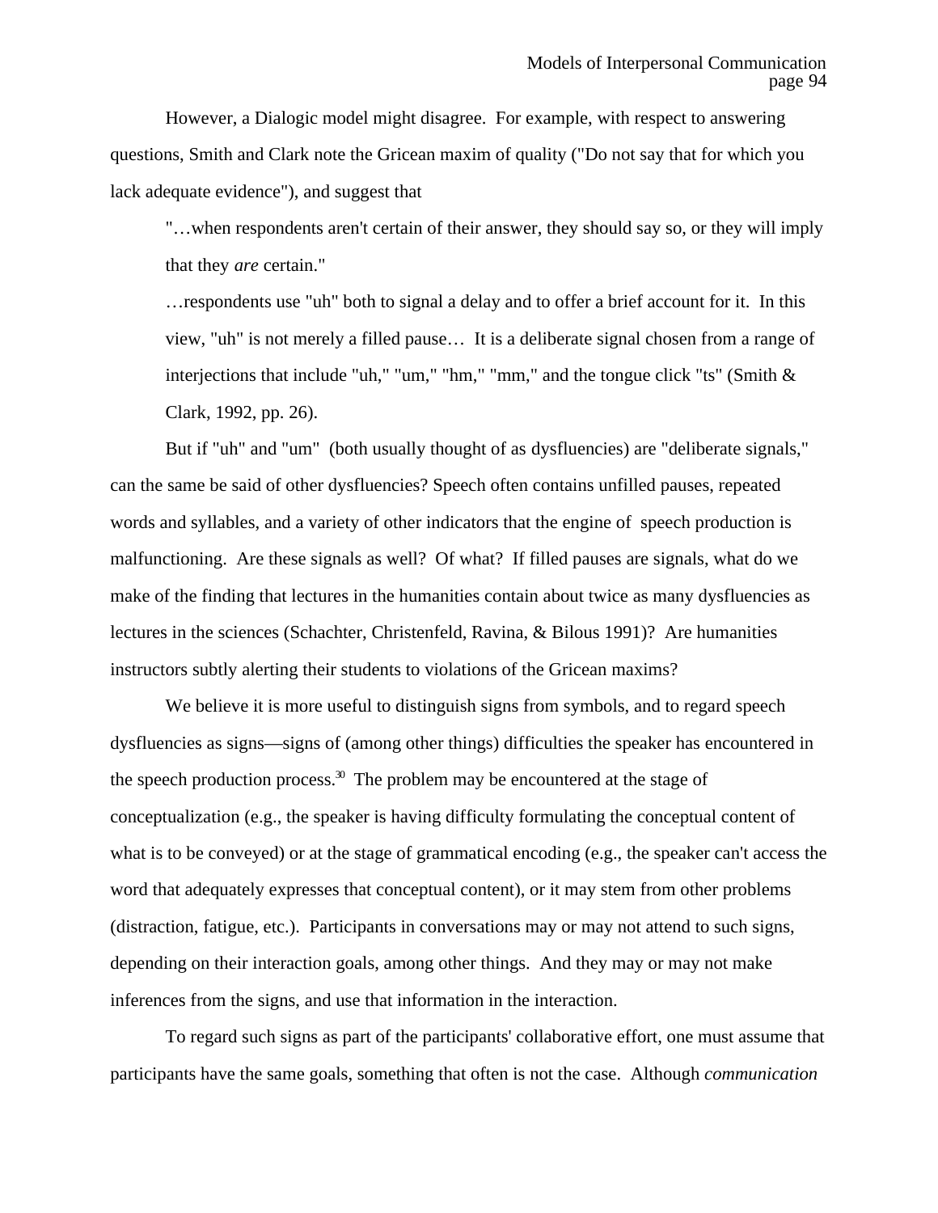However, a Dialogic model might disagree. For example, with respect to answering questions, Smith and Clark note the Gricean maxim of quality ("Do not say that for which you lack adequate evidence"), and suggest that

> "…when respondents aren't certain of their answer, they should say so, or they will imply that they *are* certain."
>
> …respondents use "uh" both to signal a delay and to offer a brief account for it. In this view, "uh" is not merely a filled pause… It is a deliberate signal chosen from a range of interjections that include "uh," "um," "hm," "mm," and the tongue click "ts" (Smith & Clark, 1992, pp. 26).

But if "uh" and "um" (both usually thought of as dysfluencies) are "deliberate signals," can the same be said of other dysfluencies? Speech often contains unfilled pauses, repeated words and syllables, and a variety of other indicators that the engine of speech production is malfunctioning. Are these signals as well? Of what? If filled pauses are signals, what do we make of the finding that lectures in the humanities contain about twice as many dysfluencies as lectures in the sciences (Schachter, Christenfeld, Ravina, & Bilous 1991)? Are humanities instructors subtly alerting their students to violations of the Gricean maxims?

We believe it is more useful to distinguish signs from symbols, and to regard speech dysfluencies as signs—signs of (among other things) difficulties the speaker has encountered in the speech production process.[30] The problem may be encountered at the stage of conceptualization (e.g., the speaker is having difficulty formulating the conceptual content of what is to be conveyed) or at the stage of grammatical encoding (e.g., the speaker can't access the word that adequately expresses that conceptual content), or it may stem from other problems (distraction, fatigue, etc.). Participants in conversations may or may not attend to such signs, depending on their interaction goals, among other things. And they may or may not make inferences from the signs, and use that information in the interaction.

To regard such signs as part of the participants' collaborative effort, one must assume that participants have the same goals, something that often is not the case. Although *communication*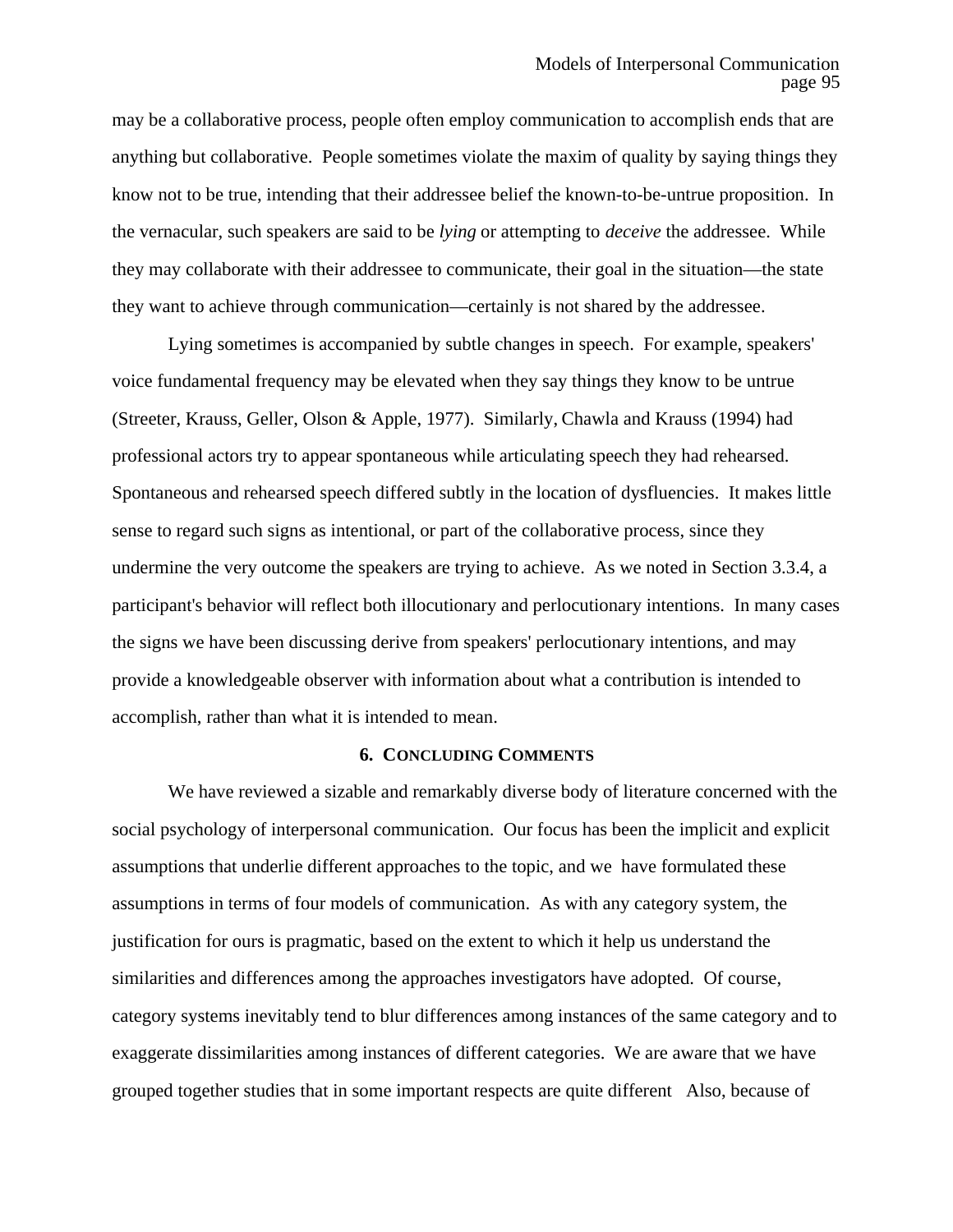may be a collaborative process, people often employ communication to accomplish ends that are anything but collaborative. People sometimes violate the maxim of quality by saying things they know not to be true, intending that their addressee belief the known-to-be-untrue proposition. In the vernacular, such speakers are said to be *lying* or attempting to *deceive* the addressee. While they may collaborate with their addressee to communicate, their goal in the situation—the state they want to achieve through communication—certainly is not shared by the addressee.

Lying sometimes is accompanied by subtle changes in speech. For example, speakers' voice fundamental frequency may be elevated when they say things they know to be untrue (Streeter, Krauss, Geller, Olson & Apple, 1977). Similarly, Chawla and Krauss (1994) had professional actors try to appear spontaneous while articulating speech they had rehearsed. Spontaneous and rehearsed speech differed subtly in the location of dysfluencies. It makes little sense to regard such signs as intentional, or part of the collaborative process, since they undermine the very outcome the speakers are trying to achieve. As we noted in Section 3.3.4, a participant's behavior will reflect both illocutionary and perlocutionary intentions. In many cases the signs we have been discussing derive from speakers' perlocutionary intentions, and may provide a knowledgeable observer with information about what a contribution is intended to accomplish, rather than what it is intended to mean.

## 6. Concluding Comments

We have reviewed a sizable and remarkably diverse body of literature concerned with the social psychology of interpersonal communication. Our focus has been the implicit and explicit assumptions that underlie different approaches to the topic, and we have formulated these assumptions in terms of four models of communication. As with any category system, the justification for ours is pragmatic, based on the extent to which it help us understand the similarities and differences among the approaches investigators have adopted. Of course, category systems inevitably tend to blur differences among instances of the same category and to exaggerate dissimilarities among instances of different categories. We are aware that we have grouped together studies that in some important respects are quite different Also, because of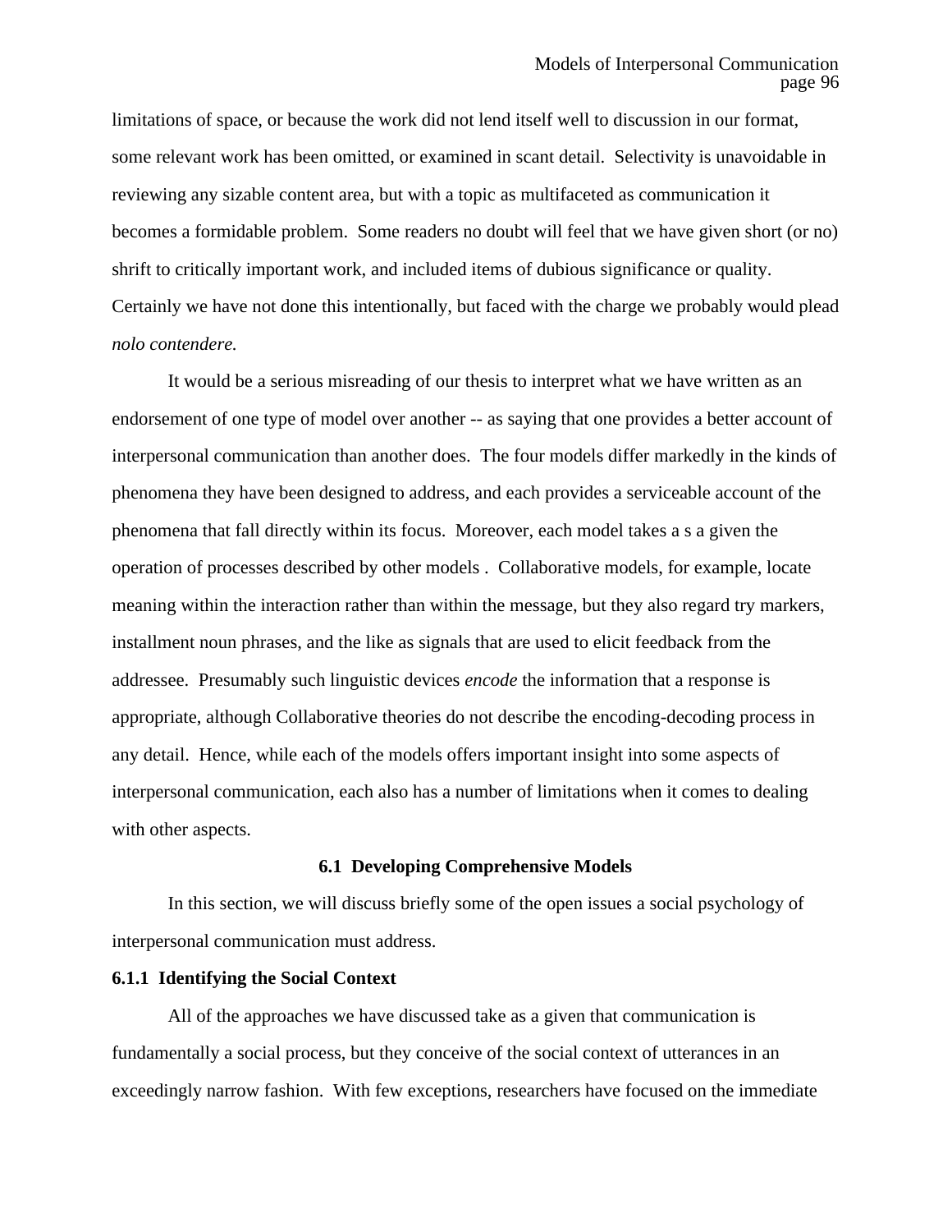limitations of space, or because the work did not lend itself well to discussion in our format, some relevant work has been omitted, or examined in scant detail. Selectivity is unavoidable in reviewing any sizable content area, but with a topic as multifaceted as communication it becomes a formidable problem. Some readers no doubt will feel that we have given short (or no) shrift to critically important work, and included items of dubious significance or quality. Certainly we have not done this intentionally, but faced with the charge we probably would plead *nolo contendere.*

It would be a serious misreading of our thesis to interpret what we have written as an endorsement of one type of model over another -- as saying that one provides a better account of interpersonal communication than another does. The four models differ markedly in the kinds of phenomena they have been designed to address, and each provides a serviceable account of the phenomena that fall directly within its focus. Moreover, each model takes a s a given the operation of processes described by other models . Collaborative models, for example, locate meaning within the interaction rather than within the message, but they also regard try markers, installment noun phrases, and the like as signals that are used to elicit feedback from the addressee. Presumably such linguistic devices *encode* the information that a response is appropriate, although Collaborative theories do not describe the encoding-decoding process in any detail. Hence, while each of the models offers important insight into some aspects of interpersonal communication, each also has a number of limitations when it comes to dealing with other aspects.

## 6.1 Developing Comprehensive Models

In this section, we will discuss briefly some of the open issues a social psychology of interpersonal communication must address.

### 6.1.1 Identifying the Social Context

All of the approaches we have discussed take as a given that communication is fundamentally a social process, but they conceive of the social context of utterances in an exceedingly narrow fashion. With few exceptions, researchers have focused on the immediate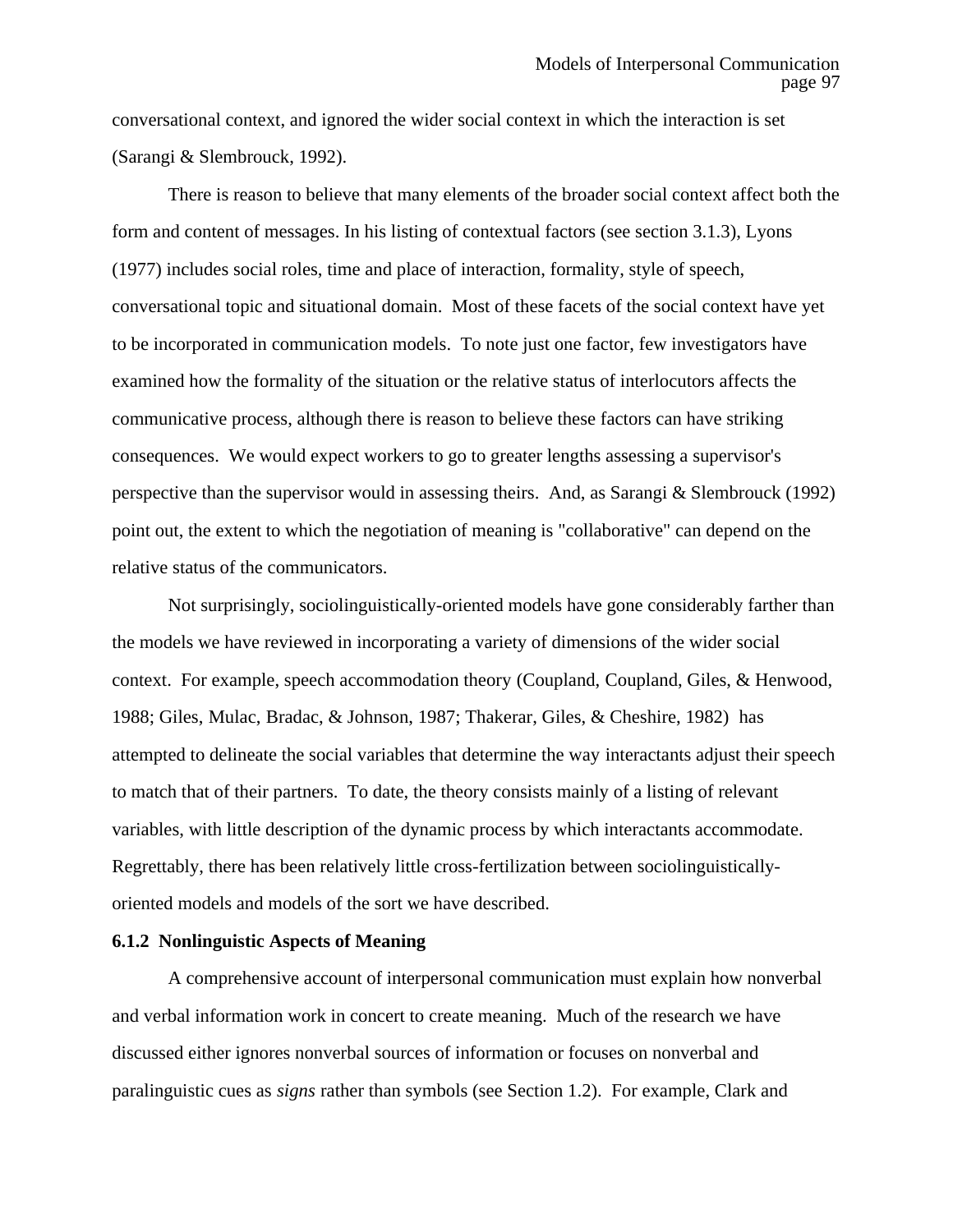conversational context, and ignored the wider social context in which the interaction is set (Sarangi & Slembrouck, 1992).

There is reason to believe that many elements of the broader social context affect both the form and content of messages. In his listing of contextual factors (see section 3.1.3), Lyons (1977) includes social roles, time and place of interaction, formality, style of speech, conversational topic and situational domain. Most of these facets of the social context have yet to be incorporated in communication models. To note just one factor, few investigators have examined how the formality of the situation or the relative status of interlocutors affects the communicative process, although there is reason to believe these factors can have striking consequences. We would expect workers to go to greater lengths assessing a supervisor's perspective than the supervisor would in assessing theirs. And, as Sarangi & Slembrouck (1992) point out, the extent to which the negotiation of meaning is "collaborative" can depend on the relative status of the communicators.

Not surprisingly, sociolinguistically-oriented models have gone considerably farther than the models we have reviewed in incorporating a variety of dimensions of the wider social context. For example, speech accommodation theory (Coupland, Coupland, Giles, & Henwood, 1988; Giles, Mulac, Bradac, & Johnson, 1987; Thakerar, Giles, & Cheshire, 1982) has attempted to delineate the social variables that determine the way interactants adjust their speech to match that of their partners. To date, the theory consists mainly of a listing of relevant variables, with little description of the dynamic process by which interactants accommodate. Regrettably, there has been relatively little cross-fertilization between sociolinguistically-oriented models and models of the sort we have described.

### 6.1.2 Nonlinguistic Aspects of Meaning

A comprehensive account of interpersonal communication must explain how nonverbal and verbal information work in concert to create meaning. Much of the research we have discussed either ignores nonverbal sources of information or focuses on nonverbal and paralinguistic cues as *signs* rather than symbols (see Section 1.2). For example, Clark and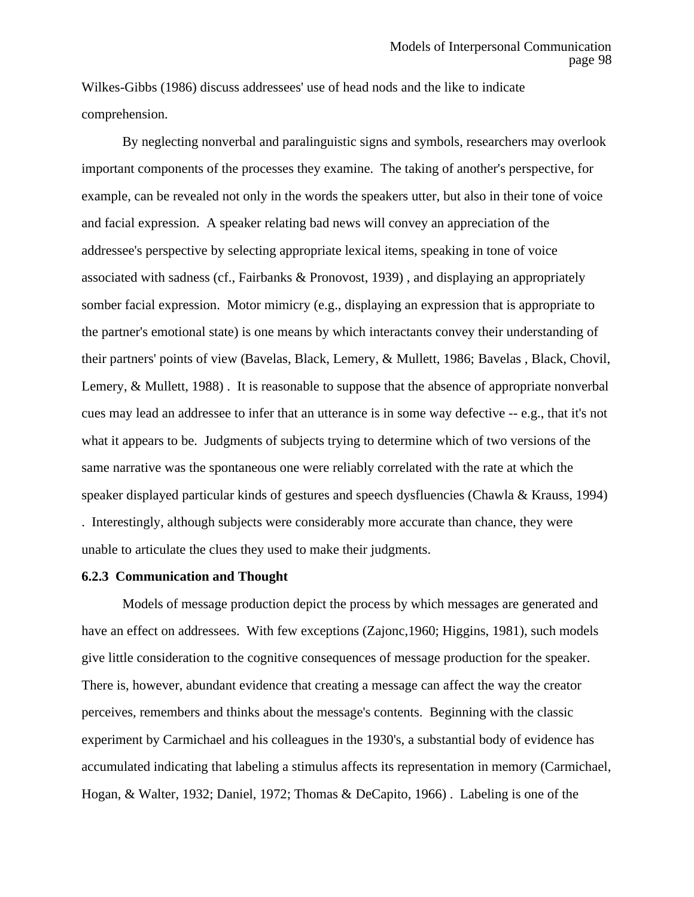Wilkes-Gibbs (1986) discuss addressees' use of head nods and the like to indicate comprehension.

By neglecting nonverbal and paralinguistic signs and symbols, researchers may overlook important components of the processes they examine. The taking of another's perspective, for example, can be revealed not only in the words the speakers utter, but also in their tone of voice and facial expression. A speaker relating bad news will convey an appreciation of the addressee's perspective by selecting appropriate lexical items, speaking in tone of voice associated with sadness (cf., Fairbanks & Pronovost, 1939) , and displaying an appropriately somber facial expression. Motor mimicry (e.g., displaying an expression that is appropriate to the partner's emotional state) is one means by which interactants convey their understanding of their partners' points of view (Bavelas, Black, Lemery, & Mullett, 1986; Bavelas , Black, Chovil, Lemery, & Mullett, 1988) . It is reasonable to suppose that the absence of appropriate nonverbal cues may lead an addressee to infer that an utterance is in some way defective -- e.g., that it's not what it appears to be. Judgments of subjects trying to determine which of two versions of the same narrative was the spontaneous one were reliably correlated with the rate at which the speaker displayed particular kinds of gestures and speech dysfluencies (Chawla & Krauss, 1994) . Interestingly, although subjects were considerably more accurate than chance, they were unable to articulate the clues they used to make their judgments.

### 6.2.3 Communication and Thought

Models of message production depict the process by which messages are generated and have an effect on addressees. With few exceptions (Zajonc,1960; Higgins, 1981), such models give little consideration to the cognitive consequences of message production for the speaker. There is, however, abundant evidence that creating a message can affect the way the creator perceives, remembers and thinks about the message's contents. Beginning with the classic experiment by Carmichael and his colleagues in the 1930's, a substantial body of evidence has accumulated indicating that labeling a stimulus affects its representation in memory (Carmichael, Hogan, & Walter, 1932; Daniel, 1972; Thomas & DeCapito, 1966) . Labeling is one of the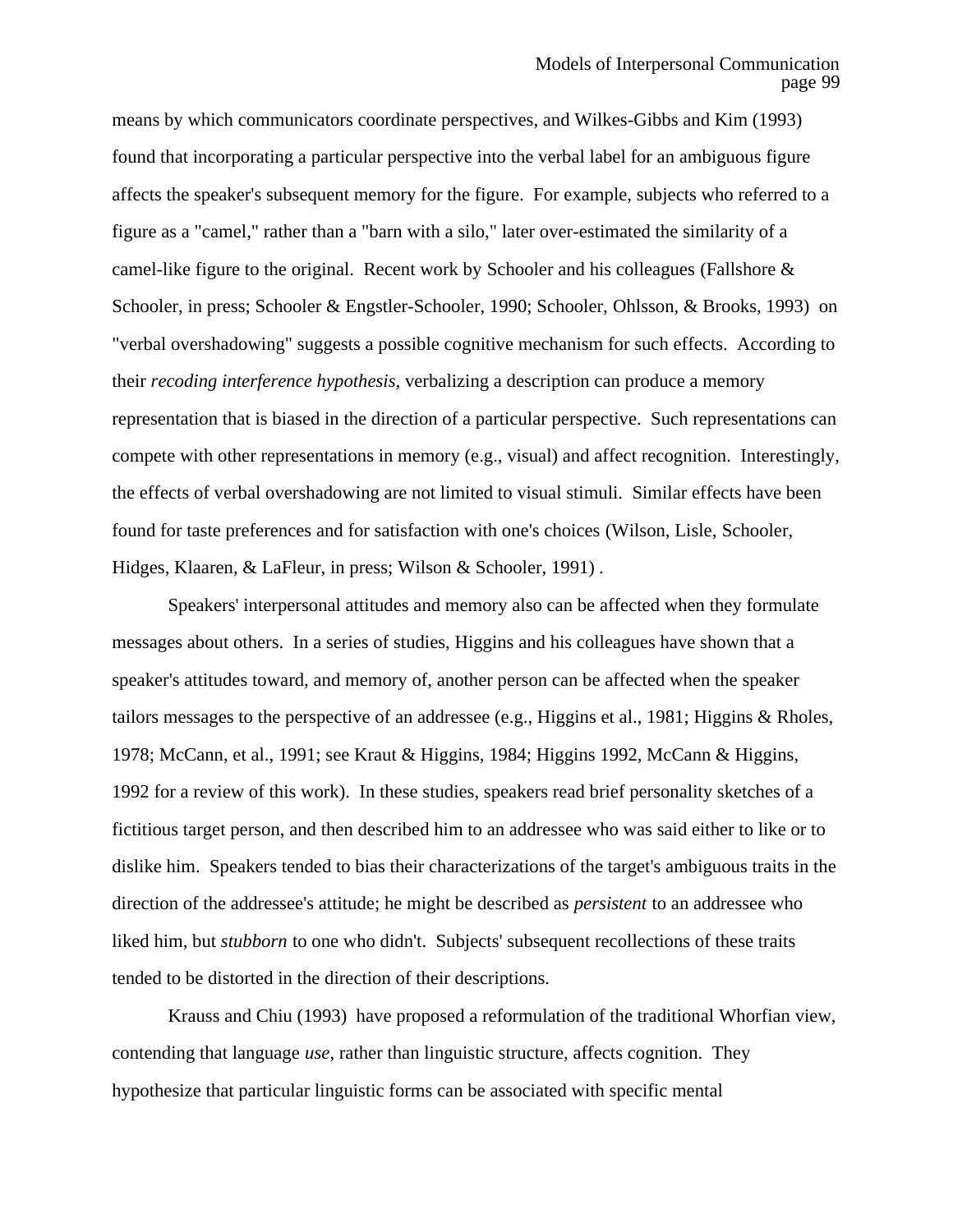means by which communicators coordinate perspectives, and Wilkes-Gibbs and Kim (1993) found that incorporating a particular perspective into the verbal label for an ambiguous figure affects the speaker's subsequent memory for the figure. For example, subjects who referred to a figure as a "camel," rather than a "barn with a silo," later over-estimated the similarity of a camel-like figure to the original. Recent work by Schooler and his colleagues (Fallshore & Schooler, in press; Schooler & Engstler-Schooler, 1990; Schooler, Ohlsson, & Brooks, 1993) on "verbal overshadowing" suggests a possible cognitive mechanism for such effects. According to their *recoding interference hypothesis*, verbalizing a description can produce a memory representation that is biased in the direction of a particular perspective. Such representations can compete with other representations in memory (e.g., visual) and affect recognition. Interestingly, the effects of verbal overshadowing are not limited to visual stimuli. Similar effects have been found for taste preferences and for satisfaction with one's choices (Wilson, Lisle, Schooler, Hidges, Klaaren, & LaFleur, in press; Wilson & Schooler, 1991) .

Speakers' interpersonal attitudes and memory also can be affected when they formulate messages about others. In a series of studies, Higgins and his colleagues have shown that a speaker's attitudes toward, and memory of, another person can be affected when the speaker tailors messages to the perspective of an addressee (e.g., Higgins et al., 1981; Higgins & Rholes, 1978; McCann, et al., 1991; see Kraut & Higgins, 1984; Higgins 1992, McCann & Higgins, 1992 for a review of this work). In these studies, speakers read brief personality sketches of a fictitious target person, and then described him to an addressee who was said either to like or to dislike him. Speakers tended to bias their characterizations of the target's ambiguous traits in the direction of the addressee's attitude; he might be described as *persistent* to an addressee who liked him, but *stubborn* to one who didn't. Subjects' subsequent recollections of these traits tended to be distorted in the direction of their descriptions.

Krauss and Chiu (1993) have proposed a reformulation of the traditional Whorfian view, contending that language *use*, rather than linguistic structure, affects cognition. They hypothesize that particular linguistic forms can be associated with specific mental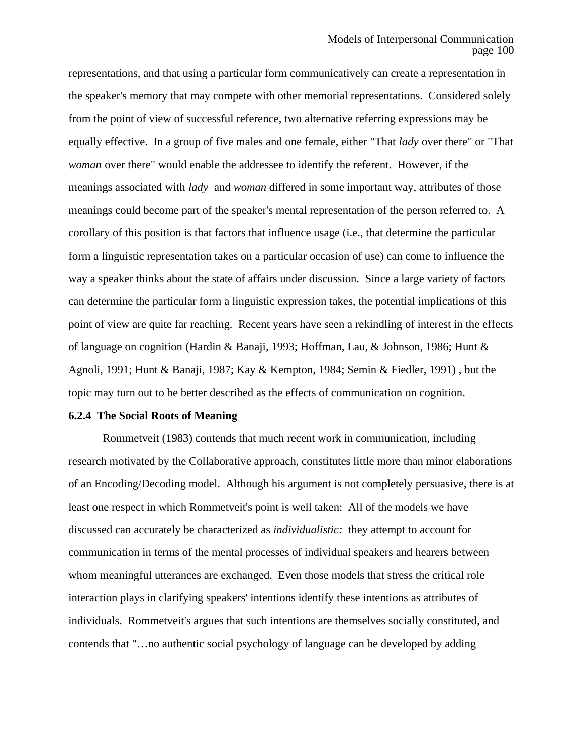representations, and that using a particular form communicatively can create a representation in the speaker's memory that may compete with other memorial representations. Considered solely from the point of view of successful reference, two alternative referring expressions may be equally effective. In a group of five males and one female, either "That *lady* over there" or "That *woman* over there" would enable the addressee to identify the referent. However, if the meanings associated with *lady* and *woman* differed in some important way, attributes of those meanings could become part of the speaker's mental representation of the person referred to. A corollary of this position is that factors that influence usage (i.e., that determine the particular form a linguistic representation takes on a particular occasion of use) can come to influence the way a speaker thinks about the state of affairs under discussion. Since a large variety of factors can determine the particular form a linguistic expression takes, the potential implications of this point of view are quite far reaching. Recent years have seen a rekindling of interest in the effects of language on cognition (Hardin & Banaji, 1993; Hoffman, Lau, & Johnson, 1986; Hunt & Agnoli, 1991; Hunt & Banaji, 1987; Kay & Kempton, 1984; Semin & Fiedler, 1991) , but the topic may turn out to be better described as the effects of communication on cognition.

### 6.2.4 The Social Roots of Meaning

Rommetveit (1983) contends that much recent work in communication, including research motivated by the Collaborative approach, constitutes little more than minor elaborations of an Encoding/Decoding model. Although his argument is not completely persuasive, there is at least one respect in which Rommetveit's point is well taken: All of the models we have discussed can accurately be characterized as *individualistic:* they attempt to account for communication in terms of the mental processes of individual speakers and hearers between whom meaningful utterances are exchanged. Even those models that stress the critical role interaction plays in clarifying speakers' intentions identify these intentions as attributes of individuals. Rommetveit's argues that such intentions are themselves socially constituted, and contends that "…no authentic social psychology of language can be developed by adding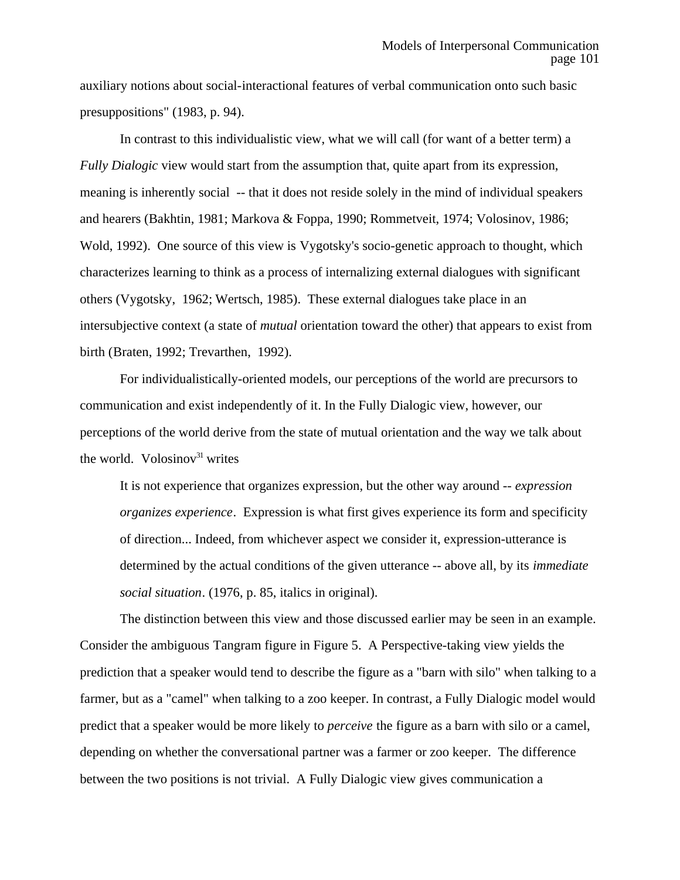auxiliary notions about social-interactional features of verbal communication onto such basic presuppositions" (1983, p. 94).

In contrast to this individualistic view, what we will call (for want of a better term) a *Fully Dialogic* view would start from the assumption that, quite apart from its expression, meaning is inherently social -- that it does not reside solely in the mind of individual speakers and hearers (Bakhtin, 1981; Markova & Foppa, 1990; Rommetveit, 1974; Volosinov, 1986; Wold, 1992). One source of this view is Vygotsky's socio-genetic approach to thought, which characterizes learning to think as a process of internalizing external dialogues with significant others (Vygotsky, 1962; Wertsch, 1985). These external dialogues take place in an intersubjective context (a state of *mutual* orientation toward the other) that appears to exist from birth (Braten, 1992; Trevarthen, 1992).

For individualistically-oriented models, our perceptions of the world are precursors to communication and exist independently of it. In the Fully Dialogic view, however, our perceptions of the world derive from the state of mutual orientation and the way we talk about the world. Volosinov[31] writes

> It is not experience that organizes expression, but the other way around -- *expression organizes experience*. Expression is what first gives experience its form and specificity of direction... Indeed, from whichever aspect we consider it, expression-utterance is determined by the actual conditions of the given utterance -- above all, by its *immediate social situation*. (1976, p. 85, italics in original).

The distinction between this view and those discussed earlier may be seen in an example. Consider the ambiguous Tangram figure in Figure 5. A Perspective-taking view yields the prediction that a speaker would tend to describe the figure as a "barn with silo" when talking to a farmer, but as a "camel" when talking to a zoo keeper. In contrast, a Fully Dialogic model would predict that a speaker would be more likely to *perceive* the figure as a barn with silo or a camel, depending on whether the conversational partner was a farmer or zoo keeper. The difference between the two positions is not trivial. A Fully Dialogic view gives communication a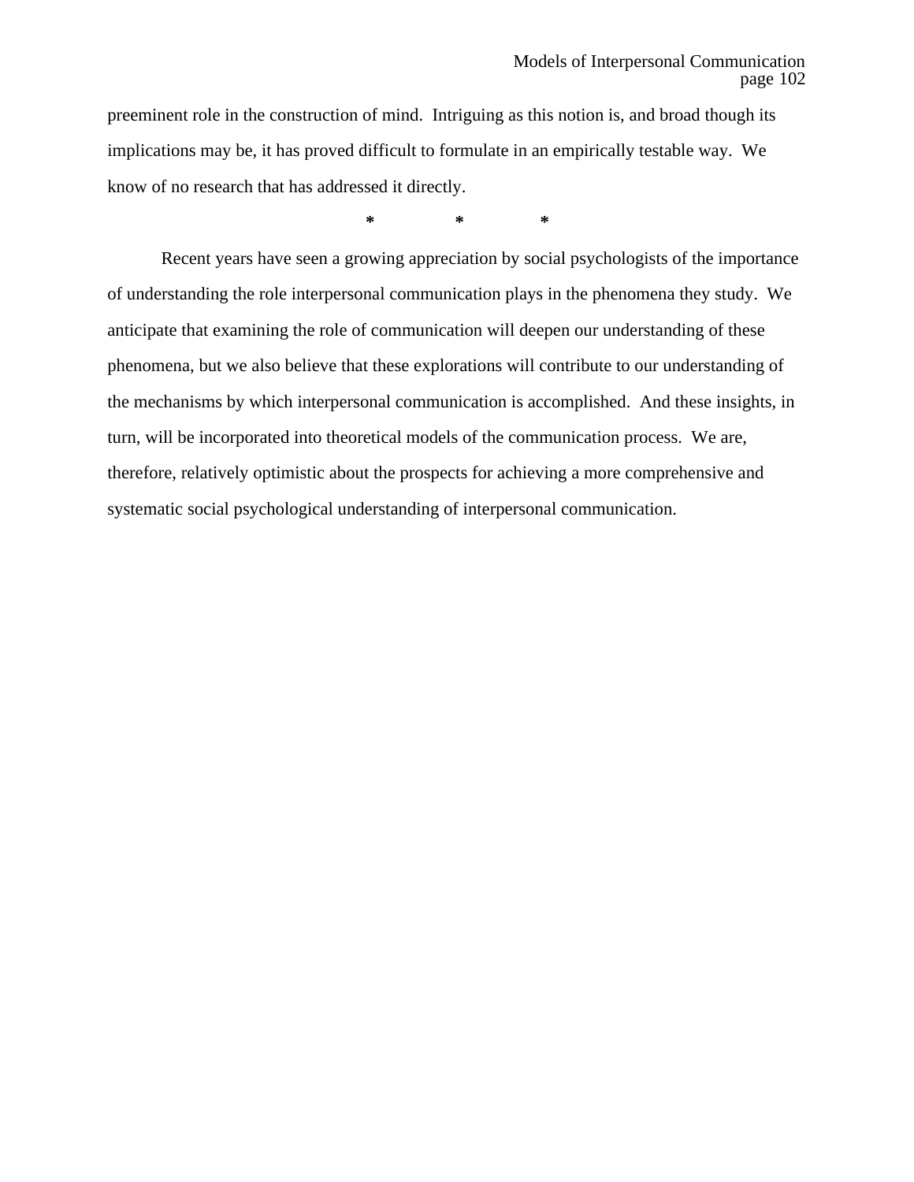preeminent role in the construction of mind.  Intriguing as this notion is, and broad though its implications may be, it has proved difficult to formulate in an empirically testable way.  We know of no research that has addressed it directly.

*          *          *

Recent years have seen a growing appreciation by social psychologists of the importance of understanding the role interpersonal communication plays in the phenomena they study.  We anticipate that examining the role of communication will deepen our understanding of these phenomena, but we also believe that these explorations will contribute to our understanding of the mechanisms by which interpersonal communication is accomplished.  And these insights, in turn, will be incorporated into theoretical models of the communication process.  We are, therefore, relatively optimistic about the prospects for achieving a more comprehensive and systematic social psychological understanding of interpersonal communication.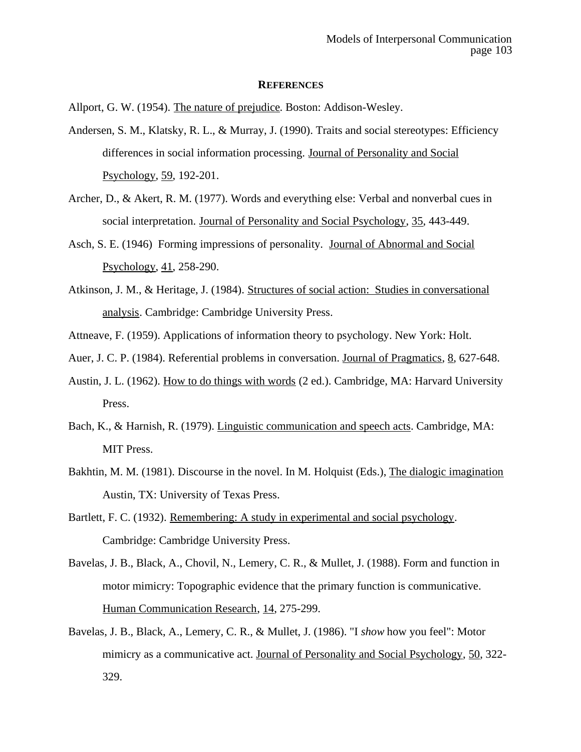## REFERENCES

Allport, G. W. (1954). The nature of prejudice. Boston: Addison-Wesley.

Andersen, S. M., Klatsky, R. L., & Murray, J. (1990). Traits and social stereotypes: Efficiency differences in social information processing. Journal of Personality and Social Psychology, 59, 192-201.

Archer, D., & Akert, R. M. (1977). Words and everything else: Verbal and nonverbal cues in social interpretation. Journal of Personality and Social Psychology, 35, 443-449.

Asch, S. E. (1946) Forming impressions of personality. Journal of Abnormal and Social Psychology, 41, 258-290.

Atkinson, J. M., & Heritage, J. (1984). Structures of social action: Studies in conversational analysis. Cambridge: Cambridge University Press.

Attneave, F. (1959). Applications of information theory to psychology. New York: Holt.

Auer, J. C. P. (1984). Referential problems in conversation. Journal of Pragmatics, 8, 627-648.

Austin, J. L. (1962). How to do things with words (2 ed.). Cambridge, MA: Harvard University Press.

Bach, K., & Harnish, R. (1979). Linguistic communication and speech acts. Cambridge, MA: MIT Press.

Bakhtin, M. M. (1981). Discourse in the novel. In M. Holquist (Eds.), The dialogic imagination Austin, TX: University of Texas Press.

Bartlett, F. C. (1932). Remembering: A study in experimental and social psychology. Cambridge: Cambridge University Press.

Bavelas, J. B., Black, A., Chovil, N., Lemery, C. R., & Mullet, J. (1988). Form and function in motor mimicry: Topographic evidence that the primary function is communicative. Human Communication Research, 14, 275-299.

Bavelas, J. B., Black, A., Lemery, C. R., & Mullet, J. (1986). "I *show* how you feel": Motor mimicry as a communicative act. Journal of Personality and Social Psychology, 50, 322-329.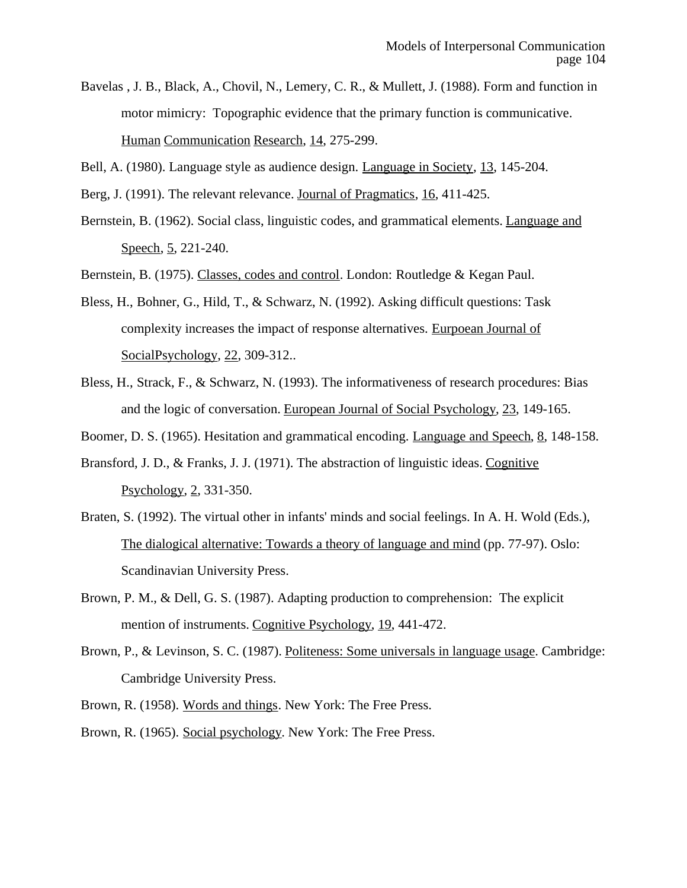Bavelas , J. B., Black, A., Chovil, N., Lemery, C. R., & Mullett, J. (1988). Form and function in motor mimicry: Topographic evidence that the primary function is communicative. Human Communication Research, 14, 275-299.

Bell, A. (1980). Language style as audience design. Language in Society, 13, 145-204.

Berg, J. (1991). The relevant relevance. Journal of Pragmatics, 16, 411-425.

Bernstein, B. (1962). Social class, linguistic codes, and grammatical elements. Language and Speech, 5, 221-240.

Bernstein, B. (1975). Classes, codes and control. London: Routledge & Kegan Paul.

Bless, H., Bohner, G., Hild, T., & Schwarz, N. (1992). Asking difficult questions: Task complexity increases the impact of response alternatives. Eurpoean Journal of SocialPsychology, 22, 309-312..

Bless, H., Strack, F., & Schwarz, N. (1993). The informativeness of research procedures: Bias and the logic of conversation. European Journal of Social Psychology, 23, 149-165.

Boomer, D. S. (1965). Hesitation and grammatical encoding. Language and Speech, 8, 148-158.

Bransford, J. D., & Franks, J. J. (1971). The abstraction of linguistic ideas. Cognitive Psychology, 2, 331-350.

Braten, S. (1992). The virtual other in infants' minds and social feelings. In A. H. Wold (Eds.), The dialogical alternative: Towards a theory of language and mind (pp. 77-97). Oslo: Scandinavian University Press.

Brown, P. M., & Dell, G. S. (1987). Adapting production to comprehension: The explicit mention of instruments. Cognitive Psychology, 19, 441-472.

Brown, P., & Levinson, S. C. (1987). Politeness: Some universals in language usage. Cambridge: Cambridge University Press.

Brown, R. (1958). Words and things. New York: The Free Press.

Brown, R. (1965). Social psychology. New York: The Free Press.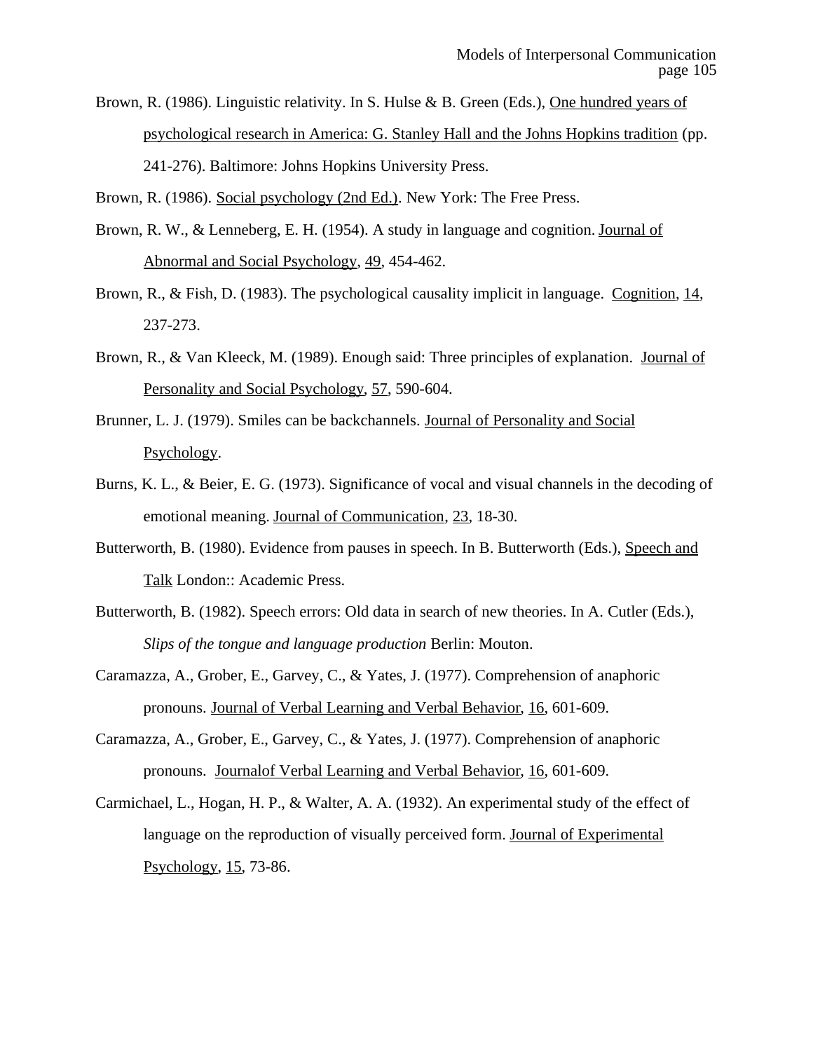Brown, R. (1986). Linguistic relativity. In S. Hulse & B. Green (Eds.), One hundred years of psychological research in America: G. Stanley Hall and the Johns Hopkins tradition (pp. 241-276). Baltimore: Johns Hopkins University Press.

Brown, R. (1986). Social psychology (2nd Ed.). New York: The Free Press.

Brown, R. W., & Lenneberg, E. H. (1954). A study in language and cognition. Journal of Abnormal and Social Psychology, 49, 454-462.

Brown, R., & Fish, D. (1983). The psychological causality implicit in language. Cognition, 14, 237-273.

Brown, R., & Van Kleeck, M. (1989). Enough said: Three principles of explanation. Journal of Personality and Social Psychology, 57, 590-604.

Brunner, L. J. (1979). Smiles can be backchannels. Journal of Personality and Social Psychology.

Burns, K. L., & Beier, E. G. (1973). Significance of vocal and visual channels in the decoding of emotional meaning. Journal of Communication, 23, 18-30.

Butterworth, B. (1980). Evidence from pauses in speech. In B. Butterworth (Eds.), Speech and Talk London:: Academic Press.

Butterworth, B. (1982). Speech errors: Old data in search of new theories. In A. Cutler (Eds.), *Slips of the tongue and language production* Berlin: Mouton.

Caramazza, A., Grober, E., Garvey, C., & Yates, J. (1977). Comprehension of anaphoric pronouns. Journal of Verbal Learning and Verbal Behavior, 16, 601-609.

Caramazza, A., Grober, E., Garvey, C., & Yates, J. (1977). Comprehension of anaphoric pronouns. Journalof Verbal Learning and Verbal Behavior, 16, 601-609.

Carmichael, L., Hogan, H. P., & Walter, A. A. (1932). An experimental study of the effect of language on the reproduction of visually perceived form. Journal of Experimental Psychology, 15, 73-86.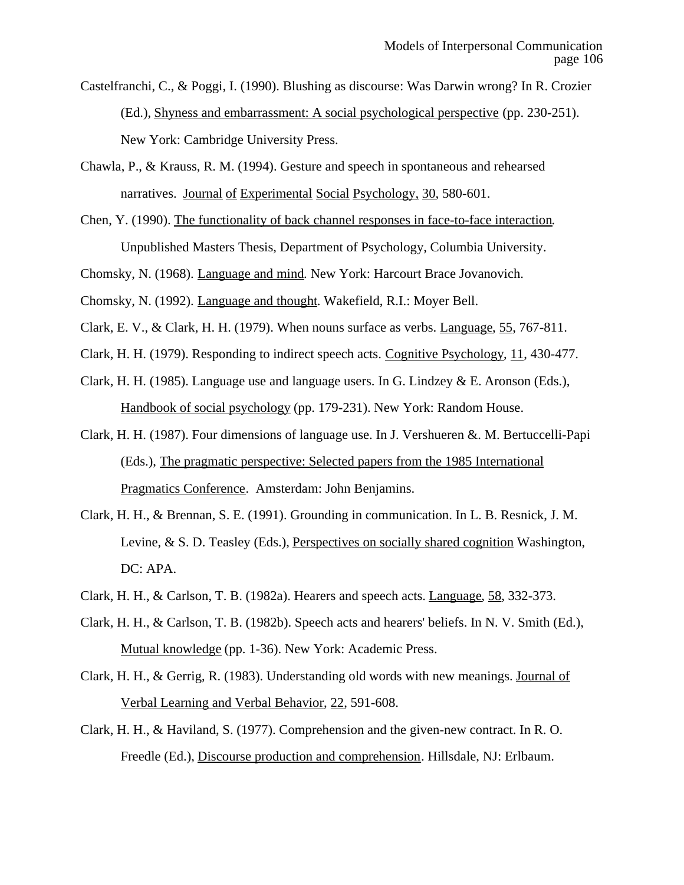Castelfranchi, C., & Poggi, I. (1990). Blushing as discourse: Was Darwin wrong? In R. Crozier (Ed.), Shyness and embarrassment: A social psychological perspective (pp. 230-251). New York: Cambridge University Press.

Chawla, P., & Krauss, R. M. (1994). Gesture and speech in spontaneous and rehearsed narratives. Journal of Experimental Social Psychology, 30, 580-601.

Chen, Y. (1990). The functionality of back channel responses in face-to-face interaction. Unpublished Masters Thesis, Department of Psychology, Columbia University.

Chomsky, N. (1968). Language and mind. New York: Harcourt Brace Jovanovich.

Chomsky, N. (1992). Language and thought. Wakefield, R.I.: Moyer Bell.

Clark, E. V., & Clark, H. H. (1979). When nouns surface as verbs. Language, 55, 767-811.

Clark, H. H. (1979). Responding to indirect speech acts. Cognitive Psychology, 11, 430-477.

Clark, H. H. (1985). Language use and language users. In G. Lindzey & E. Aronson (Eds.), Handbook of social psychology (pp. 179-231). New York: Random House.

Clark, H. H. (1987). Four dimensions of language use. In J. Vershueren &. M. Bertuccelli-Papi (Eds.), The pragmatic perspective: Selected papers from the 1985 International Pragmatics Conference. Amsterdam: John Benjamins.

Clark, H. H., & Brennan, S. E. (1991). Grounding in communication. In L. B. Resnick, J. M. Levine, & S. D. Teasley (Eds.), Perspectives on socially shared cognition Washington, DC: APA.

Clark, H. H., & Carlson, T. B. (1982a). Hearers and speech acts. Language, 58, 332-373.

Clark, H. H., & Carlson, T. B. (1982b). Speech acts and hearers' beliefs. In N. V. Smith (Ed.), Mutual knowledge (pp. 1-36). New York: Academic Press.

Clark, H. H., & Gerrig, R. (1983). Understanding old words with new meanings. Journal of Verbal Learning and Verbal Behavior, 22, 591-608.

Clark, H. H., & Haviland, S. (1977). Comprehension and the given-new contract. In R. O. Freedle (Ed.), Discourse production and comprehension. Hillsdale, NJ: Erlbaum.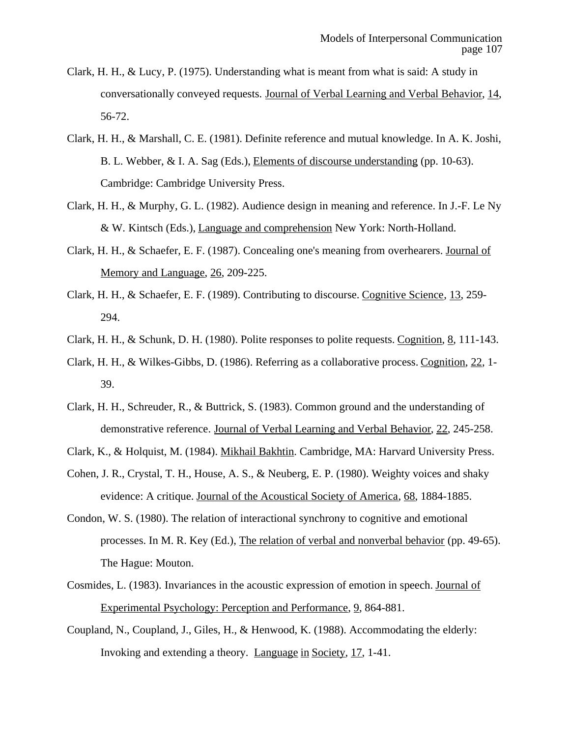Clark, H. H., & Lucy, P. (1975). Understanding what is meant from what is said: A study in conversationally conveyed requests. Journal of Verbal Learning and Verbal Behavior, 14, 56-72.

Clark, H. H., & Marshall, C. E. (1981). Definite reference and mutual knowledge. In A. K. Joshi, B. L. Webber, & I. A. Sag (Eds.), Elements of discourse understanding (pp. 10-63). Cambridge: Cambridge University Press.

Clark, H. H., & Murphy, G. L. (1982). Audience design in meaning and reference. In J.-F. Le Ny & W. Kintsch (Eds.), Language and comprehension New York: North-Holland.

Clark, H. H., & Schaefer, E. F. (1987). Concealing one's meaning from overhearers. Journal of Memory and Language, 26, 209-225.

Clark, H. H., & Schaefer, E. F. (1989). Contributing to discourse. Cognitive Science, 13, 259-294.

Clark, H. H., & Schunk, D. H. (1980). Polite responses to polite requests. Cognition, 8, 111-143.

Clark, H. H., & Wilkes-Gibbs, D. (1986). Referring as a collaborative process. Cognition, 22, 1-39.

Clark, H. H., Schreuder, R., & Buttrick, S. (1983). Common ground and the understanding of demonstrative reference. Journal of Verbal Learning and Verbal Behavior, 22, 245-258.

Clark, K., & Holquist, M. (1984). Mikhail Bakhtin. Cambridge, MA: Harvard University Press.

Cohen, J. R., Crystal, T. H., House, A. S., & Neuberg, E. P. (1980). Weighty voices and shaky evidence: A critique. Journal of the Acoustical Society of America, 68, 1884-1885.

Condon, W. S. (1980). The relation of interactional synchrony to cognitive and emotional processes. In M. R. Key (Ed.), The relation of verbal and nonverbal behavior (pp. 49-65). The Hague: Mouton.

Cosmides, L. (1983). Invariances in the acoustic expression of emotion in speech. Journal of Experimental Psychology: Perception and Performance, 9, 864-881.

Coupland, N., Coupland, J., Giles, H., & Henwood, K. (1988). Accommodating the elderly: Invoking and extending a theory. Language in Society, 17, 1-41.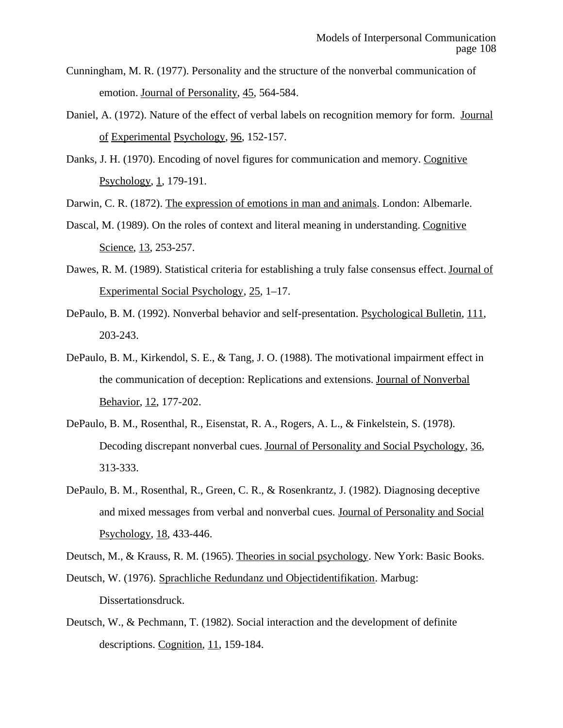Cunningham, M. R. (1977). Personality and the structure of the nonverbal communication of emotion. Journal of Personality, 45, 564-584.

Daniel, A. (1972). Nature of the effect of verbal labels on recognition memory for form. Journal of Experimental Psychology, 96, 152-157.

Danks, J. H. (1970). Encoding of novel figures for communication and memory. Cognitive Psychology, 1, 179-191.

Darwin, C. R. (1872). The expression of emotions in man and animals. London: Albemarle.

Dascal, M. (1989). On the roles of context and literal meaning in understanding. Cognitive Science, 13, 253-257.

Dawes, R. M. (1989). Statistical criteria for establishing a truly false consensus effect. Journal of Experimental Social Psychology, 25, 1–17.

DePaulo, B. M. (1992). Nonverbal behavior and self-presentation. Psychological Bulletin, 111, 203-243.

DePaulo, B. M., Kirkendol, S. E., & Tang, J. O. (1988). The motivational impairment effect in the communication of deception: Replications and extensions. Journal of Nonverbal Behavior, 12, 177-202.

DePaulo, B. M., Rosenthal, R., Eisenstat, R. A., Rogers, A. L., & Finkelstein, S. (1978). Decoding discrepant nonverbal cues. Journal of Personality and Social Psychology, 36, 313-333.

DePaulo, B. M., Rosenthal, R., Green, C. R., & Rosenkrantz, J. (1982). Diagnosing deceptive and mixed messages from verbal and nonverbal cues. Journal of Personality and Social Psychology, 18, 433-446.

Deutsch, M., & Krauss, R. M. (1965). Theories in social psychology. New York: Basic Books.

Deutsch, W. (1976). Sprachliche Redundanz und Objectidentifikation. Marbug: Dissertationsdruck.

Deutsch, W., & Pechmann, T. (1982). Social interaction and the development of definite descriptions. Cognition, 11, 159-184.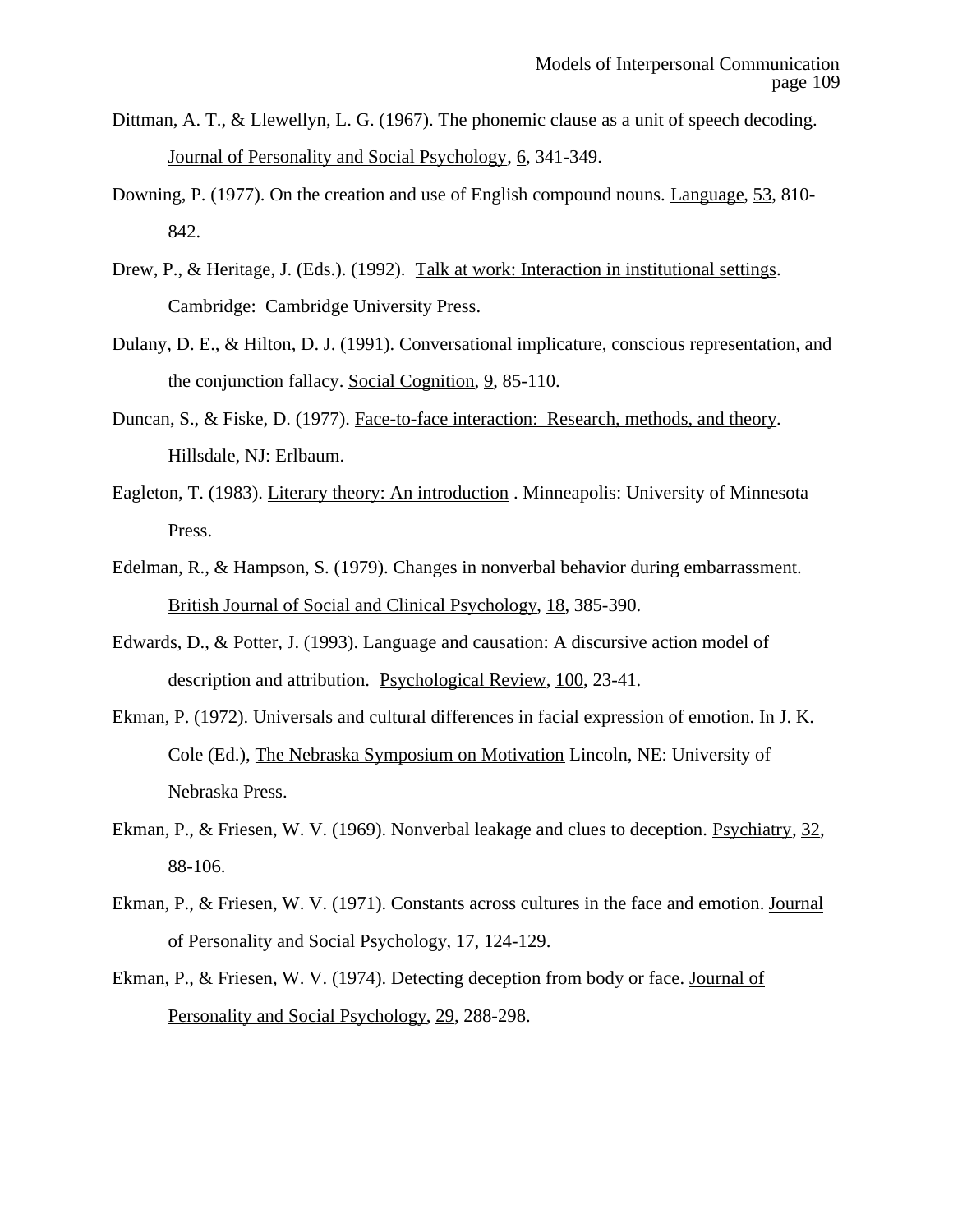Dittman, A. T., & Llewellyn, L. G. (1967). The phonemic clause as a unit of speech decoding. Journal of Personality and Social Psychology, 6, 341-349.

Downing, P. (1977). On the creation and use of English compound nouns. Language, 53, 810-842.

Drew, P., & Heritage, J. (Eds.). (1992). Talk at work: Interaction in institutional settings. Cambridge: Cambridge University Press.

Dulany, D. E., & Hilton, D. J. (1991). Conversational implicature, conscious representation, and the conjunction fallacy. Social Cognition, 9, 85-110.

Duncan, S., & Fiske, D. (1977). Face-to-face interaction: Research, methods, and theory. Hillsdale, NJ: Erlbaum.

Eagleton, T. (1983). Literary theory: An introduction . Minneapolis: University of Minnesota Press.

Edelman, R., & Hampson, S. (1979). Changes in nonverbal behavior during embarrassment. British Journal of Social and Clinical Psychology, 18, 385-390.

Edwards, D., & Potter, J. (1993). Language and causation: A discursive action model of description and attribution. Psychological Review, 100, 23-41.

Ekman, P. (1972). Universals and cultural differences in facial expression of emotion. In J. K. Cole (Ed.), The Nebraska Symposium on Motivation Lincoln, NE: University of Nebraska Press.

Ekman, P., & Friesen, W. V. (1969). Nonverbal leakage and clues to deception. Psychiatry, 32, 88-106.

Ekman, P., & Friesen, W. V. (1971). Constants across cultures in the face and emotion. Journal of Personality and Social Psychology, 17, 124-129.

Ekman, P., & Friesen, W. V. (1974). Detecting deception from body or face. Journal of Personality and Social Psychology, 29, 288-298.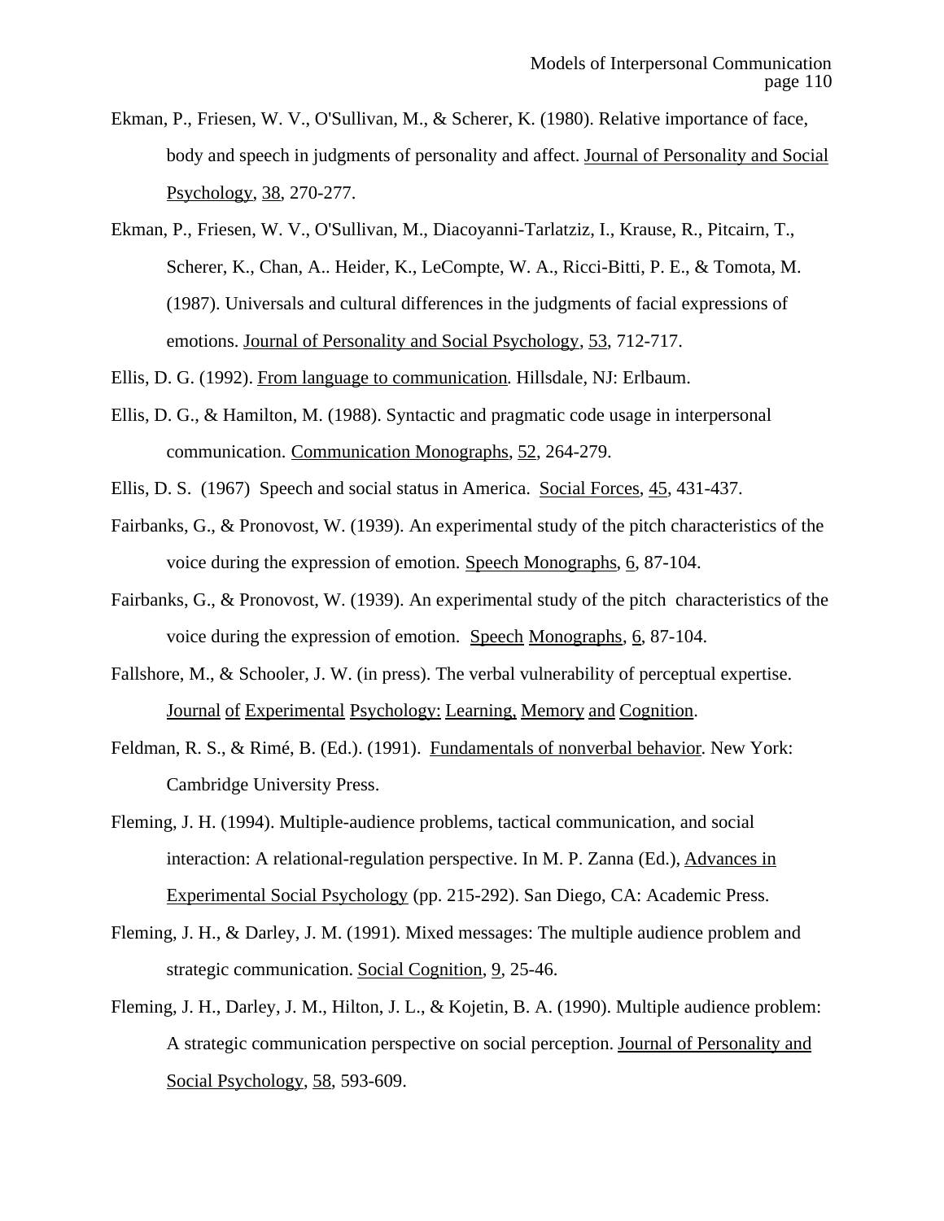Ekman, P., Friesen, W. V., O'Sullivan, M., & Scherer, K. (1980). Relative importance of face, body and speech in judgments of personality and affect. Journal of Personality and Social Psychology, 38, 270-277.

Ekman, P., Friesen, W. V., O'Sullivan, M., Diacoyanni-Tarlatziz, I., Krause, R., Pitcairn, T., Scherer, K., Chan, A.. Heider, K., LeCompte, W. A., Ricci-Bitti, P. E., & Tomota, M. (1987). Universals and cultural differences in the judgments of facial expressions of emotions. Journal of Personality and Social Psychology, 53, 712-717.

Ellis, D. G. (1992). From language to communication. Hillsdale, NJ: Erlbaum.

Ellis, D. G., & Hamilton, M. (1988). Syntactic and pragmatic code usage in interpersonal communication. Communication Monographs, 52, 264-279.

Ellis, D. S. (1967) Speech and social status in America. Social Forces, 45, 431-437.

Fairbanks, G., & Pronovost, W. (1939). An experimental study of the pitch characteristics of the voice during the expression of emotion. Speech Monographs, 6, 87-104.

Fairbanks, G., & Pronovost, W. (1939). An experimental study of the pitch characteristics of the voice during the expression of emotion. Speech Monographs, 6, 87-104.

Fallshore, M., & Schooler, J. W. (in press). The verbal vulnerability of perceptual expertise. Journal of Experimental Psychology: Learning, Memory and Cognition.

Feldman, R. S., & Rimé, B. (Ed.). (1991). Fundamentals of nonverbal behavior. New York: Cambridge University Press.

Fleming, J. H. (1994). Multiple-audience problems, tactical communication, and social interaction: A relational-regulation perspective. In M. P. Zanna (Ed.), Advances in Experimental Social Psychology (pp. 215-292). San Diego, CA: Academic Press.

Fleming, J. H., & Darley, J. M. (1991). Mixed messages: The multiple audience problem and strategic communication. Social Cognition, 9, 25-46.

Fleming, J. H., Darley, J. M., Hilton, J. L., & Kojetin, B. A. (1990). Multiple audience problem: A strategic communication perspective on social perception. Journal of Personality and Social Psychology, 58, 593-609.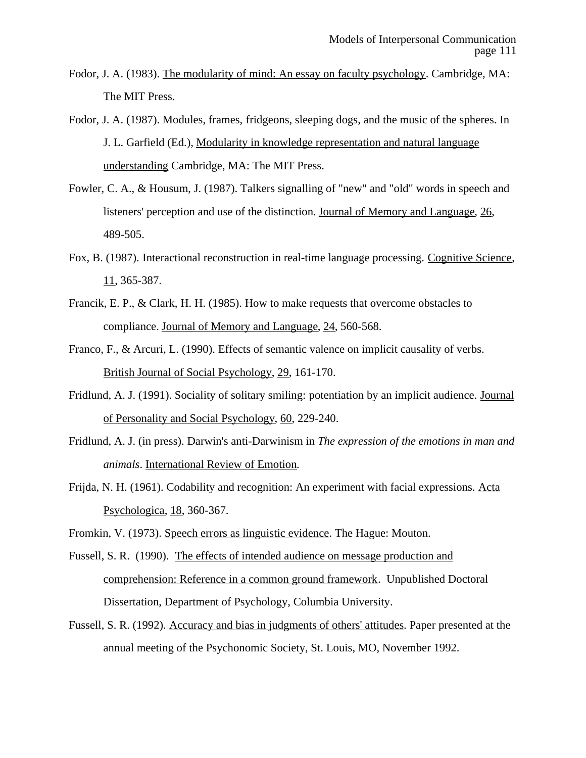Fodor, J. A. (1983). The modularity of mind: An essay on faculty psychology. Cambridge, MA: The MIT Press.

Fodor, J. A. (1987). Modules, frames, fridgeons, sleeping dogs, and the music of the spheres. In J. L. Garfield (Ed.), Modularity in knowledge representation and natural language understanding Cambridge, MA: The MIT Press.

Fowler, C. A., & Housum, J. (1987). Talkers signalling of "new" and "old" words in speech and listeners' perception and use of the distinction. Journal of Memory and Language, 26, 489-505.

Fox, B. (1987). Interactional reconstruction in real-time language processing. Cognitive Science, 11, 365-387.

Francik, E. P., & Clark, H. H. (1985). How to make requests that overcome obstacles to compliance. Journal of Memory and Language, 24, 560-568.

Franco, F., & Arcuri, L. (1990). Effects of semantic valence on implicit causality of verbs. British Journal of Social Psychology, 29, 161-170.

Fridlund, A. J. (1991). Sociality of solitary smiling: potentiation by an implicit audience. Journal of Personality and Social Psychology, 60, 229-240.

Fridlund, A. J. (in press). Darwin's anti-Darwinism in *The expression of the emotions in man and animals*. International Review of Emotion.

Frijda, N. H. (1961). Codability and recognition: An experiment with facial expressions. Acta Psychologica, 18, 360-367.

Fromkin, V. (1973). Speech errors as linguistic evidence. The Hague: Mouton.

Fussell, S. R. (1990). The effects of intended audience on message production and comprehension: Reference in a common ground framework. Unpublished Doctoral Dissertation, Department of Psychology, Columbia University.

Fussell, S. R. (1992). Accuracy and bias in judgments of others' attitudes. Paper presented at the annual meeting of the Psychonomic Society, St. Louis, MO, November 1992.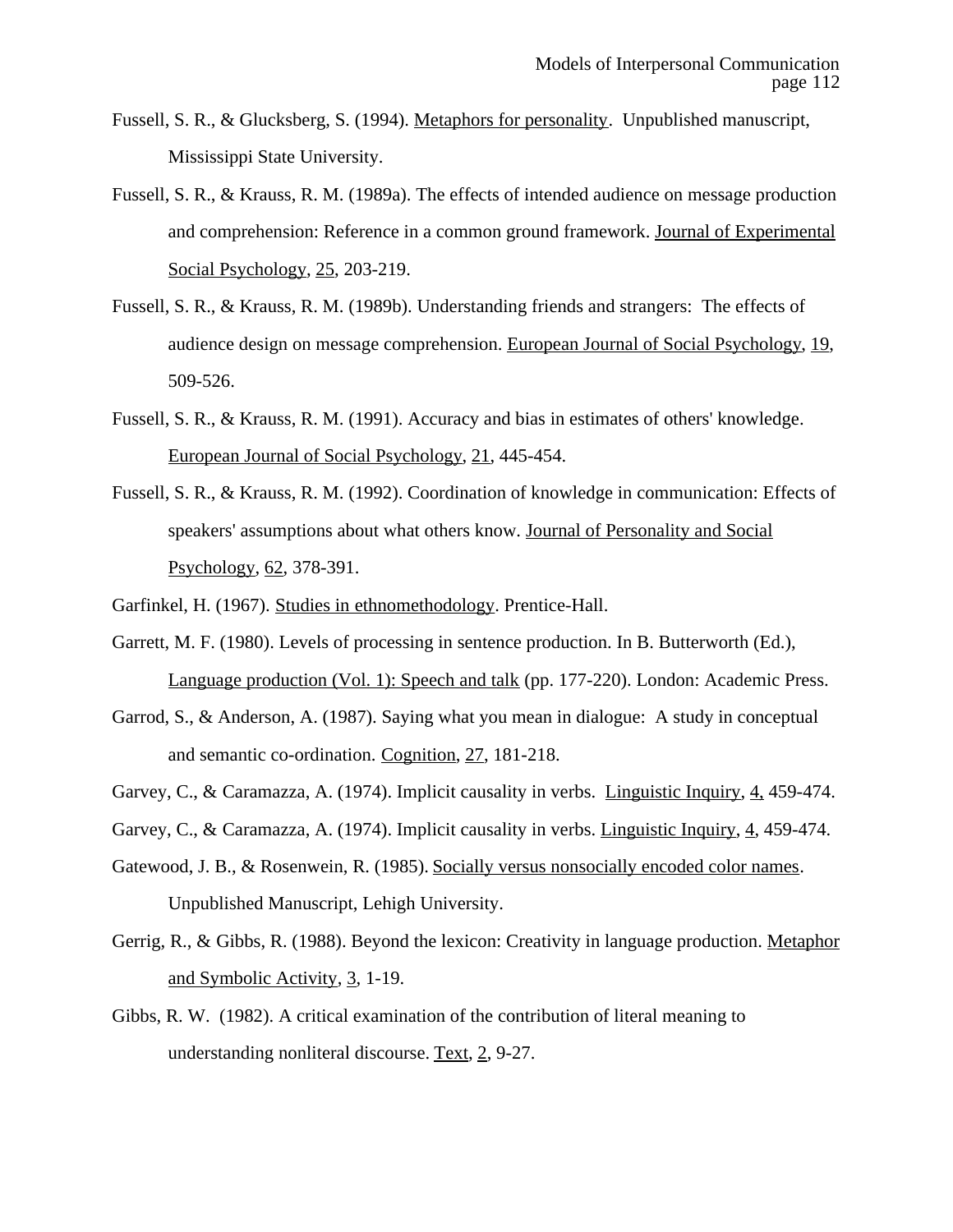Fussell, S. R., & Glucksberg, S. (1994). Metaphors for personality. Unpublished manuscript, Mississippi State University.

Fussell, S. R., & Krauss, R. M. (1989a). The effects of intended audience on message production and comprehension: Reference in a common ground framework. Journal of Experimental Social Psychology, 25, 203-219.

Fussell, S. R., & Krauss, R. M. (1989b). Understanding friends and strangers: The effects of audience design on message comprehension. European Journal of Social Psychology, 19, 509-526.

Fussell, S. R., & Krauss, R. M. (1991). Accuracy and bias in estimates of others' knowledge. European Journal of Social Psychology, 21, 445-454.

Fussell, S. R., & Krauss, R. M. (1992). Coordination of knowledge in communication: Effects of speakers' assumptions about what others know. Journal of Personality and Social Psychology, 62, 378-391.

Garfinkel, H. (1967). Studies in ethnomethodology. Prentice-Hall.

Garrett, M. F. (1980). Levels of processing in sentence production. In B. Butterworth (Ed.), Language production (Vol. 1): Speech and talk (pp. 177-220). London: Academic Press.

Garrod, S., & Anderson, A. (1987). Saying what you mean in dialogue: A study in conceptual and semantic co-ordination. Cognition, 27, 181-218.

Garvey, C., & Caramazza, A. (1974). Implicit causality in verbs. Linguistic Inquiry, 4, 459-474.

Garvey, C., & Caramazza, A. (1974). Implicit causality in verbs. Linguistic Inquiry, 4, 459-474.

Gatewood, J. B., & Rosenwein, R. (1985). Socially versus nonsocially encoded color names. Unpublished Manuscript, Lehigh University.

Gerrig, R., & Gibbs, R. (1988). Beyond the lexicon: Creativity in language production. Metaphor and Symbolic Activity, 3, 1-19.

Gibbs, R. W. (1982). A critical examination of the contribution of literal meaning to understanding nonliteral discourse. Text, 2, 9-27.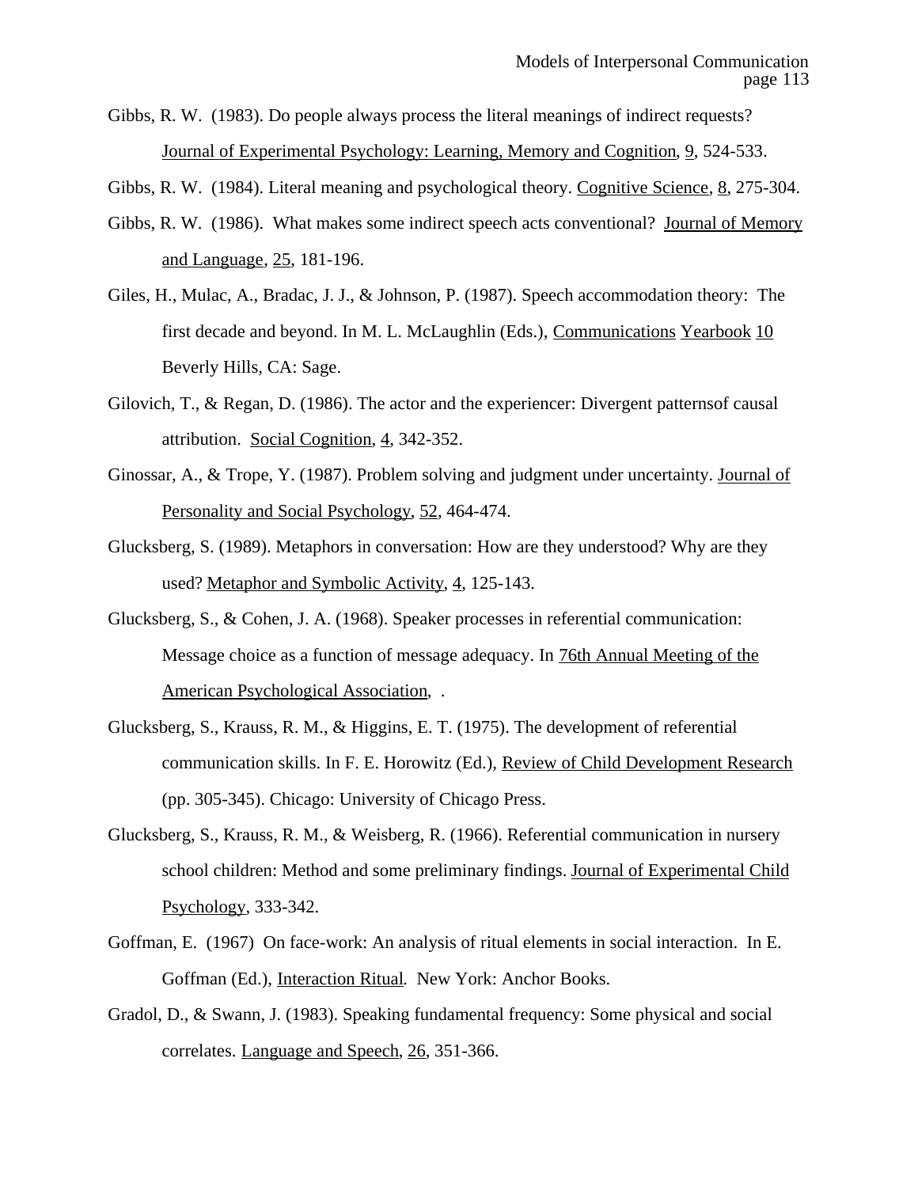Gibbs, R. W. (1983). Do people always process the literal meanings of indirect requests? Journal of Experimental Psychology: Learning, Memory and Cognition, 9, 524-533.

Gibbs, R. W. (1984). Literal meaning and psychological theory. Cognitive Science, 8, 275-304.

Gibbs, R. W. (1986). What makes some indirect speech acts conventional? Journal of Memory and Language, 25, 181-196.

Giles, H., Mulac, A., Bradac, J. J., & Johnson, P. (1987). Speech accommodation theory: The first decade and beyond. In M. L. McLaughlin (Eds.), Communications Yearbook 10 Beverly Hills, CA: Sage.

Gilovich, T., & Regan, D. (1986). The actor and the experiencer: Divergent patternsof causal attribution. Social Cognition, 4, 342-352.

Ginossar, A., & Trope, Y. (1987). Problem solving and judgment under uncertainty. Journal of Personality and Social Psychology, 52, 464-474.

Glucksberg, S. (1989). Metaphors in conversation: How are they understood? Why are they used? Metaphor and Symbolic Activity, 4, 125-143.

Glucksberg, S., & Cohen, J. A. (1968). Speaker processes in referential communication: Message choice as a function of message adequacy. In 76th Annual Meeting of the American Psychological Association, .

Glucksberg, S., Krauss, R. M., & Higgins, E. T. (1975). The development of referential communication skills. In F. E. Horowitz (Ed.), Review of Child Development Research (pp. 305-345). Chicago: University of Chicago Press.

Glucksberg, S., Krauss, R. M., & Weisberg, R. (1966). Referential communication in nursery school children: Method and some preliminary findings. Journal of Experimental Child Psychology, 333-342.

Goffman, E. (1967) On face-work: An analysis of ritual elements in social interaction. In E. Goffman (Ed.), Interaction Ritual. New York: Anchor Books.

Gradol, D., & Swann, J. (1983). Speaking fundamental frequency: Some physical and social correlates. Language and Speech, 26, 351-366.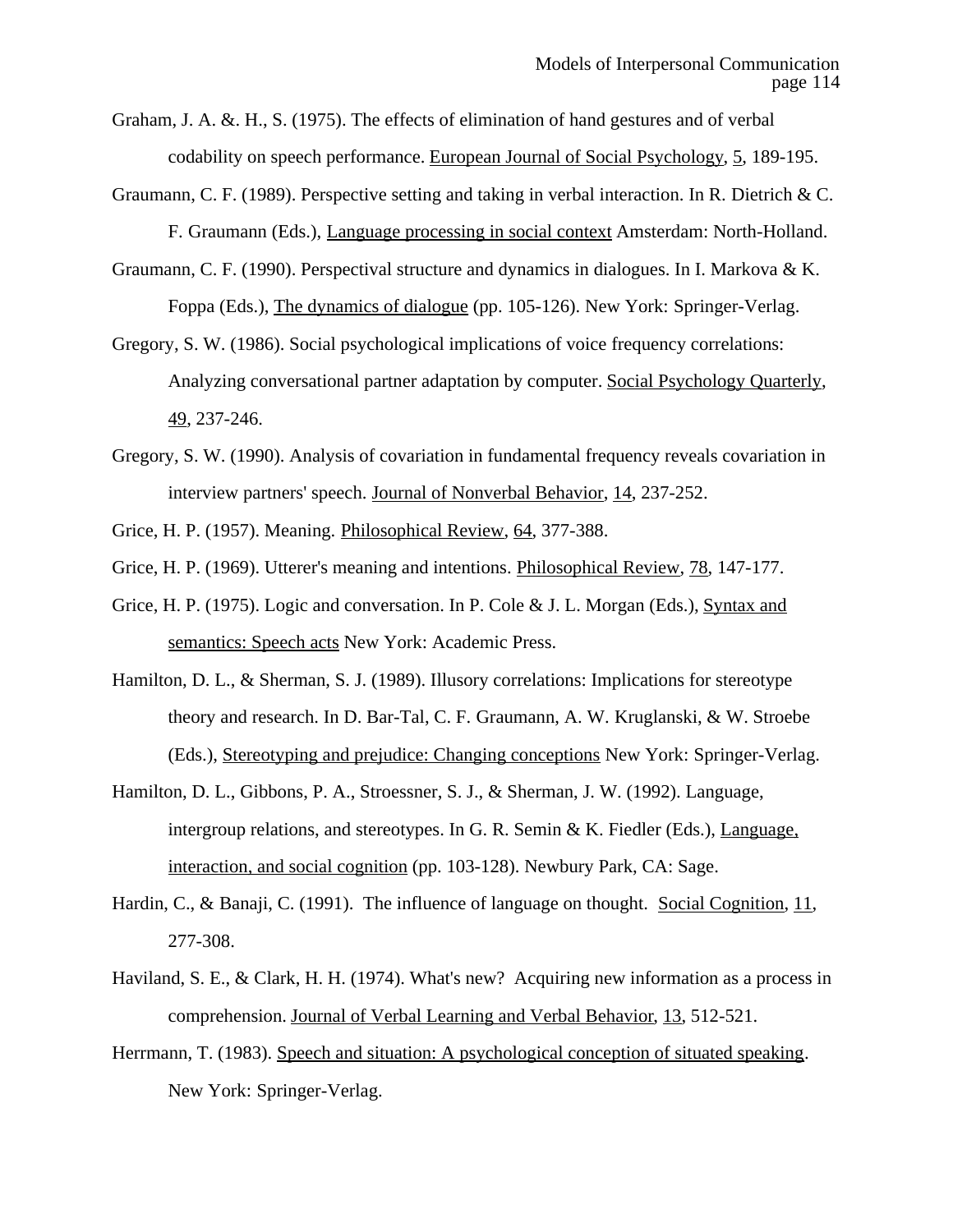Graham, J. A. &. H., S. (1975). The effects of elimination of hand gestures and of verbal codability on speech performance. European Journal of Social Psychology, 5, 189-195.

Graumann, C. F. (1989). Perspective setting and taking in verbal interaction. In R. Dietrich & C. F. Graumann (Eds.), Language processing in social context Amsterdam: North-Holland.

Graumann, C. F. (1990). Perspectival structure and dynamics in dialogues. In I. Markova & K. Foppa (Eds.), The dynamics of dialogue (pp. 105-126). New York: Springer-Verlag.

Gregory, S. W. (1986). Social psychological implications of voice frequency correlations: Analyzing conversational partner adaptation by computer. Social Psychology Quarterly, 49, 237-246.

Gregory, S. W. (1990). Analysis of covariation in fundamental frequency reveals covariation in interview partners' speech. Journal of Nonverbal Behavior, 14, 237-252.

Grice, H. P. (1957). Meaning. Philosophical Review, 64, 377-388.

Grice, H. P. (1969). Utterer's meaning and intentions. Philosophical Review, 78, 147-177.

Grice, H. P. (1975). Logic and conversation. In P. Cole & J. L. Morgan (Eds.), Syntax and semantics: Speech acts New York: Academic Press.

Hamilton, D. L., & Sherman, S. J. (1989). Illusory correlations: Implications for stereotype theory and research. In D. Bar-Tal, C. F. Graumann, A. W. Kruglanski, & W. Stroebe (Eds.), Stereotyping and prejudice: Changing conceptions New York: Springer-Verlag.

Hamilton, D. L., Gibbons, P. A., Stroessner, S. J., & Sherman, J. W. (1992). Language, intergroup relations, and stereotypes. In G. R. Semin & K. Fiedler (Eds.), Language, interaction, and social cognition (pp. 103-128). Newbury Park, CA: Sage.

Hardin, C., & Banaji, C. (1991). The influence of language on thought. Social Cognition, 11, 277-308.

Haviland, S. E., & Clark, H. H. (1974). What's new? Acquiring new information as a process in comprehension. Journal of Verbal Learning and Verbal Behavior, 13, 512-521.

Herrmann, T. (1983). Speech and situation: A psychological conception of situated speaking. New York: Springer-Verlag.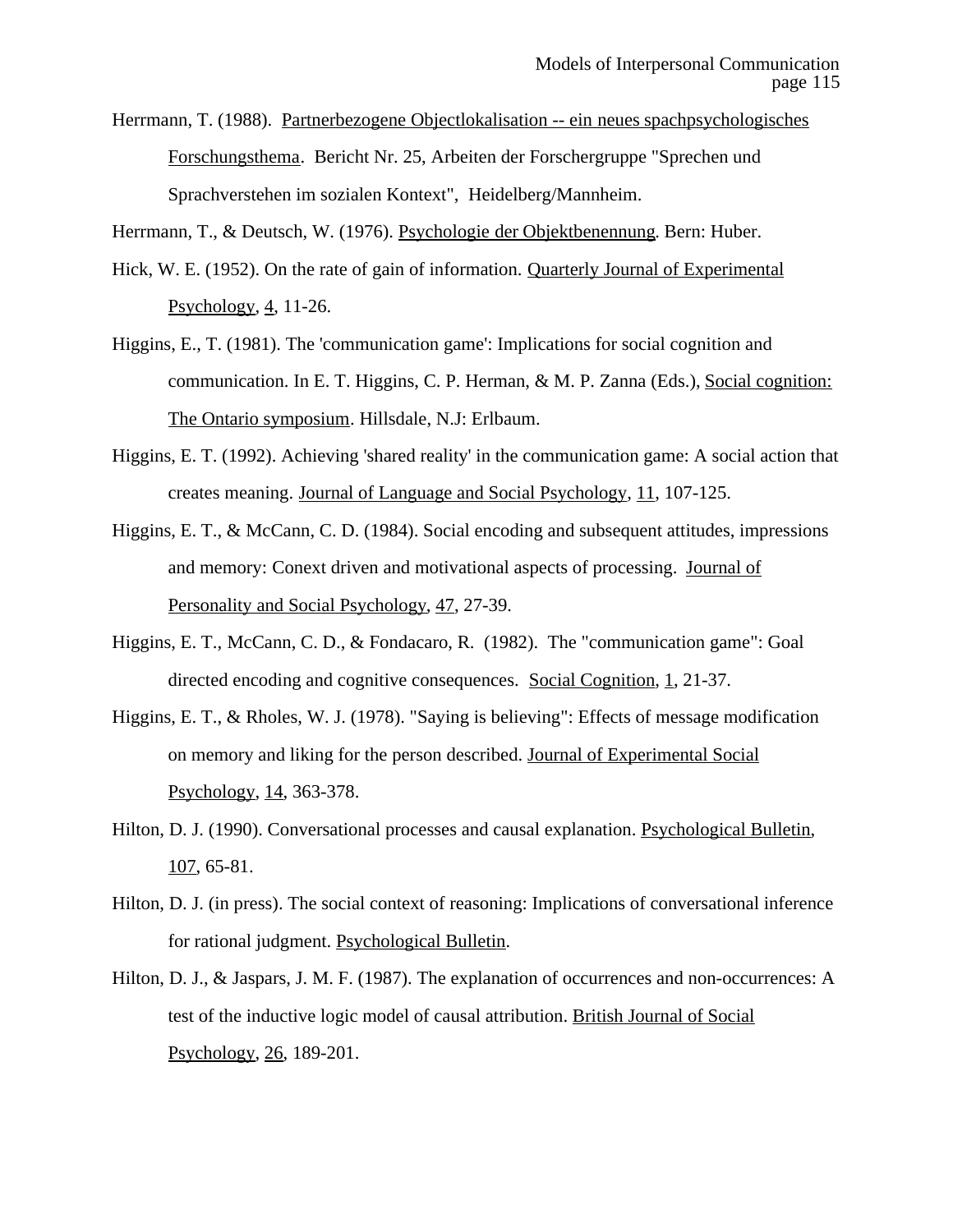Herrmann, T. (1988). Partnerbezogene Objectlokalisation -- ein neues spachpsychologisches Forschungsthema. Bericht Nr. 25, Arbeiten der Forschergruppe "Sprechen und Sprachverstehen im sozialen Kontext", Heidelberg/Mannheim.

Herrmann, T., & Deutsch, W. (1976). Psychologie der Objektbenennung. Bern: Huber.

Hick, W. E. (1952). On the rate of gain of information. Quarterly Journal of Experimental Psychology, 4, 11-26.

Higgins, E., T. (1981). The 'communication game': Implications for social cognition and communication. In E. T. Higgins, C. P. Herman, & M. P. Zanna (Eds.), Social cognition: The Ontario symposium. Hillsdale, N.J: Erlbaum.

Higgins, E. T. (1992). Achieving 'shared reality' in the communication game: A social action that creates meaning. Journal of Language and Social Psychology, 11, 107-125.

Higgins, E. T., & McCann, C. D. (1984). Social encoding and subsequent attitudes, impressions and memory: Conext driven and motivational aspects of processing. Journal of Personality and Social Psychology, 47, 27-39.

Higgins, E. T., McCann, C. D., & Fondacaro, R. (1982). The "communication game": Goal directed encoding and cognitive consequences. Social Cognition, 1, 21-37.

Higgins, E. T., & Rholes, W. J. (1978). "Saying is believing": Effects of message modification on memory and liking for the person described. Journal of Experimental Social Psychology, 14, 363-378.

Hilton, D. J. (1990). Conversational processes and causal explanation. Psychological Bulletin, 107, 65-81.

Hilton, D. J. (in press). The social context of reasoning: Implications of conversational inference for rational judgment. Psychological Bulletin.

Hilton, D. J., & Jaspars, J. M. F. (1987). The explanation of occurrences and non-occurrences: A test of the inductive logic model of causal attribution. British Journal of Social Psychology, 26, 189-201.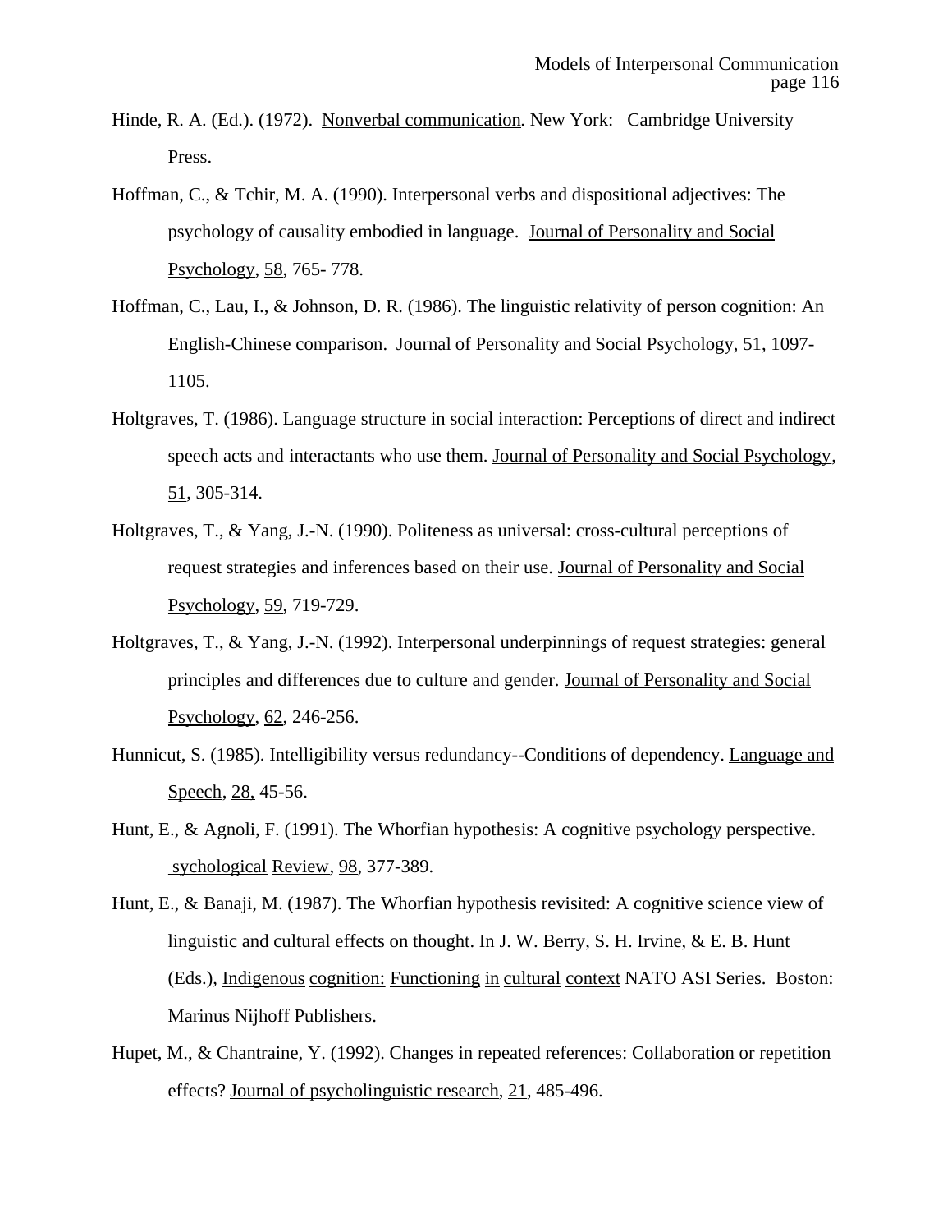Hinde, R. A. (Ed.). (1972). Nonverbal communication. New York: Cambridge University Press.

Hoffman, C., & Tchir, M. A. (1990). Interpersonal verbs and dispositional adjectives: The psychology of causality embodied in language. Journal of Personality and Social Psychology, 58, 765- 778.

Hoffman, C., Lau, I., & Johnson, D. R. (1986). The linguistic relativity of person cognition: An English-Chinese comparison. Journal of Personality and Social Psychology, 51, 1097-1105.

Holtgraves, T. (1986). Language structure in social interaction: Perceptions of direct and indirect speech acts and interactants who use them. Journal of Personality and Social Psychology, 51, 305-314.

Holtgraves, T., & Yang, J.-N. (1990). Politeness as universal: cross-cultural perceptions of request strategies and inferences based on their use. Journal of Personality and Social Psychology, 59, 719-729.

Holtgraves, T., & Yang, J.-N. (1992). Interpersonal underpinnings of request strategies: general principles and differences due to culture and gender. Journal of Personality and Social Psychology, 62, 246-256.

Hunnicut, S. (1985). Intelligibility versus redundancy--Conditions of dependency. Language and Speech, 28, 45-56.

Hunt, E., & Agnoli, F. (1991). The Whorfian hypothesis: A cognitive psychology perspective. sychological Review, 98, 377-389.

Hunt, E., & Banaji, M. (1987). The Whorfian hypothesis revisited: A cognitive science view of linguistic and cultural effects on thought. In J. W. Berry, S. H. Irvine, & E. B. Hunt (Eds.), Indigenous cognition: Functioning in cultural context NATO ASI Series. Boston: Marinus Nijhoff Publishers.

Hupet, M., & Chantraine, Y. (1992). Changes in repeated references: Collaboration or repetition effects? Journal of psycholinguistic research, 21, 485-496.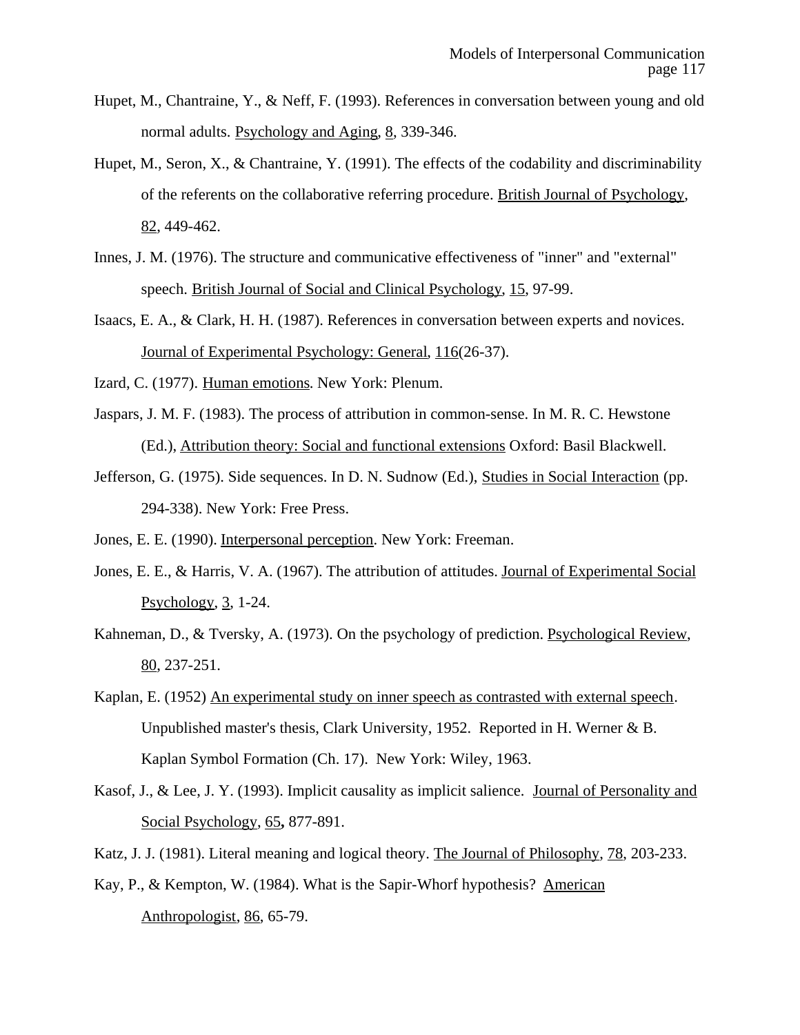Hupet, M., Chantraine, Y., & Neff, F. (1993). References in conversation between young and old normal adults. Psychology and Aging, 8, 339-346.

Hupet, M., Seron, X., & Chantraine, Y. (1991). The effects of the codability and discriminability of the referents on the collaborative referring procedure. British Journal of Psychology, 82, 449-462.

Innes, J. M. (1976). The structure and communicative effectiveness of "inner" and "external" speech. British Journal of Social and Clinical Psychology, 15, 97-99.

Isaacs, E. A., & Clark, H. H. (1987). References in conversation between experts and novices. Journal of Experimental Psychology: General, 116(26-37).

Izard, C. (1977). Human emotions. New York: Plenum.

Jaspars, J. M. F. (1983). The process of attribution in common-sense. In M. R. C. Hewstone (Ed.), Attribution theory: Social and functional extensions Oxford: Basil Blackwell.

Jefferson, G. (1975). Side sequences. In D. N. Sudnow (Ed.), Studies in Social Interaction (pp. 294-338). New York: Free Press.

Jones, E. E. (1990). Interpersonal perception. New York: Freeman.

Jones, E. E., & Harris, V. A. (1967). The attribution of attitudes. Journal of Experimental Social Psychology, 3, 1-24.

Kahneman, D., & Tversky, A. (1973). On the psychology of prediction. Psychological Review, 80, 237-251.

Kaplan, E. (1952) An experimental study on inner speech as contrasted with external speech. Unpublished master's thesis, Clark University, 1952. Reported in H. Werner & B. Kaplan Symbol Formation (Ch. 17). New York: Wiley, 1963.

Kasof, J., & Lee, J. Y. (1993). Implicit causality as implicit salience. Journal of Personality and Social Psychology, 65, 877-891.

Katz, J. J. (1981). Literal meaning and logical theory. The Journal of Philosophy, 78, 203-233.

Kay, P., & Kempton, W. (1984). What is the Sapir-Whorf hypothesis? American Anthropologist, 86, 65-79.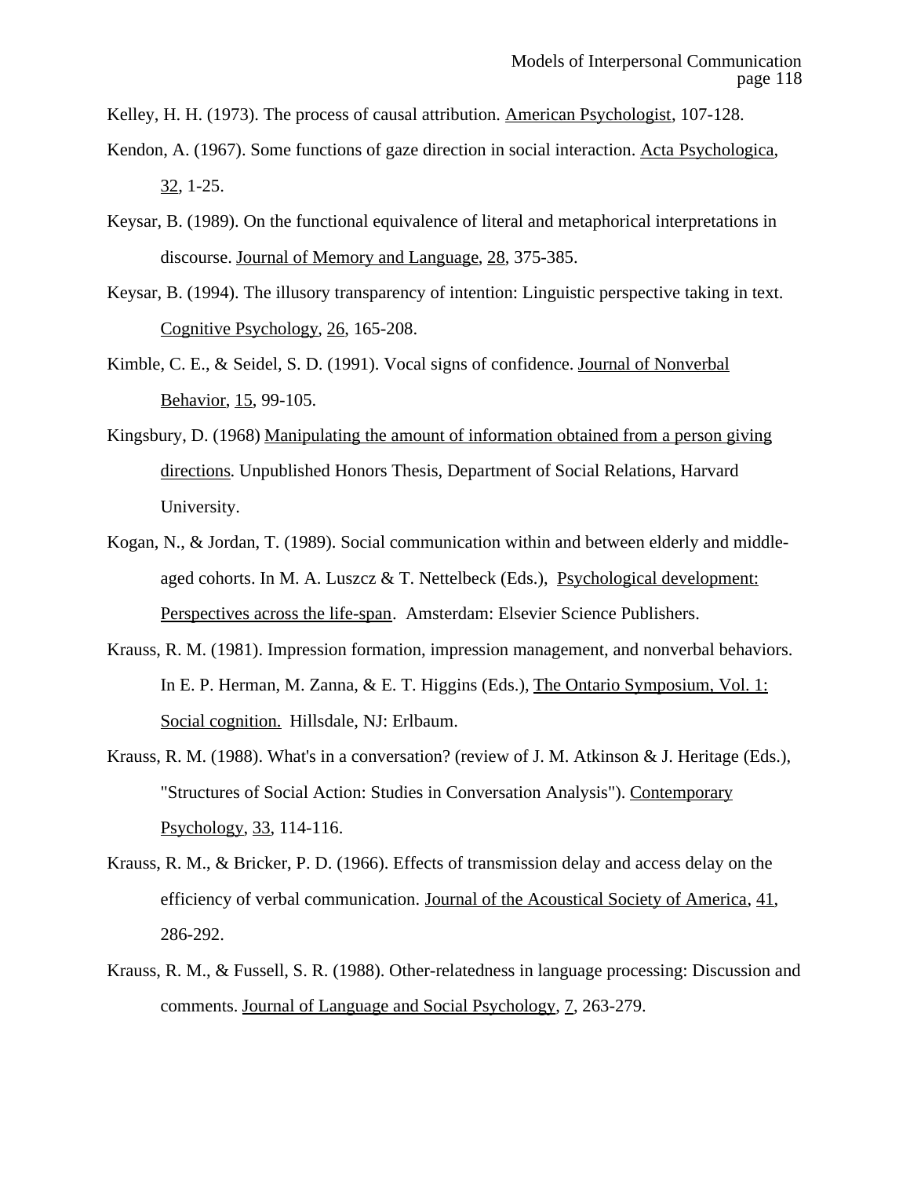Kelley, H. H. (1973). The process of causal attribution. American Psychologist, 107-128.

Kendon, A. (1967). Some functions of gaze direction in social interaction. Acta Psychologica, 32, 1-25.

Keysar, B. (1989). On the functional equivalence of literal and metaphorical interpretations in discourse. Journal of Memory and Language, 28, 375-385.

Keysar, B. (1994). The illusory transparency of intention: Linguistic perspective taking in text. Cognitive Psychology, 26, 165-208.

Kimble, C. E., & Seidel, S. D. (1991). Vocal signs of confidence. Journal of Nonverbal Behavior, 15, 99-105.

Kingsbury, D. (1968) Manipulating the amount of information obtained from a person giving directions. Unpublished Honors Thesis, Department of Social Relations, Harvard University.

Kogan, N., & Jordan, T. (1989). Social communication within and between elderly and middle-aged cohorts. In M. A. Luszcz & T. Nettelbeck (Eds.), Psychological development: Perspectives across the life-span. Amsterdam: Elsevier Science Publishers.

Krauss, R. M. (1981). Impression formation, impression management, and nonverbal behaviors. In E. P. Herman, M. Zanna, & E. T. Higgins (Eds.), The Ontario Symposium, Vol. 1: Social cognition. Hillsdale, NJ: Erlbaum.

Krauss, R. M. (1988). What's in a conversation? (review of J. M. Atkinson & J. Heritage (Eds.), "Structures of Social Action: Studies in Conversation Analysis"). Contemporary Psychology, 33, 114-116.

Krauss, R. M., & Bricker, P. D. (1966). Effects of transmission delay and access delay on the efficiency of verbal communication. Journal of the Acoustical Society of America, 41, 286-292.

Krauss, R. M., & Fussell, S. R. (1988). Other-relatedness in language processing: Discussion and comments. Journal of Language and Social Psychology, 7, 263-279.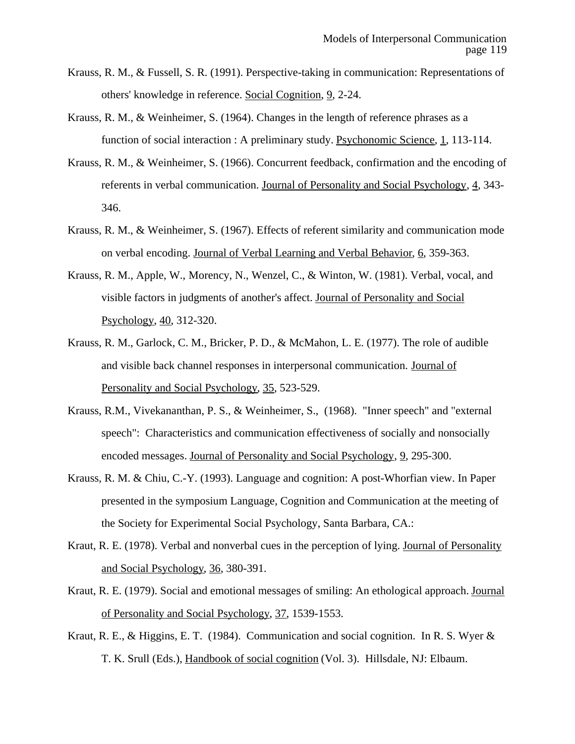Krauss, R. M., & Fussell, S. R. (1991). Perspective-taking in communication: Representations of others' knowledge in reference. Social Cognition, 9, 2-24.

Krauss, R. M., & Weinheimer, S. (1964). Changes in the length of reference phrases as a function of social interaction : A preliminary study. Psychonomic Science, 1, 113-114.

Krauss, R. M., & Weinheimer, S. (1966). Concurrent feedback, confirmation and the encoding of referents in verbal communication. Journal of Personality and Social Psychology, 4, 343-346.

Krauss, R. M., & Weinheimer, S. (1967). Effects of referent similarity and communication mode on verbal encoding. Journal of Verbal Learning and Verbal Behavior, 6, 359-363.

Krauss, R. M., Apple, W., Morency, N., Wenzel, C., & Winton, W. (1981). Verbal, vocal, and visible factors in judgments of another's affect. Journal of Personality and Social Psychology, 40, 312-320.

Krauss, R. M., Garlock, C. M., Bricker, P. D., & McMahon, L. E. (1977). The role of audible and visible back channel responses in interpersonal communication. Journal of Personality and Social Psychology, 35, 523-529.

Krauss, R.M., Vivekananthan, P. S., & Weinheimer, S., (1968). "Inner speech" and "external speech": Characteristics and communication effectiveness of socially and nonsocially encoded messages. Journal of Personality and Social Psychology, 9, 295-300.

Krauss, R. M. & Chiu, C.-Y. (1993). Language and cognition: A post-Whorfian view. In Paper presented in the symposium Language, Cognition and Communication at the meeting of the Society for Experimental Social Psychology, Santa Barbara, CA.:

Kraut, R. E. (1978). Verbal and nonverbal cues in the perception of lying. Journal of Personality and Social Psychology, 36, 380-391.

Kraut, R. E. (1979). Social and emotional messages of smiling: An ethological approach. Journal of Personality and Social Psychology, 37, 1539-1553.

Kraut, R. E., & Higgins, E. T. (1984). Communication and social cognition. In R. S. Wyer & T. K. Srull (Eds.), Handbook of social cognition (Vol. 3). Hillsdale, NJ: Elbaum.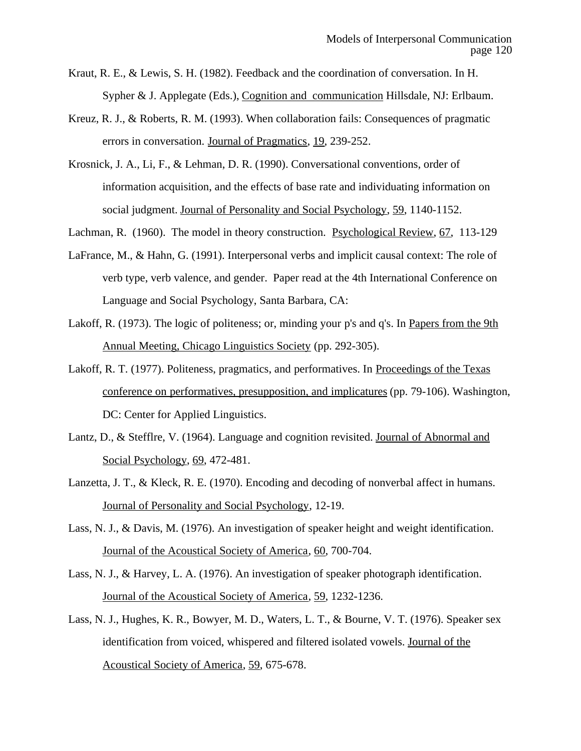Kraut, R. E., & Lewis, S. H. (1982). Feedback and the coordination of conversation. In H. Sypher & J. Applegate (Eds.), Cognition and communication Hillsdale, NJ: Erlbaum.

Kreuz, R. J., & Roberts, R. M. (1993). When collaboration fails: Consequences of pragmatic errors in conversation. Journal of Pragmatics, 19, 239-252.

Krosnick, J. A., Li, F., & Lehman, D. R. (1990). Conversational conventions, order of information acquisition, and the effects of base rate and individuating information on social judgment. Journal of Personality and Social Psychology, 59, 1140-1152.

Lachman, R. (1960). The model in theory construction. Psychological Review, 67, 113-129

LaFrance, M., & Hahn, G. (1991). Interpersonal verbs and implicit causal context: The role of verb type, verb valence, and gender. Paper read at the 4th International Conference on Language and Social Psychology, Santa Barbara, CA:

Lakoff, R. (1973). The logic of politeness; or, minding your p's and q's. In Papers from the 9th Annual Meeting, Chicago Linguistics Society (pp. 292-305).

Lakoff, R. T. (1977). Politeness, pragmatics, and performatives. In Proceedings of the Texas conference on performatives, presupposition, and implicatures (pp. 79-106). Washington, DC: Center for Applied Linguistics.

Lantz, D., & Stefflre, V. (1964). Language and cognition revisited. Journal of Abnormal and Social Psychology, 69, 472-481.

Lanzetta, J. T., & Kleck, R. E. (1970). Encoding and decoding of nonverbal affect in humans. Journal of Personality and Social Psychology, 12-19.

Lass, N. J., & Davis, M. (1976). An investigation of speaker height and weight identification. Journal of the Acoustical Society of America, 60, 700-704.

Lass, N. J., & Harvey, L. A. (1976). An investigation of speaker photograph identification. Journal of the Acoustical Society of America, 59, 1232-1236.

Lass, N. J., Hughes, K. R., Bowyer, M. D., Waters, L. T., & Bourne, V. T. (1976). Speaker sex identification from voiced, whispered and filtered isolated vowels. Journal of the Acoustical Society of America, 59, 675-678.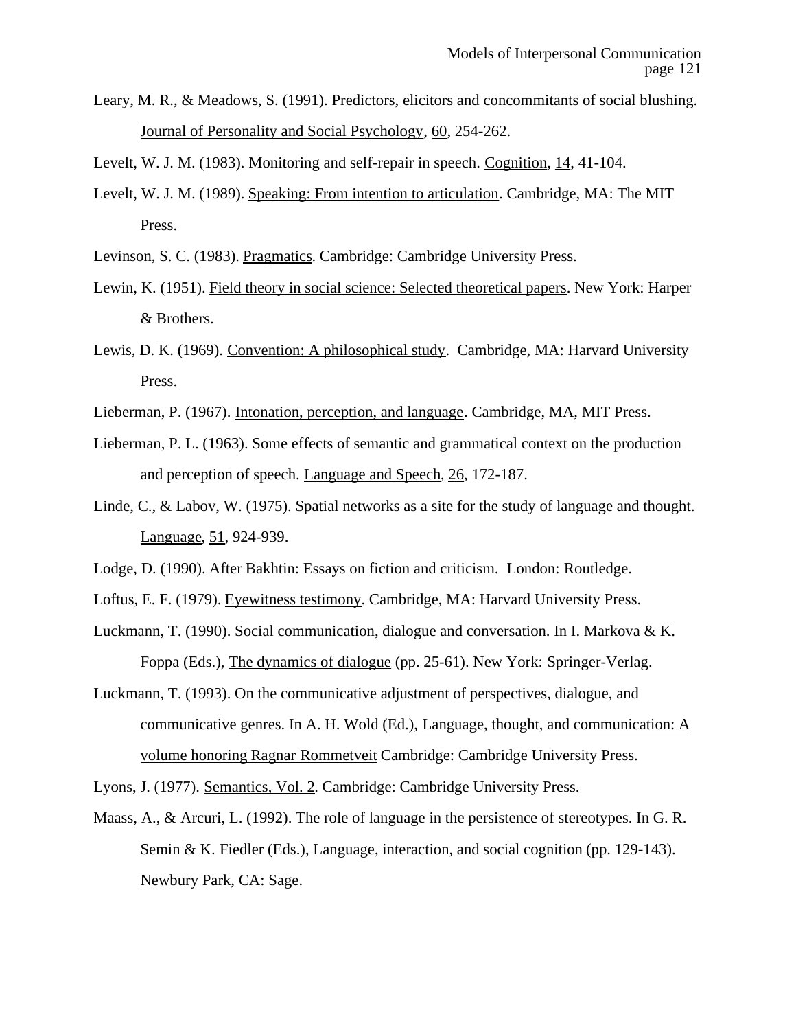Leary, M. R., & Meadows, S. (1991). Predictors, elicitors and concommitants of social blushing. Journal of Personality and Social Psychology, 60, 254-262.

Levelt, W. J. M. (1983). Monitoring and self-repair in speech. Cognition, 14, 41-104.

Levelt, W. J. M. (1989). Speaking: From intention to articulation. Cambridge, MA: The MIT Press.

Levinson, S. C. (1983). Pragmatics. Cambridge: Cambridge University Press.

Lewin, K. (1951). Field theory in social science: Selected theoretical papers. New York: Harper & Brothers.

Lewis, D. K. (1969). Convention: A philosophical study. Cambridge, MA: Harvard University Press.

Lieberman, P. (1967). Intonation, perception, and language. Cambridge, MA, MIT Press.

Lieberman, P. L. (1963). Some effects of semantic and grammatical context on the production and perception of speech. Language and Speech, 26, 172-187.

Linde, C., & Labov, W. (1975). Spatial networks as a site for the study of language and thought. Language, 51, 924-939.

Lodge, D. (1990). After Bakhtin: Essays on fiction and criticism. London: Routledge.

Loftus, E. F. (1979). Eyewitness testimony. Cambridge, MA: Harvard University Press.

Luckmann, T. (1990). Social communication, dialogue and conversation. In I. Markova & K. Foppa (Eds.), The dynamics of dialogue (pp. 25-61). New York: Springer-Verlag.

Luckmann, T. (1993). On the communicative adjustment of perspectives, dialogue, and communicative genres. In A. H. Wold (Ed.), Language, thought, and communication: A volume honoring Ragnar Rommetveit Cambridge: Cambridge University Press.

Lyons, J. (1977). Semantics, Vol. 2. Cambridge: Cambridge University Press.

Maass, A., & Arcuri, L. (1992). The role of language in the persistence of stereotypes. In G. R. Semin & K. Fiedler (Eds.), Language, interaction, and social cognition (pp. 129-143). Newbury Park, CA: Sage.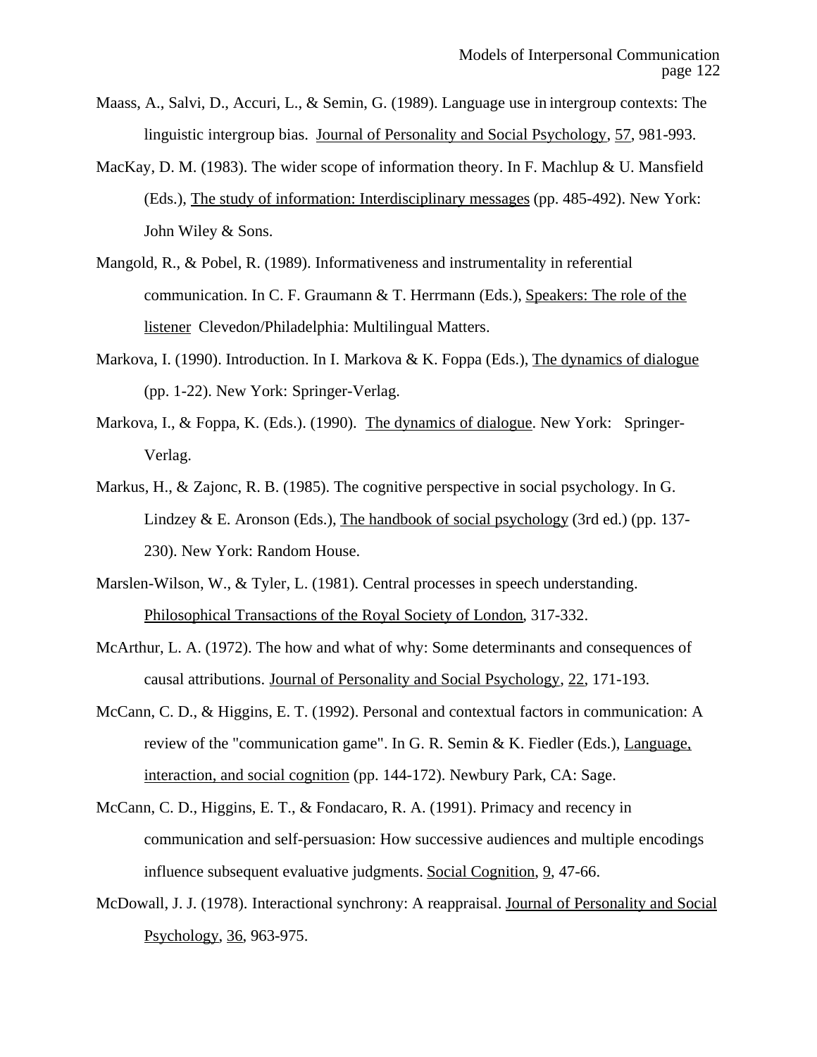Maass, A., Salvi, D., Accuri, L., & Semin, G. (1989). Language use in intergroup contexts: The linguistic intergroup bias. Journal of Personality and Social Psychology, 57, 981-993.

MacKay, D. M. (1983). The wider scope of information theory. In F. Machlup & U. Mansfield (Eds.), The study of information: Interdisciplinary messages (pp. 485-492). New York: John Wiley & Sons.

Mangold, R., & Pobel, R. (1989). Informativeness and instrumentality in referential communication. In C. F. Graumann & T. Herrmann (Eds.), Speakers: The role of the listener Clevedon/Philadelphia: Multilingual Matters.

Markova, I. (1990). Introduction. In I. Markova & K. Foppa (Eds.), The dynamics of dialogue (pp. 1-22). New York: Springer-Verlag.

Markova, I., & Foppa, K. (Eds.). (1990). The dynamics of dialogue. New York: Springer-Verlag.

Markus, H., & Zajonc, R. B. (1985). The cognitive perspective in social psychology. In G. Lindzey & E. Aronson (Eds.), The handbook of social psychology (3rd ed.) (pp. 137-230). New York: Random House.

Marslen-Wilson, W., & Tyler, L. (1981). Central processes in speech understanding. Philosophical Transactions of the Royal Society of London, 317-332.

McArthur, L. A. (1972). The how and what of why: Some determinants and consequences of causal attributions. Journal of Personality and Social Psychology, 22, 171-193.

McCann, C. D., & Higgins, E. T. (1992). Personal and contextual factors in communication: A review of the "communication game". In G. R. Semin & K. Fiedler (Eds.), Language, interaction, and social cognition (pp. 144-172). Newbury Park, CA: Sage.

McCann, C. D., Higgins, E. T., & Fondacaro, R. A. (1991). Primacy and recency in communication and self-persuasion: How successive audiences and multiple encodings influence subsequent evaluative judgments. Social Cognition, 9, 47-66.

McDowall, J. J. (1978). Interactional synchrony: A reappraisal. Journal of Personality and Social Psychology, 36, 963-975.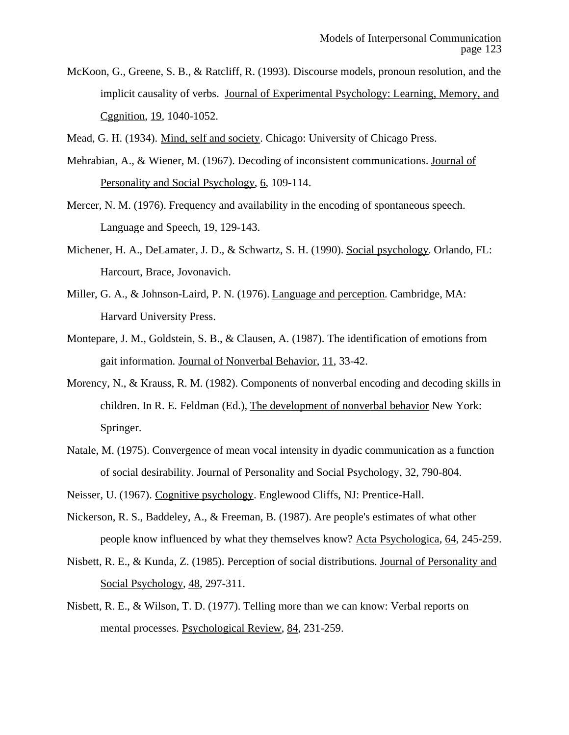McKoon, G., Greene, S. B., & Ratcliff, R. (1993). Discourse models, pronoun resolution, and the implicit causality of verbs. Journal of Experimental Psychology: Learning, Memory, and Cggnition, 19, 1040-1052.

Mead, G. H. (1934). Mind, self and society. Chicago: University of Chicago Press.

Mehrabian, A., & Wiener, M. (1967). Decoding of inconsistent communications. Journal of Personality and Social Psychology, 6, 109-114.

Mercer, N. M. (1976). Frequency and availability in the encoding of spontaneous speech. Language and Speech, 19, 129-143.

Michener, H. A., DeLamater, J. D., & Schwartz, S. H. (1990). Social psychology. Orlando, FL: Harcourt, Brace, Jovonavich.

Miller, G. A., & Johnson-Laird, P. N. (1976). Language and perception. Cambridge, MA: Harvard University Press.

Montepare, J. M., Goldstein, S. B., & Clausen, A. (1987). The identification of emotions from gait information. Journal of Nonverbal Behavior, 11, 33-42.

Morency, N., & Krauss, R. M. (1982). Components of nonverbal encoding and decoding skills in children. In R. E. Feldman (Ed.), The development of nonverbal behavior New York: Springer.

Natale, M. (1975). Convergence of mean vocal intensity in dyadic communication as a function of social desirability. Journal of Personality and Social Psychology, 32, 790-804.

Neisser, U. (1967). Cognitive psychology. Englewood Cliffs, NJ: Prentice-Hall.

Nickerson, R. S., Baddeley, A., & Freeman, B. (1987). Are people's estimates of what other people know influenced by what they themselves know? Acta Psychologica, 64, 245-259.

Nisbett, R. E., & Kunda, Z. (1985). Perception of social distributions. Journal of Personality and Social Psychology, 48, 297-311.

Nisbett, R. E., & Wilson, T. D. (1977). Telling more than we can know: Verbal reports on mental processes. Psychological Review, 84, 231-259.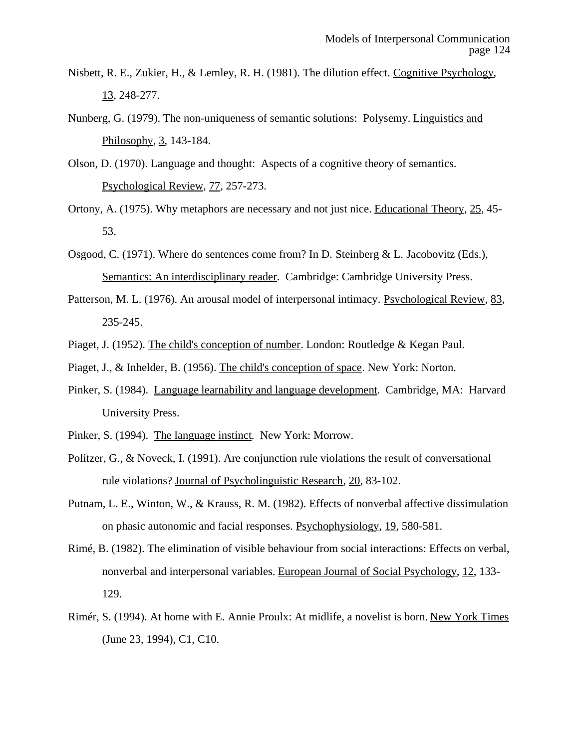Nisbett, R. E., Zukier, H., & Lemley, R. H. (1981). The dilution effect. Cognitive Psychology, 13, 248-277.

Nunberg, G. (1979). The non-uniqueness of semantic solutions: Polysemy. Linguistics and Philosophy, 3, 143-184.

Olson, D. (1970). Language and thought: Aspects of a cognitive theory of semantics. Psychological Review, 77, 257-273.

Ortony, A. (1975). Why metaphors are necessary and not just nice. Educational Theory, 25, 45-53.

Osgood, C. (1971). Where do sentences come from? In D. Steinberg & L. Jacobovitz (Eds.), Semantics: An interdisciplinary reader. Cambridge: Cambridge University Press.

Patterson, M. L. (1976). An arousal model of interpersonal intimacy. Psychological Review, 83, 235-245.

Piaget, J. (1952). The child's conception of number. London: Routledge & Kegan Paul.

Piaget, J., & Inhelder, B. (1956). The child's conception of space. New York: Norton.

Pinker, S. (1984). Language learnability and language development. Cambridge, MA: Harvard University Press.

Pinker, S. (1994). The language instinct. New York: Morrow.

Politzer, G., & Noveck, I. (1991). Are conjunction rule violations the result of conversational rule violations? Journal of Psycholinguistic Research, 20, 83-102.

Putnam, L. E., Winton, W., & Krauss, R. M. (1982). Effects of nonverbal affective dissimulation on phasic autonomic and facial responses. Psychophysiology, 19, 580-581.

Rimé, B. (1982). The elimination of visible behaviour from social interactions: Effects on verbal, nonverbal and interpersonal variables. European Journal of Social Psychology, 12, 133-129.

Rimér, S. (1994). At home with E. Annie Proulx: At midlife, a novelist is born. New York Times (June 23, 1994), C1, C10.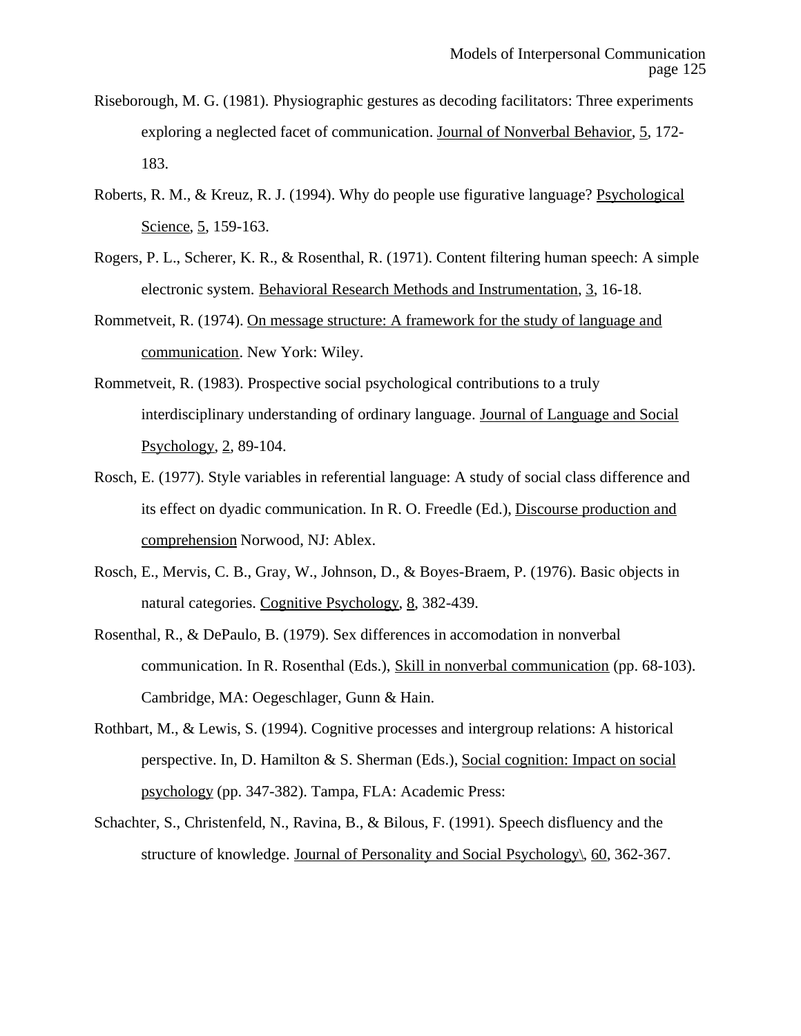Riseborough, M. G. (1981). Physiographic gestures as decoding facilitators: Three experiments exploring a neglected facet of communication. Journal of Nonverbal Behavior, 5, 172-183.

Roberts, R. M., & Kreuz, R. J. (1994). Why do people use figurative language? Psychological Science, 5, 159-163.

Rogers, P. L., Scherer, K. R., & Rosenthal, R. (1971). Content filtering human speech: A simple electronic system. Behavioral Research Methods and Instrumentation, 3, 16-18.

Rommetveit, R. (1974). On message structure: A framework for the study of language and communication. New York: Wiley.

Rommetveit, R. (1983). Prospective social psychological contributions to a truly interdisciplinary understanding of ordinary language. Journal of Language and Social Psychology, 2, 89-104.

Rosch, E. (1977). Style variables in referential language: A study of social class difference and its effect on dyadic communication. In R. O. Freedle (Ed.), Discourse production and comprehension Norwood, NJ: Ablex.

Rosch, E., Mervis, C. B., Gray, W., Johnson, D., & Boyes-Braem, P. (1976). Basic objects in natural categories. Cognitive Psychology, 8, 382-439.

Rosenthal, R., & DePaulo, B. (1979). Sex differences in accomodation in nonverbal communication. In R. Rosenthal (Eds.), Skill in nonverbal communication (pp. 68-103). Cambridge, MA: Oegeschlager, Gunn & Hain.

Rothbart, M., & Lewis, S. (1994). Cognitive processes and intergroup relations: A historical perspective. In, D. Hamilton & S. Sherman (Eds.), Social cognition: Impact on social psychology (pp. 347-382). Tampa, FLA: Academic Press:

Schachter, S., Christenfeld, N., Ravina, B., & Bilous, F. (1991). Speech disfluency and the structure of knowledge. Journal of Personality and Social Psychology\, 60, 362-367.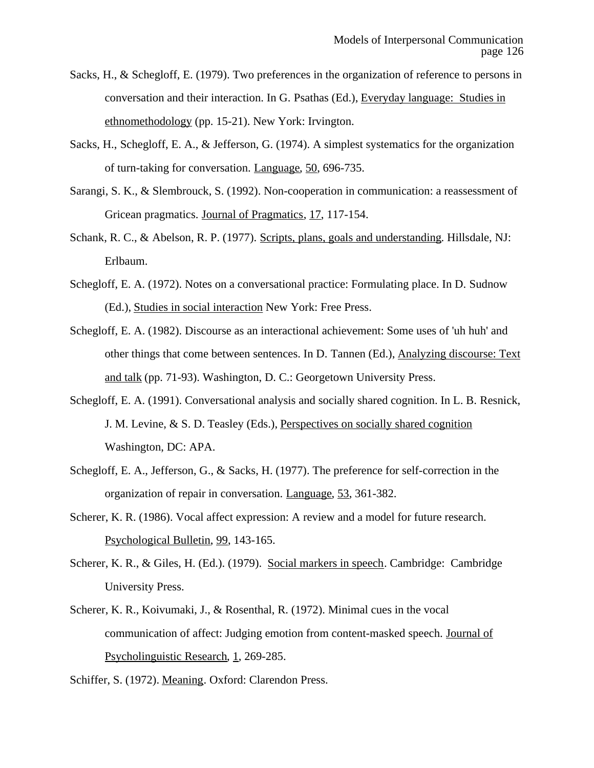Sacks, H., & Schegloff, E. (1979). Two preferences in the organization of reference to persons in conversation and their interaction. In G. Psathas (Ed.), Everyday language: Studies in ethnomethodology (pp. 15-21). New York: Irvington.

Sacks, H., Schegloff, E. A., & Jefferson, G. (1974). A simplest systematics for the organization of turn-taking for conversation. Language, 50, 696-735.

Sarangi, S. K., & Slembrouck, S. (1992). Non-cooperation in communication: a reassessment of Gricean pragmatics. Journal of Pragmatics, 17, 117-154.

Schank, R. C., & Abelson, R. P. (1977). Scripts, plans, goals and understanding. Hillsdale, NJ: Erlbaum.

Schegloff, E. A. (1972). Notes on a conversational practice: Formulating place. In D. Sudnow (Ed.), Studies in social interaction New York: Free Press.

Schegloff, E. A. (1982). Discourse as an interactional achievement: Some uses of 'uh huh' and other things that come between sentences. In D. Tannen (Ed.), Analyzing discourse: Text and talk (pp. 71-93). Washington, D. C.: Georgetown University Press.

Schegloff, E. A. (1991). Conversational analysis and socially shared cognition. In L. B. Resnick, J. M. Levine, & S. D. Teasley (Eds.), Perspectives on socially shared cognition Washington, DC: APA.

Schegloff, E. A., Jefferson, G., & Sacks, H. (1977). The preference for self-correction in the organization of repair in conversation. Language, 53, 361-382.

Scherer, K. R. (1986). Vocal affect expression: A review and a model for future research. Psychological Bulletin, 99, 143-165.

Scherer, K. R., & Giles, H. (Ed.). (1979). Social markers in speech. Cambridge: Cambridge University Press.

Scherer, K. R., Koivumaki, J., & Rosenthal, R. (1972). Minimal cues in the vocal communication of affect: Judging emotion from content-masked speech. Journal of Psycholinguistic Research, 1, 269-285.

Schiffer, S. (1972). Meaning. Oxford: Clarendon Press.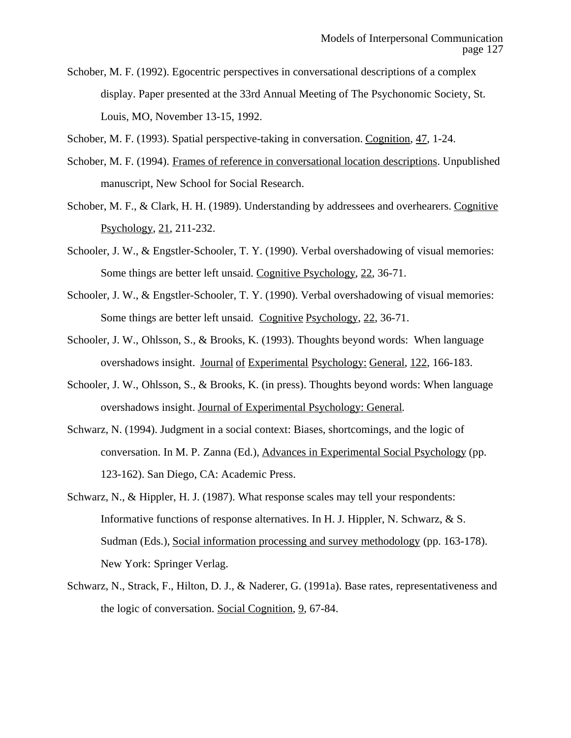Schober, M. F. (1992). Egocentric perspectives in conversational descriptions of a complex display. Paper presented at the 33rd Annual Meeting of The Psychonomic Society, St. Louis, MO, November 13-15, 1992.

Schober, M. F. (1993). Spatial perspective-taking in conversation. Cognition, 47, 1-24.

Schober, M. F. (1994). Frames of reference in conversational location descriptions. Unpublished manuscript, New School for Social Research.

Schober, M. F., & Clark, H. H. (1989). Understanding by addressees and overhearers. Cognitive Psychology, 21, 211-232.

Schooler, J. W., & Engstler-Schooler, T. Y. (1990). Verbal overshadowing of visual memories: Some things are better left unsaid. Cognitive Psychology, 22, 36-71.

Schooler, J. W., & Engstler-Schooler, T. Y. (1990). Verbal overshadowing of visual memories: Some things are better left unsaid. Cognitive Psychology, 22, 36-71.

Schooler, J. W., Ohlsson, S., & Brooks, K. (1993). Thoughts beyond words: When language overshadows insight. Journal of Experimental Psychology: General, 122, 166-183.

Schooler, J. W., Ohlsson, S., & Brooks, K. (in press). Thoughts beyond words: When language overshadows insight. Journal of Experimental Psychology: General.

Schwarz, N. (1994). Judgment in a social context: Biases, shortcomings, and the logic of conversation. In M. P. Zanna (Ed.), Advances in Experimental Social Psychology (pp. 123-162). San Diego, CA: Academic Press.

Schwarz, N., & Hippler, H. J. (1987). What response scales may tell your respondents: Informative functions of response alternatives. In H. J. Hippler, N. Schwarz, & S. Sudman (Eds.), Social information processing and survey methodology (pp. 163-178). New York: Springer Verlag.

Schwarz, N., Strack, F., Hilton, D. J., & Naderer, G. (1991a). Base rates, representativeness and the logic of conversation. Social Cognition, 9, 67-84.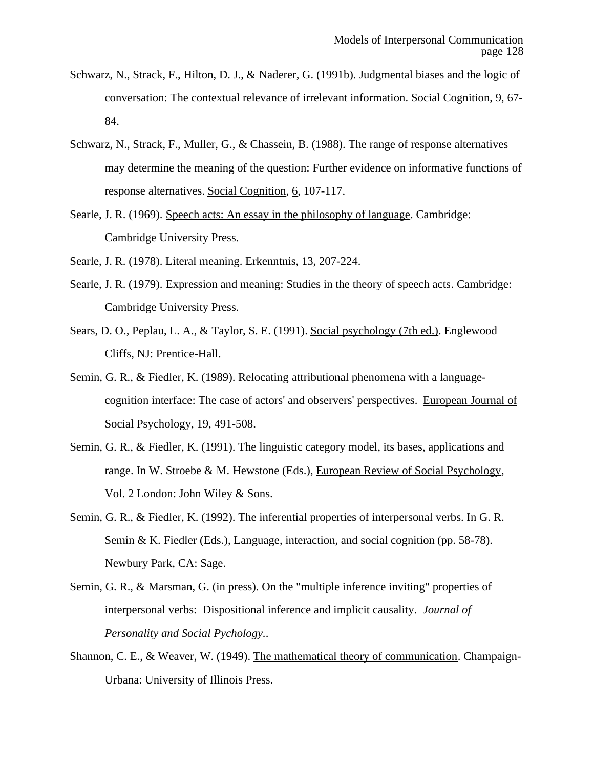Schwarz, N., Strack, F., Hilton, D. J., & Naderer, G. (1991b). Judgmental biases and the logic of conversation: The contextual relevance of irrelevant information. Social Cognition, 9, 67-84.

Schwarz, N., Strack, F., Muller, G., & Chassein, B. (1988). The range of response alternatives may determine the meaning of the question: Further evidence on informative functions of response alternatives. Social Cognition, 6, 107-117.

Searle, J. R. (1969). Speech acts: An essay in the philosophy of language. Cambridge: Cambridge University Press.

Searle, J. R. (1978). Literal meaning. Erkenntnis, 13, 207-224.

Searle, J. R. (1979). Expression and meaning: Studies in the theory of speech acts. Cambridge: Cambridge University Press.

Sears, D. O., Peplau, L. A., & Taylor, S. E. (1991). Social psychology (7th ed.). Englewood Cliffs, NJ: Prentice-Hall.

Semin, G. R., & Fiedler, K. (1989). Relocating attributional phenomena with a language-cognition interface: The case of actors' and observers' perspectives. European Journal of Social Psychology, 19, 491-508.

Semin, G. R., & Fiedler, K. (1991). The linguistic category model, its bases, applications and range. In W. Stroebe & M. Hewstone (Eds.), European Review of Social Psychology, Vol. 2 London: John Wiley & Sons.

Semin, G. R., & Fiedler, K. (1992). The inferential properties of interpersonal verbs. In G. R. Semin & K. Fiedler (Eds.), Language, interaction, and social cognition (pp. 58-78). Newbury Park, CA: Sage.

Semin, G. R., & Marsman, G. (in press). On the "multiple inference inviting" properties of interpersonal verbs: Dispositional inference and implicit causality. *Journal of Personality and Social Pychology*..

Shannon, C. E., & Weaver, W. (1949). The mathematical theory of communication. Champaign-Urbana: University of Illinois Press.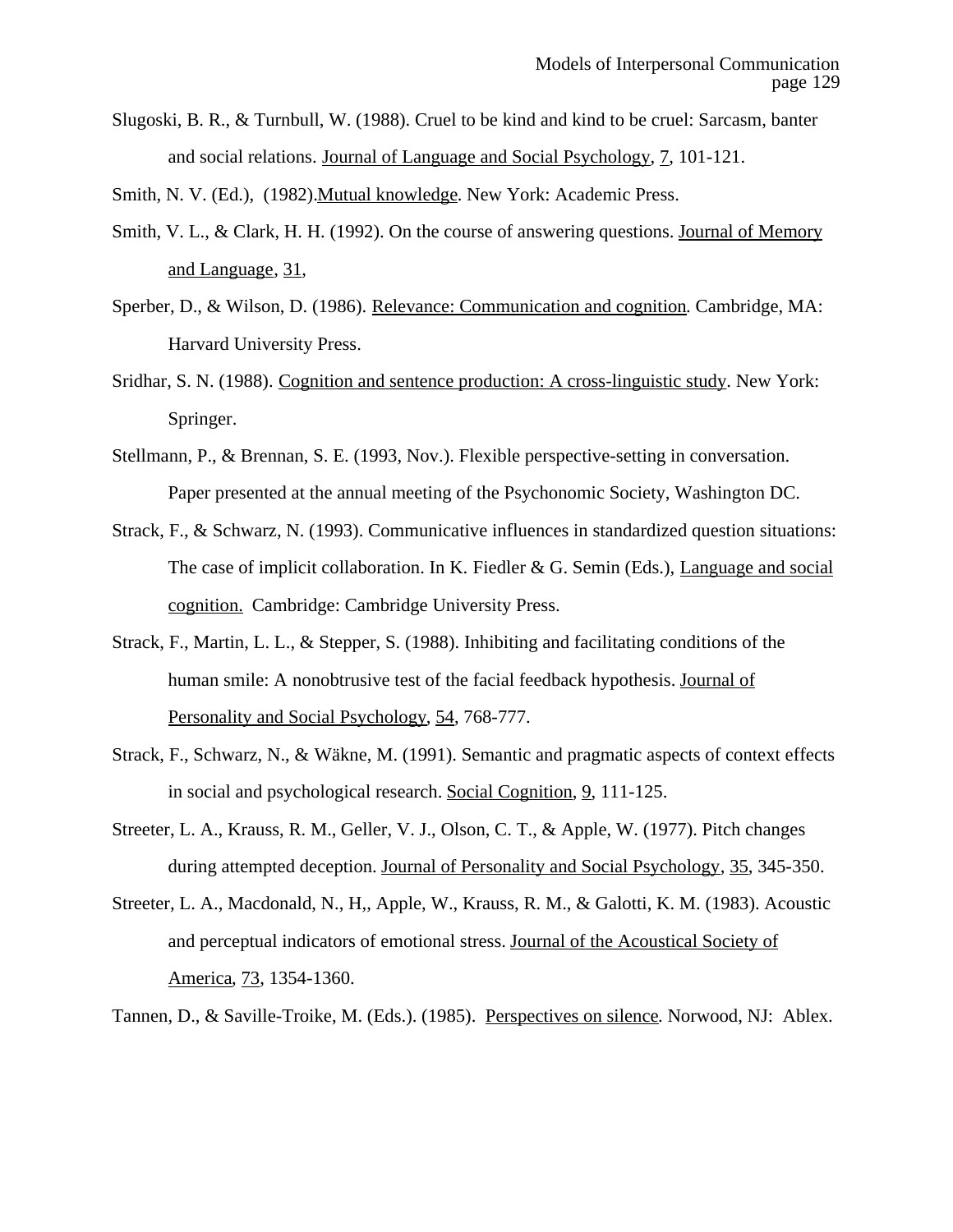Slugoski, B. R., & Turnbull, W. (1988). Cruel to be kind and kind to be cruel: Sarcasm, banter and social relations. Journal of Language and Social Psychology, 7, 101-121.

Smith, N. V. (Ed.), (1982).Mutual knowledge. New York: Academic Press.

Smith, V. L., & Clark, H. H. (1992). On the course of answering questions. Journal of Memory and Language, 31,

Sperber, D., & Wilson, D. (1986). Relevance: Communication and cognition. Cambridge, MA: Harvard University Press.

Sridhar, S. N. (1988). Cognition and sentence production: A cross-linguistic study. New York: Springer.

Stellmann, P., & Brennan, S. E. (1993, Nov.). Flexible perspective-setting in conversation. Paper presented at the annual meeting of the Psychonomic Society, Washington DC.

Strack, F., & Schwarz, N. (1993). Communicative influences in standardized question situations: The case of implicit collaboration. In K. Fiedler & G. Semin (Eds.), Language and social cognition. Cambridge: Cambridge University Press.

Strack, F., Martin, L. L., & Stepper, S. (1988). Inhibiting and facilitating conditions of the human smile: A nonobtrusive test of the facial feedback hypothesis. Journal of Personality and Social Psychology, 54, 768-777.

Strack, F., Schwarz, N., & Wäkne, M. (1991). Semantic and pragmatic aspects of context effects in social and psychological research. Social Cognition, 9, 111-125.

Streeter, L. A., Krauss, R. M., Geller, V. J., Olson, C. T., & Apple, W. (1977). Pitch changes during attempted deception. Journal of Personality and Social Psychology, 35, 345-350.

Streeter, L. A., Macdonald, N., H,, Apple, W., Krauss, R. M., & Galotti, K. M. (1983). Acoustic and perceptual indicators of emotional stress. Journal of the Acoustical Society of America, 73, 1354-1360.

Tannen, D., & Saville-Troike, M. (Eds.). (1985). Perspectives on silence. Norwood, NJ: Ablex.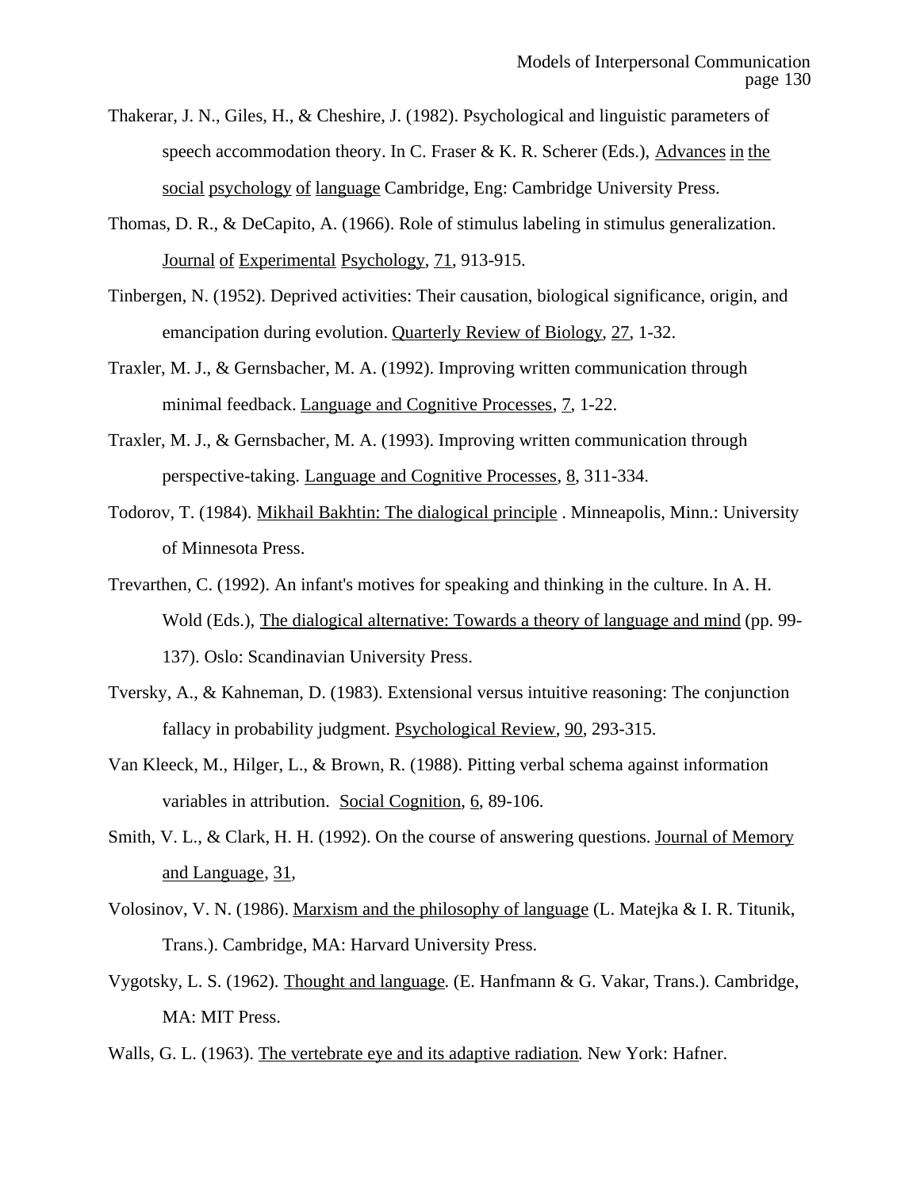Thakerar, J. N., Giles, H., & Cheshire, J. (1982). Psychological and linguistic parameters of speech accommodation theory. In C. Fraser & K. R. Scherer (Eds.), Advances in the social psychology of language Cambridge, Eng: Cambridge University Press.

Thomas, D. R., & DeCapito, A. (1966). Role of stimulus labeling in stimulus generalization. Journal of Experimental Psychology, 71, 913-915.

Tinbergen, N. (1952). Deprived activities: Their causation, biological significance, origin, and emancipation during evolution. Quarterly Review of Biology, 27, 1-32.

Traxler, M. J., & Gernsbacher, M. A. (1992). Improving written communication through minimal feedback. Language and Cognitive Processes, 7, 1-22.

Traxler, M. J., & Gernsbacher, M. A. (1993). Improving written communication through perspective-taking. Language and Cognitive Processes, 8, 311-334.

Todorov, T. (1984). Mikhail Bakhtin: The dialogical principle . Minneapolis, Minn.: University of Minnesota Press.

Trevarthen, C. (1992). An infant's motives for speaking and thinking in the culture. In A. H. Wold (Eds.), The dialogical alternative: Towards a theory of language and mind (pp. 99-137). Oslo: Scandinavian University Press.

Tversky, A., & Kahneman, D. (1983). Extensional versus intuitive reasoning: The conjunction fallacy in probability judgment. Psychological Review, 90, 293-315.

Van Kleeck, M., Hilger, L., & Brown, R. (1988). Pitting verbal schema against information variables in attribution. Social Cognition, 6, 89-106.

Smith, V. L., & Clark, H. H. (1992). On the course of answering questions. Journal of Memory and Language, 31,

Volosinov, V. N. (1986). Marxism and the philosophy of language (L. Matejka & I. R. Titunik, Trans.). Cambridge, MA: Harvard University Press.

Vygotsky, L. S. (1962). Thought and language. (E. Hanfmann & G. Vakar, Trans.). Cambridge, MA: MIT Press.

Walls, G. L. (1963). The vertebrate eye and its adaptive radiation. New York: Hafner.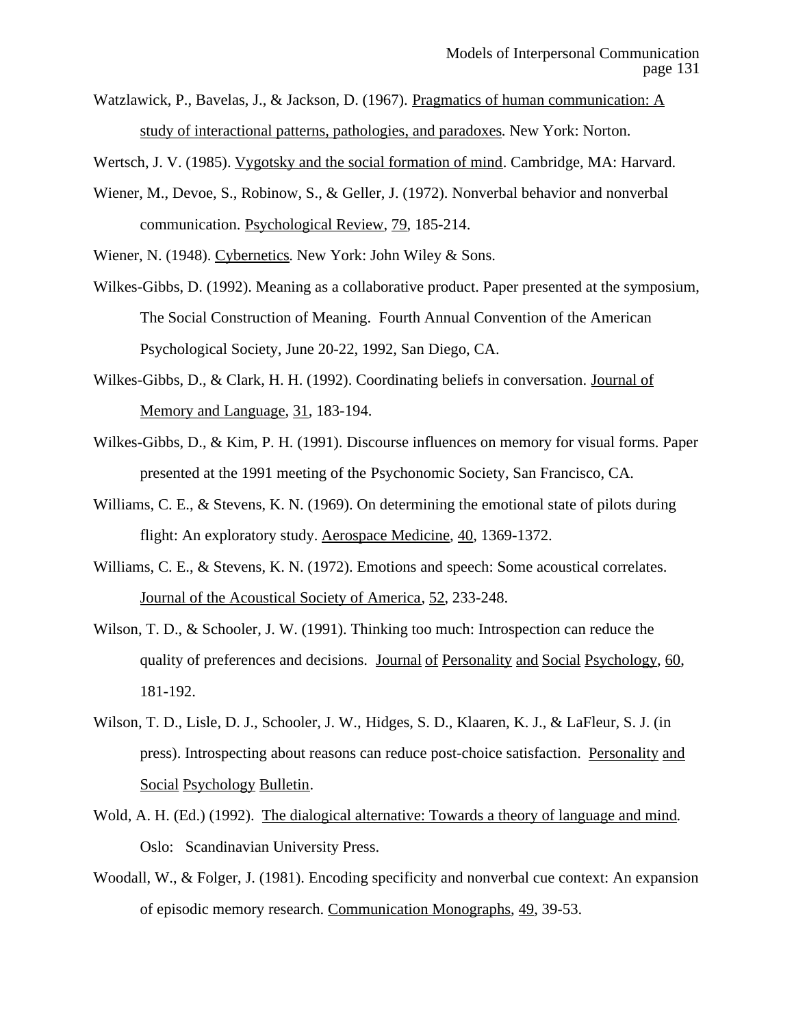Watzlawick, P., Bavelas, J., & Jackson, D. (1967). Pragmatics of human communication: A study of interactional patterns, pathologies, and paradoxes. New York: Norton.

Wertsch, J. V. (1985). Vygotsky and the social formation of mind. Cambridge, MA: Harvard.

Wiener, M., Devoe, S., Robinow, S., & Geller, J. (1972). Nonverbal behavior and nonverbal communication. Psychological Review, 79, 185-214.

Wiener, N. (1948). Cybernetics. New York: John Wiley & Sons.

Wilkes-Gibbs, D. (1992). Meaning as a collaborative product. Paper presented at the symposium, The Social Construction of Meaning. Fourth Annual Convention of the American Psychological Society, June 20-22, 1992, San Diego, CA.

Wilkes-Gibbs, D., & Clark, H. H. (1992). Coordinating beliefs in conversation. Journal of Memory and Language, 31, 183-194.

Wilkes-Gibbs, D., & Kim, P. H. (1991). Discourse influences on memory for visual forms. Paper presented at the 1991 meeting of the Psychonomic Society, San Francisco, CA.

Williams, C. E., & Stevens, K. N. (1969). On determining the emotional state of pilots during flight: An exploratory study. Aerospace Medicine, 40, 1369-1372.

Williams, C. E., & Stevens, K. N. (1972). Emotions and speech: Some acoustical correlates. Journal of the Acoustical Society of America, 52, 233-248.

Wilson, T. D., & Schooler, J. W. (1991). Thinking too much: Introspection can reduce the quality of preferences and decisions. Journal of Personality and Social Psychology, 60, 181-192.

Wilson, T. D., Lisle, D. J., Schooler, J. W., Hidges, S. D., Klaaren, K. J., & LaFleur, S. J. (in press). Introspecting about reasons can reduce post-choice satisfaction. Personality and Social Psychology Bulletin.

Wold, A. H. (Ed.) (1992). The dialogical alternative: Towards a theory of language and mind. Oslo: Scandinavian University Press.

Woodall, W., & Folger, J. (1981). Encoding specificity and nonverbal cue context: An expansion of episodic memory research. Communication Monographs, 49, 39-53.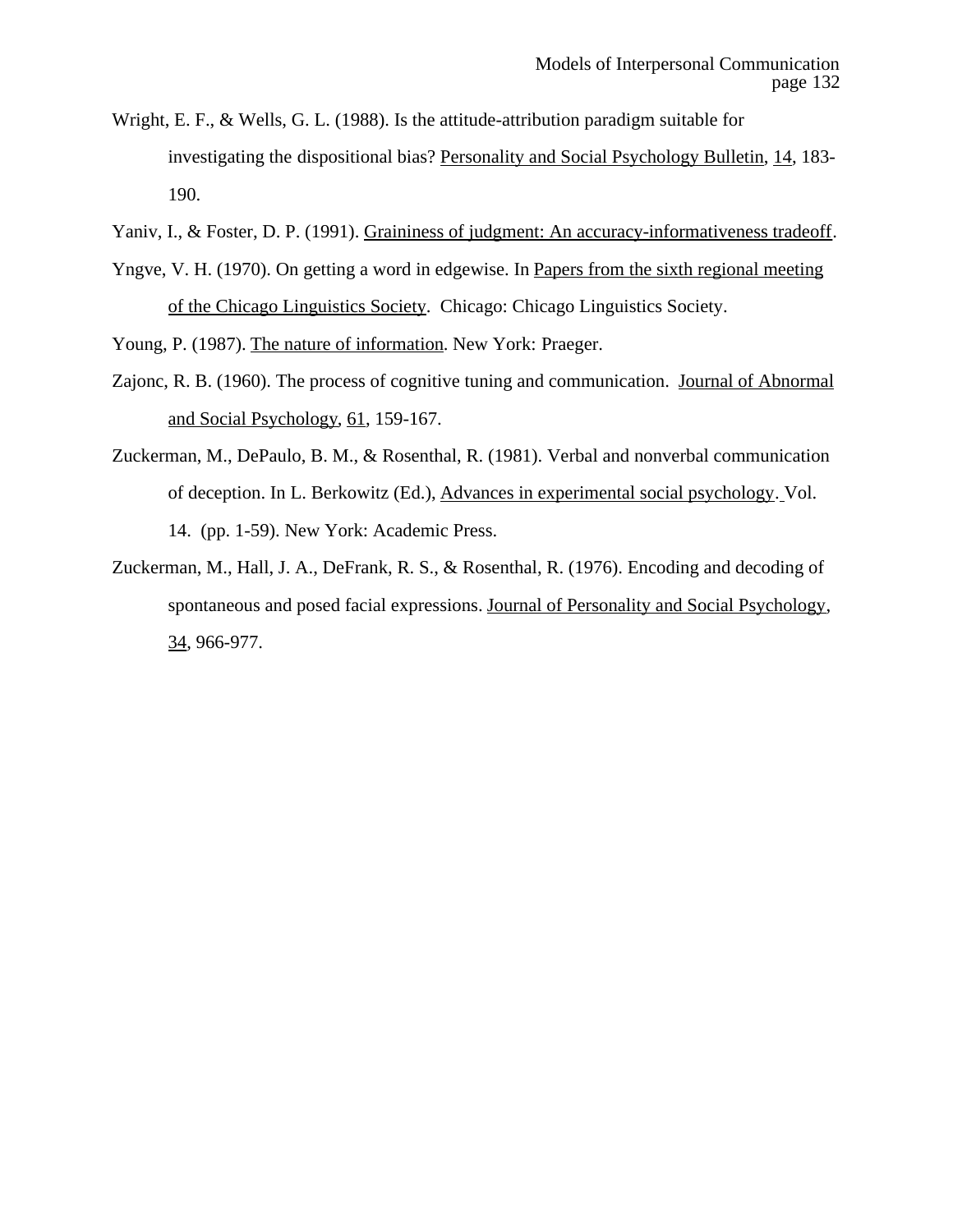Wright, E. F., & Wells, G. L. (1988). Is the attitude-attribution paradigm suitable for investigating the dispositional bias? Personality and Social Psychology Bulletin, 14, 183-190.

Yaniv, I., & Foster, D. P. (1991). Graininess of judgment: An accuracy-informativeness tradeoff.

Yngve, V. H. (1970). On getting a word in edgewise. In Papers from the sixth regional meeting of the Chicago Linguistics Society. Chicago: Chicago Linguistics Society.

Young, P. (1987). The nature of information. New York: Praeger.

Zajonc, R. B. (1960). The process of cognitive tuning and communication. Journal of Abnormal and Social Psychology, 61, 159-167.

Zuckerman, M., DePaulo, B. M., & Rosenthal, R. (1981). Verbal and nonverbal communication of deception. In L. Berkowitz (Ed.), Advances in experimental social psychology. Vol. 14. (pp. 1-59). New York: Academic Press.

Zuckerman, M., Hall, J. A., DeFrank, R. S., & Rosenthal, R. (1976). Encoding and decoding of spontaneous and posed facial expressions. Journal of Personality and Social Psychology, 34, 966-977.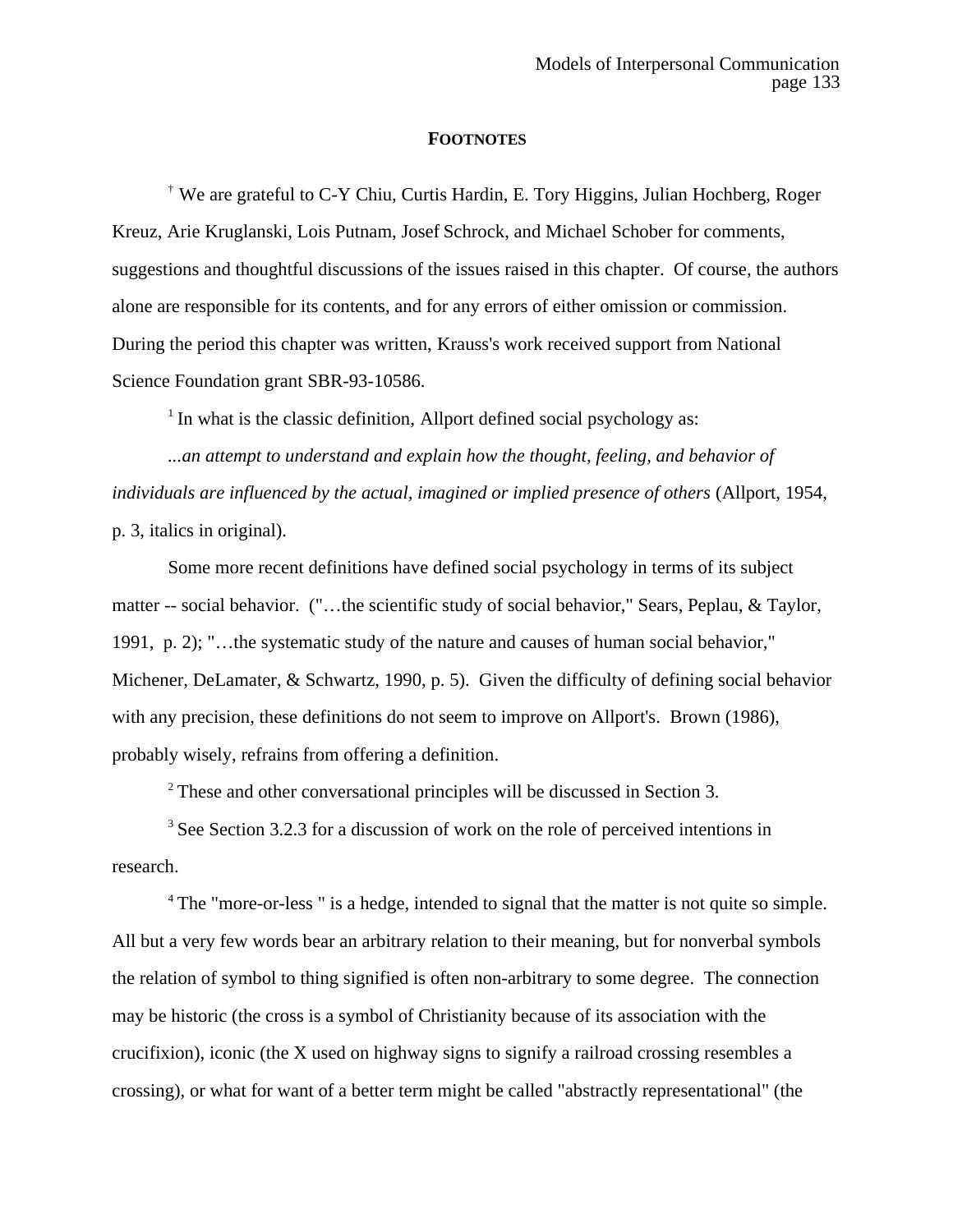## FOOTNOTES

[†] We are grateful to C-Y Chiu, Curtis Hardin, E. Tory Higgins, Julian Hochberg, Roger Kreuz, Arie Kruglanski, Lois Putnam, Josef Schrock, and Michael Schober for comments, suggestions and thoughtful discussions of the issues raised in this chapter. Of course, the authors alone are responsible for its contents, and for any errors of either omission or commission. During the period this chapter was written, Krauss's work received support from National Science Foundation grant SBR-93-10586.

[1] In what is the classic definition, Allport defined social psychology as:

*...an attempt to understand and explain how the thought, feeling, and behavior of individuals are influenced by the actual, imagined or implied presence of others* (Allport, 1954, p. 3, italics in original).

Some more recent definitions have defined social psychology in terms of its subject matter -- social behavior. ("…the scientific study of social behavior," Sears, Peplau, & Taylor, 1991, p. 2); "…the systematic study of the nature and causes of human social behavior," Michener, DeLamater, & Schwartz, 1990, p. 5). Given the difficulty of defining social behavior with any precision, these definitions do not seem to improve on Allport's. Brown (1986), probably wisely, refrains from offering a definition.

[2] These and other conversational principles will be discussed in Section 3.

[3] See Section 3.2.3 for a discussion of work on the role of perceived intentions in research.

[4] The "more-or-less " is a hedge, intended to signal that the matter is not quite so simple. All but a very few words bear an arbitrary relation to their meaning, but for nonverbal symbols the relation of symbol to thing signified is often non-arbitrary to some degree. The connection may be historic (the cross is a symbol of Christianity because of its association with the crucifixion), iconic (the X used on highway signs to signify a railroad crossing resembles a crossing), or what for want of a better term might be called "abstractly representational" (the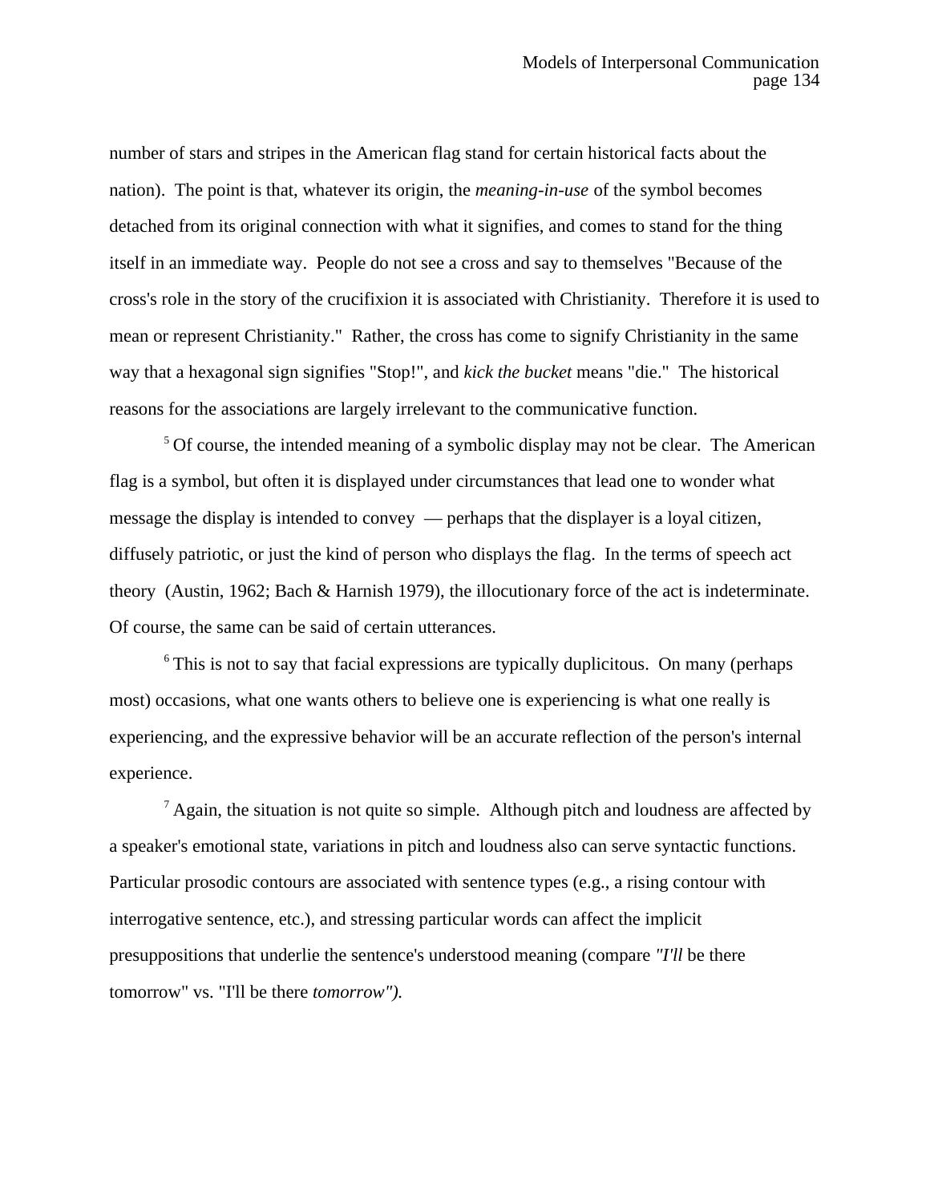number of stars and stripes in the American flag stand for certain historical facts about the nation). The point is that, whatever its origin, the *meaning-in-use* of the symbol becomes detached from its original connection with what it signifies, and comes to stand for the thing itself in an immediate way. People do not see a cross and say to themselves "Because of the cross's role in the story of the crucifixion it is associated with Christianity. Therefore it is used to mean or represent Christianity." Rather, the cross has come to signify Christianity in the same way that a hexagonal sign signifies "Stop!", and *kick the bucket* means "die." The historical reasons for the associations are largely irrelevant to the communicative function.

[5] Of course, the intended meaning of a symbolic display may not be clear. The American flag is a symbol, but often it is displayed under circumstances that lead one to wonder what message the display is intended to convey — perhaps that the displayer is a loyal citizen, diffusely patriotic, or just the kind of person who displays the flag. In the terms of speech act theory (Austin, 1962; Bach & Harnish 1979), the illocutionary force of the act is indeterminate. Of course, the same can be said of certain utterances.

[6] This is not to say that facial expressions are typically duplicitous. On many (perhaps most) occasions, what one wants others to believe one is experiencing is what one really is experiencing, and the expressive behavior will be an accurate reflection of the person's internal experience.

[7] Again, the situation is not quite so simple. Although pitch and loudness are affected by a speaker's emotional state, variations in pitch and loudness also can serve syntactic functions. Particular prosodic contours are associated with sentence types (e.g., a rising contour with interrogative sentence, etc.), and stressing particular words can affect the implicit presuppositions that underlie the sentence's understood meaning (compare *"I'll* be there tomorrow" vs. "I'll be there *tomorrow").*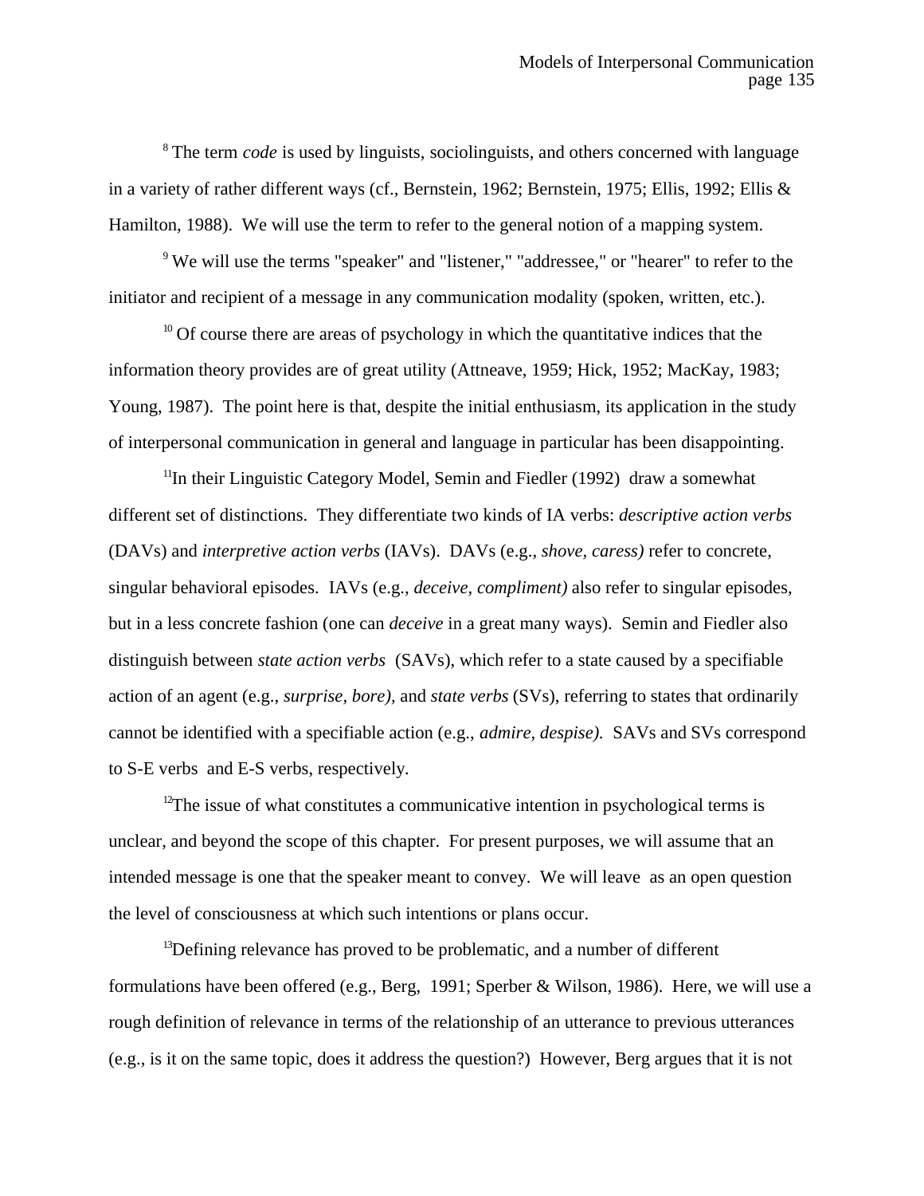[8] The term *code* is used by linguists, sociolinguists, and others concerned with language in a variety of rather different ways (cf., Bernstein, 1962; Bernstein, 1975; Ellis, 1992; Ellis & Hamilton, 1988). We will use the term to refer to the general notion of a mapping system.

[9] We will use the terms "speaker" and "listener," "addressee," or "hearer" to refer to the initiator and recipient of a message in any communication modality (spoken, written, etc.).

[10] Of course there are areas of psychology in which the quantitative indices that the information theory provides are of great utility (Attneave, 1959; Hick, 1952; MacKay, 1983; Young, 1987). The point here is that, despite the initial enthusiasm, its application in the study of interpersonal communication in general and language in particular has been disappointing.

[11]In their Linguistic Category Model, Semin and Fiedler (1992) draw a somewhat different set of distinctions. They differentiate two kinds of IA verbs: *descriptive action verbs* (DAVs) and *interpretive action verbs* (IAVs). DAVs (e.g., *shove, caress)* refer to concrete, singular behavioral episodes. IAVs (e.g., *deceive, compliment)* also refer to singular episodes, but in a less concrete fashion (one can *deceive* in a great many ways). Semin and Fiedler also distinguish between *state action verbs* (SAVs), which refer to a state caused by a specifiable action of an agent (e.g., *surprise, bore),* and *state verbs* (SVs), referring to states that ordinarily cannot be identified with a specifiable action (e.g., *admire, despise).* SAVs and SVs correspond to S-E verbs and E-S verbs, respectively.

[12]The issue of what constitutes a communicative intention in psychological terms is unclear, and beyond the scope of this chapter. For present purposes, we will assume that an intended message is one that the speaker meant to convey. We will leave as an open question the level of consciousness at which such intentions or plans occur.

[13]Defining relevance has proved to be problematic, and a number of different formulations have been offered (e.g., Berg, 1991; Sperber & Wilson, 1986). Here, we will use a rough definition of relevance in terms of the relationship of an utterance to previous utterances (e.g., is it on the same topic, does it address the question?) However, Berg argues that it is not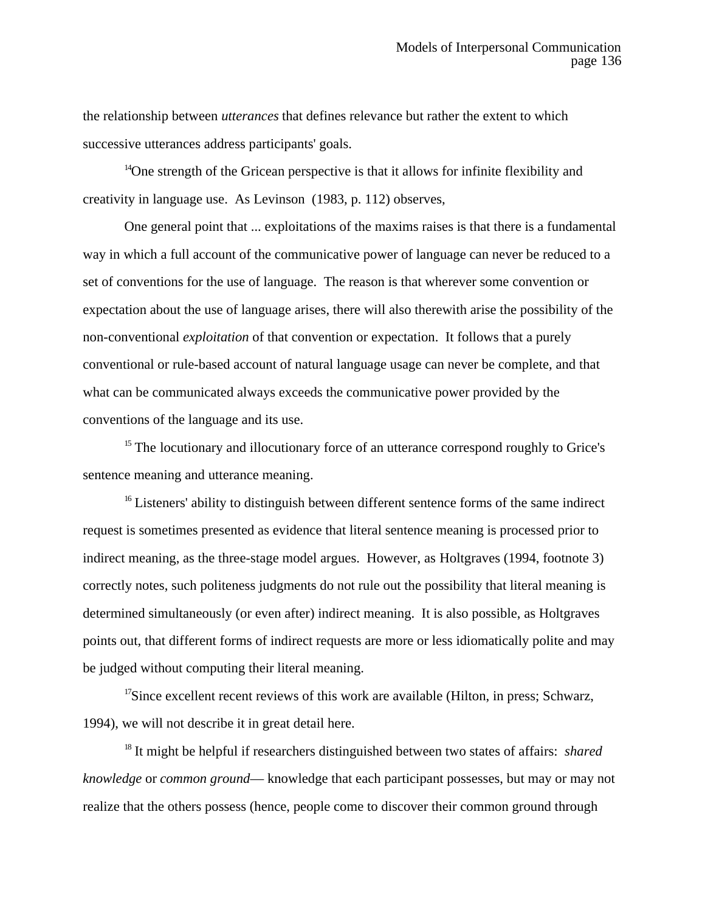the relationship between *utterances* that defines relevance but rather the extent to which successive utterances address participants' goals.

[14]One strength of the Gricean perspective is that it allows for infinite flexibility and creativity in language use. As Levinson (1983, p. 112) observes,

One general point that ... exploitations of the maxims raises is that there is a fundamental way in which a full account of the communicative power of language can never be reduced to a set of conventions for the use of language. The reason is that wherever some convention or expectation about the use of language arises, there will also therewith arise the possibility of the non-conventional *exploitation* of that convention or expectation. It follows that a purely conventional or rule-based account of natural language usage can never be complete, and that what can be communicated always exceeds the communicative power provided by the conventions of the language and its use.

[15] The locutionary and illocutionary force of an utterance correspond roughly to Grice's sentence meaning and utterance meaning.

[16] Listeners' ability to distinguish between different sentence forms of the same indirect request is sometimes presented as evidence that literal sentence meaning is processed prior to indirect meaning, as the three-stage model argues. However, as Holtgraves (1994, footnote 3) correctly notes, such politeness judgments do not rule out the possibility that literal meaning is determined simultaneously (or even after) indirect meaning. It is also possible, as Holtgraves points out, that different forms of indirect requests are more or less idiomatically polite and may be judged without computing their literal meaning.

[17]Since excellent recent reviews of this work are available (Hilton, in press; Schwarz, 1994), we will not describe it in great detail here.

[18] It might be helpful if researchers distinguished between two states of affairs: *shared knowledge* or *common ground*— knowledge that each participant possesses, but may or may not realize that the others possess (hence, people come to discover their common ground through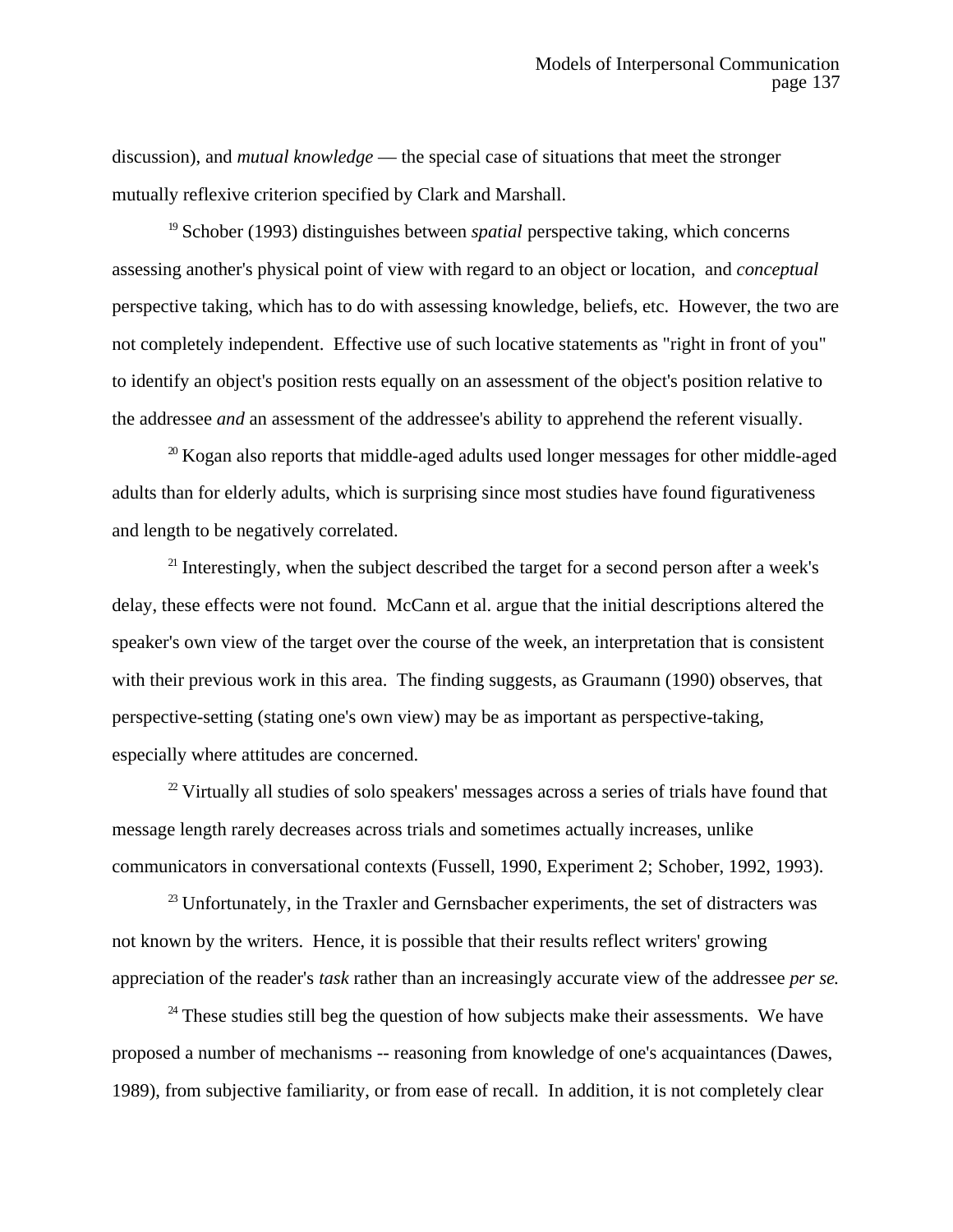discussion), and *mutual knowledge* — the special case of situations that meet the stronger mutually reflexive criterion specified by Clark and Marshall.

[19] Schober (1993) distinguishes between *spatial* perspective taking, which concerns assessing another's physical point of view with regard to an object or location, and *conceptual* perspective taking, which has to do with assessing knowledge, beliefs, etc. However, the two are not completely independent. Effective use of such locative statements as "right in front of you" to identify an object's position rests equally on an assessment of the object's position relative to the addressee *and* an assessment of the addressee's ability to apprehend the referent visually.

[20] Kogan also reports that middle-aged adults used longer messages for other middle-aged adults than for elderly adults, which is surprising since most studies have found figurativeness and length to be negatively correlated.

[21] Interestingly, when the subject described the target for a second person after a week's delay, these effects were not found. McCann et al. argue that the initial descriptions altered the speaker's own view of the target over the course of the week, an interpretation that is consistent with their previous work in this area. The finding suggests, as Graumann (1990) observes, that perspective-setting (stating one's own view) may be as important as perspective-taking, especially where attitudes are concerned.

[22] Virtually all studies of solo speakers' messages across a series of trials have found that message length rarely decreases across trials and sometimes actually increases, unlike communicators in conversational contexts (Fussell, 1990, Experiment 2; Schober, 1992, 1993).

[23] Unfortunately, in the Traxler and Gernsbacher experiments, the set of distracters was not known by the writers. Hence, it is possible that their results reflect writers' growing appreciation of the reader's *task* rather than an increasingly accurate view of the addressee *per se.*

[24] These studies still beg the question of how subjects make their assessments. We have proposed a number of mechanisms -- reasoning from knowledge of one's acquaintances (Dawes, 1989), from subjective familiarity, or from ease of recall. In addition, it is not completely clear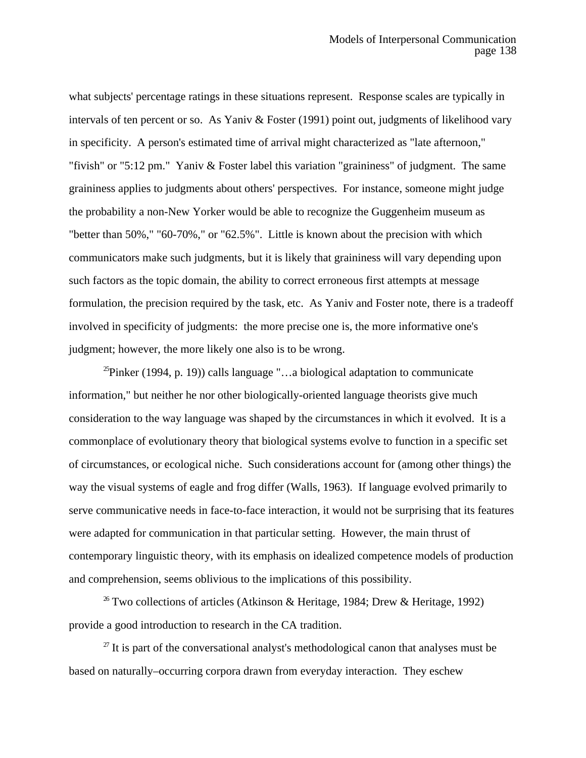what subjects' percentage ratings in these situations represent. Response scales are typically in intervals of ten percent or so. As Yaniv & Foster (1991) point out, judgments of likelihood vary in specificity. A person's estimated time of arrival might characterized as "late afternoon," "fivish" or "5:12 pm." Yaniv & Foster label this variation "graininess" of judgment. The same graininess applies to judgments about others' perspectives. For instance, someone might judge the probability a non-New Yorker would be able to recognize the Guggenheim museum as "better than 50%," "60-70%," or "62.5%". Little is known about the precision with which communicators make such judgments, but it is likely that graininess will vary depending upon such factors as the topic domain, the ability to correct erroneous first attempts at message formulation, the precision required by the task, etc. As Yaniv and Foster note, there is a tradeoff involved in specificity of judgments: the more precise one is, the more informative one's judgment; however, the more likely one also is to be wrong.

[25]Pinker (1994, p. 19)) calls language "…a biological adaptation to communicate information," but neither he nor other biologically-oriented language theorists give much consideration to the way language was shaped by the circumstances in which it evolved. It is a commonplace of evolutionary theory that biological systems evolve to function in a specific set of circumstances, or ecological niche. Such considerations account for (among other things) the way the visual systems of eagle and frog differ (Walls, 1963). If language evolved primarily to serve communicative needs in face-to-face interaction, it would not be surprising that its features were adapted for communication in that particular setting. However, the main thrust of contemporary linguistic theory, with its emphasis on idealized competence models of production and comprehension, seems oblivious to the implications of this possibility.

[26] Two collections of articles (Atkinson & Heritage, 1984; Drew & Heritage, 1992) provide a good introduction to research in the CA tradition.

[27] It is part of the conversational analyst's methodological canon that analyses must be based on naturally–occurring corpora drawn from everyday interaction. They eschew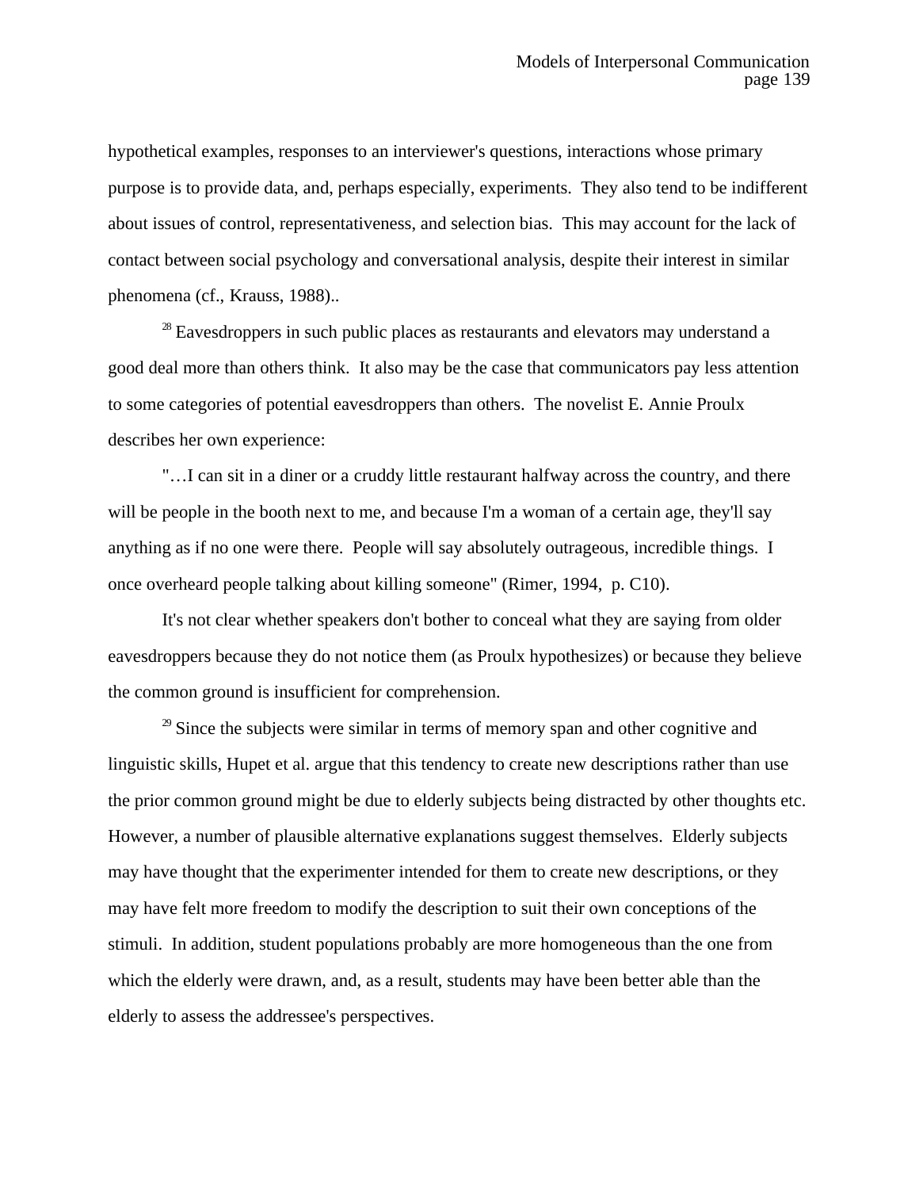hypothetical examples, responses to an interviewer's questions, interactions whose primary purpose is to provide data, and, perhaps especially, experiments.  They also tend to be indifferent about issues of control, representativeness, and selection bias.  This may account for the lack of contact between social psychology and conversational analysis, despite their interest in similar phenomena (cf., Krauss, 1988)..

[28] Eavesdroppers in such public places as restaurants and elevators may understand a good deal more than others think.  It also may be the case that communicators pay less attention to some categories of potential eavesdroppers than others.  The novelist E. Annie Proulx describes her own experience:

"…I can sit in a diner or a cruddy little restaurant halfway across the country, and there will be people in the booth next to me, and because I'm a woman of a certain age, they'll say anything as if no one were there.  People will say absolutely outrageous, incredible things.  I once overheard people talking about killing someone" (Rimer, 1994,  p. C10).

It's not clear whether speakers don't bother to conceal what they are saying from older eavesdroppers because they do not notice them (as Proulx hypothesizes) or because they believe the common ground is insufficient for comprehension.

[29] Since the subjects were similar in terms of memory span and other cognitive and linguistic skills, Hupet et al. argue that this tendency to create new descriptions rather than use the prior common ground might be due to elderly subjects being distracted by other thoughts etc. However, a number of plausible alternative explanations suggest themselves.  Elderly subjects may have thought that the experimenter intended for them to create new descriptions, or they may have felt more freedom to modify the description to suit their own conceptions of the stimuli.  In addition, student populations probably are more homogeneous than the one from which the elderly were drawn, and, as a result, students may have been better able than the elderly to assess the addressee's perspectives.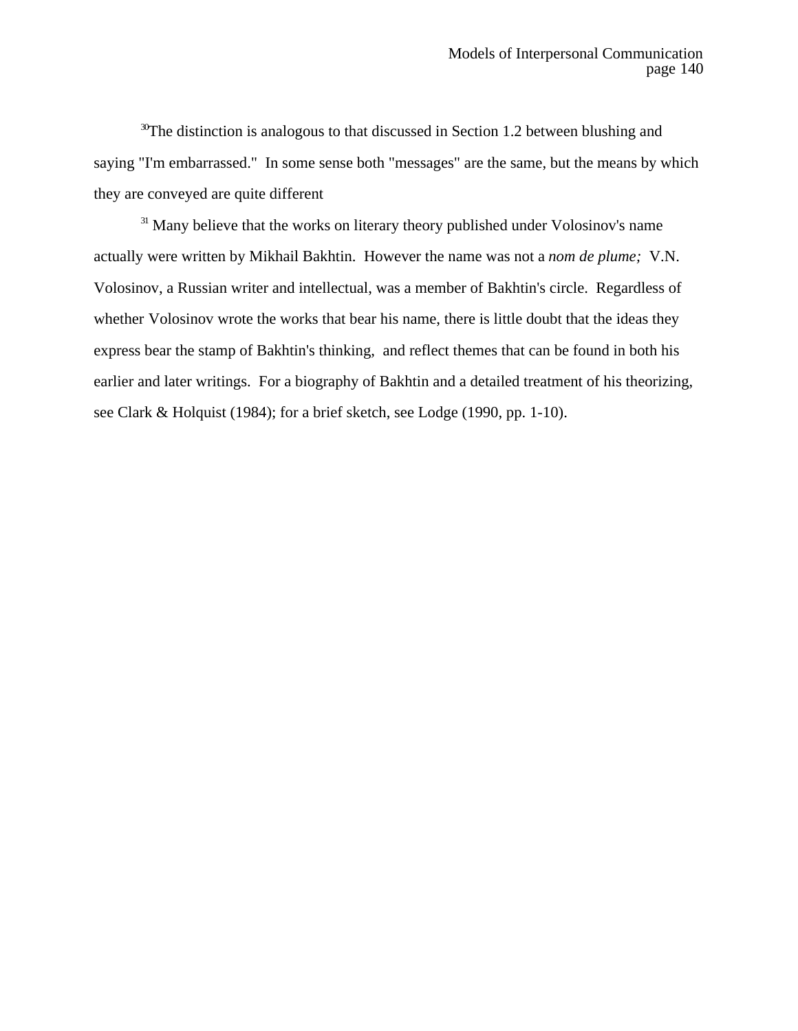[30]The distinction is analogous to that discussed in Section 1.2 between blushing and saying "I'm embarrassed." In some sense both "messages" are the same, but the means by which they are conveyed are quite different

[31] Many believe that the works on literary theory published under Volosinov's name actually were written by Mikhail Bakhtin. However the name was not a *nom de plume;* V.N. Volosinov, a Russian writer and intellectual, was a member of Bakhtin's circle. Regardless of whether Volosinov wrote the works that bear his name, there is little doubt that the ideas they express bear the stamp of Bakhtin's thinking, and reflect themes that can be found in both his earlier and later writings. For a biography of Bakhtin and a detailed treatment of his theorizing, see Clark & Holquist (1984); for a brief sketch, see Lodge (1990, pp. 1-10).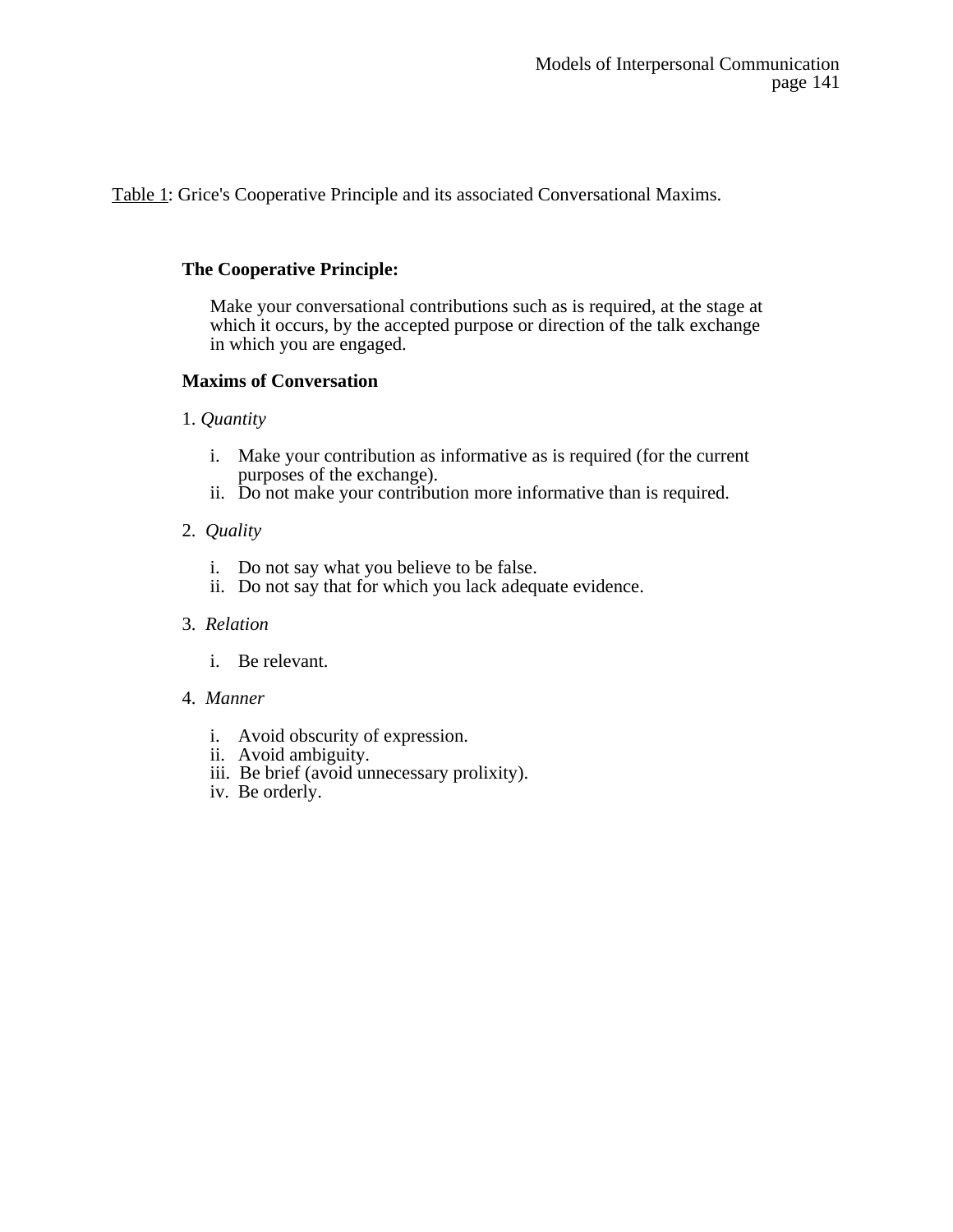<u>Table 1</u>: Grice's Cooperative Principle and its associated Conversational Maxims.

**The Cooperative Principle:**

Make your conversational contributions such as is required, at the stage at which it occurs, by the accepted purpose or direction of the talk exchange in which you are engaged.

**Maxims of Conversation**

1. *Quantity*

   i. Make your contribution as informative as is required (for the current purposes of the exchange).
   ii. Do not make your contribution more informative than is required.

2. *Quality*

   i. Do not say what you believe to be false.
   ii. Do not say that for which you lack adequate evidence.

3. *Relation*

   i. Be relevant.

4. *Manner*

   i. Avoid obscurity of expression.
   ii. Avoid ambiguity.
   iii. Be brief (avoid unnecessary prolixity).
   iv. Be orderly.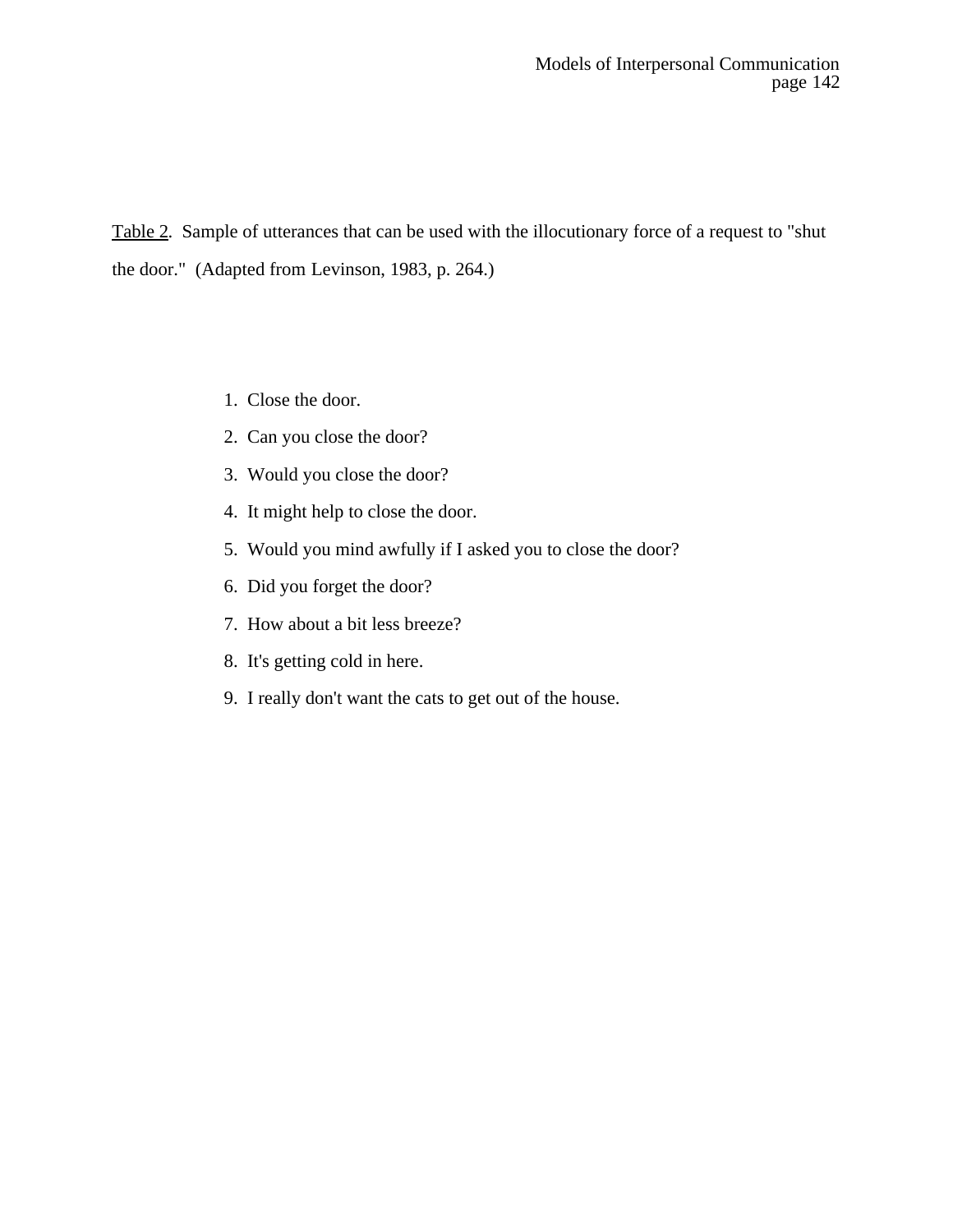<u>Table 2</u>. Sample of utterances that can be used with the illocutionary force of a request to "shut the door." (Adapted from Levinson, 1983, p. 264.)

1. Close the door.
2. Can you close the door?
3. Would you close the door?
4. It might help to close the door.
5. Would you mind awfully if I asked you to close the door?
6. Did you forget the door?
7. How about a bit less breeze?
8. It's getting cold in here.
9. I really don't want the cats to get out of the house.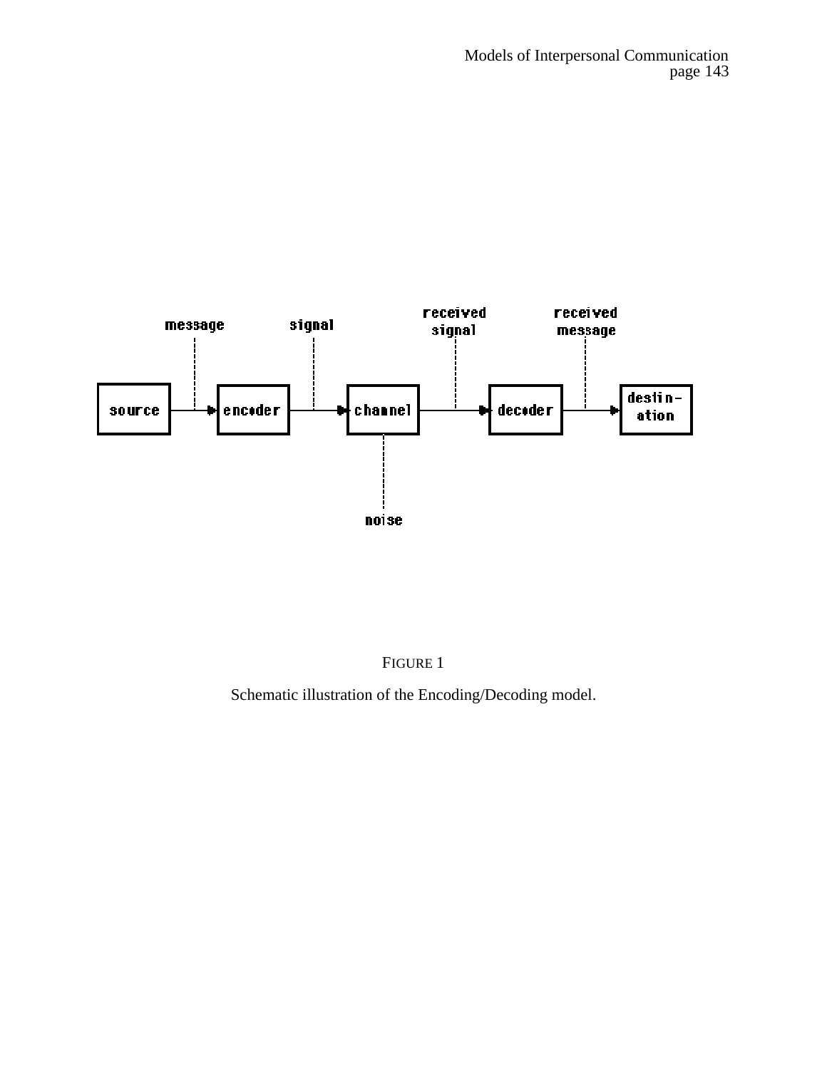FIGURE 1

Schematic illustration of the Encoding/Decoding model.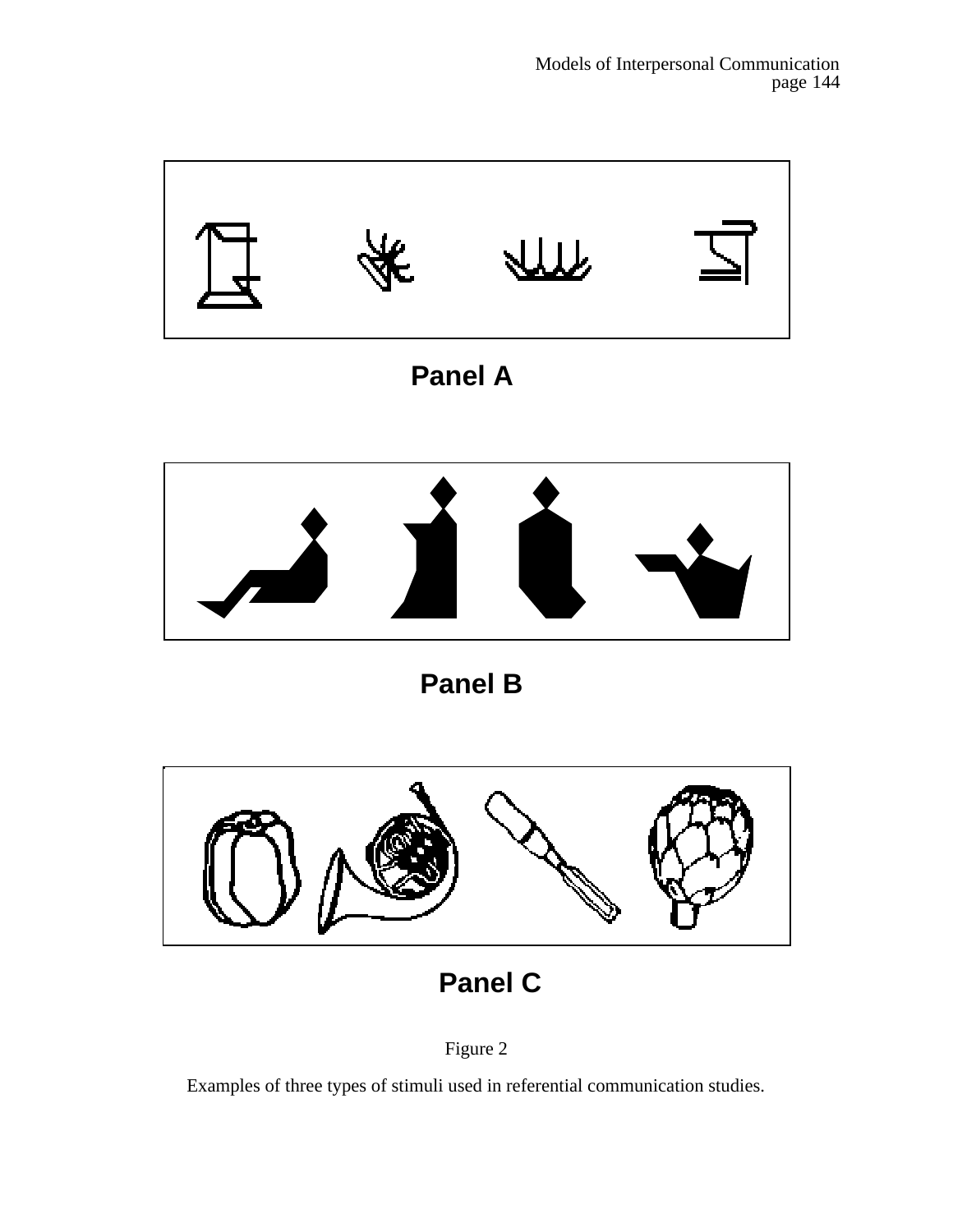Panel A

Panel B

Panel C

Figure 2

Examples of three types of stimuli used in referential communication studies.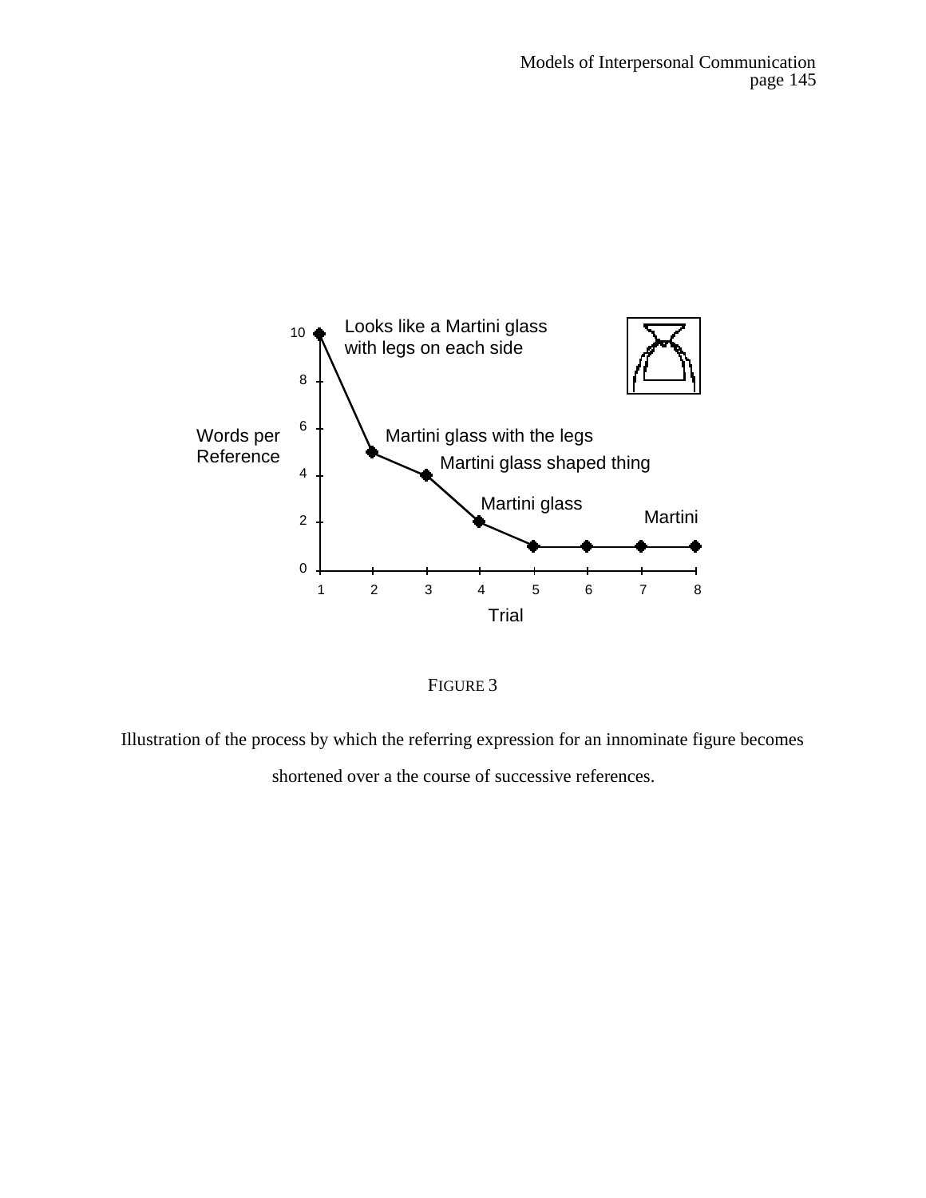Looks like a Martini glass with legs on each side

Martini glass with the legs

Martini glass shaped thing

Martini glass

Martini

Words per Reference

10

8

6

4

2

0

1 2 3 4 5 6 7 8

Trial

FIGURE 3

Illustration of the process by which the referring expression for an innominate figure becomes shortened over a the course of successive references.